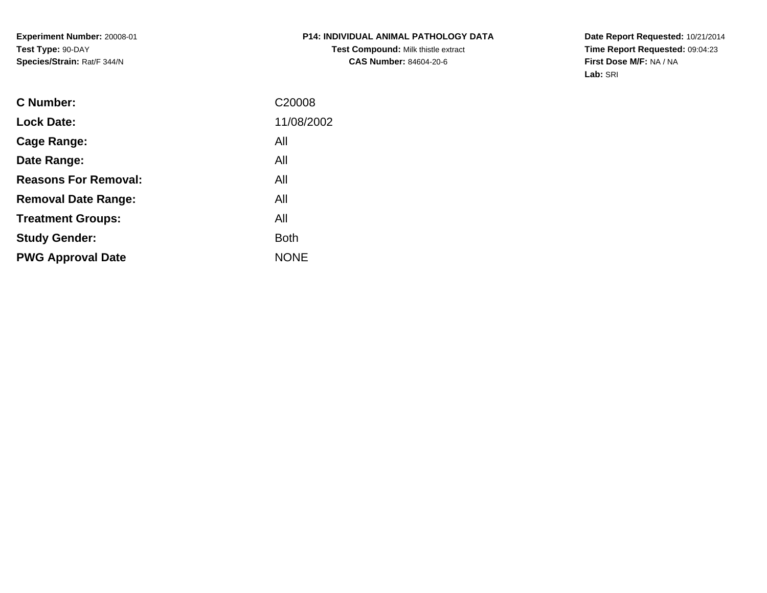**Experiment Number:** 20008-01
**Test Type:** 90-DAY
**Species/Strain:** Rat/F 344/N

**P14: INDIVIDUAL ANIMAL PATHOLOGY DATA**
**Test Compound:** Milk thistle extract
**CAS Number:** 84604-20-6

**Date Report Requested:** 10/21/2014
**Time Report Requested:** 09:04:23
**First Dose M/F:** NA / NA
**Lab:** SRI

| | |
|---|---|
| **C Number:** | C20008 |
| **Lock Date:** | 11/08/2002 |
| **Cage Range:** | All |
| **Date Range:** | All |
| **Reasons For Removal:** | All |
| **Removal Date Range:** | All |
| **Treatment Groups:** | All |
| **Study Gender:** | Both |
| **PWG Approval Date** | NONE |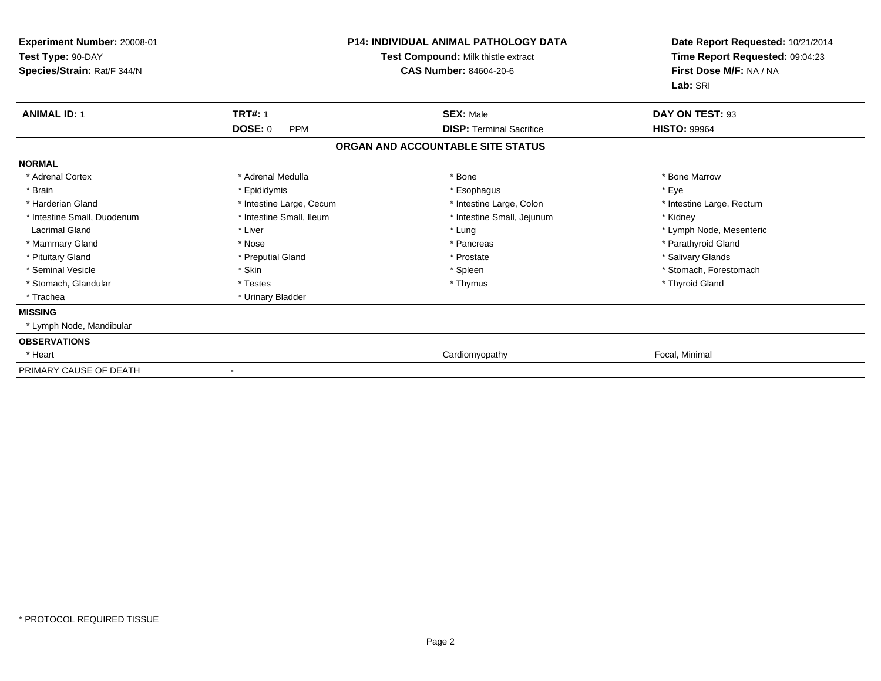**Experiment Number:** 20008-01
**Test Type:** 90-DAY
**Species/Strain:** Rat/F 344/N

**P14: INDIVIDUAL ANIMAL PATHOLOGY DATA**
**Test Compound:** Milk thistle extract
**CAS Number:** 84604-20-6

**Date Report Requested:** 10/21/2014
**Time Report Requested:** 09:04:23
**First Dose M/F:** NA / NA
**Lab:** SRI

| **ANIMAL ID:** 1 | **TRT#:** 1 | **SEX:** Male | **DAY ON TEST:** 93 |
|---|---|---|---|
| | **DOSE:** 0 PPM | **DISP:** Terminal Sacrifice | **HISTO:** 99964 |

## ORGAN AND ACCOUNTABLE SITE STATUS

**NORMAL**

| | | | |
|---|---|---|---|
| * Adrenal Cortex | * Adrenal Medulla | * Bone | * Bone Marrow |
| * Brain | * Epididymis | * Esophagus | * Eye |
| * Harderian Gland | * Intestine Large, Cecum | * Intestine Large, Colon | * Intestine Large, Rectum |
| * Intestine Small, Duodenum | * Intestine Small, Ileum | * Intestine Small, Jejunum | * Kidney |
| Lacrimal Gland | * Liver | * Lung | * Lymph Node, Mesenteric |
| * Mammary Gland | * Nose | * Pancreas | * Parathyroid Gland |
| * Pituitary Gland | * Preputial Gland | * Prostate | * Salivary Glands |
| * Seminal Vesicle | * Skin | * Spleen | * Stomach, Forestomach |
| * Stomach, Glandular | * Testes | * Thymus | * Thyroid Gland |
| * Trachea | * Urinary Bladder | | |

**MISSING**

* Lymph Node, Mandibular

**OBSERVATIONS**

| | | |
|---|---|---|
| * Heart | Cardiomyopathy | Focal, Minimal |

PRIMARY CAUSE OF DEATH -

* PROTOCOL REQUIRED TISSUE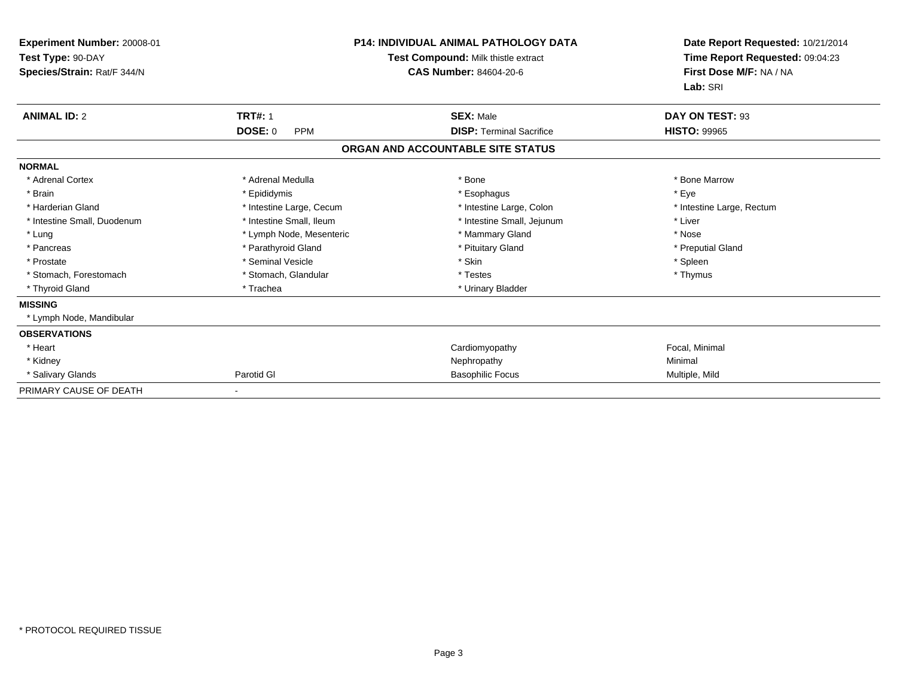**Experiment Number:** 20008-01
**Test Type:** 90-DAY
**Species/Strain:** Rat/F 344/N

**P14: INDIVIDUAL ANIMAL PATHOLOGY DATA**
**Test Compound:** Milk thistle extract
**CAS Number:** 84604-20-6

**Date Report Requested:** 10/21/2014
**Time Report Requested:** 09:04:23
**First Dose M/F:** NA / NA
**Lab:** SRI

| **ANIMAL ID:** 2 | **TRT#:** 1 | **SEX:** Male | **DAY ON TEST:** 93 |
|---|---|---|---|
| | **DOSE:** 0 PPM | **DISP:** Terminal Sacrifice | **HISTO:** 99965 |

**ORGAN AND ACCOUNTABLE SITE STATUS**

| | | | |
|---|---|---|---|
| **NORMAL** | | | |
| * Adrenal Cortex | * Adrenal Medulla | * Bone | * Bone Marrow |
| * Brain | * Epididymis | * Esophagus | * Eye |
| * Harderian Gland | * Intestine Large, Cecum | * Intestine Large, Colon | * Intestine Large, Rectum |
| * Intestine Small, Duodenum | * Intestine Small, Ileum | * Intestine Small, Jejunum | * Liver |
| * Lung | * Lymph Node, Mesenteric | * Mammary Gland | * Nose |
| * Pancreas | * Parathyroid Gland | * Pituitary Gland | * Preputial Gland |
| * Prostate | * Seminal Vesicle | * Skin | * Spleen |
| * Stomach, Forestomach | * Stomach, Glandular | * Testes | * Thymus |
| * Thyroid Gland | * Trachea | * Urinary Bladder | |
| **MISSING** | | | |
| * Lymph Node, Mandibular | | | |
| **OBSERVATIONS** | | | |
| * Heart | | Cardiomyopathy | Focal, Minimal |
| * Kidney | | Nephropathy | Minimal |
| * Salivary Glands | Parotid Gl | Basophilic Focus | Multiple, Mild |
| PRIMARY CAUSE OF DEATH | - | | |

* PROTOCOL REQUIRED TISSUE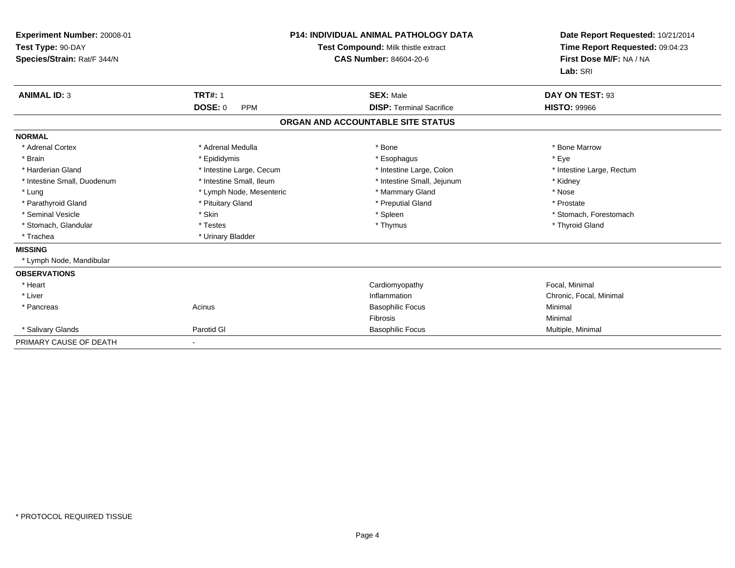**Experiment Number:** 20008-01
**Test Type:** 90-DAY
**Species/Strain:** Rat/F 344/N

**P14: INDIVIDUAL ANIMAL PATHOLOGY DATA**
**Test Compound:** Milk thistle extract
**CAS Number:** 84604-20-6

**Date Report Requested:** 10/21/2014
**Time Report Requested:** 09:04:23
**First Dose M/F:** NA / NA
**Lab:** SRI

| **ANIMAL ID:** 3 | **TRT#:** 1 | **SEX:** Male | **DAY ON TEST:** 93 |
|---|---|---|---|
| | **DOSE:** 0 PPM | **DISP:** Terminal Sacrifice | **HISTO:** 99966 |

## ORGAN AND ACCOUNTABLE SITE STATUS

**NORMAL**

| | | | |
|---|---|---|---|
| * Adrenal Cortex | * Adrenal Medulla | * Bone | * Bone Marrow |
| * Brain | * Epididymis | * Esophagus | * Eye |
| * Harderian Gland | * Intestine Large, Cecum | * Intestine Large, Colon | * Intestine Large, Rectum |
| * Intestine Small, Duodenum | * Intestine Small, Ileum | * Intestine Small, Jejunum | * Kidney |
| * Lung | * Lymph Node, Mesenteric | * Mammary Gland | * Nose |
| * Parathyroid Gland | * Pituitary Gland | * Preputial Gland | * Prostate |
| * Seminal Vesicle | * Skin | * Spleen | * Stomach, Forestomach |
| * Stomach, Glandular | * Testes | * Thymus | * Thyroid Gland |
| * Trachea | * Urinary Bladder | | |

**MISSING**

* Lymph Node, Mandibular

**OBSERVATIONS**

| | | | |
|---|---|---|---|
| * Heart | | Cardiomyopathy | Focal, Minimal |
| * Liver | | Inflammation | Chronic, Focal, Minimal |
| * Pancreas | Acinus | Basophilic Focus | Minimal |
| | | Fibrosis | Minimal |
| * Salivary Glands | Parotid Gl | Basophilic Focus | Multiple, Minimal |

PRIMARY CAUSE OF DEATH -

* PROTOCOL REQUIRED TISSUE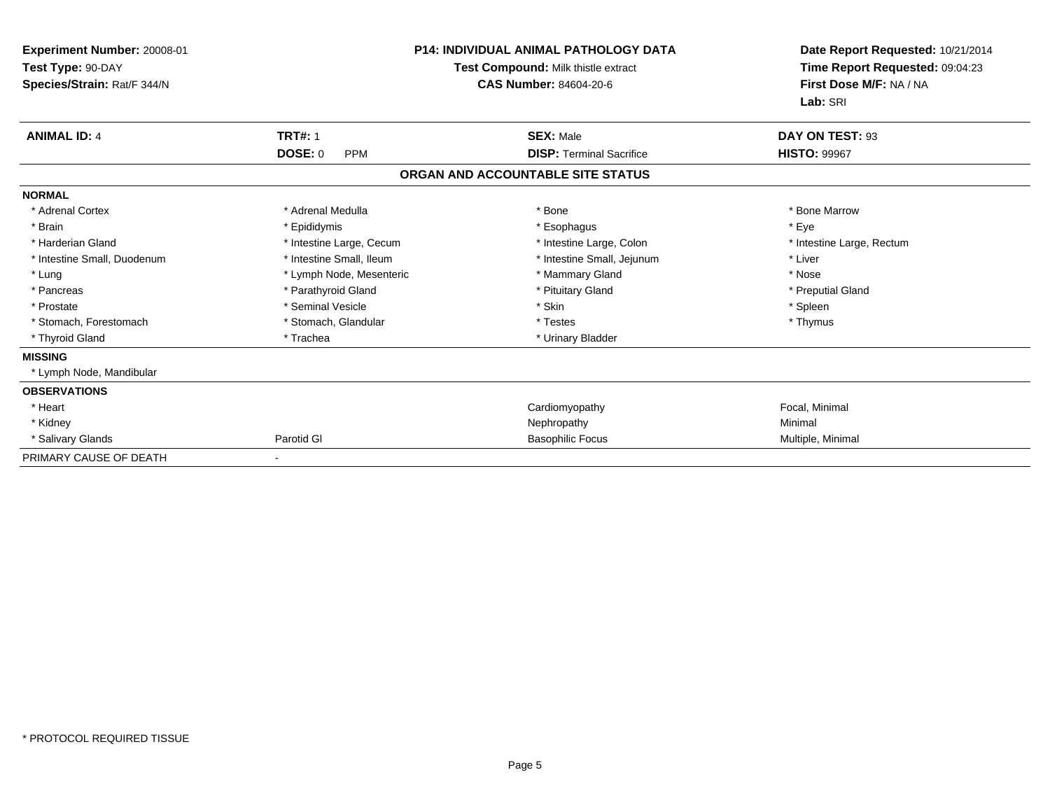**Experiment Number:** 20008-01
**Test Type:** 90-DAY
**Species/Strain:** Rat/F 344/N

**P14: INDIVIDUAL ANIMAL PATHOLOGY DATA**
**Test Compound:** Milk thistle extract
**CAS Number:** 84604-20-6

**Date Report Requested:** 10/21/2014
**Time Report Requested:** 09:04:23
**First Dose M/F:** NA / NA
**Lab:** SRI

| **ANIMAL ID:** 4 | **TRT#:** 1 | **SEX:** Male | **DAY ON TEST:** 93 |
|---|---|---|---|
| | **DOSE:** 0 PPM | **DISP:** Terminal Sacrifice | **HISTO:** 99967 |

## ORGAN AND ACCOUNTABLE SITE STATUS

**NORMAL**

| | | | |
|---|---|---|---|
| * Adrenal Cortex | * Adrenal Medulla | * Bone | * Bone Marrow |
| * Brain | * Epididymis | * Esophagus | * Eye |
| * Harderian Gland | * Intestine Large, Cecum | * Intestine Large, Colon | * Intestine Large, Rectum |
| * Intestine Small, Duodenum | * Intestine Small, Ileum | * Intestine Small, Jejunum | * Liver |
| * Lung | * Lymph Node, Mesenteric | * Mammary Gland | * Nose |
| * Pancreas | * Parathyroid Gland | * Pituitary Gland | * Preputial Gland |
| * Prostate | * Seminal Vesicle | * Skin | * Spleen |
| * Stomach, Forestomach | * Stomach, Glandular | * Testes | * Thymus |
| * Thyroid Gland | * Trachea | * Urinary Bladder | |

**MISSING**

* Lymph Node, Mandibular

**OBSERVATIONS**

| | | | |
|---|---|---|---|
| * Heart | | Cardiomyopathy | Focal, Minimal |
| * Kidney | | Nephropathy | Minimal |
| * Salivary Glands | Parotid Gl | Basophilic Focus | Multiple, Minimal |

PRIMARY CAUSE OF DEATH -

* PROTOCOL REQUIRED TISSUE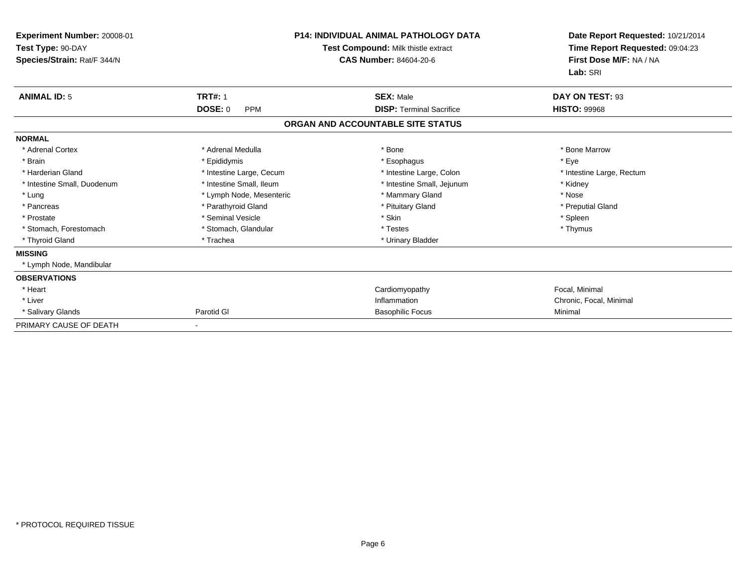**Experiment Number:** 20008-01
**Test Type:** 90-DAY
**Species/Strain:** Rat/F 344/N

**P14: INDIVIDUAL ANIMAL PATHOLOGY DATA**
**Test Compound:** Milk thistle extract
**CAS Number:** 84604-20-6

**Date Report Requested:** 10/21/2014
**Time Report Requested:** 09:04:23
**First Dose M/F:** NA / NA
**Lab:** SRI

| **ANIMAL ID:** 5 | **TRT#:** 1 | **SEX:** Male | **DAY ON TEST:** 93 |
|---|---|---|---|
| | **DOSE:** 0 PPM | **DISP:** Terminal Sacrifice | **HISTO:** 99968 |

**ORGAN AND ACCOUNTABLE SITE STATUS**

| | | | |
|---|---|---|---|
| **NORMAL** | | | |
| * Adrenal Cortex | * Adrenal Medulla | * Bone | * Bone Marrow |
| * Brain | * Epididymis | * Esophagus | * Eye |
| * Harderian Gland | * Intestine Large, Cecum | * Intestine Large, Colon | * Intestine Large, Rectum |
| * Intestine Small, Duodenum | * Intestine Small, Ileum | * Intestine Small, Jejunum | * Kidney |
| * Lung | * Lymph Node, Mesenteric | * Mammary Gland | * Nose |
| * Pancreas | * Parathyroid Gland | * Pituitary Gland | * Preputial Gland |
| * Prostate | * Seminal Vesicle | * Skin | * Spleen |
| * Stomach, Forestomach | * Stomach, Glandular | * Testes | * Thymus |
| * Thyroid Gland | * Trachea | * Urinary Bladder | |
| **MISSING** | | | |
| * Lymph Node, Mandibular | | | |
| **OBSERVATIONS** | | | |
| * Heart | | Cardiomyopathy | Focal, Minimal |
| * Liver | | Inflammation | Chronic, Focal, Minimal |
| * Salivary Glands | Parotid Gl | Basophilic Focus | Minimal |
| PRIMARY CAUSE OF DEATH | - | | |

* PROTOCOL REQUIRED TISSUE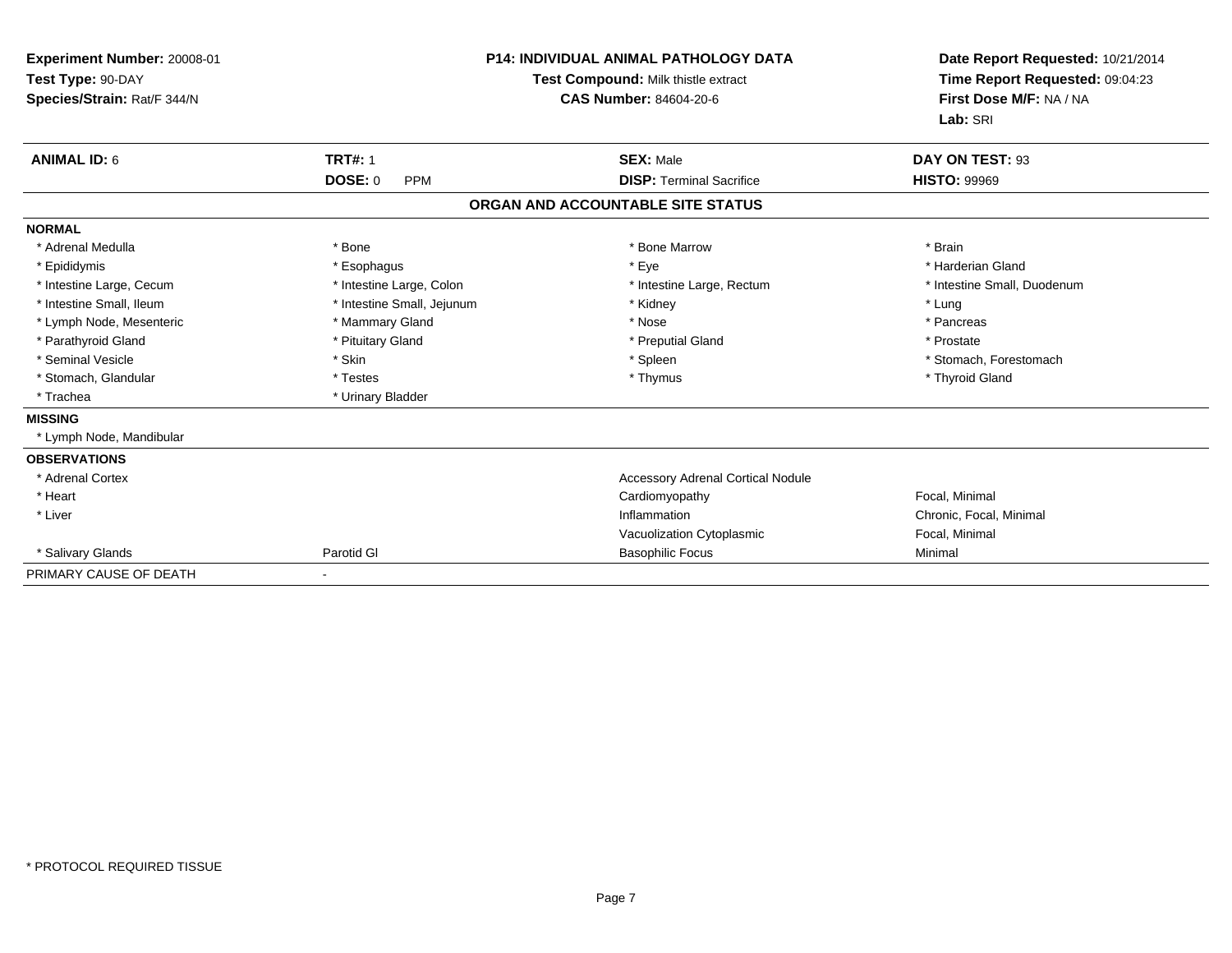**Experiment Number:** 20008-01
**Test Type:** 90-DAY
**Species/Strain:** Rat/F 344/N

**P14: INDIVIDUAL ANIMAL PATHOLOGY DATA**
**Test Compound:** Milk thistle extract
**CAS Number:** 84604-20-6

**Date Report Requested:** 10/21/2014
**Time Report Requested:** 09:04:23
**First Dose M/F:** NA / NA
**Lab:** SRI

| **ANIMAL ID:** 6 | **TRT#:** 1 | **SEX:** Male | **DAY ON TEST:** 93 |
|---|---|---|---|
| | **DOSE:** 0 PPM | **DISP:** Terminal Sacrifice | **HISTO:** 99969 |

**ORGAN AND ACCOUNTABLE SITE STATUS**

**NORMAL**

| | | | |
|---|---|---|---|
| * Adrenal Medulla | * Bone | * Bone Marrow | * Brain |
| * Epididymis | * Esophagus | * Eye | * Harderian Gland |
| * Intestine Large, Cecum | * Intestine Large, Colon | * Intestine Large, Rectum | * Intestine Small, Duodenum |
| * Intestine Small, Ileum | * Intestine Small, Jejunum | * Kidney | * Lung |
| * Lymph Node, Mesenteric | * Mammary Gland | * Nose | * Pancreas |
| * Parathyroid Gland | * Pituitary Gland | * Preputial Gland | * Prostate |
| * Seminal Vesicle | * Skin | * Spleen | * Stomach, Forestomach |
| * Stomach, Glandular | * Testes | * Thymus | * Thyroid Gland |
| * Trachea | * Urinary Bladder | | |

**MISSING**

* Lymph Node, Mandibular

**OBSERVATIONS**

| | | | |
|---|---|---|---|
| * Adrenal Cortex | | Accessory Adrenal Cortical Nodule | |
| * Heart | | Cardiomyopathy | Focal, Minimal |
| * Liver | | Inflammation | Chronic, Focal, Minimal |
| | | Vacuolization Cytoplasmic | Focal, Minimal |
| * Salivary Glands | Parotid Gl | Basophilic Focus | Minimal |

PRIMARY CAUSE OF DEATH -

* PROTOCOL REQUIRED TISSUE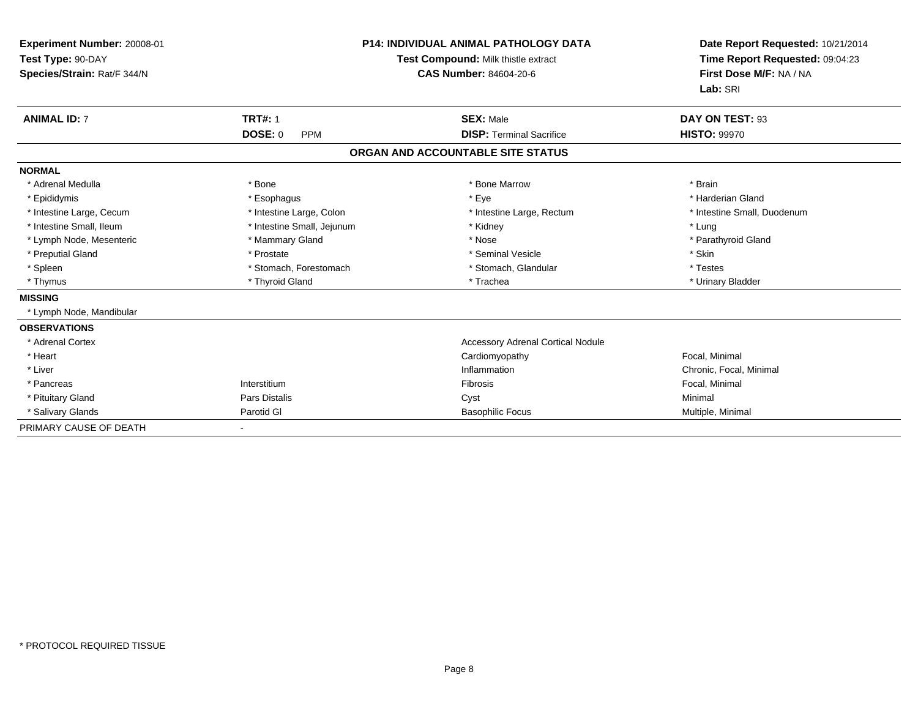**Experiment Number:** 20008-01
**Test Type:** 90-DAY
**Species/Strain:** Rat/F 344/N

**P14: INDIVIDUAL ANIMAL PATHOLOGY DATA**
**Test Compound:** Milk thistle extract
**CAS Number:** 84604-20-6

**Date Report Requested:** 10/21/2014
**Time Report Requested:** 09:04:23
**First Dose M/F:** NA / NA
**Lab:** SRI

| **ANIMAL ID:** 7 | **TRT#:** 1 | **SEX:** Male | **DAY ON TEST:** 93 |
|---|---|---|---|
| | **DOSE:** 0 PPM | **DISP:** Terminal Sacrifice | **HISTO:** 99970 |

## ORGAN AND ACCOUNTABLE SITE STATUS

| | | | |
|---|---|---|---|
| **NORMAL** | | | |
| * Adrenal Medulla | * Bone | * Bone Marrow | * Brain |
| * Epididymis | * Esophagus | * Eye | * Harderian Gland |
| * Intestine Large, Cecum | * Intestine Large, Colon | * Intestine Large, Rectum | * Intestine Small, Duodenum |
| * Intestine Small, Ileum | * Intestine Small, Jejunum | * Kidney | * Lung |
| * Lymph Node, Mesenteric | * Mammary Gland | * Nose | * Parathyroid Gland |
| * Preputial Gland | * Prostate | * Seminal Vesicle | * Skin |
| * Spleen | * Stomach, Forestomach | * Stomach, Glandular | * Testes |
| * Thymus | * Thyroid Gland | * Trachea | * Urinary Bladder |
| **MISSING** | | | |
| * Lymph Node, Mandibular | | | |
| **OBSERVATIONS** | | | |
| * Adrenal Cortex | | Accessory Adrenal Cortical Nodule | |
| * Heart | | Cardiomyopathy | Focal, Minimal |
| * Liver | | Inflammation | Chronic, Focal, Minimal |
| * Pancreas | Interstitium | Fibrosis | Focal, Minimal |
| * Pituitary Gland | Pars Distalis | Cyst | Minimal |
| * Salivary Glands | Parotid Gl | Basophilic Focus | Multiple, Minimal |
| PRIMARY CAUSE OF DEATH | - | | |

* PROTOCOL REQUIRED TISSUE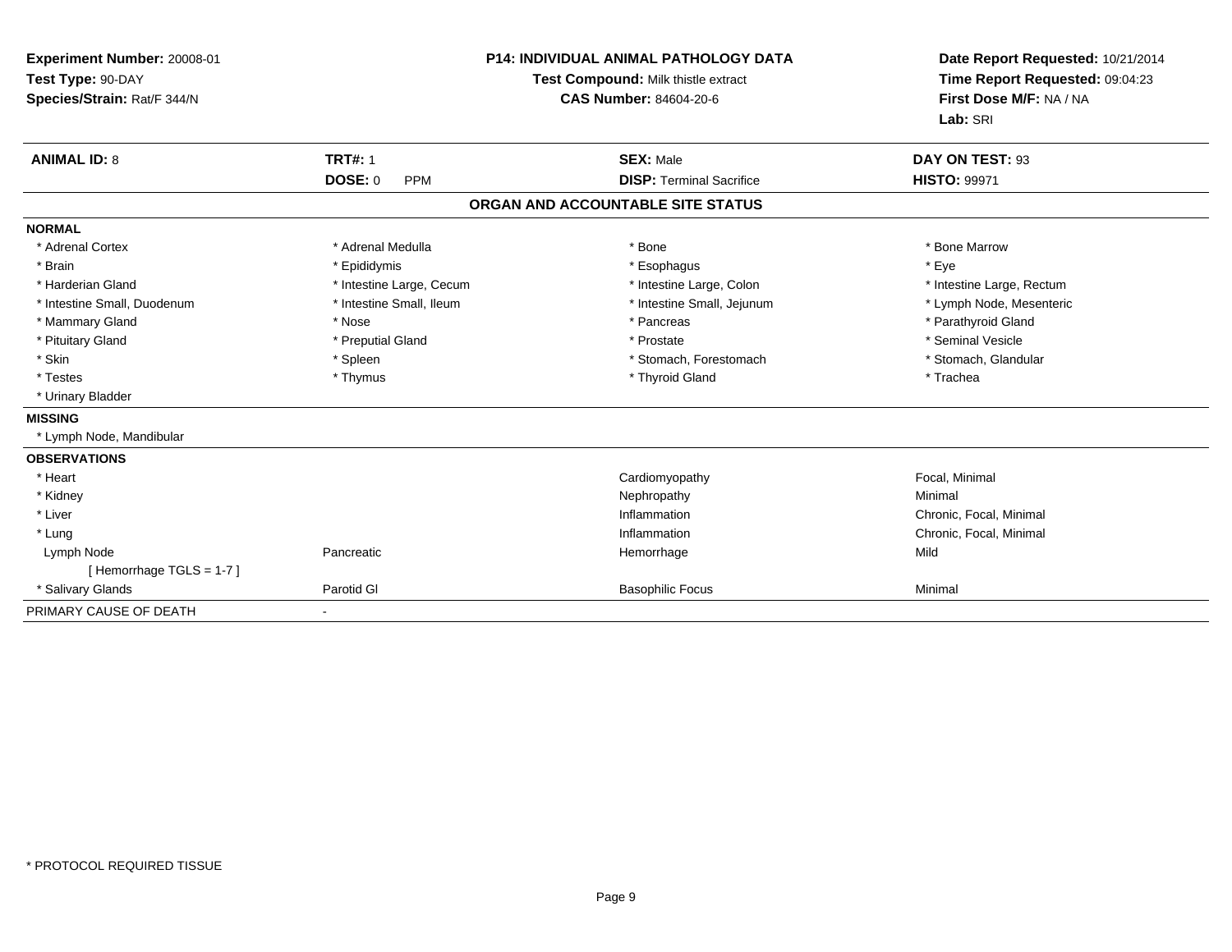**Experiment Number:** 20008-01
**Test Type:** 90-DAY
**Species/Strain:** Rat/F 344/N

**P14: INDIVIDUAL ANIMAL PATHOLOGY DATA**
**Test Compound:** Milk thistle extract
**CAS Number:** 84604-20-6

**Date Report Requested:** 10/21/2014
**Time Report Requested:** 09:04:23
**First Dose M/F:** NA / NA
**Lab:** SRI

| **ANIMAL ID:** 8 | **TRT#:** 1 | **SEX:** Male | **DAY ON TEST:** 93 |
|---|---|---|---|
| | **DOSE:** 0 PPM | **DISP:** Terminal Sacrifice | **HISTO:** 99971 |

## ORGAN AND ACCOUNTABLE SITE STATUS

**NORMAL**

| | | | |
|---|---|---|---|
| * Adrenal Cortex | * Adrenal Medulla | * Bone | * Bone Marrow |
| * Brain | * Epididymis | * Esophagus | * Eye |
| * Harderian Gland | * Intestine Large, Cecum | * Intestine Large, Colon | * Intestine Large, Rectum |
| * Intestine Small, Duodenum | * Intestine Small, Ileum | * Intestine Small, Jejunum | * Lymph Node, Mesenteric |
| * Mammary Gland | * Nose | * Pancreas | * Parathyroid Gland |
| * Pituitary Gland | * Preputial Gland | * Prostate | * Seminal Vesicle |
| * Skin | * Spleen | * Stomach, Forestomach | * Stomach, Glandular |
| * Testes | * Thymus | * Thyroid Gland | * Trachea |
| * Urinary Bladder | | | |

**MISSING**

* Lymph Node, Mandibular

**OBSERVATIONS**

| | | | |
|---|---|---|---|
| * Heart | | Cardiomyopathy | Focal, Minimal |
| * Kidney | | Nephropathy | Minimal |
| * Liver | | Inflammation | Chronic, Focal, Minimal |
| * Lung | | Inflammation | Chronic, Focal, Minimal |
| Lymph Node | Pancreatic | Hemorrhage | Mild |
| [ Hemorrhage TGLS = 1-7 ] | | | |
| * Salivary Glands | Parotid Gl | Basophilic Focus | Minimal |

PRIMARY CAUSE OF DEATH -

* PROTOCOL REQUIRED TISSUE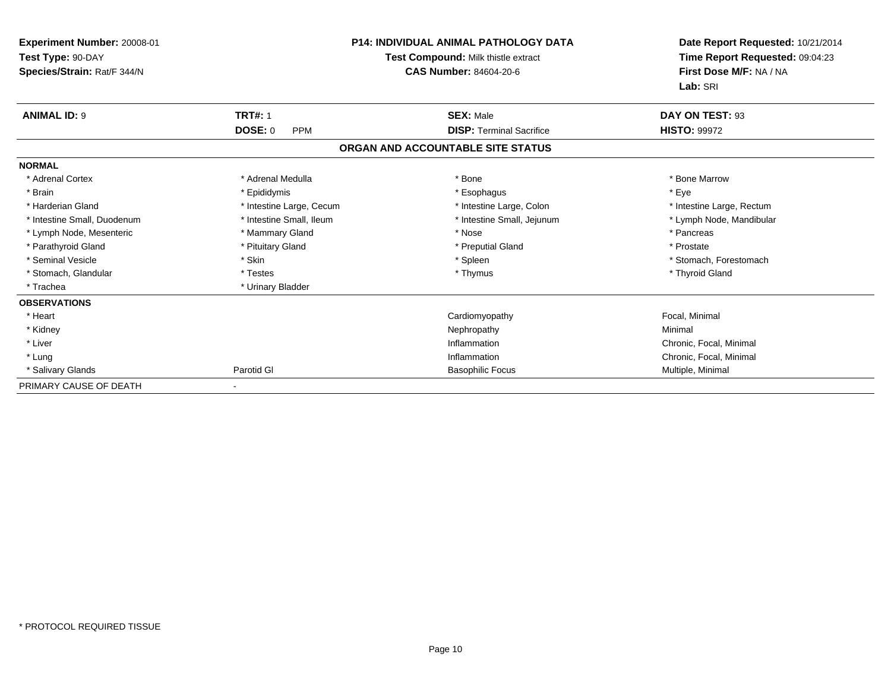**Experiment Number:** 20008-01
**Test Type:** 90-DAY
**Species/Strain:** Rat/F 344/N

**P14: INDIVIDUAL ANIMAL PATHOLOGY DATA**
**Test Compound:** Milk thistle extract
**CAS Number:** 84604-20-6

**Date Report Requested:** 10/21/2014
**Time Report Requested:** 09:04:23
**First Dose M/F:** NA / NA
**Lab:** SRI

| **ANIMAL ID:** 9 | **TRT#:** 1 | **SEX:** Male | **DAY ON TEST:** 93 |
|---|---|---|---|
| | **DOSE:** 0 PPM | **DISP:** Terminal Sacrifice | **HISTO:** 99972 |

## ORGAN AND ACCOUNTABLE SITE STATUS

**NORMAL**

| | | | |
|---|---|---|---|
| * Adrenal Cortex | * Adrenal Medulla | * Bone | * Bone Marrow |
| * Brain | * Epididymis | * Esophagus | * Eye |
| * Harderian Gland | * Intestine Large, Cecum | * Intestine Large, Colon | * Intestine Large, Rectum |
| * Intestine Small, Duodenum | * Intestine Small, Ileum | * Intestine Small, Jejunum | * Lymph Node, Mandibular |
| * Lymph Node, Mesenteric | * Mammary Gland | * Nose | * Pancreas |
| * Parathyroid Gland | * Pituitary Gland | * Preputial Gland | * Prostate |
| * Seminal Vesicle | * Skin | * Spleen | * Stomach, Forestomach |
| * Stomach, Glandular | * Testes | * Thymus | * Thyroid Gland |
| * Trachea | * Urinary Bladder | | |

**OBSERVATIONS**

| | | | |
|---|---|---|---|
| * Heart | | Cardiomyopathy | Focal, Minimal |
| * Kidney | | Nephropathy | Minimal |
| * Liver | | Inflammation | Chronic, Focal, Minimal |
| * Lung | | Inflammation | Chronic, Focal, Minimal |
| * Salivary Glands | Parotid Gl | Basophilic Focus | Multiple, Minimal |

PRIMARY CAUSE OF DEATH -

* PROTOCOL REQUIRED TISSUE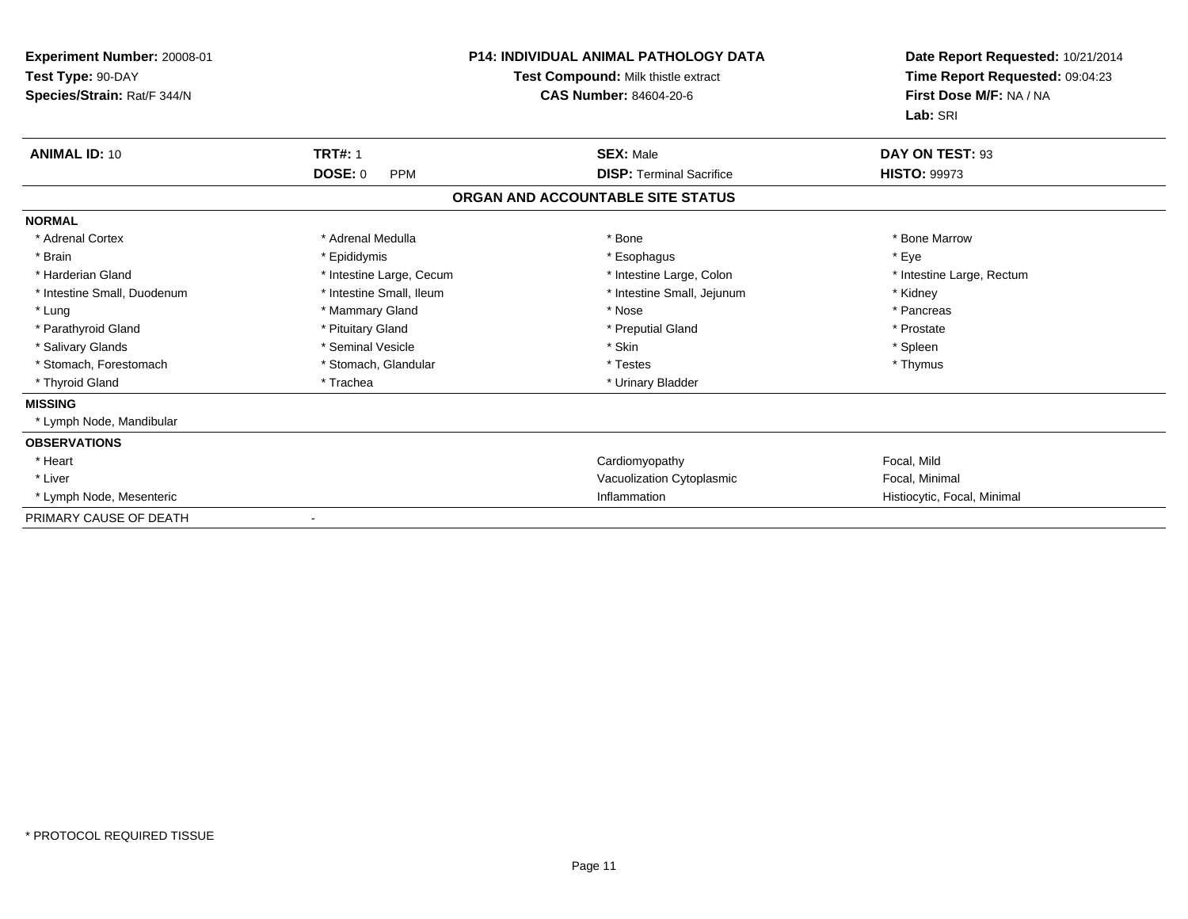**Experiment Number:** 20008-01
**Test Type:** 90-DAY
**Species/Strain:** Rat/F 344/N

**P14: INDIVIDUAL ANIMAL PATHOLOGY DATA**
**Test Compound:** Milk thistle extract
**CAS Number:** 84604-20-6

**Date Report Requested:** 10/21/2014
**Time Report Requested:** 09:04:23
**First Dose M/F:** NA / NA
**Lab:** SRI

| **ANIMAL ID:** 10 | **TRT#:** 1 | **SEX:** Male | **DAY ON TEST:** 93 |
|---|---|---|---|
| | **DOSE:** 0 PPM | **DISP:** Terminal Sacrifice | **HISTO:** 99973 |

**ORGAN AND ACCOUNTABLE SITE STATUS**

**NORMAL**

| | | | |
|---|---|---|---|
| * Adrenal Cortex | * Adrenal Medulla | * Bone | * Bone Marrow |
| * Brain | * Epididymis | * Esophagus | * Eye |
| * Harderian Gland | * Intestine Large, Cecum | * Intestine Large, Colon | * Intestine Large, Rectum |
| * Intestine Small, Duodenum | * Intestine Small, Ileum | * Intestine Small, Jejunum | * Kidney |
| * Lung | * Mammary Gland | * Nose | * Pancreas |
| * Parathyroid Gland | * Pituitary Gland | * Preputial Gland | * Prostate |
| * Salivary Glands | * Seminal Vesicle | * Skin | * Spleen |
| * Stomach, Forestomach | * Stomach, Glandular | * Testes | * Thymus |
| * Thyroid Gland | * Trachea | * Urinary Bladder | |

**MISSING**

* Lymph Node, Mandibular

**OBSERVATIONS**

| | | |
|---|---|---|
| * Heart | Cardiomyopathy | Focal, Mild |
| * Liver | Vacuolization Cytoplasmic | Focal, Minimal |
| * Lymph Node, Mesenteric | Inflammation | Histiocytic, Focal, Minimal |

PRIMARY CAUSE OF DEATH -

* PROTOCOL REQUIRED TISSUE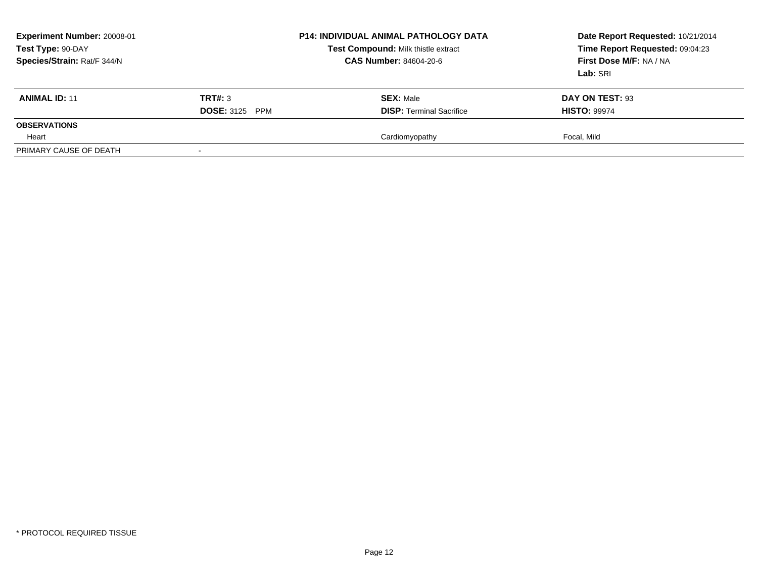**Experiment Number:** 20008-01
**Test Type:** 90-DAY
**Species/Strain:** Rat/F 344/N

**P14: INDIVIDUAL ANIMAL PATHOLOGY DATA**
**Test Compound:** Milk thistle extract
**CAS Number:** 84604-20-6

**Date Report Requested:** 10/21/2014
**Time Report Requested:** 09:04:23
**First Dose M/F:** NA / NA
**Lab:** SRI

| **ANIMAL ID:** 11 | **TRT#:** 3 | **SEX:** Male | **DAY ON TEST:** 93 |
|---|---|---|---|
| | **DOSE:** 3125 PPM | **DISP:** Terminal Sacrifice | **HISTO:** 99974 |
| **OBSERVATIONS** | | | |
| Heart | | Cardiomyopathy | Focal, Mild |
| PRIMARY CAUSE OF DEATH | - | | |

* PROTOCOL REQUIRED TISSUE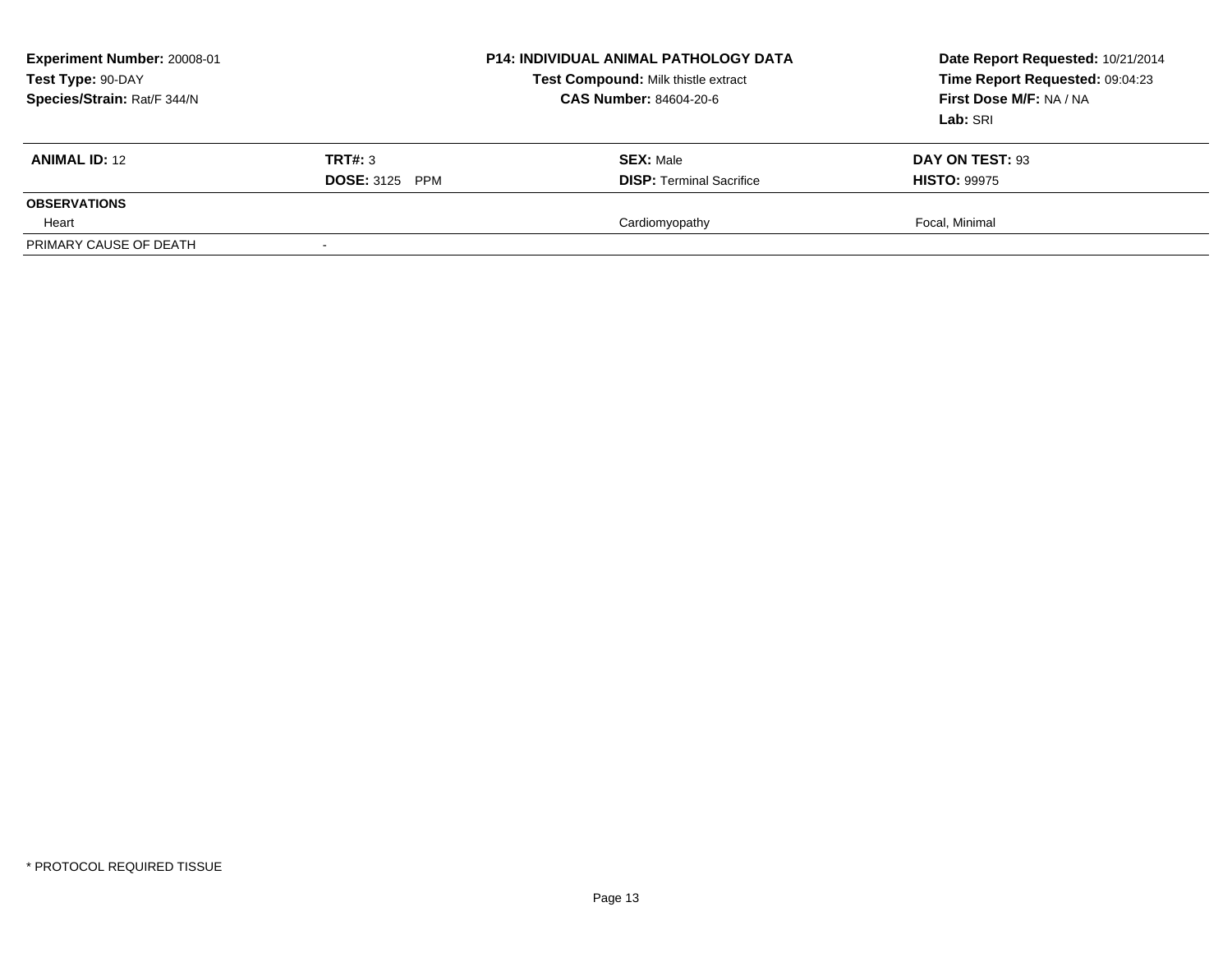**Experiment Number:** 20008-01
**Test Type:** 90-DAY
**Species/Strain:** Rat/F 344/N

**P14: INDIVIDUAL ANIMAL PATHOLOGY DATA**
**Test Compound:** Milk thistle extract
**CAS Number:** 84604-20-6

**Date Report Requested:** 10/21/2014
**Time Report Requested:** 09:04:23
**First Dose M/F:** NA / NA
**Lab:** SRI

| **ANIMAL ID:** 12 | **TRT#:** 3 | **SEX:** Male | **DAY ON TEST:** 93 |
|---|---|---|---|
| | **DOSE:** 3125 PPM | **DISP:** Terminal Sacrifice | **HISTO:** 99975 |
| **OBSERVATIONS** | | | |
| Heart | | Cardiomyopathy | Focal, Minimal |
| PRIMARY CAUSE OF DEATH | - | | |

* PROTOCOL REQUIRED TISSUE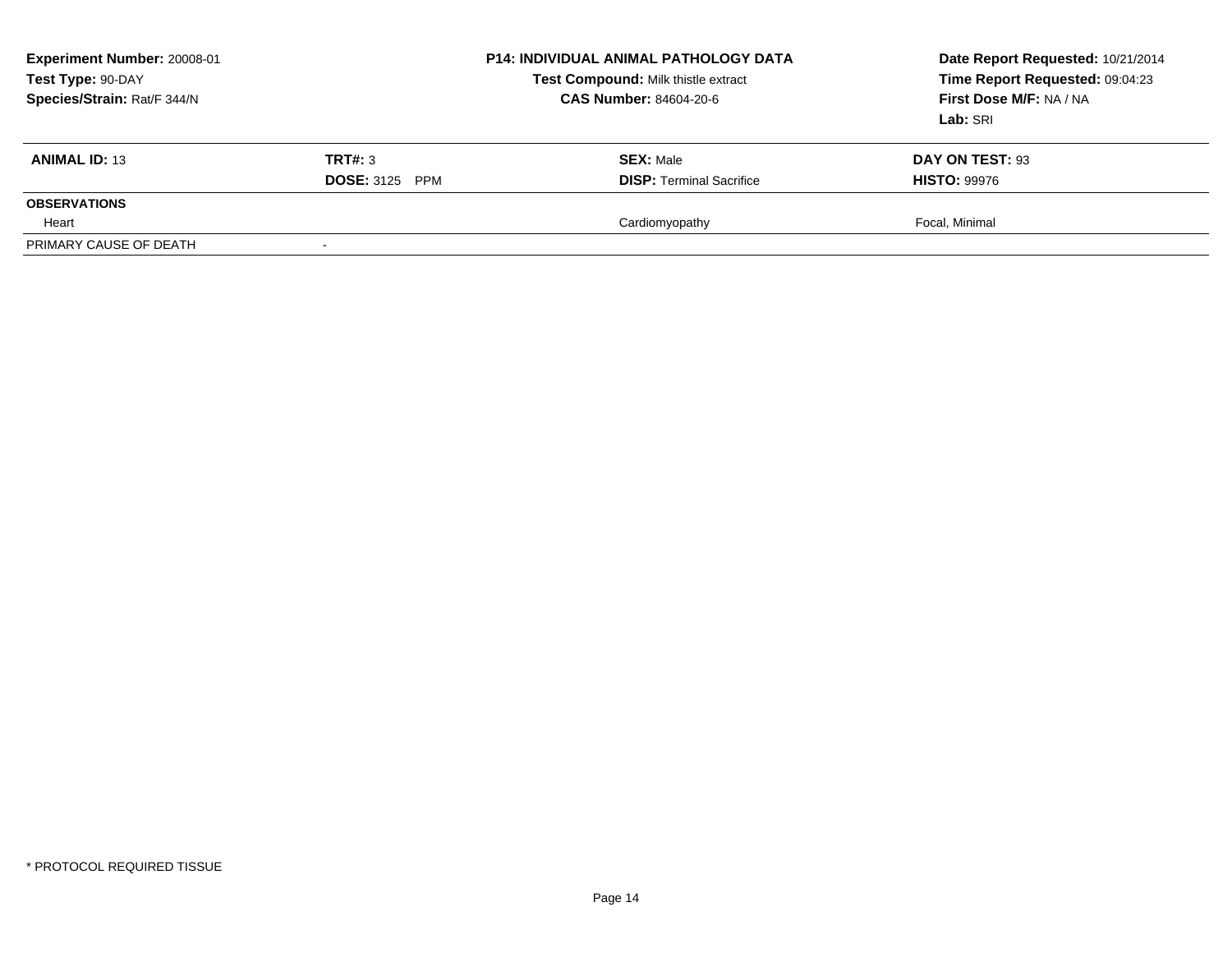**Experiment Number:** 20008-01
**Test Type:** 90-DAY
**Species/Strain:** Rat/F 344/N

**P14: INDIVIDUAL ANIMAL PATHOLOGY DATA**
**Test Compound:** Milk thistle extract
**CAS Number:** 84604-20-6

**Date Report Requested:** 10/21/2014
**Time Report Requested:** 09:04:23
**First Dose M/F:** NA / NA
**Lab:** SRI

| **ANIMAL ID:** 13 | **TRT#:** 3 | **SEX:** Male | **DAY ON TEST:** 93 |
|---|---|---|---|
| | **DOSE:** 3125 PPM | **DISP:** Terminal Sacrifice | **HISTO:** 99976 |
| **OBSERVATIONS** | | | |
| Heart | | Cardiomyopathy | Focal, Minimal |
| PRIMARY CAUSE OF DEATH | - | | |

* PROTOCOL REQUIRED TISSUE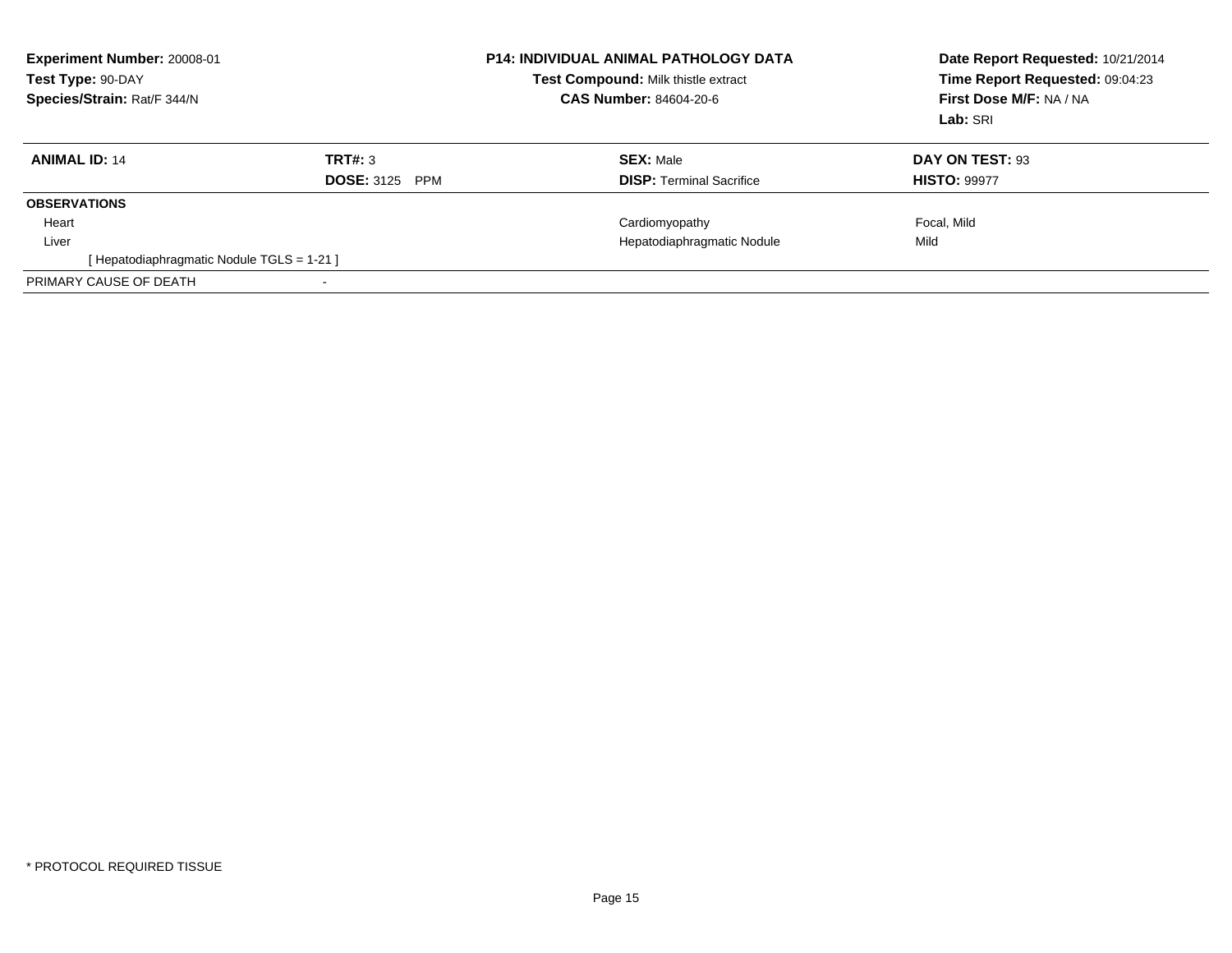**Experiment Number:** 20008-01
**Test Type:** 90-DAY
**Species/Strain:** Rat/F 344/N

**P14: INDIVIDUAL ANIMAL PATHOLOGY DATA**
**Test Compound:** Milk thistle extract
**CAS Number:** 84604-20-6

**Date Report Requested:** 10/21/2014
**Time Report Requested:** 09:04:23
**First Dose M/F:** NA / NA
**Lab:** SRI

| **ANIMAL ID:** 14 | **TRT#:** 3 | **SEX:** Male | **DAY ON TEST:** 93 |
|---|---|---|---|
| | **DOSE:** 3125 PPM | **DISP:** Terminal Sacrifice | **HISTO:** 99977 |
| **OBSERVATIONS** | | | |
| Heart | | Cardiomyopathy | Focal, Mild |
| Liver | | Hepatodiaphragmatic Nodule | Mild |
| [ Hepatodiaphragmatic Nodule TGLS = 1-21 ] | | | |
| PRIMARY CAUSE OF DEATH | - | | |

* PROTOCOL REQUIRED TISSUE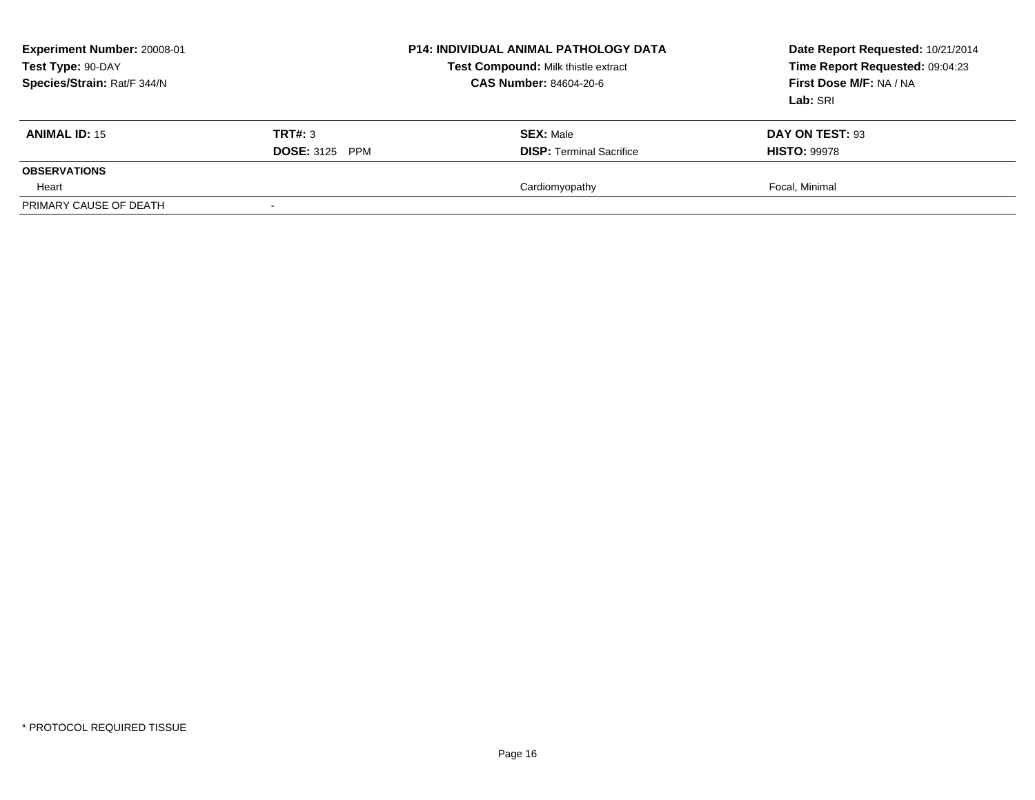**Experiment Number:** 20008-01
**Test Type:** 90-DAY
**Species/Strain:** Rat/F 344/N

**P14: INDIVIDUAL ANIMAL PATHOLOGY DATA**
**Test Compound:** Milk thistle extract
**CAS Number:** 84604-20-6

**Date Report Requested:** 10/21/2014
**Time Report Requested:** 09:04:23
**First Dose M/F:** NA / NA
**Lab:** SRI

| **ANIMAL ID:** 15 | **TRT#:** 3 | **SEX:** Male | **DAY ON TEST:** 93 |
|---|---|---|---|
| | **DOSE:** 3125 PPM | **DISP:** Terminal Sacrifice | **HISTO:** 99978 |
| **OBSERVATIONS** | | | |
| Heart | | Cardiomyopathy | Focal, Minimal |
| PRIMARY CAUSE OF DEATH | - | | |

\* PROTOCOL REQUIRED TISSUE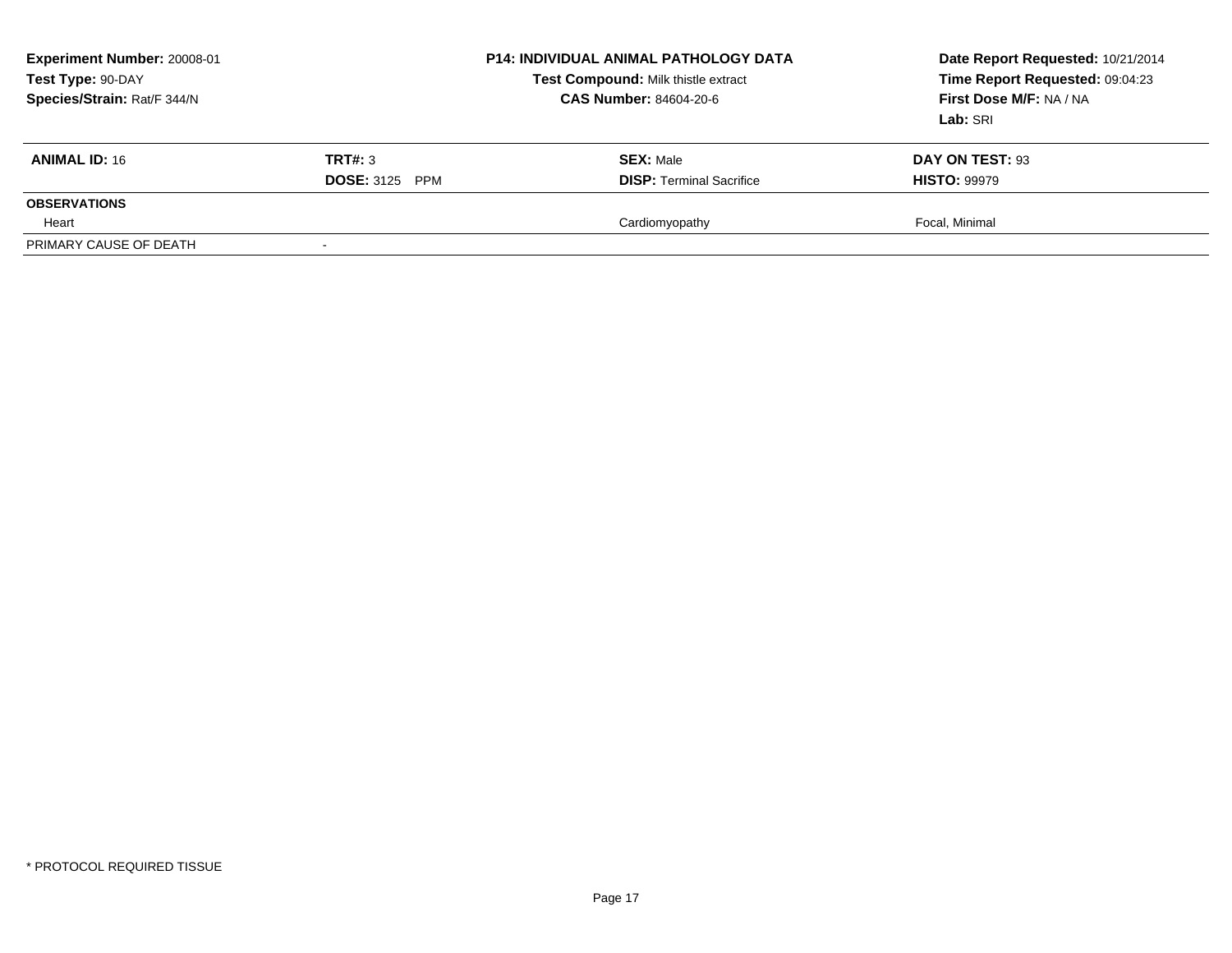**Experiment Number:** 20008-01
**Test Type:** 90-DAY
**Species/Strain:** Rat/F 344/N

**P14: INDIVIDUAL ANIMAL PATHOLOGY DATA**
**Test Compound:** Milk thistle extract
**CAS Number:** 84604-20-6

**Date Report Requested:** 10/21/2014
**Time Report Requested:** 09:04:23
**First Dose M/F:** NA / NA
**Lab:** SRI

| **ANIMAL ID:** 16 | **TRT#:** 3 | **SEX:** Male | **DAY ON TEST:** 93 |
|---|---|---|---|
| | **DOSE:** 3125 PPM | **DISP:** Terminal Sacrifice | **HISTO:** 99979 |
| **OBSERVATIONS** | | | |
| Heart | | Cardiomyopathy | Focal, Minimal |
| PRIMARY CAUSE OF DEATH | - | | |

* PROTOCOL REQUIRED TISSUE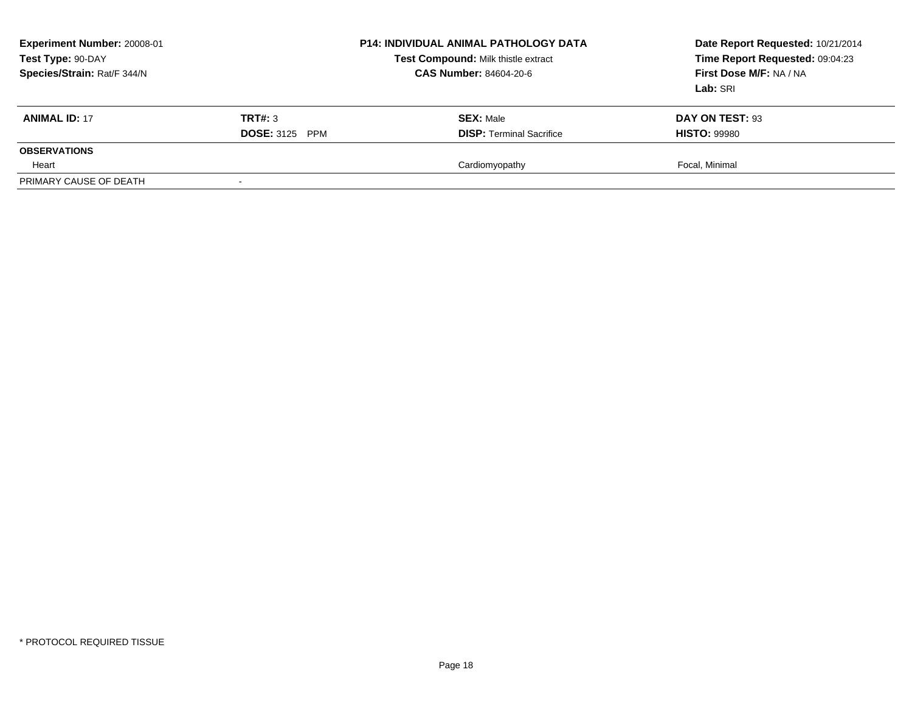**Experiment Number:** 20008-01
**Test Type:** 90-DAY
**Species/Strain:** Rat/F 344/N

**P14: INDIVIDUAL ANIMAL PATHOLOGY DATA**
**Test Compound:** Milk thistle extract
**CAS Number:** 84604-20-6

**Date Report Requested:** 10/21/2014
**Time Report Requested:** 09:04:23
**First Dose M/F:** NA / NA
**Lab:** SRI

| **ANIMAL ID:** 17 | **TRT#:** 3 | **SEX:** Male | **DAY ON TEST:** 93 |
|---|---|---|---|
| | **DOSE:** 3125 PPM | **DISP:** Terminal Sacrifice | **HISTO:** 99980 |
| **OBSERVATIONS** | | | |
| Heart | | Cardiomyopathy | Focal, Minimal |
| PRIMARY CAUSE OF DEATH | - | | |

\* PROTOCOL REQUIRED TISSUE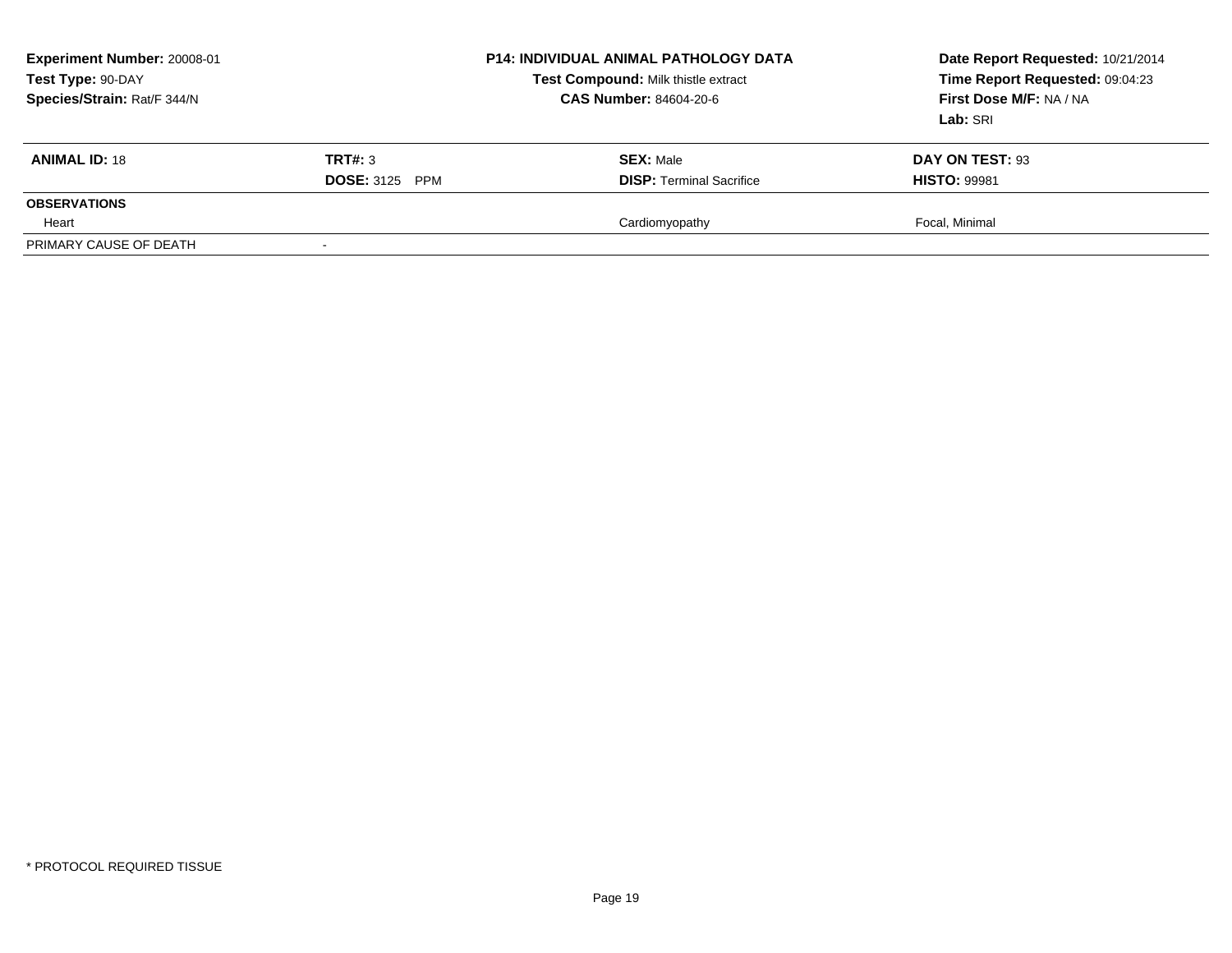**Experiment Number:** 20008-01
**Test Type:** 90-DAY
**Species/Strain:** Rat/F 344/N

**P14: INDIVIDUAL ANIMAL PATHOLOGY DATA**
**Test Compound:** Milk thistle extract
**CAS Number:** 84604-20-6

**Date Report Requested:** 10/21/2014
**Time Report Requested:** 09:04:23
**First Dose M/F:** NA / NA
**Lab:** SRI

| **ANIMAL ID:** 18 | **TRT#:** 3 | **SEX:** Male | **DAY ON TEST:** 93 |
|---|---|---|---|
| | **DOSE:** 3125 PPM | **DISP:** Terminal Sacrifice | **HISTO:** 99981 |
| **OBSERVATIONS** | | | |
| Heart | | Cardiomyopathy | Focal, Minimal |
| PRIMARY CAUSE OF DEATH | - | | |

* PROTOCOL REQUIRED TISSUE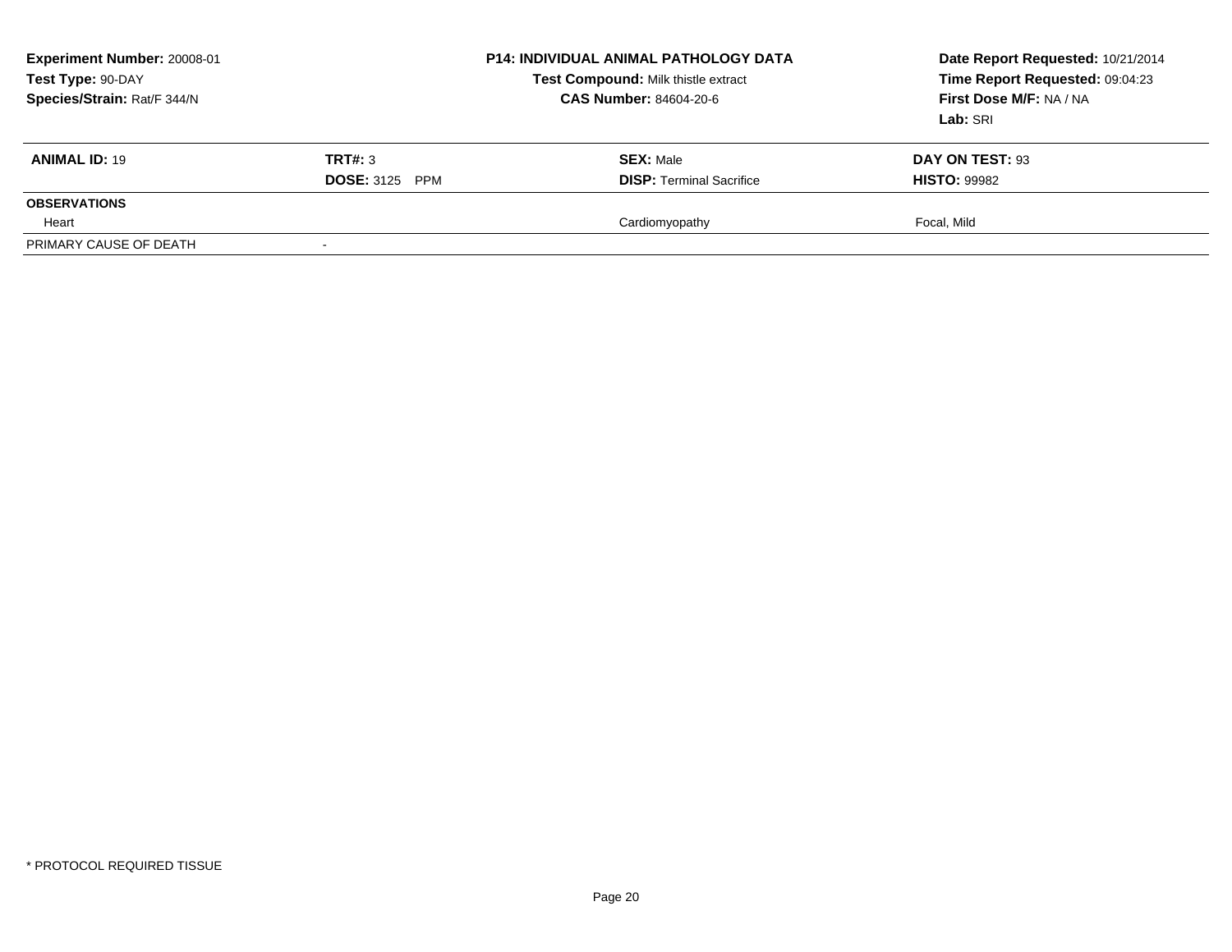**Experiment Number:** 20008-01
**Test Type:** 90-DAY
**Species/Strain:** Rat/F 344/N

**P14: INDIVIDUAL ANIMAL PATHOLOGY DATA**
**Test Compound:** Milk thistle extract
**CAS Number:** 84604-20-6

**Date Report Requested:** 10/21/2014
**Time Report Requested:** 09:04:23
**First Dose M/F:** NA / NA
**Lab:** SRI

| **ANIMAL ID:** 19 | **TRT#:** 3 | **SEX:** Male | **DAY ON TEST:** 93 |
|---|---|---|---|
| | **DOSE:** 3125 PPM | **DISP:** Terminal Sacrifice | **HISTO:** 99982 |
| **OBSERVATIONS** | | | |
| Heart | | Cardiomyopathy | Focal, Mild |
| PRIMARY CAUSE OF DEATH | - | | |

* PROTOCOL REQUIRED TISSUE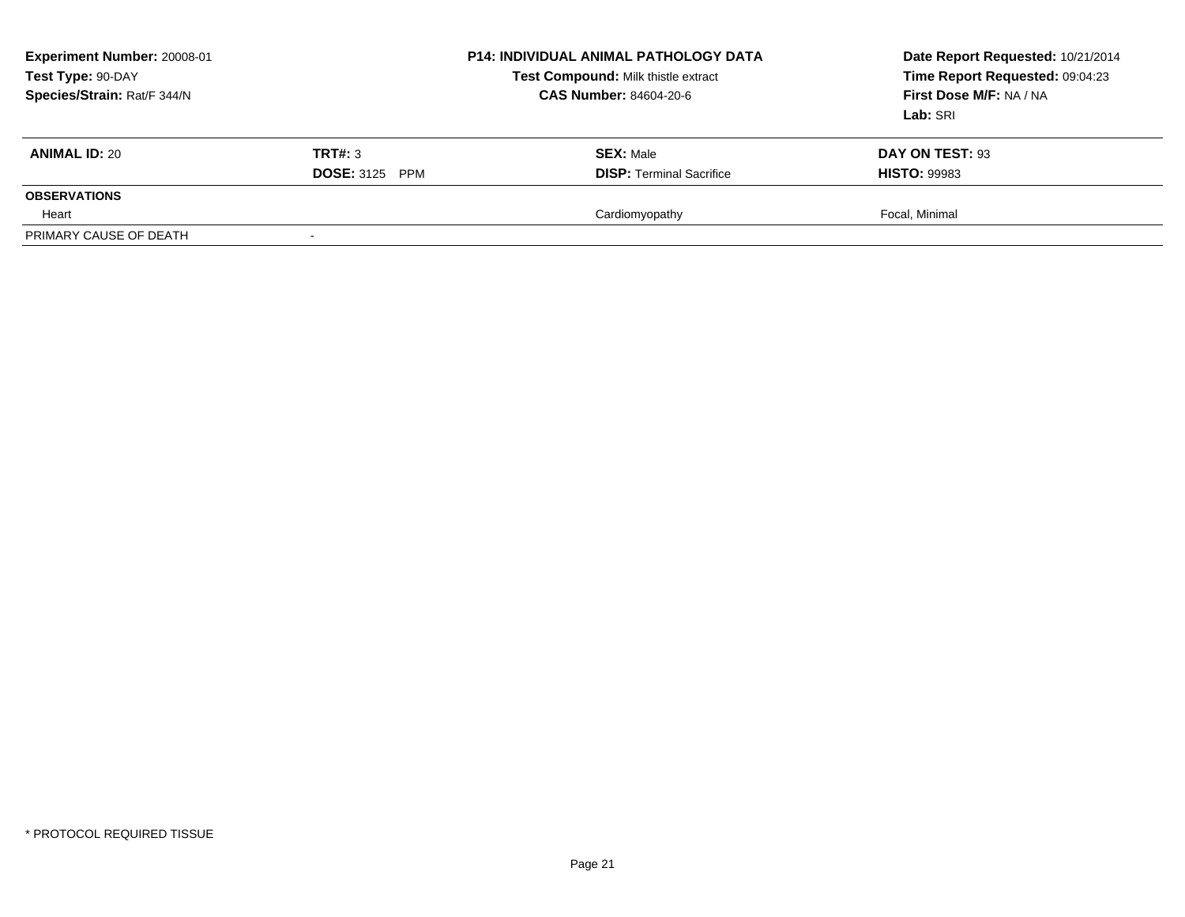| **Experiment Number:** 20008-01 | **P14: INDIVIDUAL ANIMAL PATHOLOGY DATA** | **Date Report Requested:** 10/21/2014 |
|---|---|---|
| **Test Type:** 90-DAY | **Test Compound:** Milk thistle extract | **Time Report Requested:** 09:04:23 |
| **Species/Strain:** Rat/F 344/N | **CAS Number:** 84604-20-6 | **First Dose M/F:** NA / NA |
| | | **Lab:** SRI |

| **ANIMAL ID:** 20 | **TRT#:** 3 | **SEX:** Male | **DAY ON TEST:** 93 |
|---|---|---|---|
| | **DOSE:** 3125 PPM | **DISP:** Terminal Sacrifice | **HISTO:** 99983 |
| **OBSERVATIONS** | | | |
| Heart | | Cardiomyopathy | Focal, Minimal |
| PRIMARY CAUSE OF DEATH | - | | |

* PROTOCOL REQUIRED TISSUE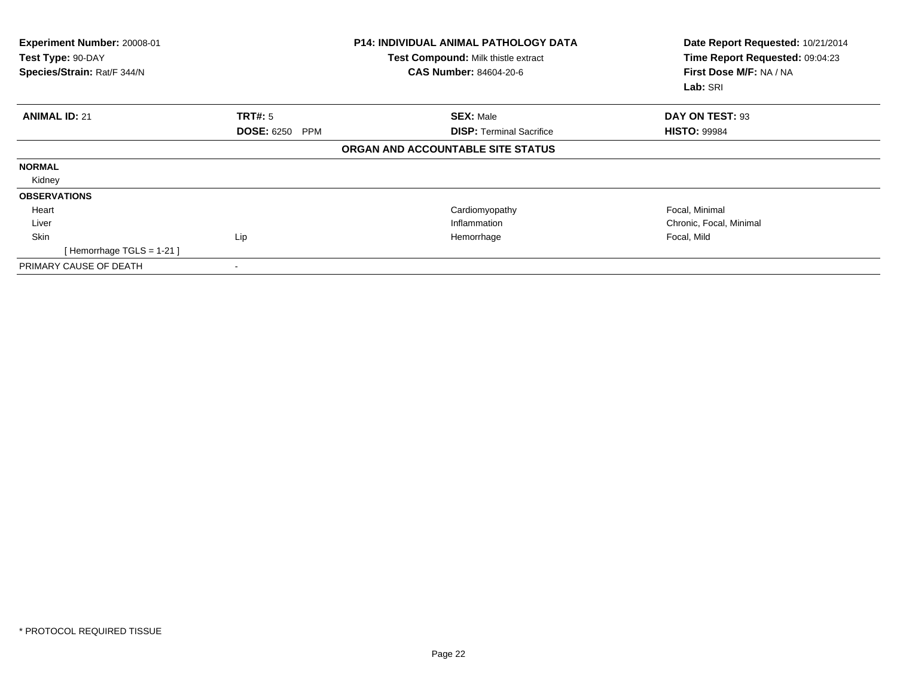**Experiment Number:** 20008-01
**Test Type:** 90-DAY
**Species/Strain:** Rat/F 344/N

**P14: INDIVIDUAL ANIMAL PATHOLOGY DATA**
**Test Compound:** Milk thistle extract
**CAS Number:** 84604-20-6

**Date Report Requested:** 10/21/2014
**Time Report Requested:** 09:04:23
**First Dose M/F:** NA / NA
**Lab:** SRI

| **ANIMAL ID:** 21 | **TRT#:** 5 | **SEX:** Male | **DAY ON TEST:** 93 |
|---|---|---|---|
| | **DOSE:** 6250 PPM | **DISP:** Terminal Sacrifice | **HISTO:** 99984 |

**ORGAN AND ACCOUNTABLE SITE STATUS**

| | | | |
|---|---|---|---|
| **NORMAL** | | | |
| Kidney | | | |
| **OBSERVATIONS** | | | |
| Heart | | Cardiomyopathy | Focal, Minimal |
| Liver | | Inflammation | Chronic, Focal, Minimal |
| Skin | Lip | Hemorrhage | Focal, Mild |
| [ Hemorrhage TGLS = 1-21 ] | | | |
| PRIMARY CAUSE OF DEATH | - | | |

* PROTOCOL REQUIRED TISSUE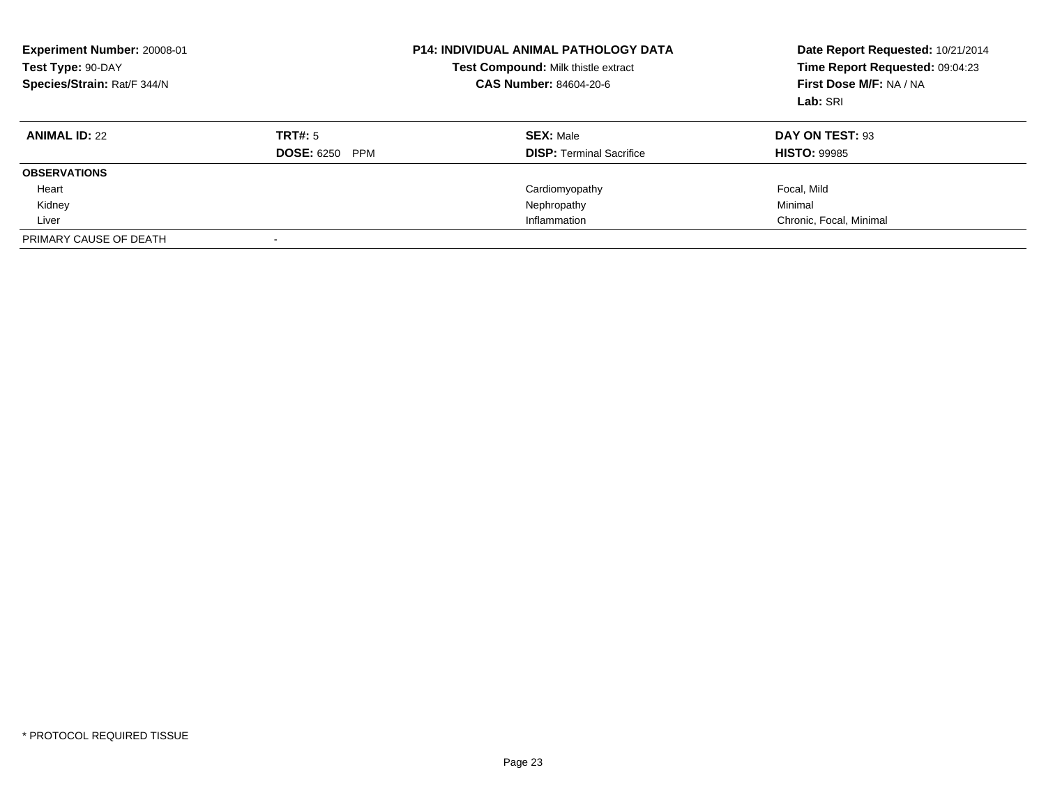**Experiment Number:** 20008-01
**Test Type:** 90-DAY
**Species/Strain:** Rat/F 344/N

**P14: INDIVIDUAL ANIMAL PATHOLOGY DATA**
**Test Compound:** Milk thistle extract
**CAS Number:** 84604-20-6

**Date Report Requested:** 10/21/2014
**Time Report Requested:** 09:04:23
**First Dose M/F:** NA / NA
**Lab:** SRI

| **ANIMAL ID:** 22 | **TRT#:** 5 | **SEX:** Male | **DAY ON TEST:** 93 |
| --- | --- | --- | --- |
| | **DOSE:** 6250 PPM | **DISP:** Terminal Sacrifice | **HISTO:** 99985 |
| **OBSERVATIONS** | | | |
| Heart | | Cardiomyopathy | Focal, Mild |
| Kidney | | Nephropathy | Minimal |
| Liver | | Inflammation | Chronic, Focal, Minimal |
| PRIMARY CAUSE OF DEATH | - | | |

* PROTOCOL REQUIRED TISSUE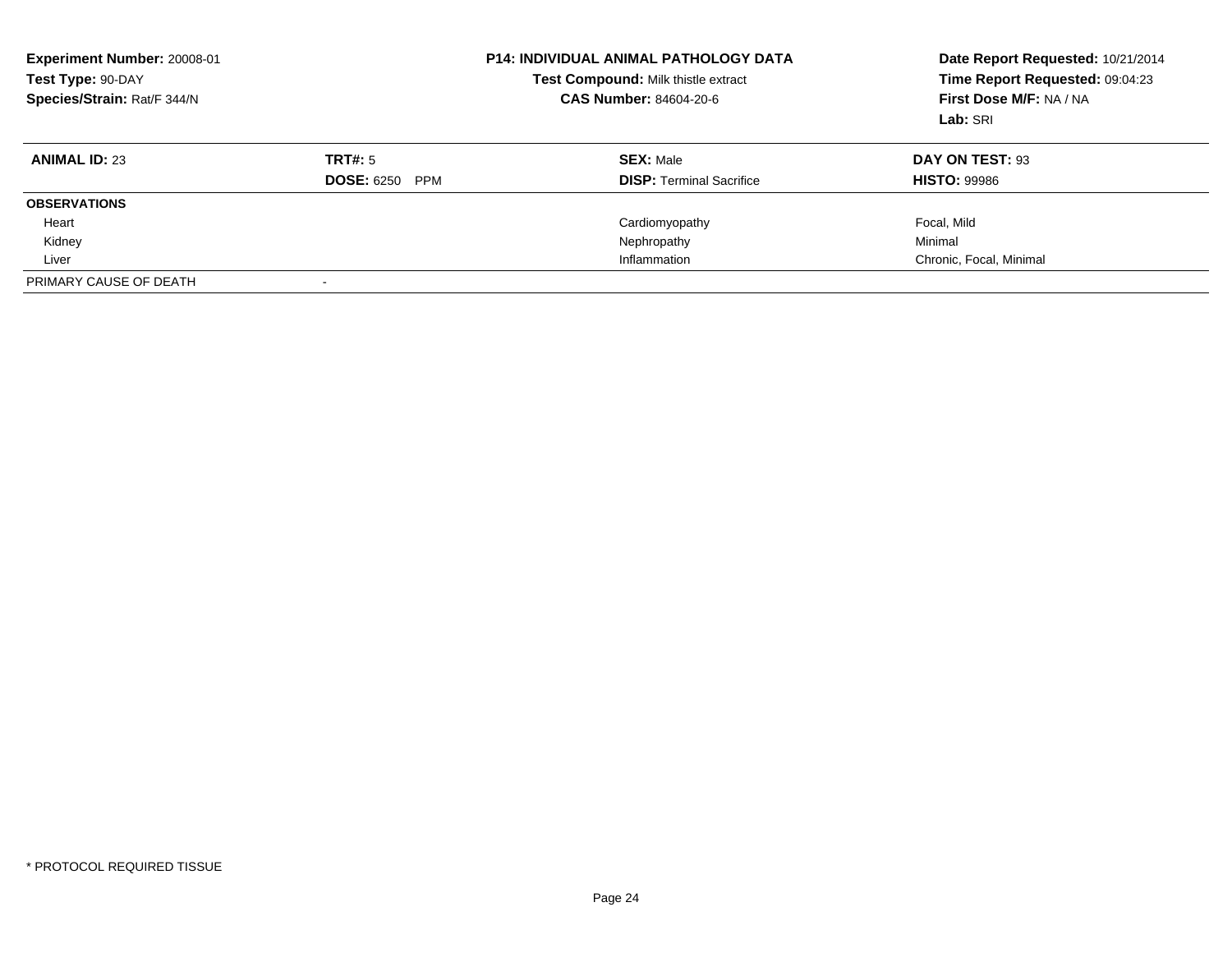**Experiment Number:** 20008-01
**Test Type:** 90-DAY
**Species/Strain:** Rat/F 344/N

**P14: INDIVIDUAL ANIMAL PATHOLOGY DATA**
**Test Compound:** Milk thistle extract
**CAS Number:** 84604-20-6

**Date Report Requested:** 10/21/2014
**Time Report Requested:** 09:04:23
**First Dose M/F:** NA / NA
**Lab:** SRI

| **ANIMAL ID:** 23 | **TRT#:** 5 | **SEX:** Male | **DAY ON TEST:** 93 |
|---|---|---|---|
| | **DOSE:** 6250 PPM | **DISP:** Terminal Sacrifice | **HISTO:** 99986 |
| **OBSERVATIONS** | | | |
| Heart | | Cardiomyopathy | Focal, Mild |
| Kidney | | Nephropathy | Minimal |
| Liver | | Inflammation | Chronic, Focal, Minimal |
| PRIMARY CAUSE OF DEATH | - | | |

* PROTOCOL REQUIRED TISSUE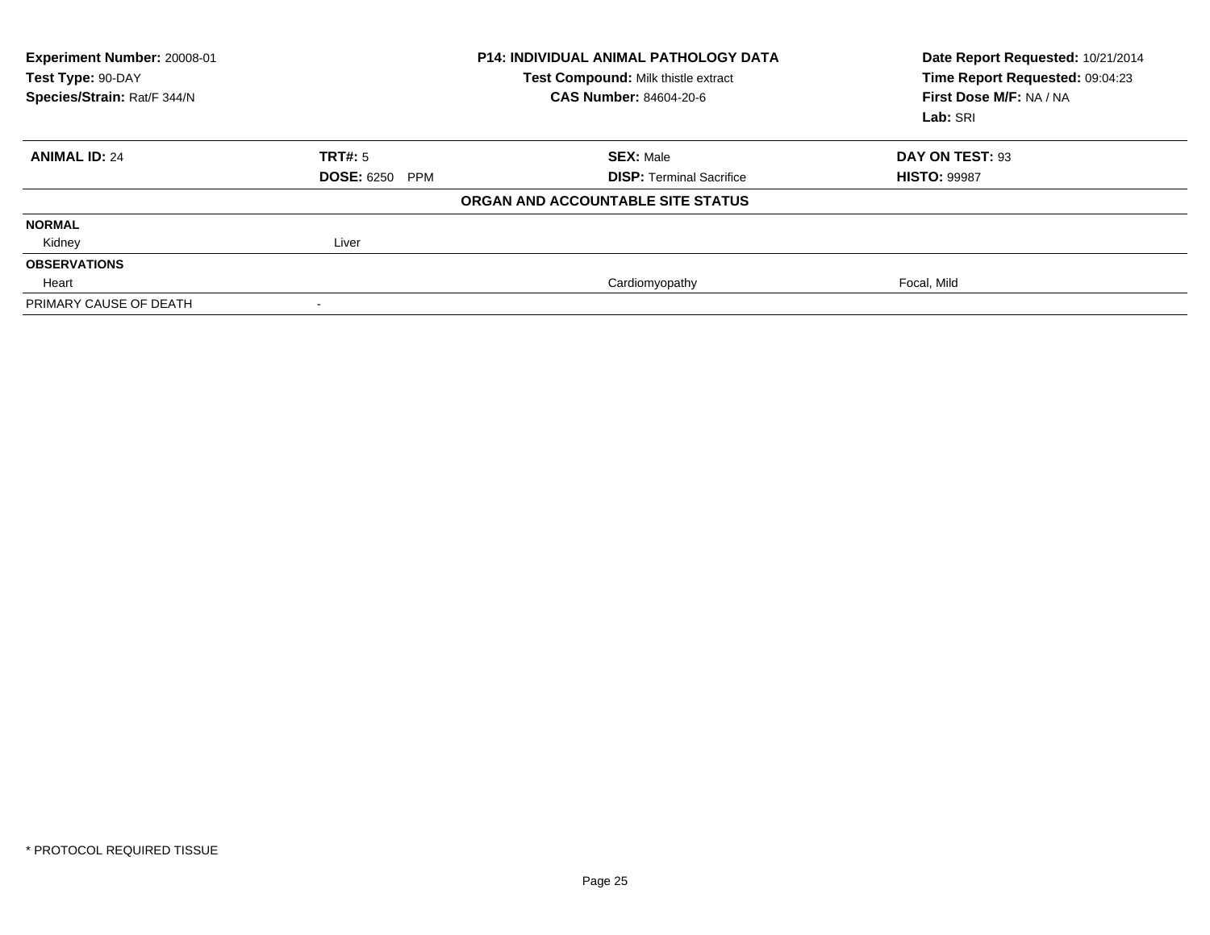**Experiment Number:** 20008-01
**Test Type:** 90-DAY
**Species/Strain:** Rat/F 344/N

**P14: INDIVIDUAL ANIMAL PATHOLOGY DATA**
**Test Compound:** Milk thistle extract
**CAS Number:** 84604-20-6

**Date Report Requested:** 10/21/2014
**Time Report Requested:** 09:04:23
**First Dose M/F:** NA / NA
**Lab:** SRI

| **ANIMAL ID:** 24 | **TRT#:** 5 | **SEX:** Male | **DAY ON TEST:** 93 |
|---|---|---|---|
| | **DOSE:** 6250 PPM | **DISP:** Terminal Sacrifice | **HISTO:** 99987 |
| | | **ORGAN AND ACCOUNTABLE SITE STATUS** | |
| **NORMAL** | | | |
| Kidney | Liver | | |
| **OBSERVATIONS** | | | |
| Heart | | Cardiomyopathy | Focal, Mild |
| PRIMARY CAUSE OF DEATH | - | | |

\* PROTOCOL REQUIRED TISSUE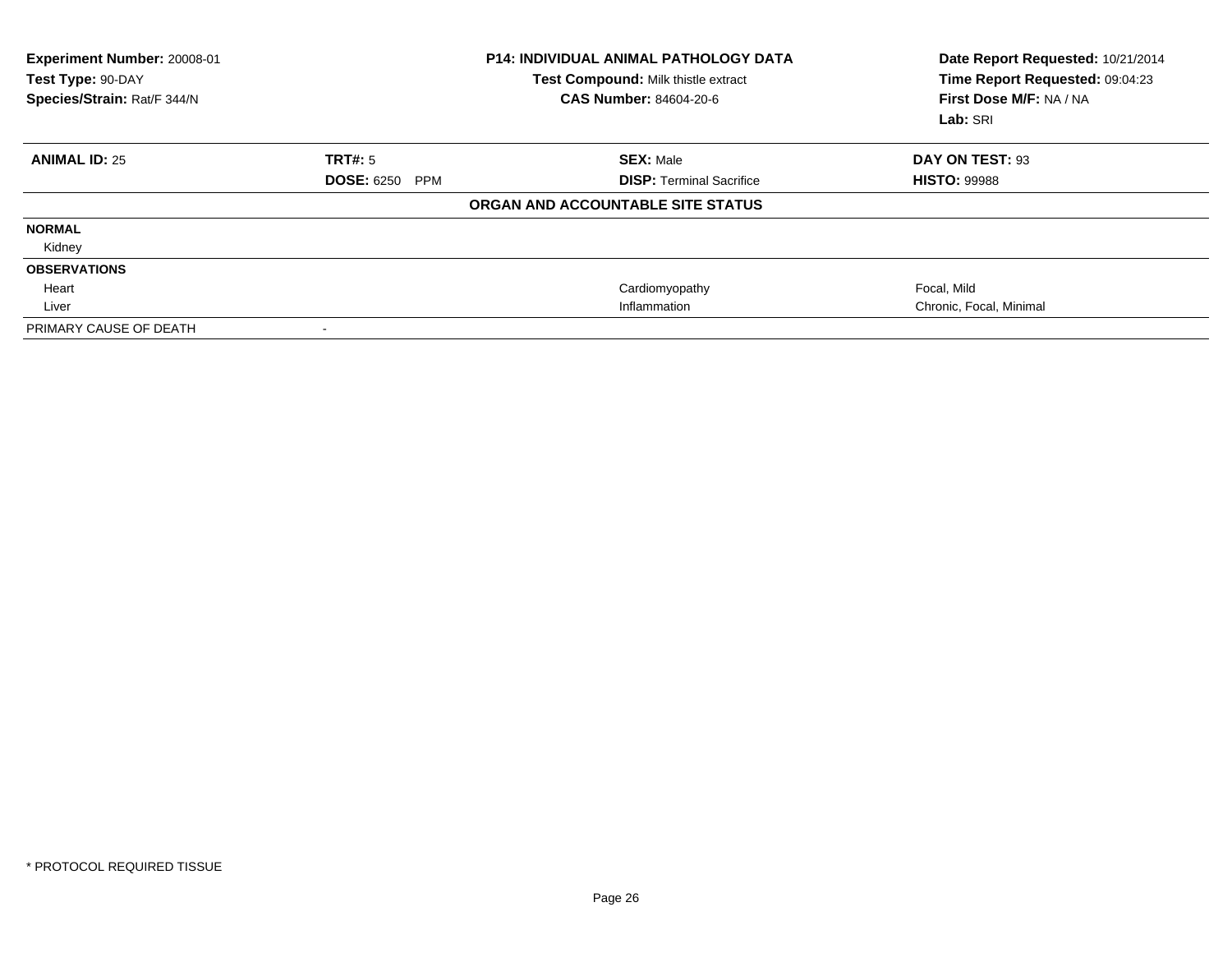**Experiment Number:** 20008-01
**Test Type:** 90-DAY
**Species/Strain:** Rat/F 344/N

**P14: INDIVIDUAL ANIMAL PATHOLOGY DATA**
**Test Compound:** Milk thistle extract
**CAS Number:** 84604-20-6

**Date Report Requested:** 10/21/2014
**Time Report Requested:** 09:04:23
**First Dose M/F:** NA / NA
**Lab:** SRI

| **ANIMAL ID:** 25 | **TRT#:** 5 | **SEX:** Male | **DAY ON TEST:** 93 |
|---|---|---|---|
| | **DOSE:** 6250 PPM | **DISP:** Terminal Sacrifice | **HISTO:** 99988 |

**ORGAN AND ACCOUNTABLE SITE STATUS**

| | | | |
|---|---|---|---|
| **NORMAL** | | | |
| Kidney | | | |
| **OBSERVATIONS** | | | |
| Heart | | Cardiomyopathy | Focal, Mild |
| Liver | | Inflammation | Chronic, Focal, Minimal |
| PRIMARY CAUSE OF DEATH | - | | |

\* PROTOCOL REQUIRED TISSUE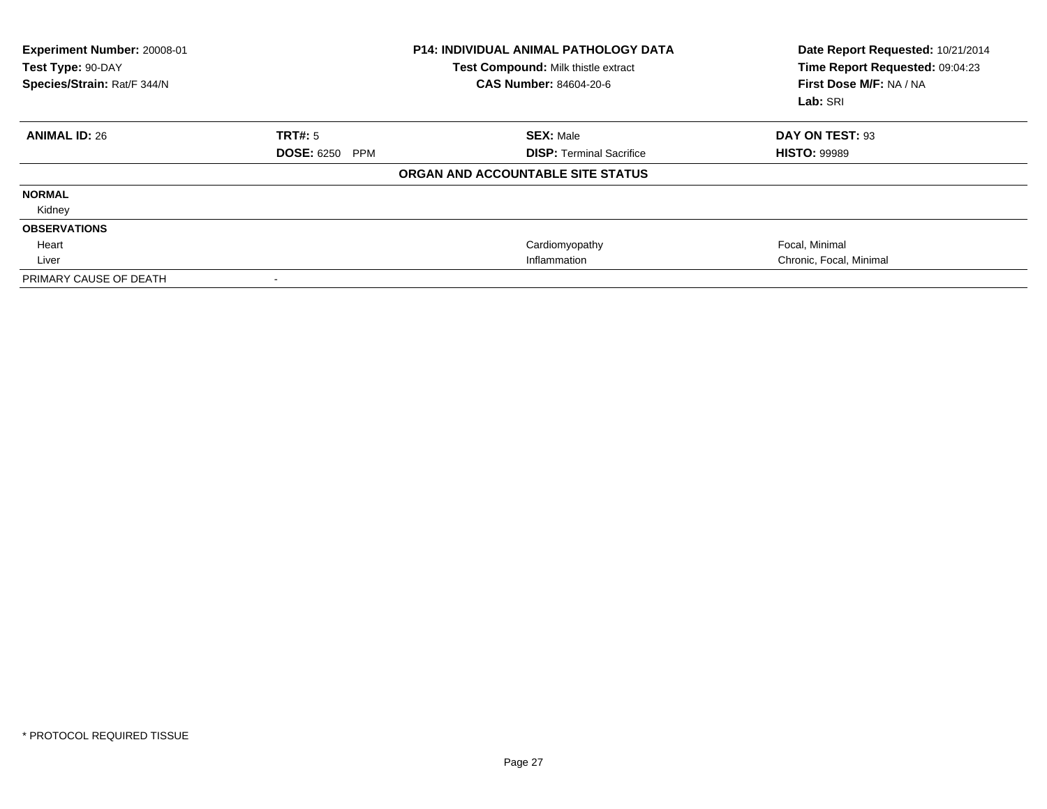| **Experiment Number:** 20008-01 | **P14: INDIVIDUAL ANIMAL PATHOLOGY DATA** | **Date Report Requested:** 10/21/2014 |
|---|---|---|
| **Test Type:** 90-DAY | **Test Compound:** Milk thistle extract | **Time Report Requested:** 09:04:23 |
| **Species/Strain:** Rat/F 344/N | **CAS Number:** 84604-20-6 | **First Dose M/F:** NA / NA |
| | | **Lab:** SRI |

| **ANIMAL ID:** 26 | **TRT#:** 5 | **SEX:** Male | **DAY ON TEST:** 93 |
|---|---|---|---|
| | **DOSE:** 6250 PPM | **DISP:** Terminal Sacrifice | **HISTO:** 99989 |

**ORGAN AND ACCOUNTABLE SITE STATUS**

| | | | |
|---|---|---|---|
| **NORMAL** | | | |
| Kidney | | | |
| **OBSERVATIONS** | | | |
| Heart | | Cardiomyopathy | Focal, Minimal |
| Liver | | Inflammation | Chronic, Focal, Minimal |
| PRIMARY CAUSE OF DEATH | - | | |

* PROTOCOL REQUIRED TISSUE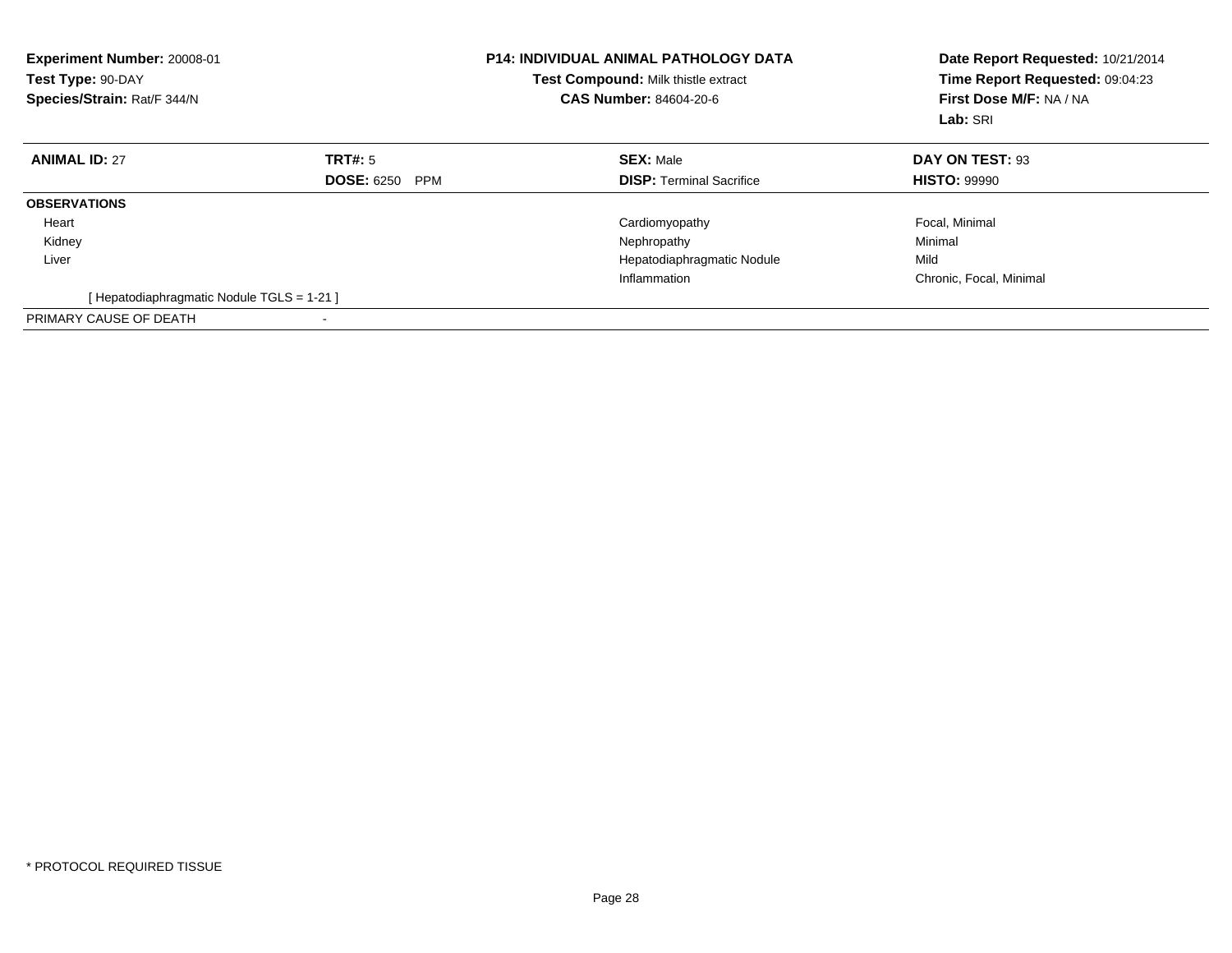**Experiment Number:** 20008-01
**Test Type:** 90-DAY
**Species/Strain:** Rat/F 344/N

**P14: INDIVIDUAL ANIMAL PATHOLOGY DATA**
**Test Compound:** Milk thistle extract
**CAS Number:** 84604-20-6

**Date Report Requested:** 10/21/2014
**Time Report Requested:** 09:04:23
**First Dose M/F:** NA / NA
**Lab:** SRI

| **ANIMAL ID:** 27 | **TRT#:** 5 | **SEX:** Male | **DAY ON TEST:** 93 |
|---|---|---|---|
| | **DOSE:** 6250 PPM | **DISP:** Terminal Sacrifice | **HISTO:** 99990 |
| **OBSERVATIONS** | | | |
| Heart | | Cardiomyopathy | Focal, Minimal |
| Kidney | | Nephropathy | Minimal |
| Liver | | Hepatodiaphragmatic Nodule | Mild |
| | | Inflammation | Chronic, Focal, Minimal |
| [ Hepatodiaphragmatic Nodule TGLS = 1-21 ] | | | |
| PRIMARY CAUSE OF DEATH | - | | |

* PROTOCOL REQUIRED TISSUE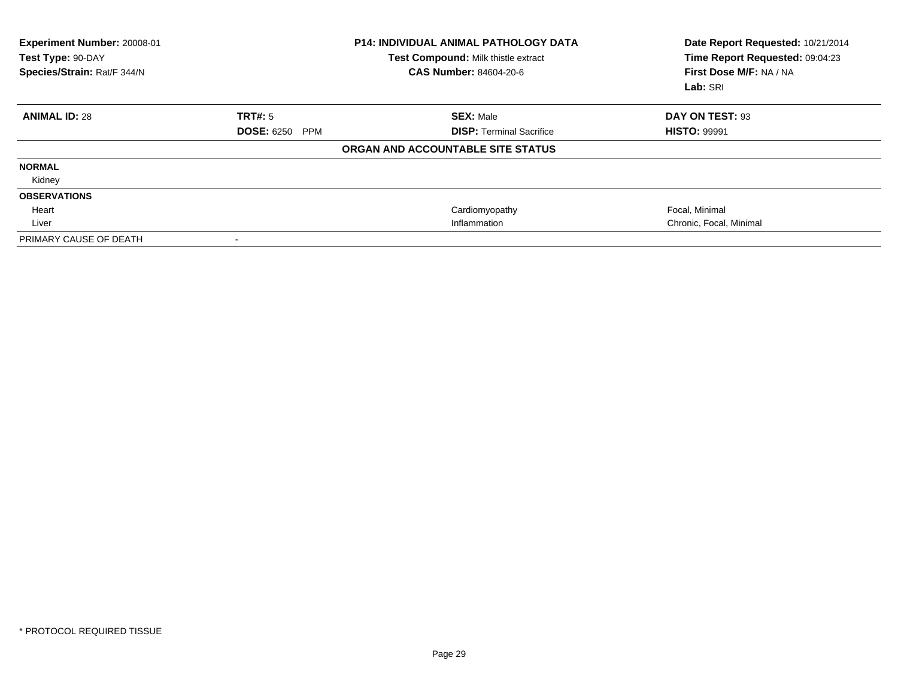**Experiment Number:** 20008-01
**Test Type:** 90-DAY
**Species/Strain:** Rat/F 344/N

**P14: INDIVIDUAL ANIMAL PATHOLOGY DATA**
**Test Compound:** Milk thistle extract
**CAS Number:** 84604-20-6

**Date Report Requested:** 10/21/2014
**Time Report Requested:** 09:04:23
**First Dose M/F:** NA / NA
**Lab:** SRI

| **ANIMAL ID:** 28 | **TRT#:** 5 | **SEX:** Male | **DAY ON TEST:** 93 |
|---|---|---|---|
| | **DOSE:** 6250 PPM | **DISP:** Terminal Sacrifice | **HISTO:** 99991 |

**ORGAN AND ACCOUNTABLE SITE STATUS**

| | | | |
|---|---|---|---|
| **NORMAL** | | | |
| Kidney | | | |
| **OBSERVATIONS** | | | |
| Heart | | Cardiomyopathy | Focal, Minimal |
| Liver | | Inflammation | Chronic, Focal, Minimal |
| PRIMARY CAUSE OF DEATH | - | | |

* PROTOCOL REQUIRED TISSUE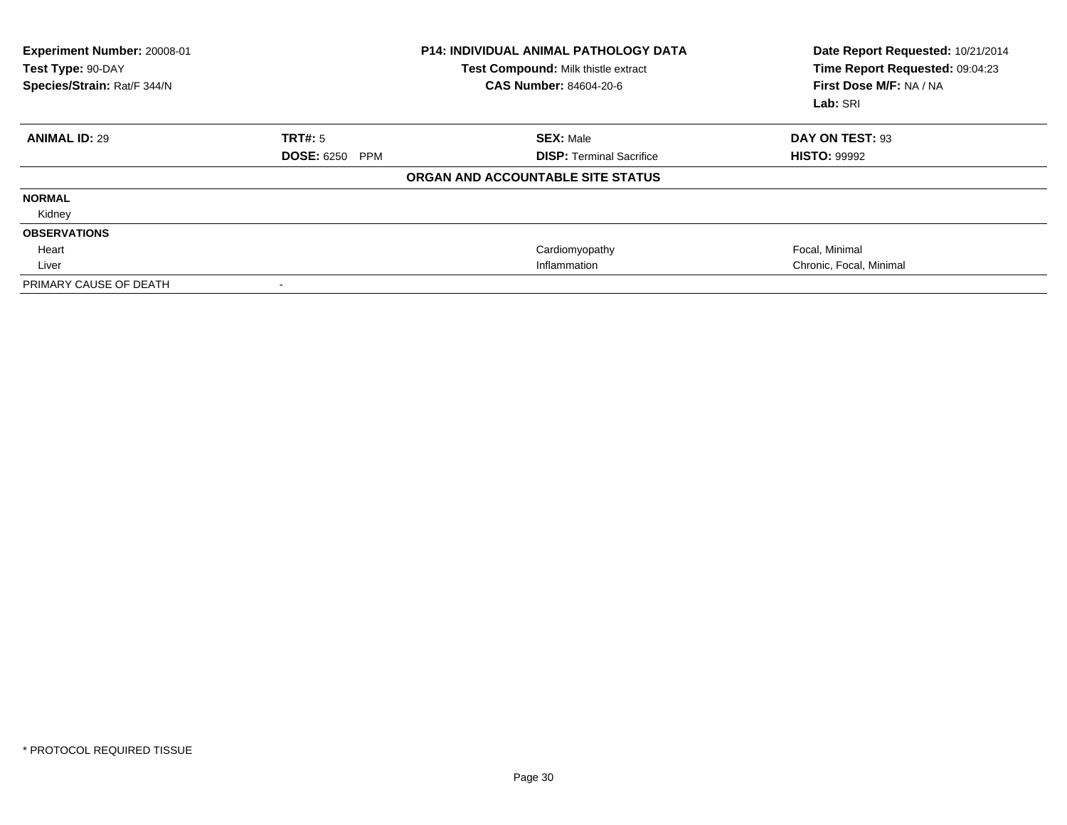**Experiment Number:** 20008-01
**Test Type:** 90-DAY
**Species/Strain:** Rat/F 344/N

**P14: INDIVIDUAL ANIMAL PATHOLOGY DATA**
**Test Compound:** Milk thistle extract
**CAS Number:** 84604-20-6

**Date Report Requested:** 10/21/2014
**Time Report Requested:** 09:04:23
**First Dose M/F:** NA / NA
**Lab:** SRI

| **ANIMAL ID:** 29 | **TRT#:** 5 | **SEX:** Male | **DAY ON TEST:** 93 |
|---|---|---|---|
| | **DOSE:** 6250 PPM | **DISP:** Terminal Sacrifice | **HISTO:** 99992 |

**ORGAN AND ACCOUNTABLE SITE STATUS**

| | | | |
|---|---|---|---|
| **NORMAL** | | | |
| Kidney | | | |
| **OBSERVATIONS** | | | |
| Heart | | Cardiomyopathy | Focal, Minimal |
| Liver | | Inflammation | Chronic, Focal, Minimal |
| PRIMARY CAUSE OF DEATH | - | | |

\* PROTOCOL REQUIRED TISSUE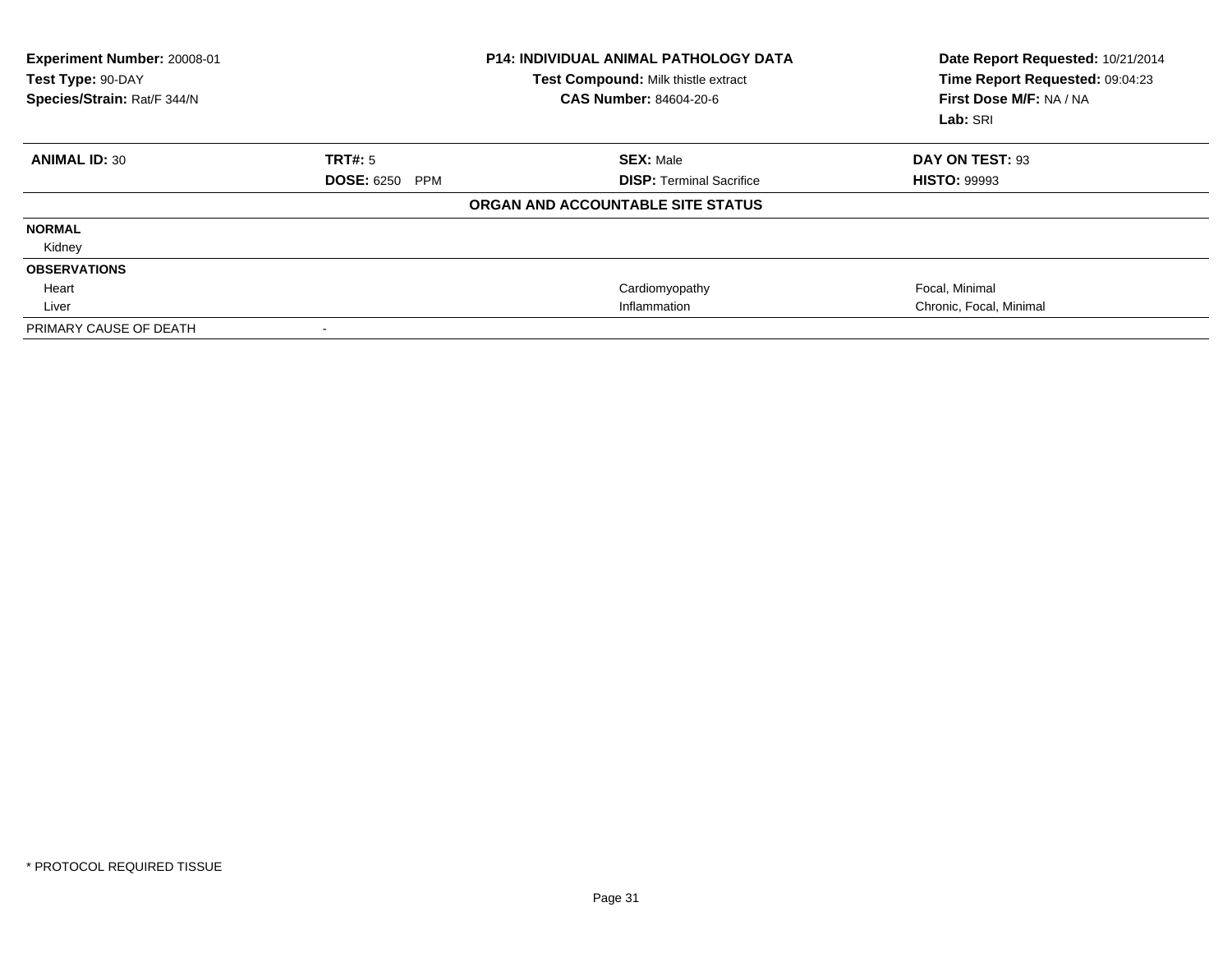| Experiment Number: 20008-01 | P14: INDIVIDUAL ANIMAL PATHOLOGY DATA | Date Report Requested: 10/21/2014 |
|---|---|---|
| Test Type: 90-DAY | Test Compound: Milk thistle extract | Time Report Requested: 09:04:23 |
| Species/Strain: Rat/F 344/N | CAS Number: 84604-20-6 | First Dose M/F: NA / NA |
| | | Lab: SRI |

| ANIMAL ID: 30 | TRT#: 5 | SEX: Male | DAY ON TEST: 93 |
|---|---|---|---|
| | DOSE: 6250 PPM | DISP: Terminal Sacrifice | HISTO: 99993 |

**ORGAN AND ACCOUNTABLE SITE STATUS**

| | | | |
|---|---|---|---|
| **NORMAL** | | | |
| Kidney | | | |
| **OBSERVATIONS** | | | |
| Heart | | Cardiomyopathy | Focal, Minimal |
| Liver | | Inflammation | Chronic, Focal, Minimal |
| PRIMARY CAUSE OF DEATH | - | | |

* PROTOCOL REQUIRED TISSUE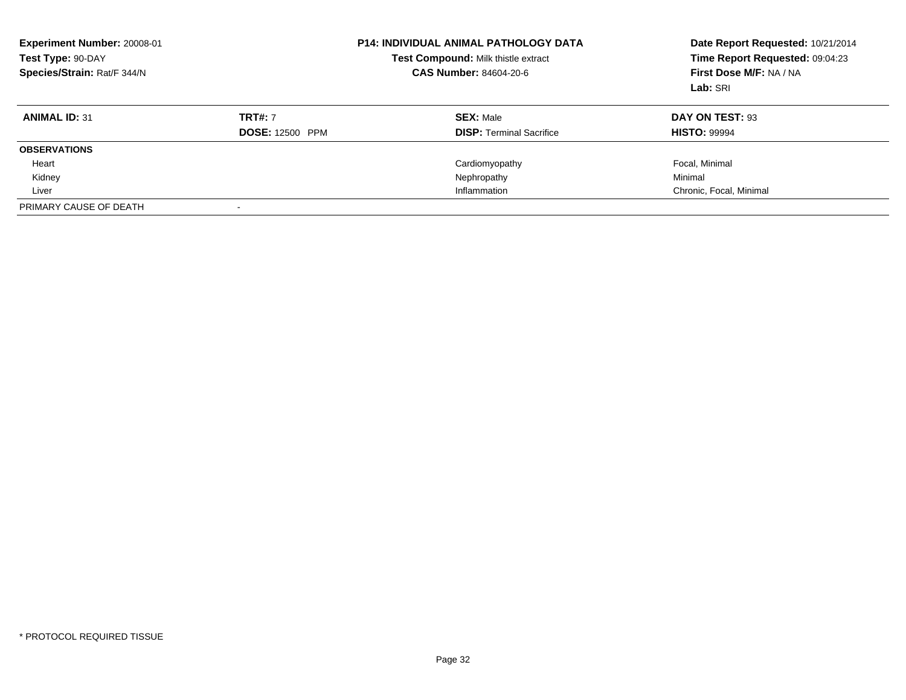**Experiment Number:** 20008-01
**Test Type:** 90-DAY
**Species/Strain:** Rat/F 344/N

**P14: INDIVIDUAL ANIMAL PATHOLOGY DATA**
**Test Compound:** Milk thistle extract
**CAS Number:** 84604-20-6

**Date Report Requested:** 10/21/2014
**Time Report Requested:** 09:04:23
**First Dose M/F:** NA / NA
**Lab:** SRI

| **ANIMAL ID:** 31 | **TRT#:** 7 | **SEX:** Male | **DAY ON TEST:** 93 |
|---|---|---|---|
| | **DOSE:** 12500 PPM | **DISP:** Terminal Sacrifice | **HISTO:** 99994 |
| **OBSERVATIONS** | | | |
| Heart | | Cardiomyopathy | Focal, Minimal |
| Kidney | | Nephropathy | Minimal |
| Liver | | Inflammation | Chronic, Focal, Minimal |
| PRIMARY CAUSE OF DEATH | - | | |

* PROTOCOL REQUIRED TISSUE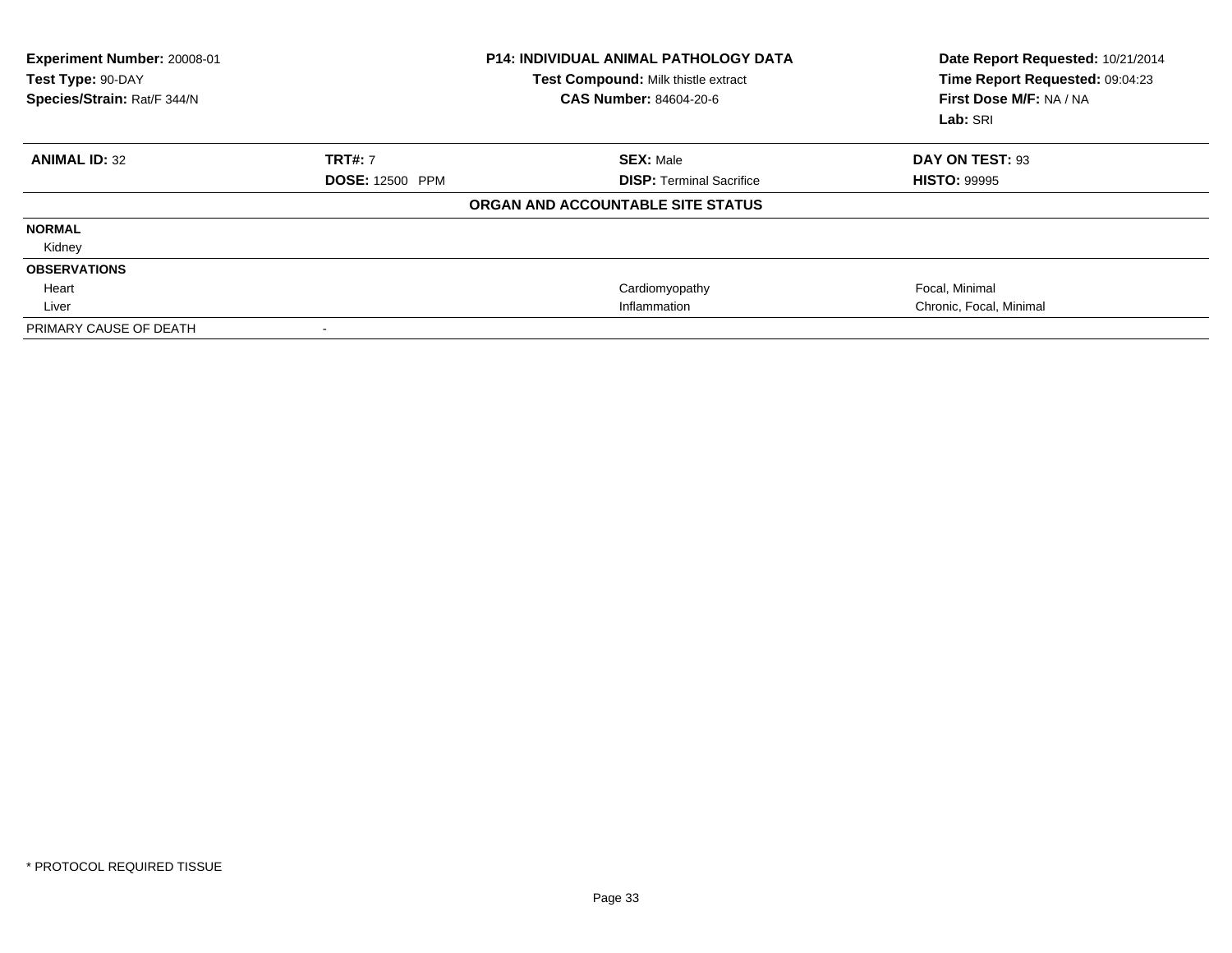**Experiment Number:** 20008-01
**Test Type:** 90-DAY
**Species/Strain:** Rat/F 344/N

**P14: INDIVIDUAL ANIMAL PATHOLOGY DATA**
**Test Compound:** Milk thistle extract
**CAS Number:** 84604-20-6

**Date Report Requested:** 10/21/2014
**Time Report Requested:** 09:04:23
**First Dose M/F:** NA / NA
**Lab:** SRI

| **ANIMAL ID:** 32 | **TRT#:** 7 | **SEX:** Male | **DAY ON TEST:** 93 |
|---|---|---|---|
| | **DOSE:** 12500 PPM | **DISP:** Terminal Sacrifice | **HISTO:** 99995 |

**ORGAN AND ACCOUNTABLE SITE STATUS**

| | | | |
|---|---|---|---|
| **NORMAL** | | | |
| Kidney | | | |
| **OBSERVATIONS** | | | |
| Heart | | Cardiomyopathy | Focal, Minimal |
| Liver | | Inflammation | Chronic, Focal, Minimal |
| PRIMARY CAUSE OF DEATH | - | | |

\* PROTOCOL REQUIRED TISSUE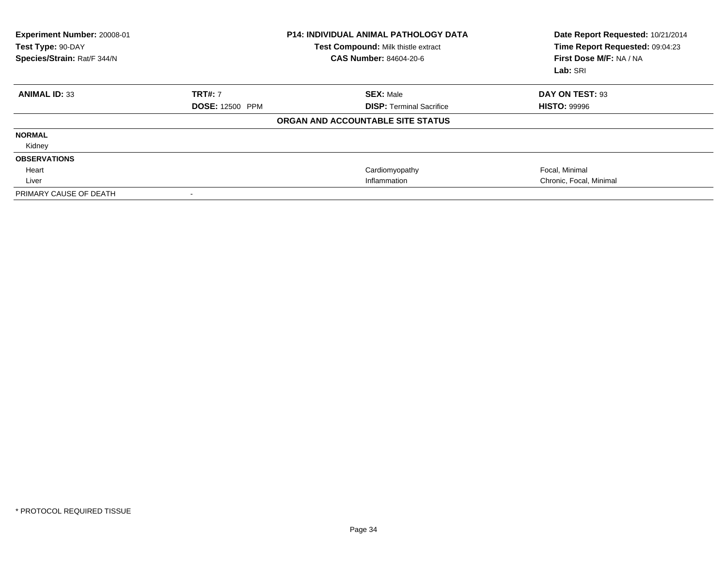**Experiment Number:** 20008-01
**Test Type:** 90-DAY
**Species/Strain:** Rat/F 344/N

**P14: INDIVIDUAL ANIMAL PATHOLOGY DATA**
**Test Compound:** Milk thistle extract
**CAS Number:** 84604-20-6

**Date Report Requested:** 10/21/2014
**Time Report Requested:** 09:04:23
**First Dose M/F:** NA / NA
**Lab:** SRI

| **ANIMAL ID:** 33 | **TRT#:** 7 | **SEX:** Male | **DAY ON TEST:** 93 |
|---|---|---|---|
| | **DOSE:** 12500 PPM | **DISP:** Terminal Sacrifice | **HISTO:** 99996 |

**ORGAN AND ACCOUNTABLE SITE STATUS**

| | | | |
|---|---|---|---|
| **NORMAL** | | | |
| Kidney | | | |
| **OBSERVATIONS** | | | |
| Heart | | Cardiomyopathy | Focal, Minimal |
| Liver | | Inflammation | Chronic, Focal, Minimal |
| PRIMARY CAUSE OF DEATH | - | | |

* PROTOCOL REQUIRED TISSUE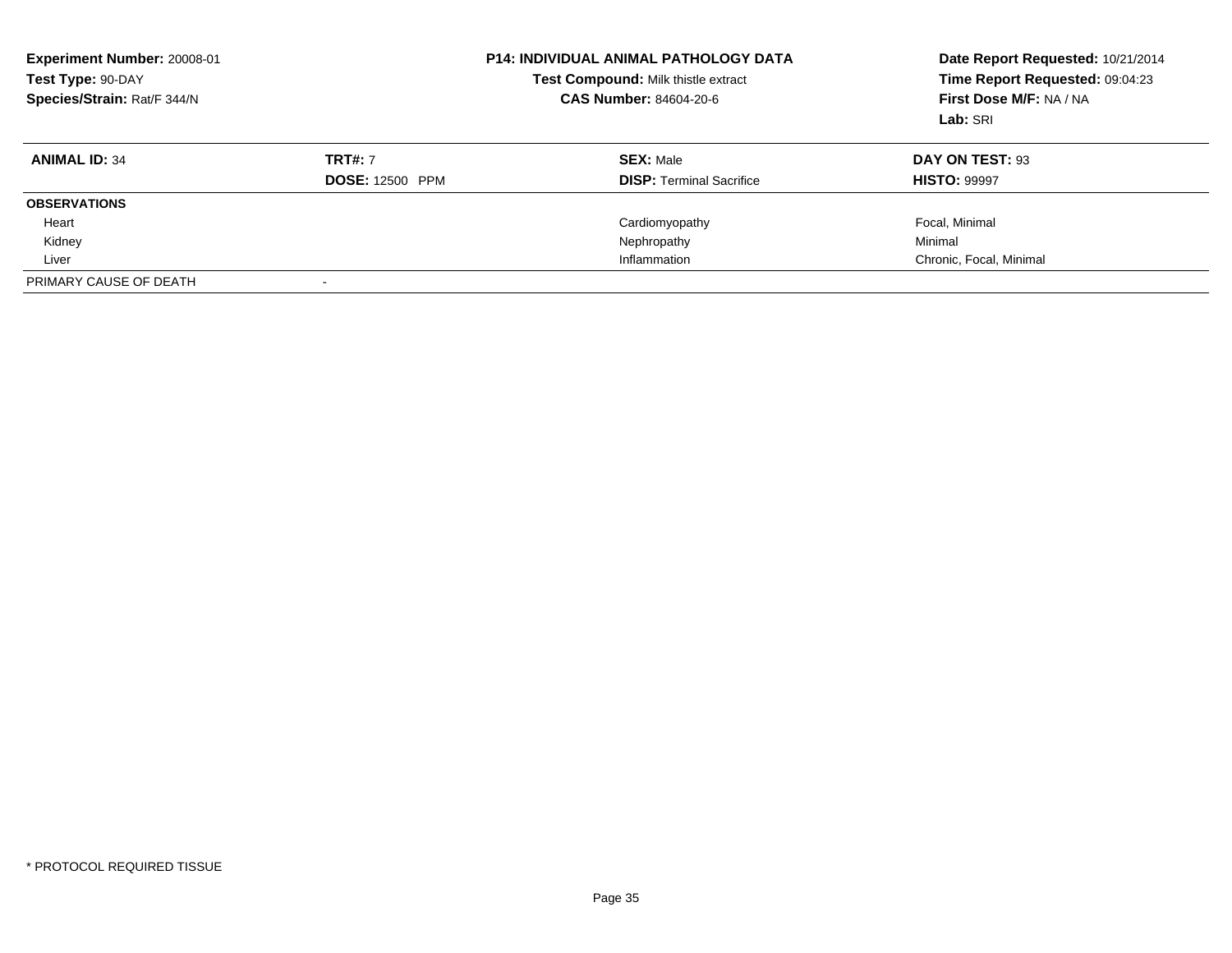**Experiment Number:** 20008-01
**Test Type:** 90-DAY
**Species/Strain:** Rat/F 344/N

**P14: INDIVIDUAL ANIMAL PATHOLOGY DATA**
**Test Compound:** Milk thistle extract
**CAS Number:** 84604-20-6

**Date Report Requested:** 10/21/2014
**Time Report Requested:** 09:04:23
**First Dose M/F:** NA / NA
**Lab:** SRI

| **ANIMAL ID:** 34 | **TRT#:** 7 | **SEX:** Male | **DAY ON TEST:** 93 |
|---|---|---|---|
| | **DOSE:** 12500 PPM | **DISP:** Terminal Sacrifice | **HISTO:** 99997 |
| **OBSERVATIONS** | | | |
| Heart | | Cardiomyopathy | Focal, Minimal |
| Kidney | | Nephropathy | Minimal |
| Liver | | Inflammation | Chronic, Focal, Minimal |
| PRIMARY CAUSE OF DEATH | - | | |

* PROTOCOL REQUIRED TISSUE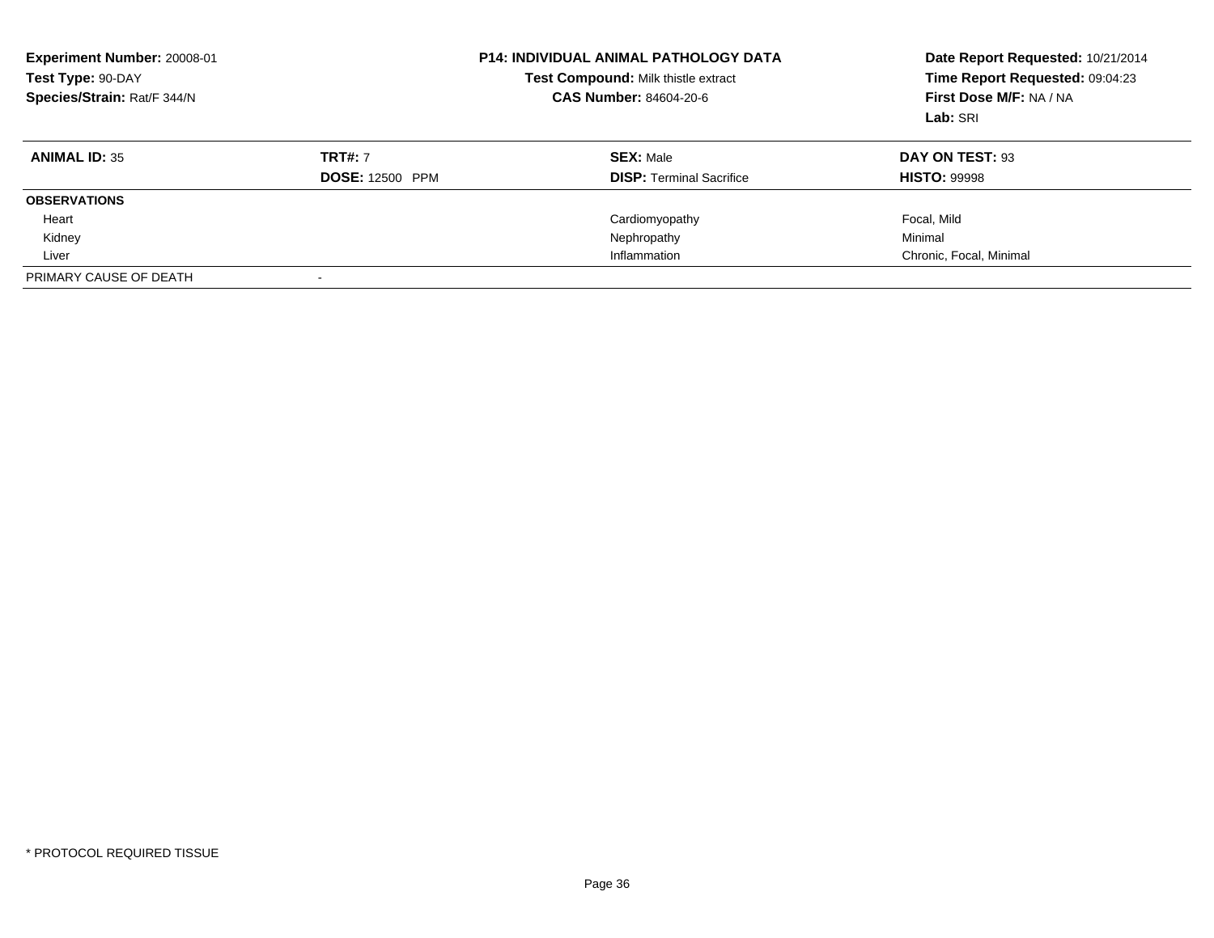**Experiment Number:** 20008-01
**Test Type:** 90-DAY
**Species/Strain:** Rat/F 344/N

**P14: INDIVIDUAL ANIMAL PATHOLOGY DATA**
**Test Compound:** Milk thistle extract
**CAS Number:** 84604-20-6

**Date Report Requested:** 10/21/2014
**Time Report Requested:** 09:04:23
**First Dose M/F:** NA / NA
**Lab:** SRI

| **ANIMAL ID:** 35 | **TRT#:** 7 | **SEX:** Male | **DAY ON TEST:** 93 |
|---|---|---|---|
| | **DOSE:** 12500 PPM | **DISP:** Terminal Sacrifice | **HISTO:** 99998 |
| **OBSERVATIONS** | | | |
| Heart | | Cardiomyopathy | Focal, Mild |
| Kidney | | Nephropathy | Minimal |
| Liver | | Inflammation | Chronic, Focal, Minimal |
| PRIMARY CAUSE OF DEATH | - | | |

* PROTOCOL REQUIRED TISSUE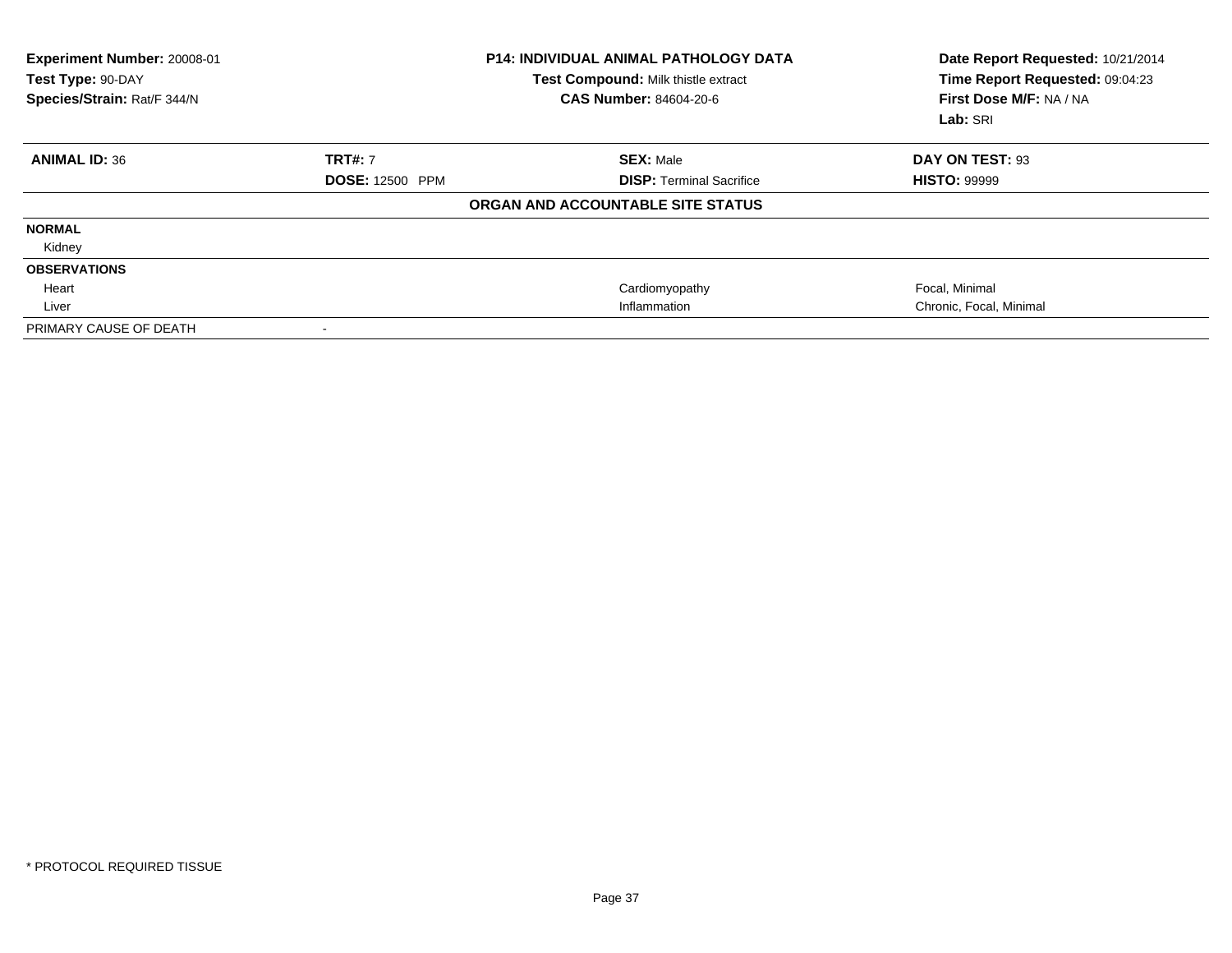**Experiment Number:** 20008-01
**Test Type:** 90-DAY
**Species/Strain:** Rat/F 344/N

**P14: INDIVIDUAL ANIMAL PATHOLOGY DATA**
**Test Compound:** Milk thistle extract
**CAS Number:** 84604-20-6

**Date Report Requested:** 10/21/2014
**Time Report Requested:** 09:04:23
**First Dose M/F:** NA / NA
**Lab:** SRI

| **ANIMAL ID:** 36 | **TRT#:** 7 | **SEX:** Male | **DAY ON TEST:** 93 |
|---|---|---|---|
| | **DOSE:** 12500 PPM | **DISP:** Terminal Sacrifice | **HISTO:** 99999 |

**ORGAN AND ACCOUNTABLE SITE STATUS**

| | | | |
|---|---|---|---|
| **NORMAL** | | | |
| Kidney | | | |
| **OBSERVATIONS** | | | |
| Heart | | Cardiomyopathy | Focal, Minimal |
| Liver | | Inflammation | Chronic, Focal, Minimal |
| PRIMARY CAUSE OF DEATH | - | | |

* PROTOCOL REQUIRED TISSUE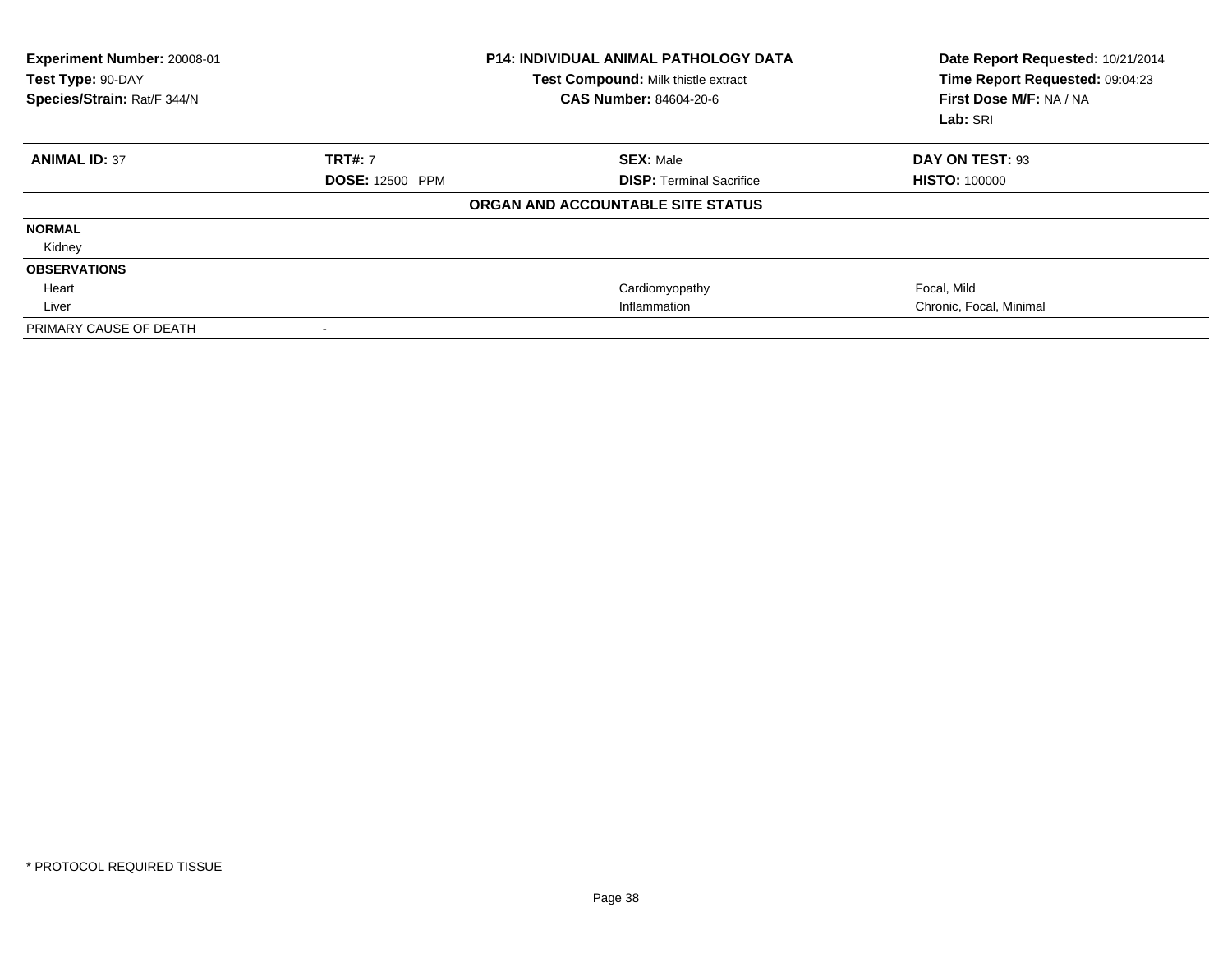| Experiment Number: 20008-01 | P14: INDIVIDUAL ANIMAL PATHOLOGY DATA | Date Report Requested: 10/21/2014 |
|---|---|---|
| Test Type: 90-DAY | Test Compound: Milk thistle extract | Time Report Requested: 09:04:23 |
| Species/Strain: Rat/F 344/N | CAS Number: 84604-20-6 | First Dose M/F: NA / NA |
| | | Lab: SRI |

| **ANIMAL ID:** 37 | **TRT#:** 7 | **SEX:** Male | **DAY ON TEST:** 93 |
|---|---|---|---|
| | **DOSE:** 12500 PPM | **DISP:** Terminal Sacrifice | **HISTO:** 100000 |

**ORGAN AND ACCOUNTABLE SITE STATUS**

| | | | |
|---|---|---|---|
| **NORMAL** | | | |
| Kidney | | | |
| **OBSERVATIONS** | | | |
| Heart | | Cardiomyopathy | Focal, Mild |
| Liver | | Inflammation | Chronic, Focal, Minimal |
| PRIMARY CAUSE OF DEATH | - | | |

* PROTOCOL REQUIRED TISSUE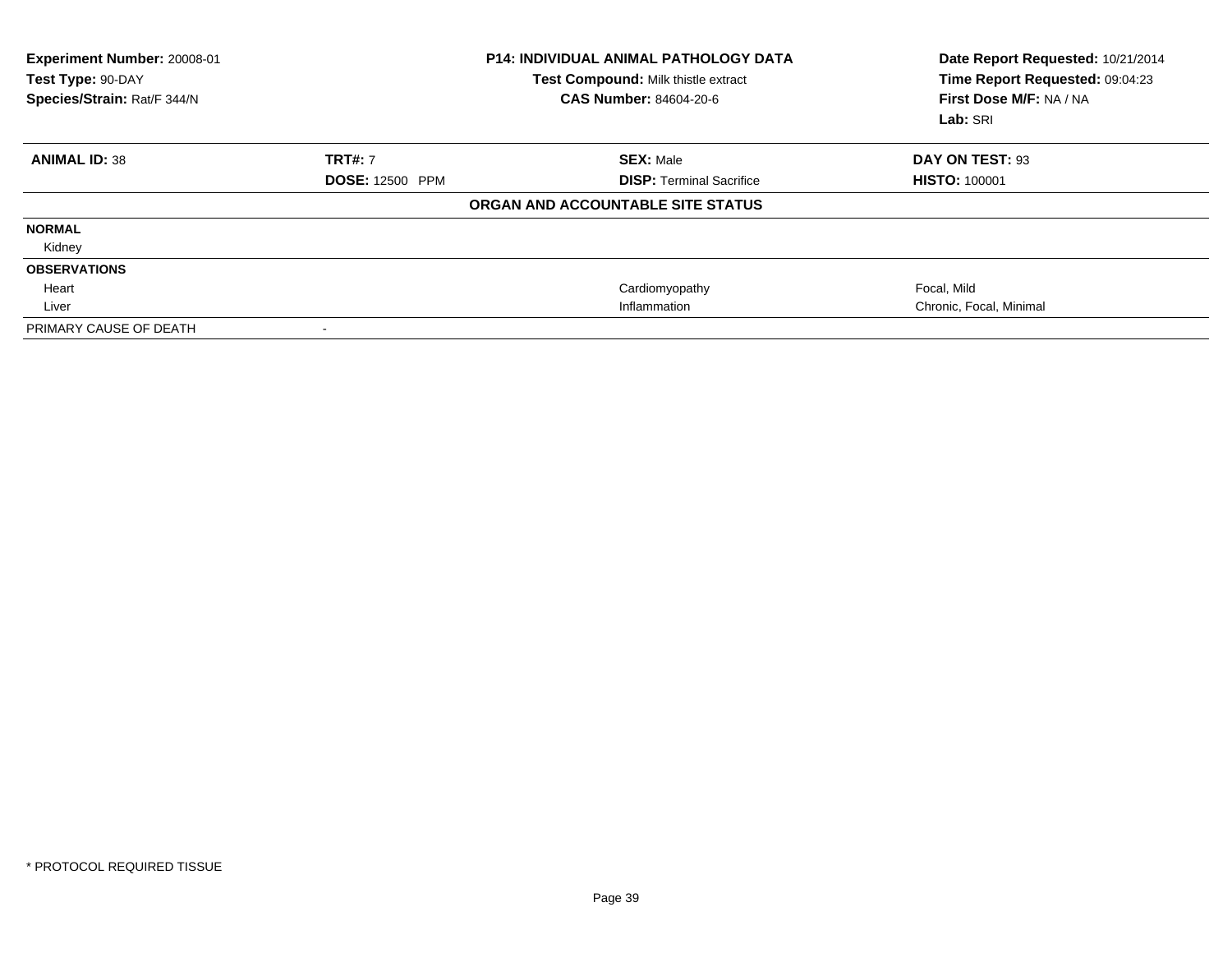**Experiment Number:** 20008-01
**Test Type:** 90-DAY
**Species/Strain:** Rat/F 344/N

**P14: INDIVIDUAL ANIMAL PATHOLOGY DATA**
**Test Compound:** Milk thistle extract
**CAS Number:** 84604-20-6

**Date Report Requested:** 10/21/2014
**Time Report Requested:** 09:04:23
**First Dose M/F:** NA / NA
**Lab:** SRI

| **ANIMAL ID:** 38 | **TRT#:** 7 | **SEX:** Male | **DAY ON TEST:** 93 |
|---|---|---|---|
| | **DOSE:** 12500 PPM | **DISP:** Terminal Sacrifice | **HISTO:** 100001 |

**ORGAN AND ACCOUNTABLE SITE STATUS**

| | | | |
|---|---|---|---|
| **NORMAL** | | | |
| Kidney | | | |
| **OBSERVATIONS** | | | |
| Heart | | Cardiomyopathy | Focal, Mild |
| Liver | | Inflammation | Chronic, Focal, Minimal |
| PRIMARY CAUSE OF DEATH | - | | |

* PROTOCOL REQUIRED TISSUE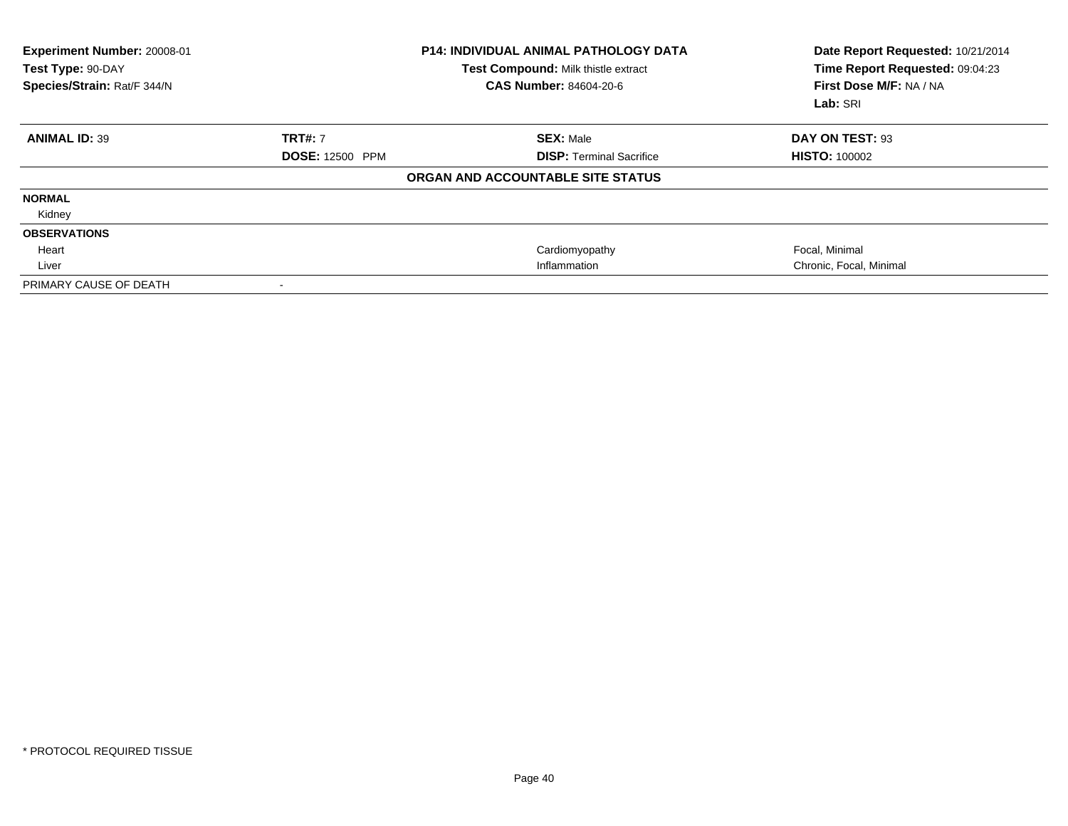| Experiment Number: 20008-01 | P14: INDIVIDUAL ANIMAL PATHOLOGY DATA | Date Report Requested: 10/21/2014 |
|---|---|---|
| Test Type: 90-DAY | Test Compound: Milk thistle extract | Time Report Requested: 09:04:23 |
| Species/Strain: Rat/F 344/N | CAS Number: 84604-20-6 | First Dose M/F: NA / NA |
| | | Lab: SRI |

| **ANIMAL ID:** 39 | **TRT#:** 7 | **SEX:** Male | **DAY ON TEST:** 93 |
|---|---|---|---|
| | **DOSE:** 12500 PPM | **DISP:** Terminal Sacrifice | **HISTO:** 100002 |

**ORGAN AND ACCOUNTABLE SITE STATUS**

| | | | |
|---|---|---|---|
| **NORMAL** | | | |
| Kidney | | | |
| **OBSERVATIONS** | | | |
| Heart | | Cardiomyopathy | Focal, Minimal |
| Liver | | Inflammation | Chronic, Focal, Minimal |
| PRIMARY CAUSE OF DEATH | - | | |

\* PROTOCOL REQUIRED TISSUE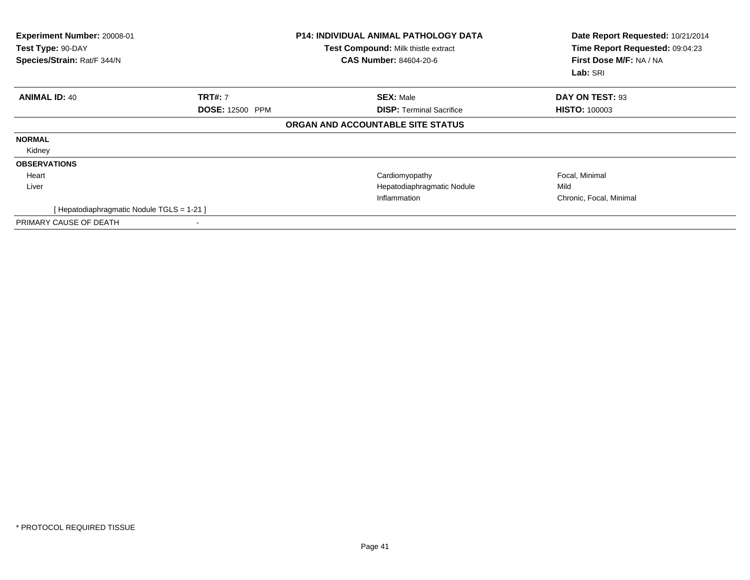**Experiment Number:** 20008-01
**Test Type:** 90-DAY
**Species/Strain:** Rat/F 344/N

**P14: INDIVIDUAL ANIMAL PATHOLOGY DATA**
**Test Compound:** Milk thistle extract
**CAS Number:** 84604-20-6

**Date Report Requested:** 10/21/2014
**Time Report Requested:** 09:04:23
**First Dose M/F:** NA / NA
**Lab:** SRI

| **ANIMAL ID:** 40 | **TRT#:** 7 | **SEX:** Male | **DAY ON TEST:** 93 |
|---|---|---|---|
| | **DOSE:** 12500 PPM | **DISP:** Terminal Sacrifice | **HISTO:** 100003 |

**ORGAN AND ACCOUNTABLE SITE STATUS**

| | | | |
|---|---|---|---|
| **NORMAL** | | | |
| Kidney | | | |
| **OBSERVATIONS** | | | |
| Heart | | Cardiomyopathy | Focal, Minimal |
| Liver | | Hepatodiaphragmatic Nodule | Mild |
| | | Inflammation | Chronic, Focal, Minimal |
| [ Hepatodiaphragmatic Nodule TGLS = 1-21 ] | | | |
| PRIMARY CAUSE OF DEATH | - | | |

* PROTOCOL REQUIRED TISSUE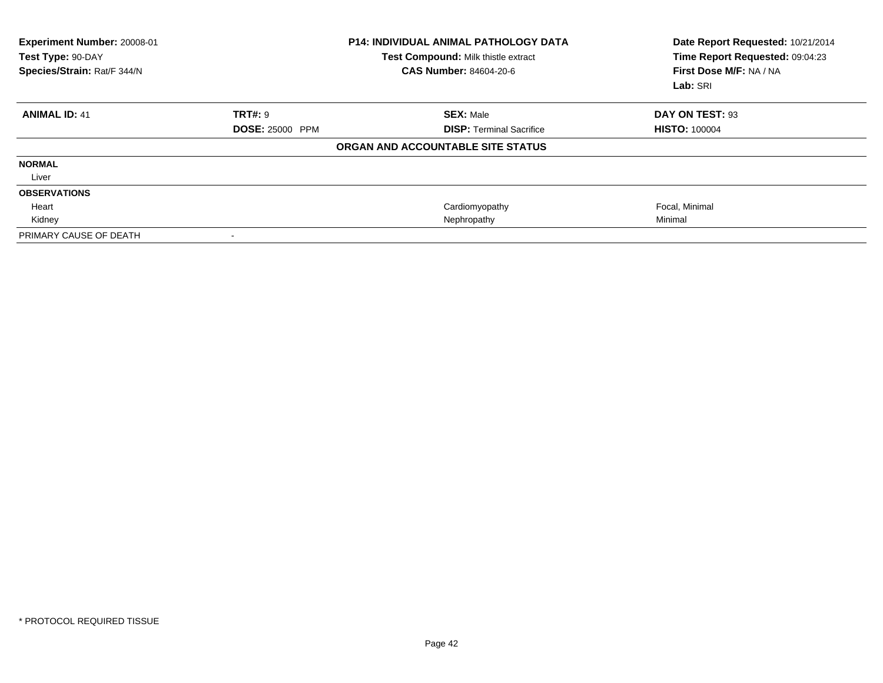**Experiment Number:** 20008-01
**Test Type:** 90-DAY
**Species/Strain:** Rat/F 344/N

**P14: INDIVIDUAL ANIMAL PATHOLOGY DATA**
**Test Compound:** Milk thistle extract
**CAS Number:** 84604-20-6

**Date Report Requested:** 10/21/2014
**Time Report Requested:** 09:04:23
**First Dose M/F:** NA / NA
**Lab:** SRI

| **ANIMAL ID:** 41 | **TRT#:** 9 | **SEX:** Male | **DAY ON TEST:** 93 |
|---|---|---|---|
| | **DOSE:** 25000 PPM | **DISP:** Terminal Sacrifice | **HISTO:** 100004 |

**ORGAN AND ACCOUNTABLE SITE STATUS**

| | | | |
|---|---|---|---|
| **NORMAL** | | | |
| Liver | | | |
| **OBSERVATIONS** | | | |
| Heart | | Cardiomyopathy | Focal, Minimal |
| Kidney | | Nephropathy | Minimal |
| PRIMARY CAUSE OF DEATH | - | | |

\* PROTOCOL REQUIRED TISSUE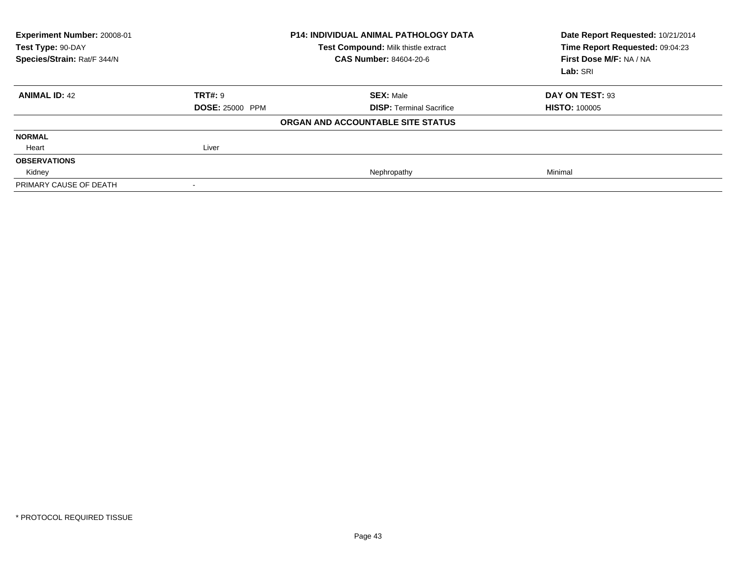| **Experiment Number:** 20008-01 | **P14: INDIVIDUAL ANIMAL PATHOLOGY DATA** | **Date Report Requested:** 10/21/2014 |
|---|---|---|
| **Test Type:** 90-DAY | **Test Compound:** Milk thistle extract | **Time Report Requested:** 09:04:23 |
| **Species/Strain:** Rat/F 344/N | **CAS Number:** 84604-20-6 | **First Dose M/F:** NA / NA |
| | | **Lab:** SRI |

| **ANIMAL ID:** 42 | **TRT#:** 9 | **SEX:** Male | **DAY ON TEST:** 93 |
|---|---|---|---|
| | **DOSE:** 25000 PPM | **DISP:** Terminal Sacrifice | **HISTO:** 100005 |
| | | **ORGAN AND ACCOUNTABLE SITE STATUS** | |
| **NORMAL** | | | |
| Heart | Liver | | |
| **OBSERVATIONS** | | | |
| Kidney | | Nephropathy | Minimal |
| PRIMARY CAUSE OF DEATH | - | | |

* PROTOCOL REQUIRED TISSUE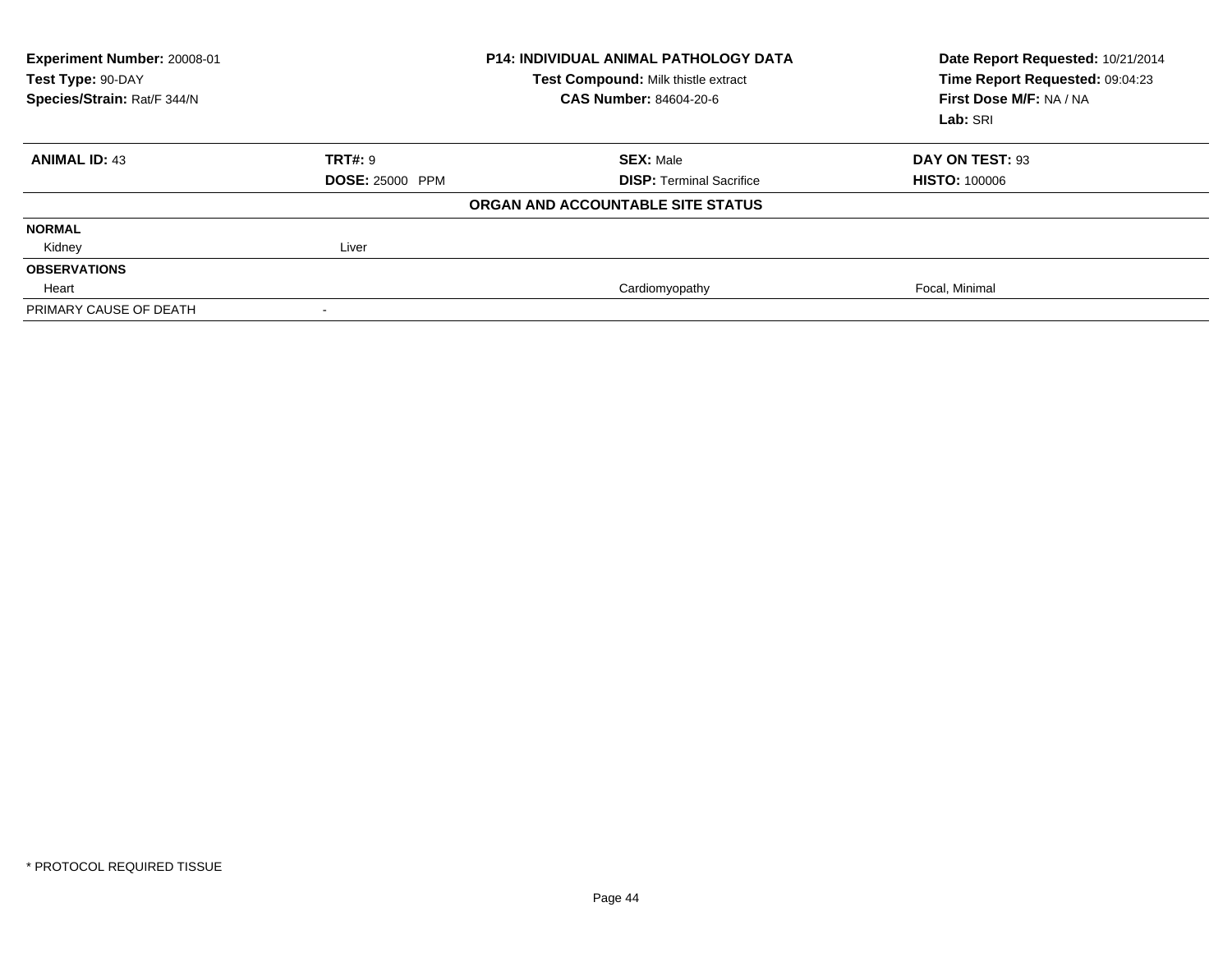| Experiment Number: 20008-01 | P14: INDIVIDUAL ANIMAL PATHOLOGY DATA | Date Report Requested: 10/21/2014 |
|---|---|---|
| Test Type: 90-DAY | Test Compound: Milk thistle extract | Time Report Requested: 09:04:23 |
| Species/Strain: Rat/F 344/N | CAS Number: 84604-20-6 | First Dose M/F: NA / NA |
| | | Lab: SRI |

| ANIMAL ID: 43 | TRT#: 9 | SEX: Male | DAY ON TEST: 93 |
|---|---|---|---|
| | DOSE: 25000 PPM | DISP: Terminal Sacrifice | HISTO: 100006 |

**ORGAN AND ACCOUNTABLE SITE STATUS**

| | | | |
|---|---|---|---|
| **NORMAL** | | | |
| Kidney | Liver | | |
| **OBSERVATIONS** | | | |
| Heart | | Cardiomyopathy | Focal, Minimal |
| PRIMARY CAUSE OF DEATH | - | | |

\* PROTOCOL REQUIRED TISSUE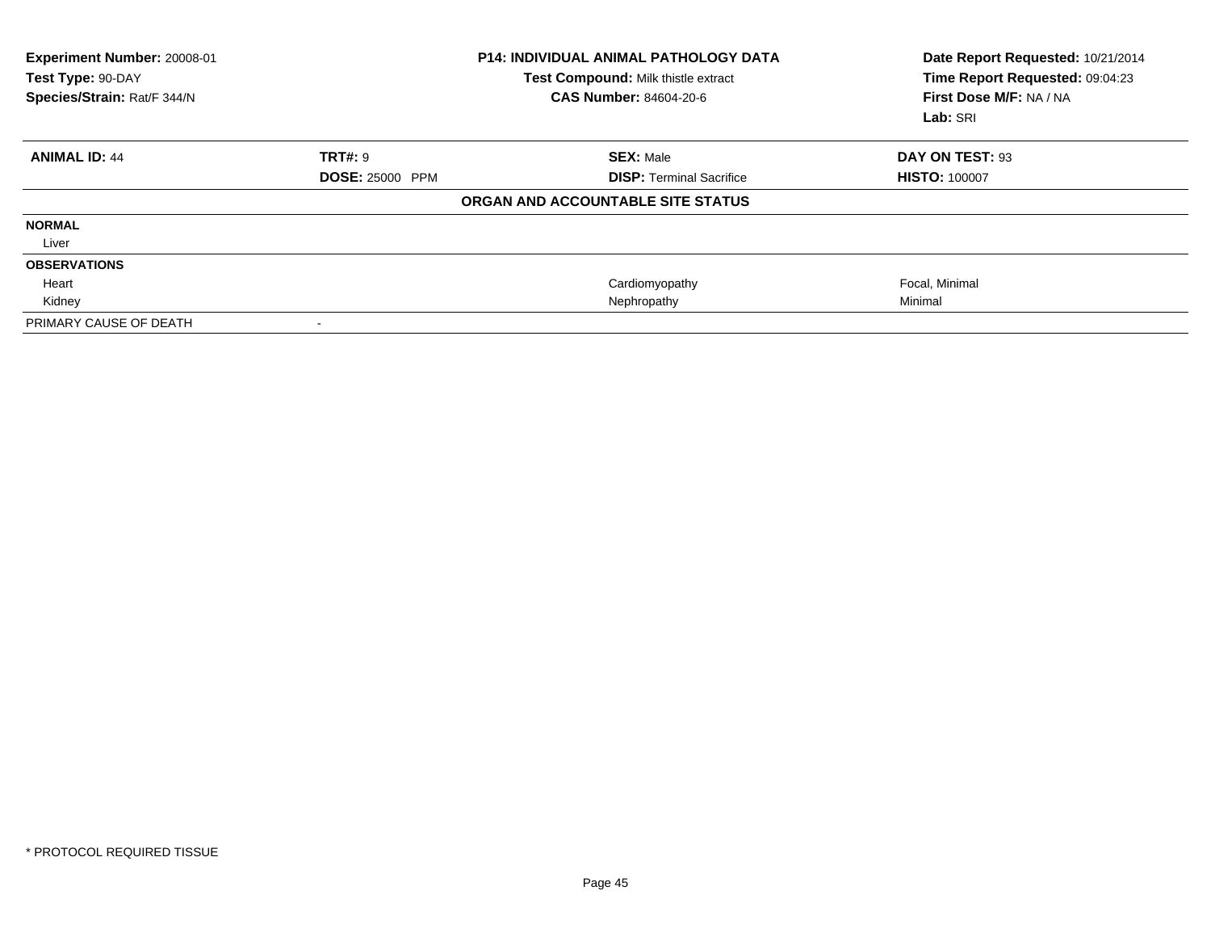**Experiment Number:** 20008-01
**Test Type:** 90-DAY
**Species/Strain:** Rat/F 344/N

**P14: INDIVIDUAL ANIMAL PATHOLOGY DATA**
**Test Compound:** Milk thistle extract
**CAS Number:** 84604-20-6

**Date Report Requested:** 10/21/2014
**Time Report Requested:** 09:04:23
**First Dose M/F:** NA / NA
**Lab:** SRI

| **ANIMAL ID:** 44 | **TRT#:** 9 | **SEX:** Male | **DAY ON TEST:** 93 |
|---|---|---|---|
| | **DOSE:** 25000 PPM | **DISP:** Terminal Sacrifice | **HISTO:** 100007 |

**ORGAN AND ACCOUNTABLE SITE STATUS**

| | | | |
|---|---|---|---|
| **NORMAL** | | | |
| Liver | | | |
| **OBSERVATIONS** | | | |
| Heart | | Cardiomyopathy | Focal, Minimal |
| Kidney | | Nephropathy | Minimal |
| PRIMARY CAUSE OF DEATH | - | | |

* PROTOCOL REQUIRED TISSUE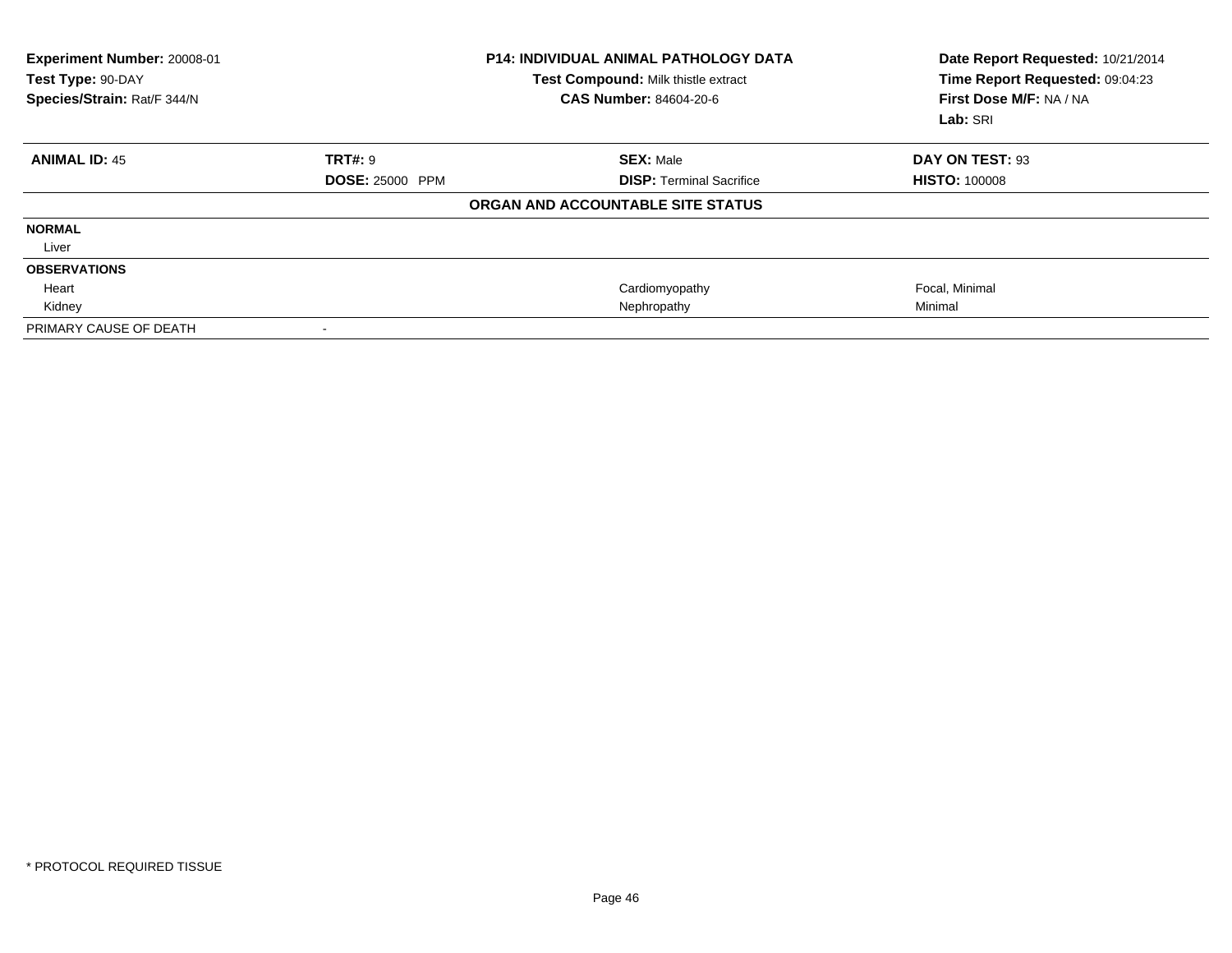**Experiment Number:** 20008-01
**Test Type:** 90-DAY
**Species/Strain:** Rat/F 344/N

**P14: INDIVIDUAL ANIMAL PATHOLOGY DATA**
**Test Compound:** Milk thistle extract
**CAS Number:** 84604-20-6

**Date Report Requested:** 10/21/2014
**Time Report Requested:** 09:04:23
**First Dose M/F:** NA / NA
**Lab:** SRI

| **ANIMAL ID:** 45 | **TRT#:** 9 | **SEX:** Male | **DAY ON TEST:** 93 |
|---|---|---|---|
| | **DOSE:** 25000 PPM | **DISP:** Terminal Sacrifice | **HISTO:** 100008 |

**ORGAN AND ACCOUNTABLE SITE STATUS**

| | | | |
|---|---|---|---|
| **NORMAL** | | | |
| Liver | | | |
| **OBSERVATIONS** | | | |
| Heart | | Cardiomyopathy | Focal, Minimal |
| Kidney | | Nephropathy | Minimal |
| PRIMARY CAUSE OF DEATH | - | | |

* PROTOCOL REQUIRED TISSUE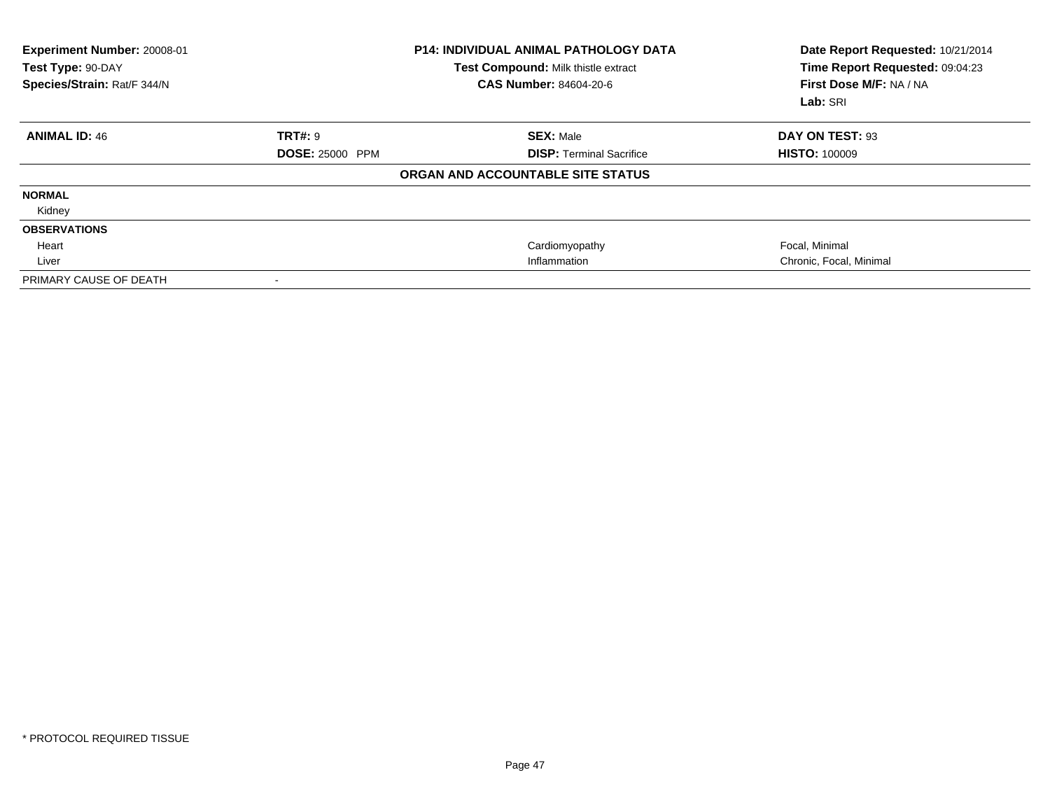**Experiment Number:** 20008-01
**Test Type:** 90-DAY
**Species/Strain:** Rat/F 344/N

**P14: INDIVIDUAL ANIMAL PATHOLOGY DATA**
**Test Compound:** Milk thistle extract
**CAS Number:** 84604-20-6

**Date Report Requested:** 10/21/2014
**Time Report Requested:** 09:04:23
**First Dose M/F:** NA / NA
**Lab:** SRI

| **ANIMAL ID:** 46 | **TRT#:** 9 | **SEX:** Male | **DAY ON TEST:** 93 |
|---|---|---|---|
| | **DOSE:** 25000 PPM | **DISP:** Terminal Sacrifice | **HISTO:** 100009 |

**ORGAN AND ACCOUNTABLE SITE STATUS**

| | | | |
|---|---|---|---|
| **NORMAL** | | | |
| Kidney | | | |
| **OBSERVATIONS** | | | |
| Heart | | Cardiomyopathy | Focal, Minimal |
| Liver | | Inflammation | Chronic, Focal, Minimal |
| PRIMARY CAUSE OF DEATH | - | | |

\* PROTOCOL REQUIRED TISSUE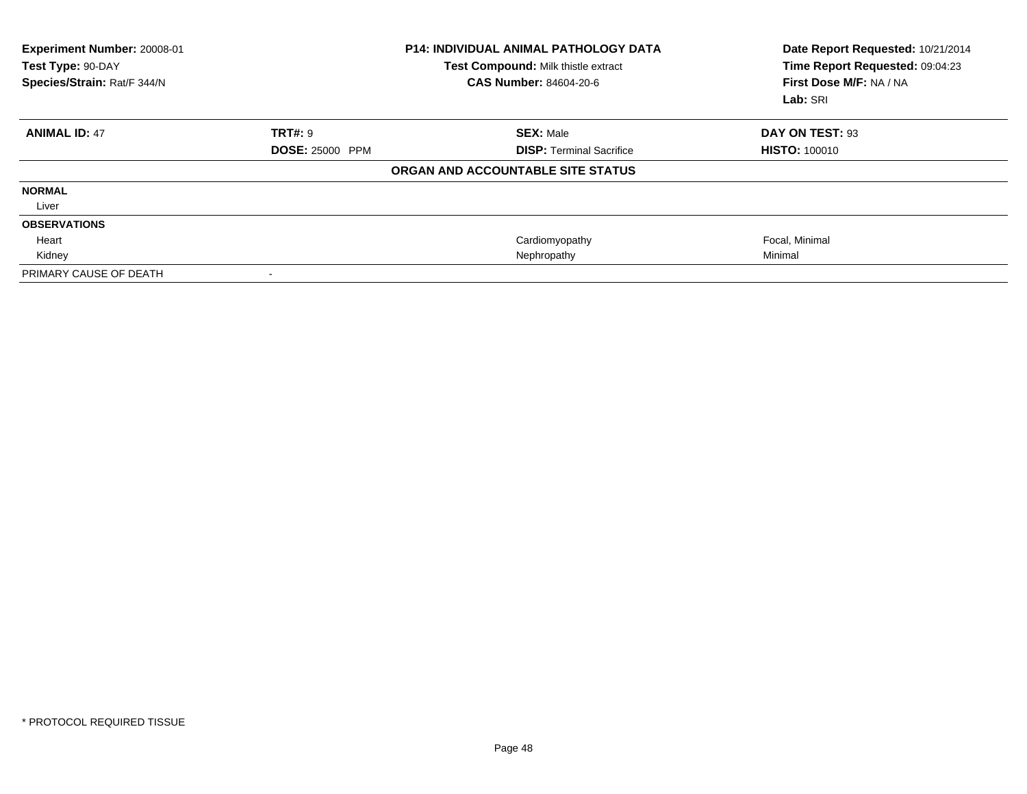| **Experiment Number:** 20008-01 | **P14: INDIVIDUAL ANIMAL PATHOLOGY DATA** | **Date Report Requested:** 10/21/2014 |
|---|---|---|
| **Test Type:** 90-DAY | **Test Compound:** Milk thistle extract | **Time Report Requested:** 09:04:23 |
| **Species/Strain:** Rat/F 344/N | **CAS Number:** 84604-20-6 | **First Dose M/F:** NA / NA |
| | | **Lab:** SRI |

| **ANIMAL ID:** 47 | **TRT#:** 9 | **SEX:** Male | **DAY ON TEST:** 93 |
|---|---|---|---|
| | **DOSE:** 25000 PPM | **DISP:** Terminal Sacrifice | **HISTO:** 100010 |

**ORGAN AND ACCOUNTABLE SITE STATUS**

| | | | |
|---|---|---|---|
| **NORMAL** | | | |
| Liver | | | |
| **OBSERVATIONS** | | | |
| Heart | | Cardiomyopathy | Focal, Minimal |
| Kidney | | Nephropathy | Minimal |
| PRIMARY CAUSE OF DEATH | - | | |

* PROTOCOL REQUIRED TISSUE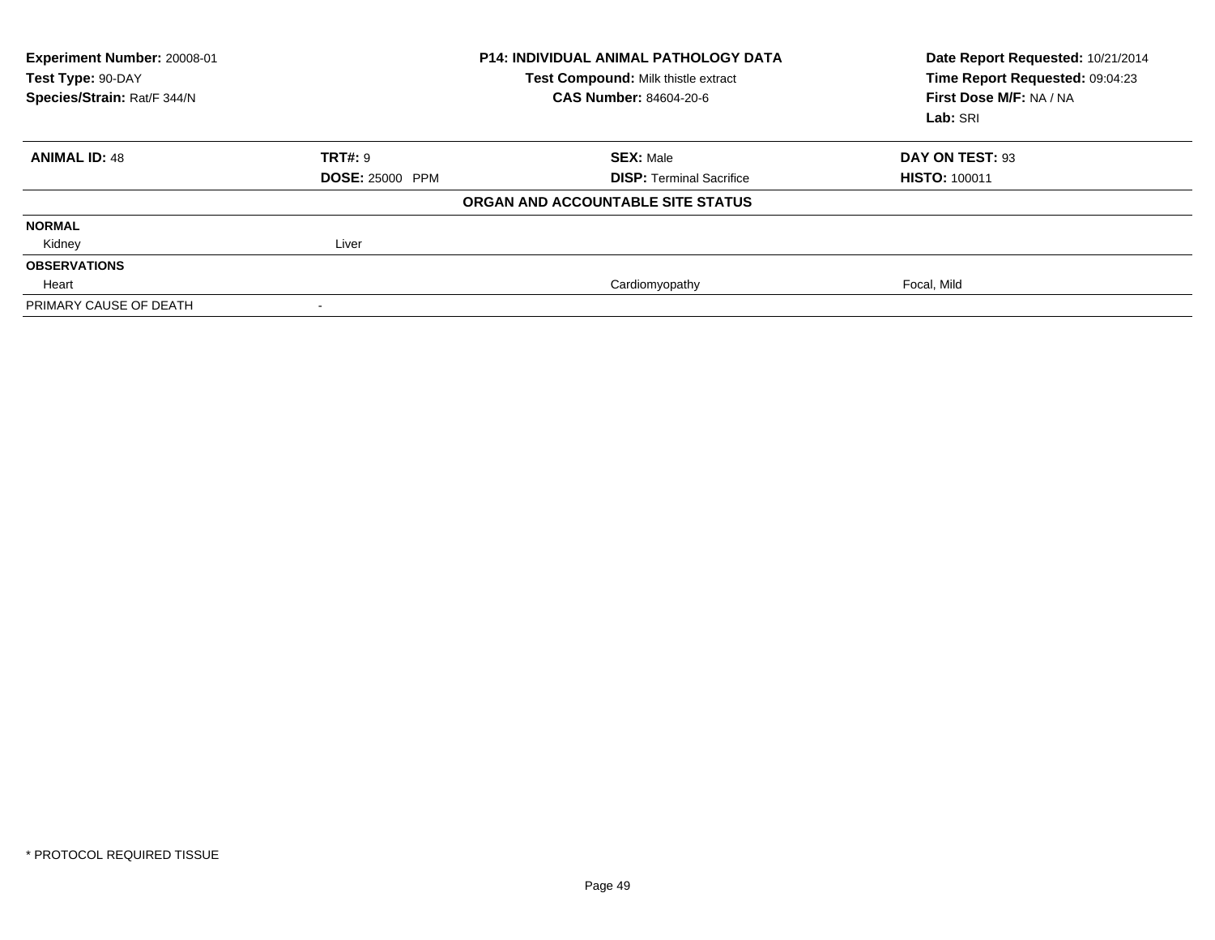**Experiment Number:** 20008-01
**Test Type:** 90-DAY
**Species/Strain:** Rat/F 344/N

**P14: INDIVIDUAL ANIMAL PATHOLOGY DATA**
**Test Compound:** Milk thistle extract
**CAS Number:** 84604-20-6

**Date Report Requested:** 10/21/2014
**Time Report Requested:** 09:04:23
**First Dose M/F:** NA / NA
**Lab:** SRI

| **ANIMAL ID:** 48 | **TRT#:** 9 | **SEX:** Male | **DAY ON TEST:** 93 |
|---|---|---|---|
| | **DOSE:** 25000 PPM | **DISP:** Terminal Sacrifice | **HISTO:** 100011 |

**ORGAN AND ACCOUNTABLE SITE STATUS**

| | | | |
|---|---|---|---|
| **NORMAL** | | | |
| Kidney | Liver | | |
| **OBSERVATIONS** | | | |
| Heart | | Cardiomyopathy | Focal, Mild |
| PRIMARY CAUSE OF DEATH | - | | |

* PROTOCOL REQUIRED TISSUE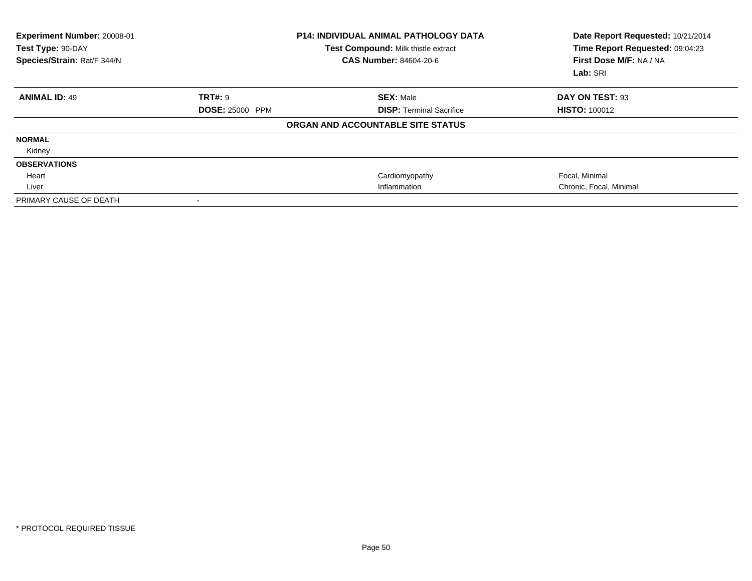**Experiment Number:** 20008-01
**Test Type:** 90-DAY
**Species/Strain:** Rat/F 344/N

**P14: INDIVIDUAL ANIMAL PATHOLOGY DATA**
**Test Compound:** Milk thistle extract
**CAS Number:** 84604-20-6

**Date Report Requested:** 10/21/2014
**Time Report Requested:** 09:04:23
**First Dose M/F:** NA / NA
**Lab:** SRI

| **ANIMAL ID:** 49 | **TRT#:** 9 | **SEX:** Male | **DAY ON TEST:** 93 |
|---|---|---|---|
| | **DOSE:** 25000 PPM | **DISP:** Terminal Sacrifice | **HISTO:** 100012 |

**ORGAN AND ACCOUNTABLE SITE STATUS**

| | | | |
|---|---|---|---|
| **NORMAL** | | | |
| Kidney | | | |
| **OBSERVATIONS** | | | |
| Heart | | Cardiomyopathy | Focal, Minimal |
| Liver | | Inflammation | Chronic, Focal, Minimal |
| PRIMARY CAUSE OF DEATH | - | | |

* PROTOCOL REQUIRED TISSUE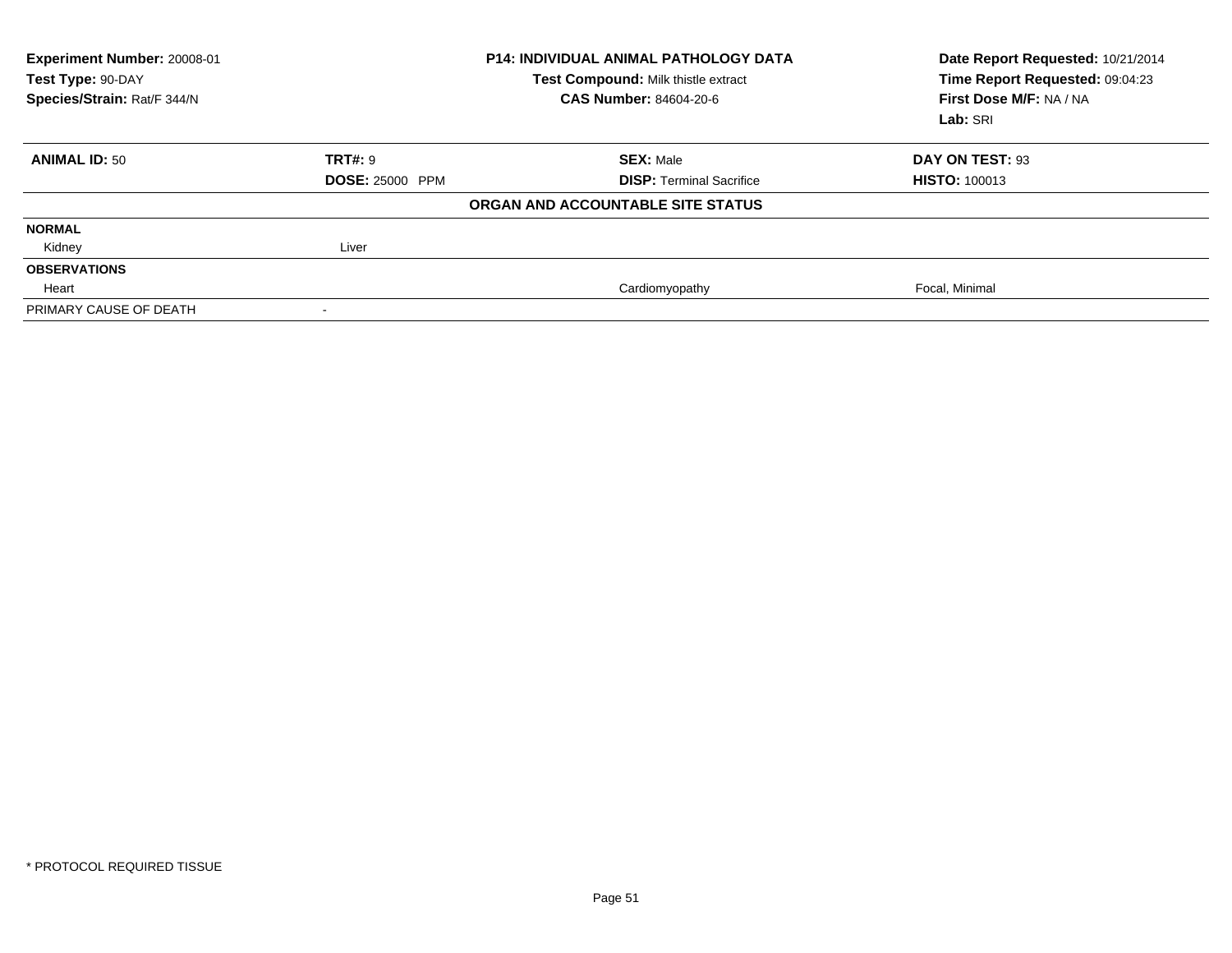| **Experiment Number:** 20008-01 | **P14: INDIVIDUAL ANIMAL PATHOLOGY DATA** | **Date Report Requested:** 10/21/2014 |
|---|---|---|
| **Test Type:** 90-DAY | **Test Compound:** Milk thistle extract | **Time Report Requested:** 09:04:23 |
| **Species/Strain:** Rat/F 344/N | **CAS Number:** 84604-20-6 | **First Dose M/F:** NA / NA |
| | | **Lab:** SRI |

| **ANIMAL ID:** 50 | **TRT#:** 9 | **SEX:** Male | **DAY ON TEST:** 93 |
|---|---|---|---|
| | **DOSE:** 25000 PPM | **DISP:** Terminal Sacrifice | **HISTO:** 100013 |

**ORGAN AND ACCOUNTABLE SITE STATUS**

| | | | |
|---|---|---|---|
| **NORMAL** | | | |
| Kidney | Liver | | |
| **OBSERVATIONS** | | | |
| Heart | | Cardiomyopathy | Focal, Minimal |
| PRIMARY CAUSE OF DEATH | - | | |

* PROTOCOL REQUIRED TISSUE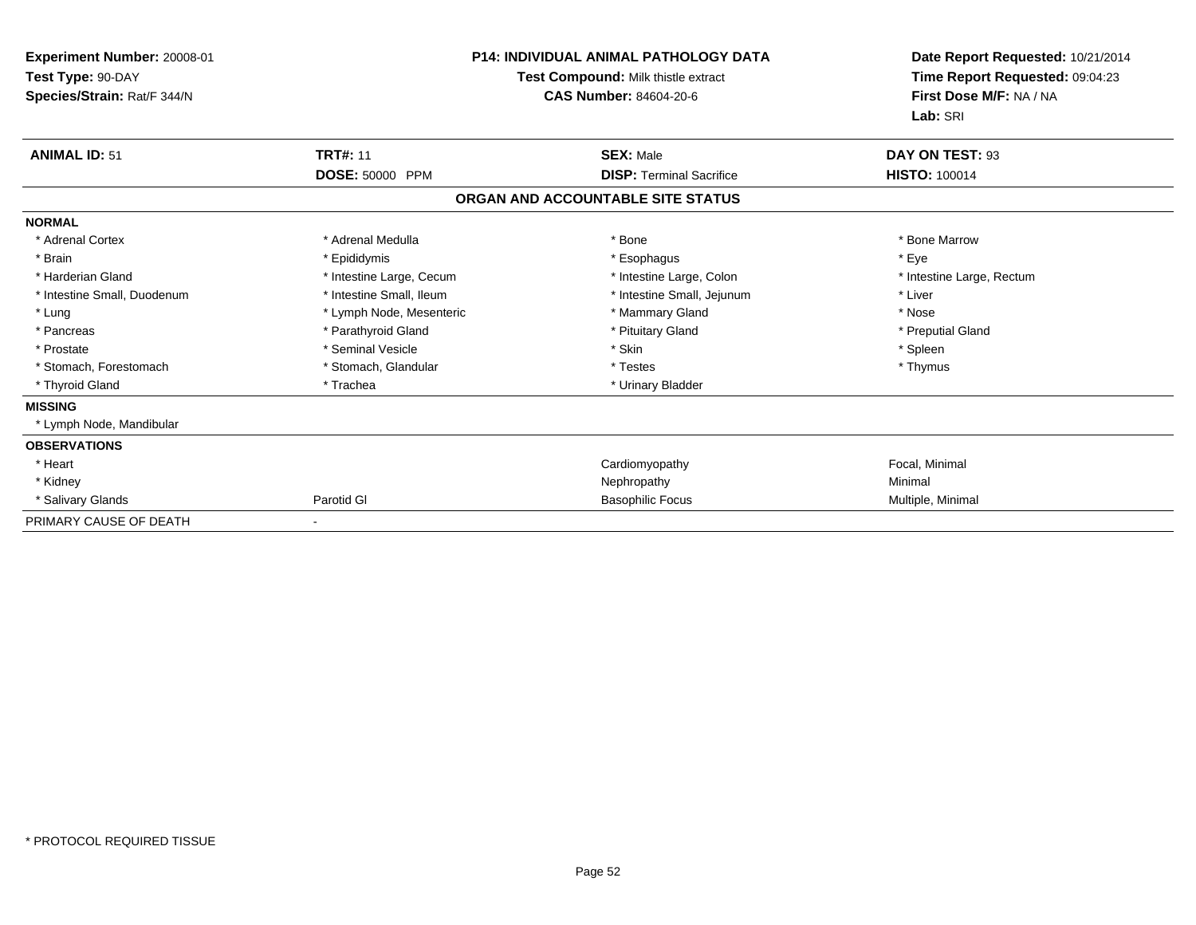**Experiment Number:** 20008-01
**Test Type:** 90-DAY
**Species/Strain:** Rat/F 344/N

**P14: INDIVIDUAL ANIMAL PATHOLOGY DATA**
**Test Compound:** Milk thistle extract
**CAS Number:** 84604-20-6

**Date Report Requested:** 10/21/2014
**Time Report Requested:** 09:04:23
**First Dose M/F:** NA / NA
**Lab:** SRI

| **ANIMAL ID:** 51 | **TRT#:** 11 | **SEX:** Male | **DAY ON TEST:** 93 |
|---|---|---|---|
| | **DOSE:** 50000 PPM | **DISP:** Terminal Sacrifice | **HISTO:** 100014 |

**ORGAN AND ACCOUNTABLE SITE STATUS**

| | | | |
|---|---|---|---|
| **NORMAL** | | | |
| * Adrenal Cortex | * Adrenal Medulla | * Bone | * Bone Marrow |
| * Brain | * Epididymis | * Esophagus | * Eye |
| * Harderian Gland | * Intestine Large, Cecum | * Intestine Large, Colon | * Intestine Large, Rectum |
| * Intestine Small, Duodenum | * Intestine Small, Ileum | * Intestine Small, Jejunum | * Liver |
| * Lung | * Lymph Node, Mesenteric | * Mammary Gland | * Nose |
| * Pancreas | * Parathyroid Gland | * Pituitary Gland | * Preputial Gland |
| * Prostate | * Seminal Vesicle | * Skin | * Spleen |
| * Stomach, Forestomach | * Stomach, Glandular | * Testes | * Thymus |
| * Thyroid Gland | * Trachea | * Urinary Bladder | |
| **MISSING** | | | |
| * Lymph Node, Mandibular | | | |
| **OBSERVATIONS** | | | |
| * Heart | | Cardiomyopathy | Focal, Minimal |
| * Kidney | | Nephropathy | Minimal |
| * Salivary Glands | Parotid Gl | Basophilic Focus | Multiple, Minimal |
| PRIMARY CAUSE OF DEATH | - | | |

* PROTOCOL REQUIRED TISSUE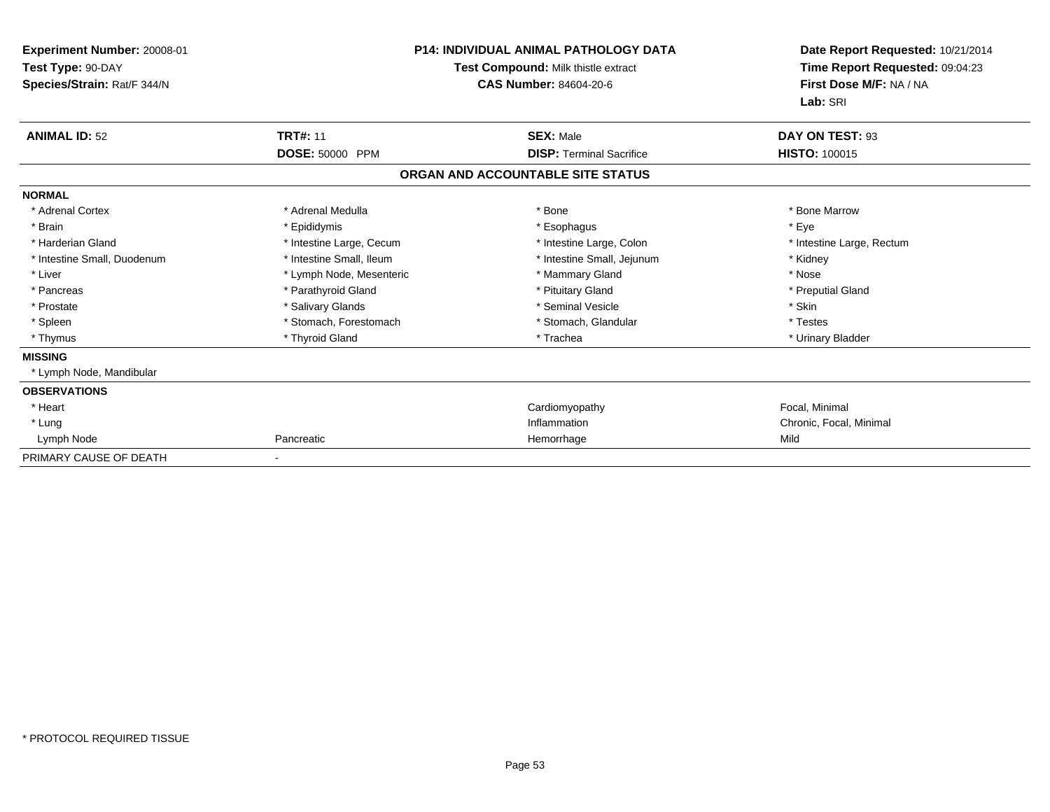**Experiment Number:** 20008-01
**Test Type:** 90-DAY
**Species/Strain:** Rat/F 344/N

**P14: INDIVIDUAL ANIMAL PATHOLOGY DATA**
**Test Compound:** Milk thistle extract
**CAS Number:** 84604-20-6

**Date Report Requested:** 10/21/2014
**Time Report Requested:** 09:04:23
**First Dose M/F:** NA / NA
**Lab:** SRI

| **ANIMAL ID:** 52 | **TRT#:** 11 | **SEX:** Male | **DAY ON TEST:** 93 |
|---|---|---|---|
| | **DOSE:** 50000 PPM | **DISP:** Terminal Sacrifice | **HISTO:** 100015 |

**ORGAN AND ACCOUNTABLE SITE STATUS**

| | | | |
|---|---|---|---|
| **NORMAL** | | | |
| * Adrenal Cortex | * Adrenal Medulla | * Bone | * Bone Marrow |
| * Brain | * Epididymis | * Esophagus | * Eye |
| * Harderian Gland | * Intestine Large, Cecum | * Intestine Large, Colon | * Intestine Large, Rectum |
| * Intestine Small, Duodenum | * Intestine Small, Ileum | * Intestine Small, Jejunum | * Kidney |
| * Liver | * Lymph Node, Mesenteric | * Mammary Gland | * Nose |
| * Pancreas | * Parathyroid Gland | * Pituitary Gland | * Preputial Gland |
| * Prostate | * Salivary Glands | * Seminal Vesicle | * Skin |
| * Spleen | * Stomach, Forestomach | * Stomach, Glandular | * Testes |
| * Thymus | * Thyroid Gland | * Trachea | * Urinary Bladder |
| **MISSING** | | | |
| * Lymph Node, Mandibular | | | |
| **OBSERVATIONS** | | | |
| * Heart | | Cardiomyopathy | Focal, Minimal |
| * Lung | | Inflammation | Chronic, Focal, Minimal |
| Lymph Node | Pancreatic | Hemorrhage | Mild |
| PRIMARY CAUSE OF DEATH | - | | |

* PROTOCOL REQUIRED TISSUE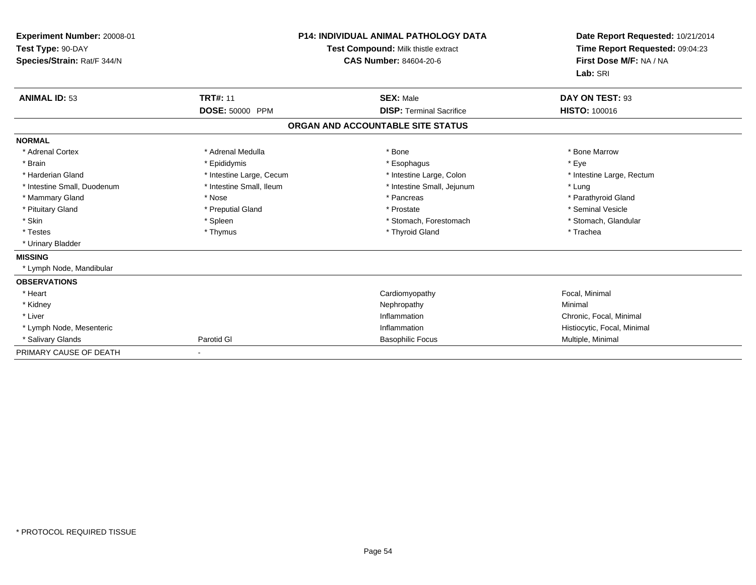**Experiment Number:** 20008-01
**Test Type:** 90-DAY
**Species/Strain:** Rat/F 344/N

**P14: INDIVIDUAL ANIMAL PATHOLOGY DATA**
**Test Compound:** Milk thistle extract
**CAS Number:** 84604-20-6

**Date Report Requested:** 10/21/2014
**Time Report Requested:** 09:04:23
**First Dose M/F:** NA / NA
**Lab:** SRI

| **ANIMAL ID:** 53 | **TRT#:** 11 | **SEX:** Male | **DAY ON TEST:** 93 |
|---|---|---|---|
| | **DOSE:** 50000 PPM | **DISP:** Terminal Sacrifice | **HISTO:** 100016 |

## ORGAN AND ACCOUNTABLE SITE STATUS

**NORMAL**

| | | | |
|---|---|---|---|
| * Adrenal Cortex | * Adrenal Medulla | * Bone | * Bone Marrow |
| * Brain | * Epididymis | * Esophagus | * Eye |
| * Harderian Gland | * Intestine Large, Cecum | * Intestine Large, Colon | * Intestine Large, Rectum |
| * Intestine Small, Duodenum | * Intestine Small, Ileum | * Intestine Small, Jejunum | * Lung |
| * Mammary Gland | * Nose | * Pancreas | * Parathyroid Gland |
| * Pituitary Gland | * Preputial Gland | * Prostate | * Seminal Vesicle |
| * Skin | * Spleen | * Stomach, Forestomach | * Stomach, Glandular |
| * Testes | * Thymus | * Thyroid Gland | * Trachea |
| * Urinary Bladder | | | |

**MISSING**

* Lymph Node, Mandibular

**OBSERVATIONS**

| | | | |
|---|---|---|---|
| * Heart | | Cardiomyopathy | Focal, Minimal |
| * Kidney | | Nephropathy | Minimal |
| * Liver | | Inflammation | Chronic, Focal, Minimal |
| * Lymph Node, Mesenteric | | Inflammation | Histiocytic, Focal, Minimal |
| * Salivary Glands | Parotid Gl | Basophilic Focus | Multiple, Minimal |

PRIMARY CAUSE OF DEATH -

* PROTOCOL REQUIRED TISSUE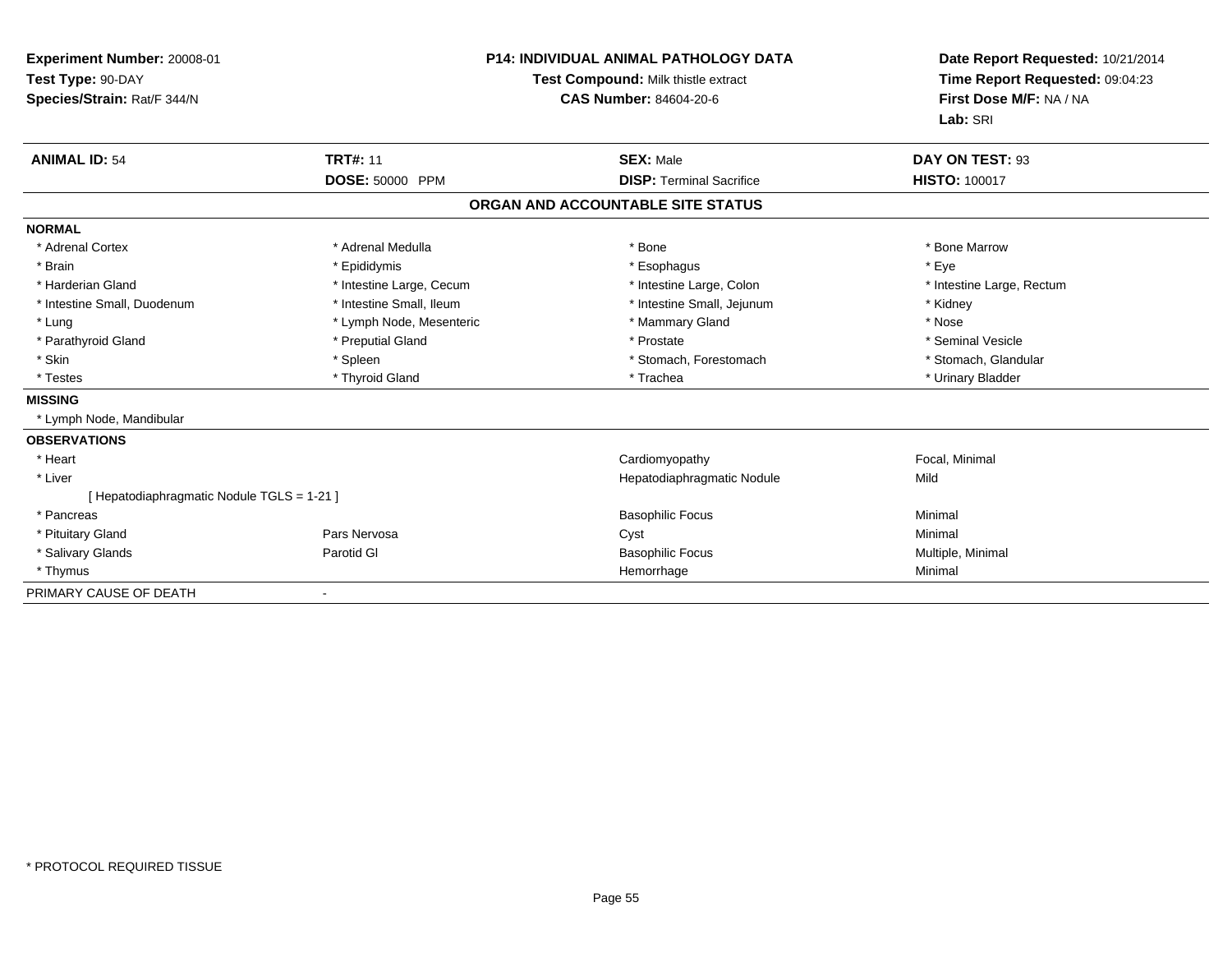**Experiment Number:** 20008-01
**Test Type:** 90-DAY
**Species/Strain:** Rat/F 344/N

**P14: INDIVIDUAL ANIMAL PATHOLOGY DATA**
**Test Compound:** Milk thistle extract
**CAS Number:** 84604-20-6

**Date Report Requested:** 10/21/2014
**Time Report Requested:** 09:04:23
**First Dose M/F:** NA / NA
**Lab:** SRI

| **ANIMAL ID:** 54 | **TRT#:** 11 | **SEX:** Male | **DAY ON TEST:** 93 |
|---|---|---|---|
| | **DOSE:** 50000 PPM | **DISP:** Terminal Sacrifice | **HISTO:** 100017 |

## ORGAN AND ACCOUNTABLE SITE STATUS

**NORMAL**

| | | | |
|---|---|---|---|
| * Adrenal Cortex | * Adrenal Medulla | * Bone | * Bone Marrow |
| * Brain | * Epididymis | * Esophagus | * Eye |
| * Harderian Gland | * Intestine Large, Cecum | * Intestine Large, Colon | * Intestine Large, Rectum |
| * Intestine Small, Duodenum | * Intestine Small, Ileum | * Intestine Small, Jejunum | * Kidney |
| * Lung | * Lymph Node, Mesenteric | * Mammary Gland | * Nose |
| * Parathyroid Gland | * Preputial Gland | * Prostate | * Seminal Vesicle |
| * Skin | * Spleen | * Stomach, Forestomach | * Stomach, Glandular |
| * Testes | * Thyroid Gland | * Trachea | * Urinary Bladder |

**MISSING**

* Lymph Node, Mandibular

**OBSERVATIONS**

| | | | |
|---|---|---|---|
| * Heart | | Cardiomyopathy | Focal, Minimal |
| * Liver | | Hepatodiaphragmatic Nodule | Mild |
| [ Hepatodiaphragmatic Nodule TGLS = 1-21 ] | | | |
| * Pancreas | | Basophilic Focus | Minimal |
| * Pituitary Gland | Pars Nervosa | Cyst | Minimal |
| * Salivary Glands | Parotid Gl | Basophilic Focus | Multiple, Minimal |
| * Thymus | | Hemorrhage | Minimal |

PRIMARY CAUSE OF DEATH -

* PROTOCOL REQUIRED TISSUE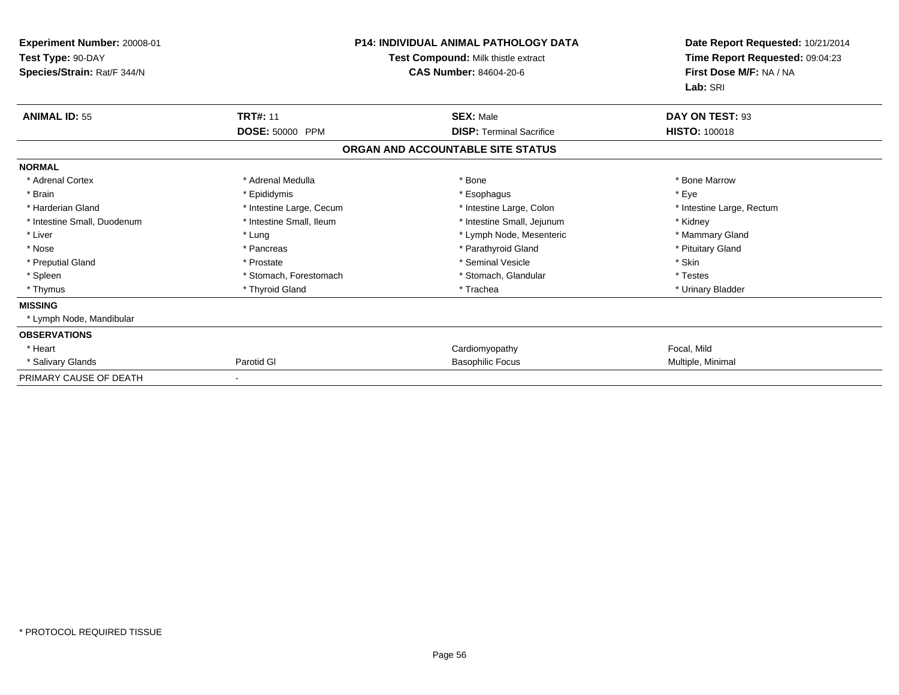**Experiment Number:** 20008-01
**Test Type:** 90-DAY
**Species/Strain:** Rat/F 344/N

**P14: INDIVIDUAL ANIMAL PATHOLOGY DATA**
**Test Compound:** Milk thistle extract
**CAS Number:** 84604-20-6

**Date Report Requested:** 10/21/2014
**Time Report Requested:** 09:04:23
**First Dose M/F:** NA / NA
**Lab:** SRI

| **ANIMAL ID:** 55 | **TRT#:** 11 | **SEX:** Male | **DAY ON TEST:** 93 |
|---|---|---|---|
| | **DOSE:** 50000 PPM | **DISP:** Terminal Sacrifice | **HISTO:** 100018 |

**ORGAN AND ACCOUNTABLE SITE STATUS**

| | | | |
|---|---|---|---|
| **NORMAL** | | | |
| * Adrenal Cortex | * Adrenal Medulla | * Bone | * Bone Marrow |
| * Brain | * Epididymis | * Esophagus | * Eye |
| * Harderian Gland | * Intestine Large, Cecum | * Intestine Large, Colon | * Intestine Large, Rectum |
| * Intestine Small, Duodenum | * Intestine Small, Ileum | * Intestine Small, Jejunum | * Kidney |
| * Liver | * Lung | * Lymph Node, Mesenteric | * Mammary Gland |
| * Nose | * Pancreas | * Parathyroid Gland | * Pituitary Gland |
| * Preputial Gland | * Prostate | * Seminal Vesicle | * Skin |
| * Spleen | * Stomach, Forestomach | * Stomach, Glandular | * Testes |
| * Thymus | * Thyroid Gland | * Trachea | * Urinary Bladder |
| **MISSING** | | | |
| * Lymph Node, Mandibular | | | |
| **OBSERVATIONS** | | | |
| * Heart | | Cardiomyopathy | Focal, Mild |
| * Salivary Glands | Parotid Gl | Basophilic Focus | Multiple, Minimal |
| PRIMARY CAUSE OF DEATH | - | | |

* PROTOCOL REQUIRED TISSUE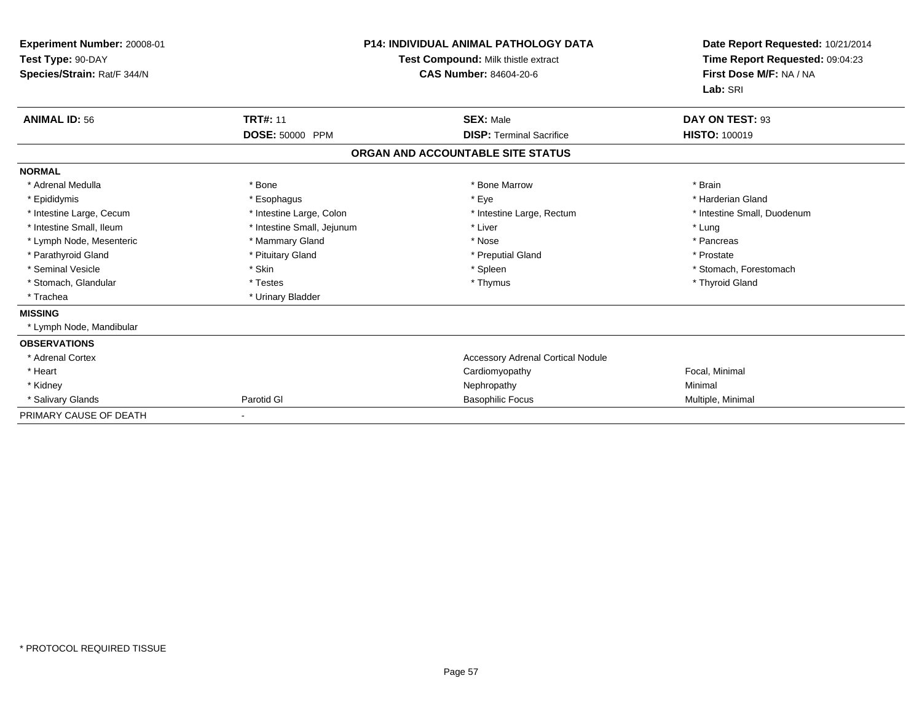**Experiment Number:** 20008-01
**Test Type:** 90-DAY
**Species/Strain:** Rat/F 344/N

**P14: INDIVIDUAL ANIMAL PATHOLOGY DATA**
**Test Compound:** Milk thistle extract
**CAS Number:** 84604-20-6

**Date Report Requested:** 10/21/2014
**Time Report Requested:** 09:04:23
**First Dose M/F:** NA / NA
**Lab:** SRI

| **ANIMAL ID:** 56 | **TRT#:** 11 | **SEX:** Male | **DAY ON TEST:** 93 |
|---|---|---|---|
| | **DOSE:** 50000 PPM | **DISP:** Terminal Sacrifice | **HISTO:** 100019 |

## ORGAN AND ACCOUNTABLE SITE STATUS

| | | | |
|---|---|---|---|
| **NORMAL** | | | |
| * Adrenal Medulla | * Bone | * Bone Marrow | * Brain |
| * Epididymis | * Esophagus | * Eye | * Harderian Gland |
| * Intestine Large, Cecum | * Intestine Large, Colon | * Intestine Large, Rectum | * Intestine Small, Duodenum |
| * Intestine Small, Ileum | * Intestine Small, Jejunum | * Liver | * Lung |
| * Lymph Node, Mesenteric | * Mammary Gland | * Nose | * Pancreas |
| * Parathyroid Gland | * Pituitary Gland | * Preputial Gland | * Prostate |
| * Seminal Vesicle | * Skin | * Spleen | * Stomach, Forestomach |
| * Stomach, Glandular | * Testes | * Thymus | * Thyroid Gland |
| * Trachea | * Urinary Bladder | | |
| **MISSING** | | | |
| * Lymph Node, Mandibular | | | |
| **OBSERVATIONS** | | | |
| * Adrenal Cortex | | Accessory Adrenal Cortical Nodule | |
| * Heart | | Cardiomyopathy | Focal, Minimal |
| * Kidney | | Nephropathy | Minimal |
| * Salivary Glands | Parotid Gl | Basophilic Focus | Multiple, Minimal |
| PRIMARY CAUSE OF DEATH | - | | |

* PROTOCOL REQUIRED TISSUE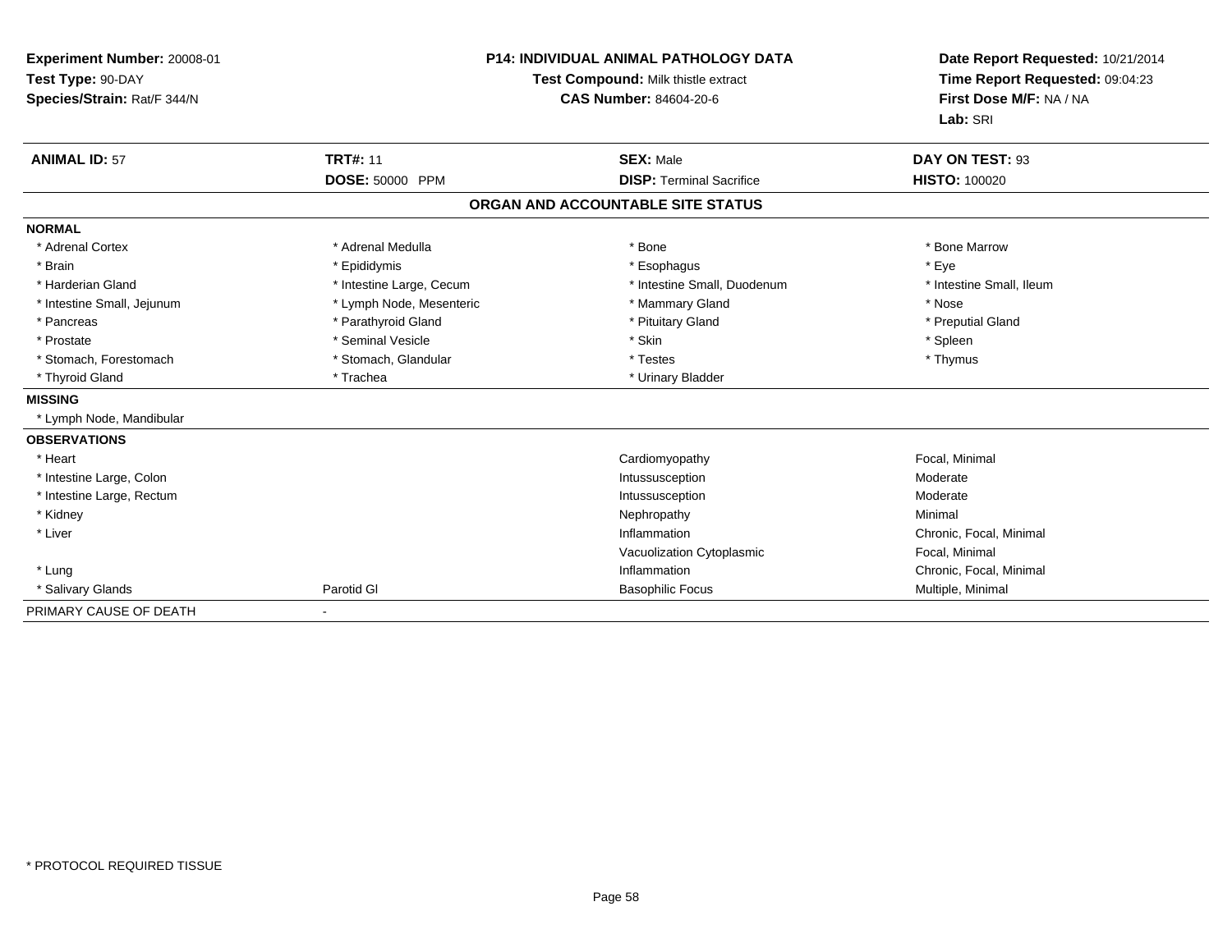**Experiment Number:** 20008-01
**Test Type:** 90-DAY
**Species/Strain:** Rat/F 344/N

## P14: INDIVIDUAL ANIMAL PATHOLOGY DATA

**Test Compound:** Milk thistle extract
**CAS Number:** 84604-20-6

**Date Report Requested:** 10/21/2014
**Time Report Requested:** 09:04:23
**First Dose M/F:** NA / NA
**Lab:** SRI

| **ANIMAL ID:** 57 | **TRT#:** 11 | **SEX:** Male | **DAY ON TEST:** 93 |
|---|---|---|---|
| | **DOSE:** 50000 PPM | **DISP:** Terminal Sacrifice | **HISTO:** 100020 |

### ORGAN AND ACCOUNTABLE SITE STATUS

| | | | |
|---|---|---|---|
| **NORMAL** | | | |
| * Adrenal Cortex | * Adrenal Medulla | * Bone | * Bone Marrow |
| * Brain | * Epididymis | * Esophagus | * Eye |
| * Harderian Gland | * Intestine Large, Cecum | * Intestine Small, Duodenum | * Intestine Small, Ileum |
| * Intestine Small, Jejunum | * Lymph Node, Mesenteric | * Mammary Gland | * Nose |
| * Pancreas | * Parathyroid Gland | * Pituitary Gland | * Preputial Gland |
| * Prostate | * Seminal Vesicle | * Skin | * Spleen |
| * Stomach, Forestomach | * Stomach, Glandular | * Testes | * Thymus |
| * Thyroid Gland | * Trachea | * Urinary Bladder | |
| **MISSING** | | | |
| * Lymph Node, Mandibular | | | |
| **OBSERVATIONS** | | | |
| * Heart | | Cardiomyopathy | Focal, Minimal |
| * Intestine Large, Colon | | Intussusception | Moderate |
| * Intestine Large, Rectum | | Intussusception | Moderate |
| * Kidney | | Nephropathy | Minimal |
| * Liver | | Inflammation | Chronic, Focal, Minimal |
| | | Vacuolization Cytoplasmic | Focal, Minimal |
| * Lung | | Inflammation | Chronic, Focal, Minimal |
| * Salivary Glands | Parotid Gl | Basophilic Focus | Multiple, Minimal |
| PRIMARY CAUSE OF DEATH | - | | |

* PROTOCOL REQUIRED TISSUE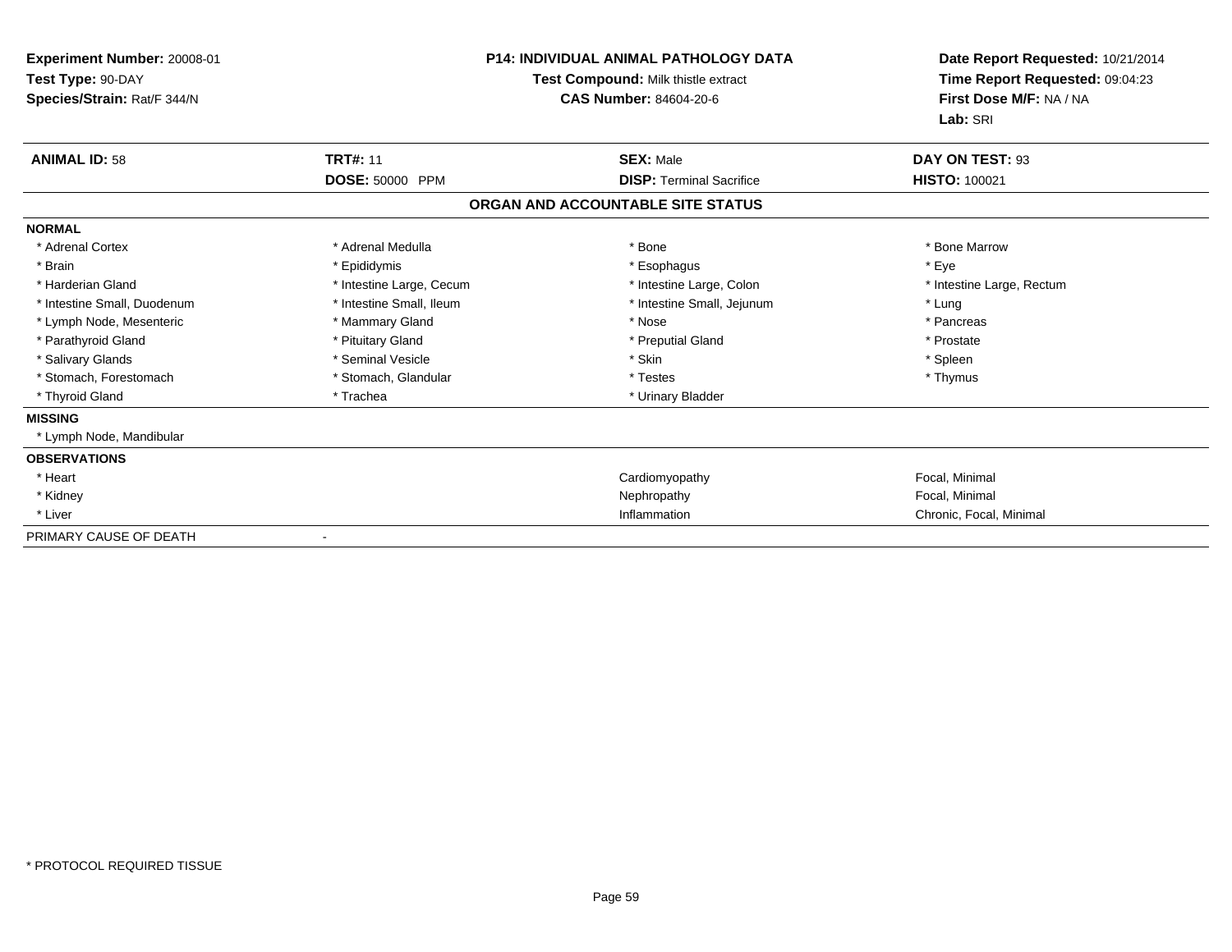**Experiment Number:** 20008-01
**Test Type:** 90-DAY
**Species/Strain:** Rat/F 344/N

**P14: INDIVIDUAL ANIMAL PATHOLOGY DATA**
**Test Compound:** Milk thistle extract
**CAS Number:** 84604-20-6

**Date Report Requested:** 10/21/2014
**Time Report Requested:** 09:04:23
**First Dose M/F:** NA / NA
**Lab:** SRI

| **ANIMAL ID:** 58 | **TRT#:** 11 | **SEX:** Male | **DAY ON TEST:** 93 |
|---|---|---|---|
| | **DOSE:** 50000 PPM | **DISP:** Terminal Sacrifice | **HISTO:** 100021 |

## ORGAN AND ACCOUNTABLE SITE STATUS

**NORMAL**

| | | | |
|---|---|---|---|
| * Adrenal Cortex | * Adrenal Medulla | * Bone | * Bone Marrow |
| * Brain | * Epididymis | * Esophagus | * Eye |
| * Harderian Gland | * Intestine Large, Cecum | * Intestine Large, Colon | * Intestine Large, Rectum |
| * Intestine Small, Duodenum | * Intestine Small, Ileum | * Intestine Small, Jejunum | * Lung |
| * Lymph Node, Mesenteric | * Mammary Gland | * Nose | * Pancreas |
| * Parathyroid Gland | * Pituitary Gland | * Preputial Gland | * Prostate |
| * Salivary Glands | * Seminal Vesicle | * Skin | * Spleen |
| * Stomach, Forestomach | * Stomach, Glandular | * Testes | * Thymus |
| * Thyroid Gland | * Trachea | * Urinary Bladder | |

**MISSING**

* Lymph Node, Mandibular

**OBSERVATIONS**

| | | |
|---|---|---|
| * Heart | Cardiomyopathy | Focal, Minimal |
| * Kidney | Nephropathy | Focal, Minimal |
| * Liver | Inflammation | Chronic, Focal, Minimal |

PRIMARY CAUSE OF DEATH -

* PROTOCOL REQUIRED TISSUE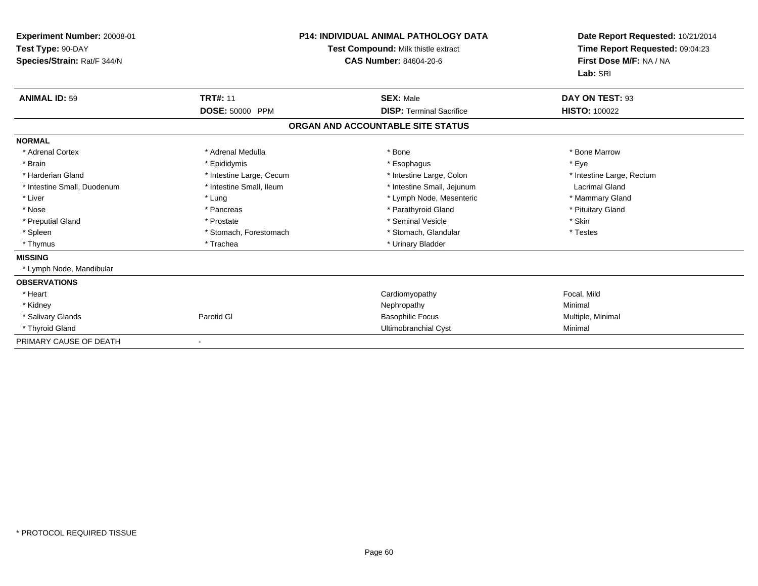**Experiment Number:** 20008-01
**Test Type:** 90-DAY
**Species/Strain:** Rat/F 344/N

**P14: INDIVIDUAL ANIMAL PATHOLOGY DATA**
**Test Compound:** Milk thistle extract
**CAS Number:** 84604-20-6

**Date Report Requested:** 10/21/2014
**Time Report Requested:** 09:04:23
**First Dose M/F:** NA / NA
**Lab:** SRI

| **ANIMAL ID:** 59 | **TRT#:** 11 | **SEX:** Male | **DAY ON TEST:** 93 |
|---|---|---|---|
| | **DOSE:** 50000 PPM | **DISP:** Terminal Sacrifice | **HISTO:** 100022 |

## ORGAN AND ACCOUNTABLE SITE STATUS

**NORMAL**

| | | | |
|---|---|---|---|
| * Adrenal Cortex | * Adrenal Medulla | * Bone | * Bone Marrow |
| * Brain | * Epididymis | * Esophagus | * Eye |
| * Harderian Gland | * Intestine Large, Cecum | * Intestine Large, Colon | * Intestine Large, Rectum |
| * Intestine Small, Duodenum | * Intestine Small, Ileum | * Intestine Small, Jejunum | Lacrimal Gland |
| * Liver | * Lung | * Lymph Node, Mesenteric | * Mammary Gland |
| * Nose | * Pancreas | * Parathyroid Gland | * Pituitary Gland |
| * Preputial Gland | * Prostate | * Seminal Vesicle | * Skin |
| * Spleen | * Stomach, Forestomach | * Stomach, Glandular | * Testes |
| * Thymus | * Trachea | * Urinary Bladder | |

**MISSING**

* Lymph Node, Mandibular

**OBSERVATIONS**

| | | | |
|---|---|---|---|
| * Heart | | Cardiomyopathy | Focal, Mild |
| * Kidney | | Nephropathy | Minimal |
| * Salivary Glands | Parotid Gl | Basophilic Focus | Multiple, Minimal |
| * Thyroid Gland | | Ultimobranchial Cyst | Minimal |

PRIMARY CAUSE OF DEATH -

\* PROTOCOL REQUIRED TISSUE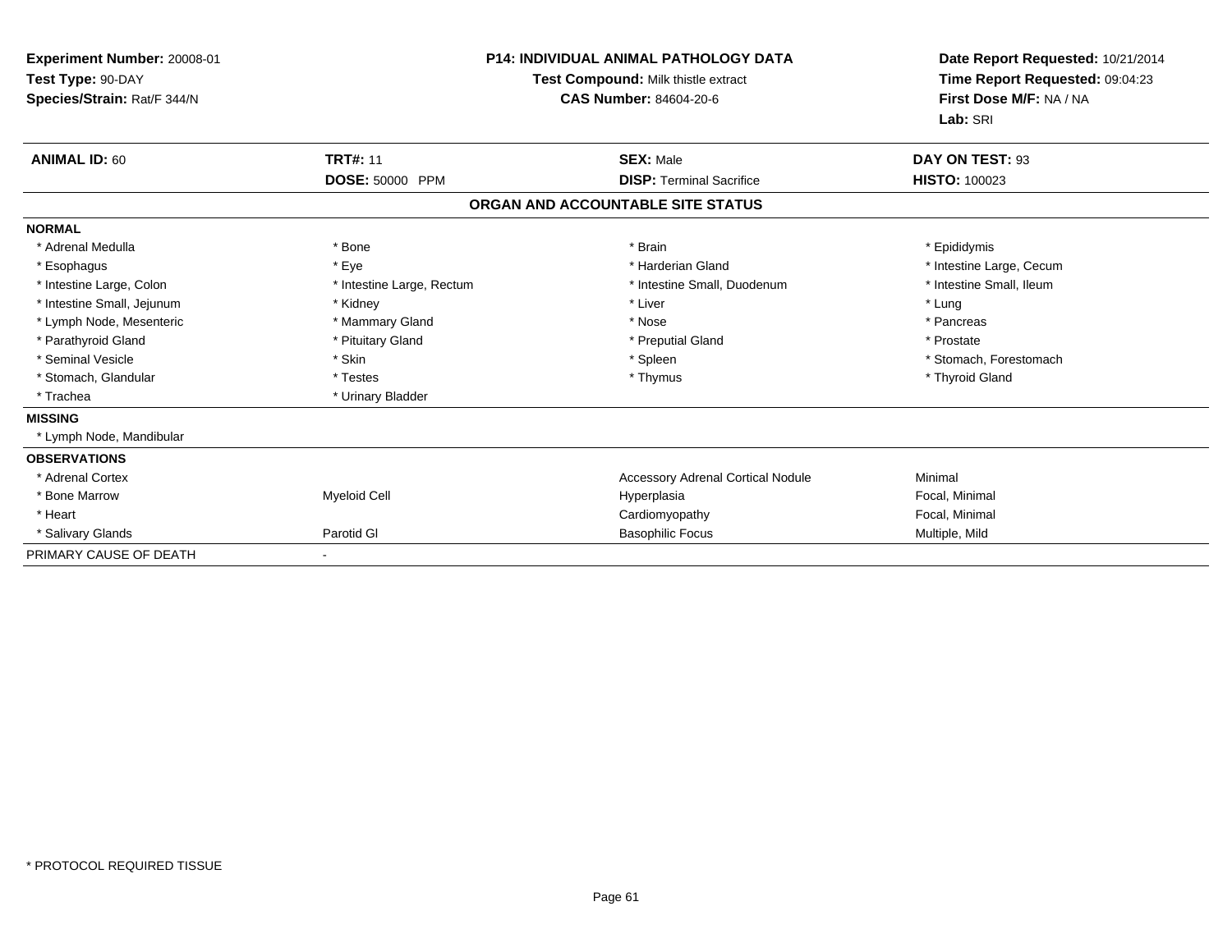**Experiment Number:** 20008-01
**Test Type:** 90-DAY
**Species/Strain:** Rat/F 344/N

**P14: INDIVIDUAL ANIMAL PATHOLOGY DATA**
**Test Compound:** Milk thistle extract
**CAS Number:** 84604-20-6

**Date Report Requested:** 10/21/2014
**Time Report Requested:** 09:04:23
**First Dose M/F:** NA / NA
**Lab:** SRI

| **ANIMAL ID:** 60 | **TRT#:** 11 | **SEX:** Male | **DAY ON TEST:** 93 |
|---|---|---|---|
| | **DOSE:** 50000 PPM | **DISP:** Terminal Sacrifice | **HISTO:** 100023 |

## ORGAN AND ACCOUNTABLE SITE STATUS

| | | | |
|---|---|---|---|
| **NORMAL** | | | |
| * Adrenal Medulla | * Bone | * Brain | * Epididymis |
| * Esophagus | * Eye | * Harderian Gland | * Intestine Large, Cecum |
| * Intestine Large, Colon | * Intestine Large, Rectum | * Intestine Small, Duodenum | * Intestine Small, Ileum |
| * Intestine Small, Jejunum | * Kidney | * Liver | * Lung |
| * Lymph Node, Mesenteric | * Mammary Gland | * Nose | * Pancreas |
| * Parathyroid Gland | * Pituitary Gland | * Preputial Gland | * Prostate |
| * Seminal Vesicle | * Skin | * Spleen | * Stomach, Forestomach |
| * Stomach, Glandular | * Testes | * Thymus | * Thyroid Gland |
| * Trachea | * Urinary Bladder | | |
| **MISSING** | | | |
| * Lymph Node, Mandibular | | | |
| **OBSERVATIONS** | | | |
| * Adrenal Cortex | | Accessory Adrenal Cortical Nodule | Minimal |
| * Bone Marrow | Myeloid Cell | Hyperplasia | Focal, Minimal |
| * Heart | | Cardiomyopathy | Focal, Minimal |
| * Salivary Glands | Parotid Gl | Basophilic Focus | Multiple, Mild |
| PRIMARY CAUSE OF DEATH | - | | |

* PROTOCOL REQUIRED TISSUE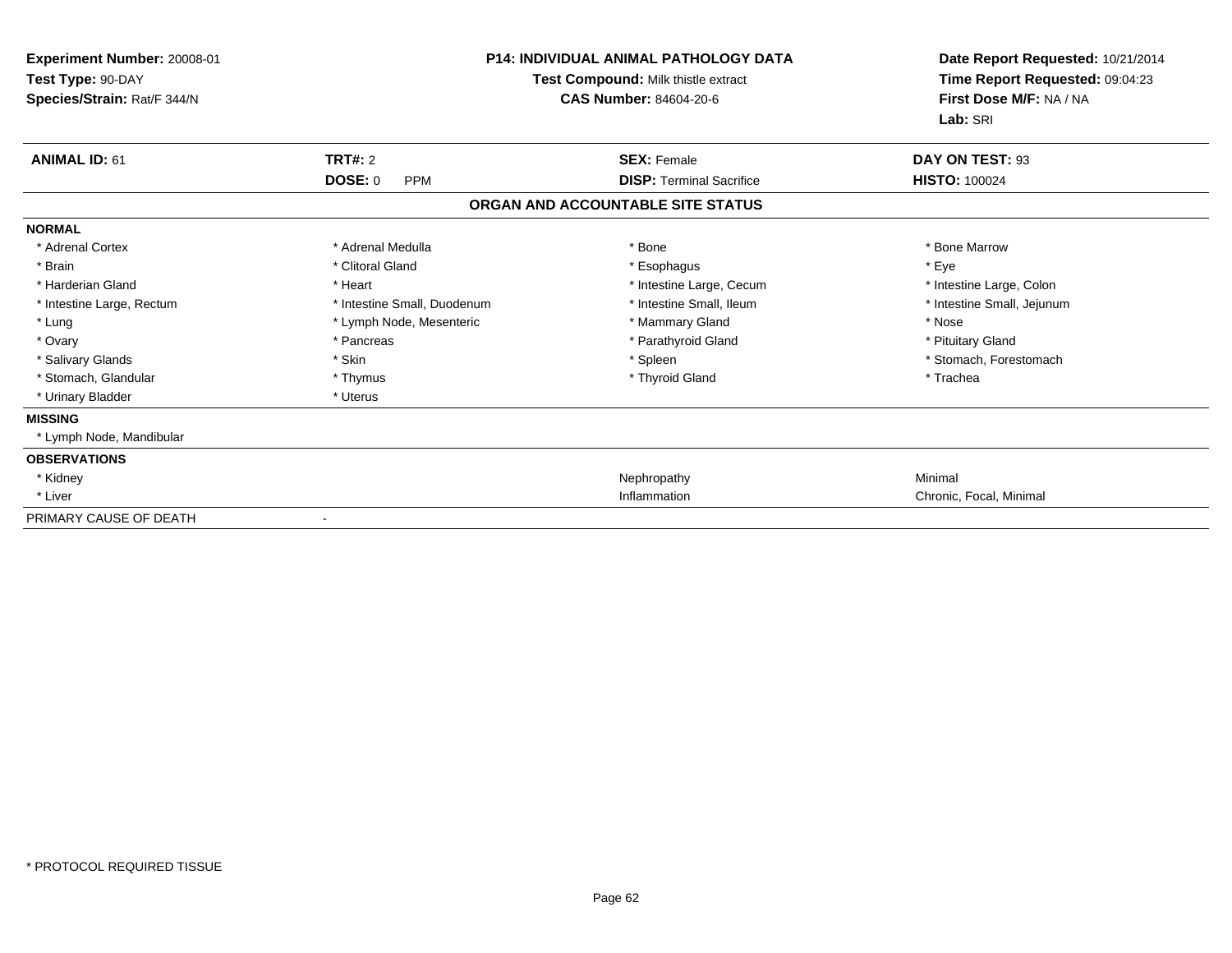**Experiment Number:** 20008-01
**Test Type:** 90-DAY
**Species/Strain:** Rat/F 344/N

**P14: INDIVIDUAL ANIMAL PATHOLOGY DATA**
**Test Compound:** Milk thistle extract
**CAS Number:** 84604-20-6

**Date Report Requested:** 10/21/2014
**Time Report Requested:** 09:04:23
**First Dose M/F:** NA / NA
**Lab:** SRI

| **ANIMAL ID:** 61 | **TRT#:** 2 | **SEX:** Female | **DAY ON TEST:** 93 |
|---|---|---|---|
| | **DOSE:** 0 PPM | **DISP:** Terminal Sacrifice | **HISTO:** 100024 |

## ORGAN AND ACCOUNTABLE SITE STATUS

**NORMAL**

| | | | |
|---|---|---|---|
| * Adrenal Cortex | * Adrenal Medulla | * Bone | * Bone Marrow |
| * Brain | * Clitoral Gland | * Esophagus | * Eye |
| * Harderian Gland | * Heart | * Intestine Large, Cecum | * Intestine Large, Colon |
| * Intestine Large, Rectum | * Intestine Small, Duodenum | * Intestine Small, Ileum | * Intestine Small, Jejunum |
| * Lung | * Lymph Node, Mesenteric | * Mammary Gland | * Nose |
| * Ovary | * Pancreas | * Parathyroid Gland | * Pituitary Gland |
| * Salivary Glands | * Skin | * Spleen | * Stomach, Forestomach |
| * Stomach, Glandular | * Thymus | * Thyroid Gland | * Trachea |
| * Urinary Bladder | * Uterus | | |

**MISSING**

* Lymph Node, Mandibular

**OBSERVATIONS**

| | | |
|---|---|---|
| * Kidney | Nephropathy | Minimal |
| * Liver | Inflammation | Chronic, Focal, Minimal |

PRIMARY CAUSE OF DEATH -

* PROTOCOL REQUIRED TISSUE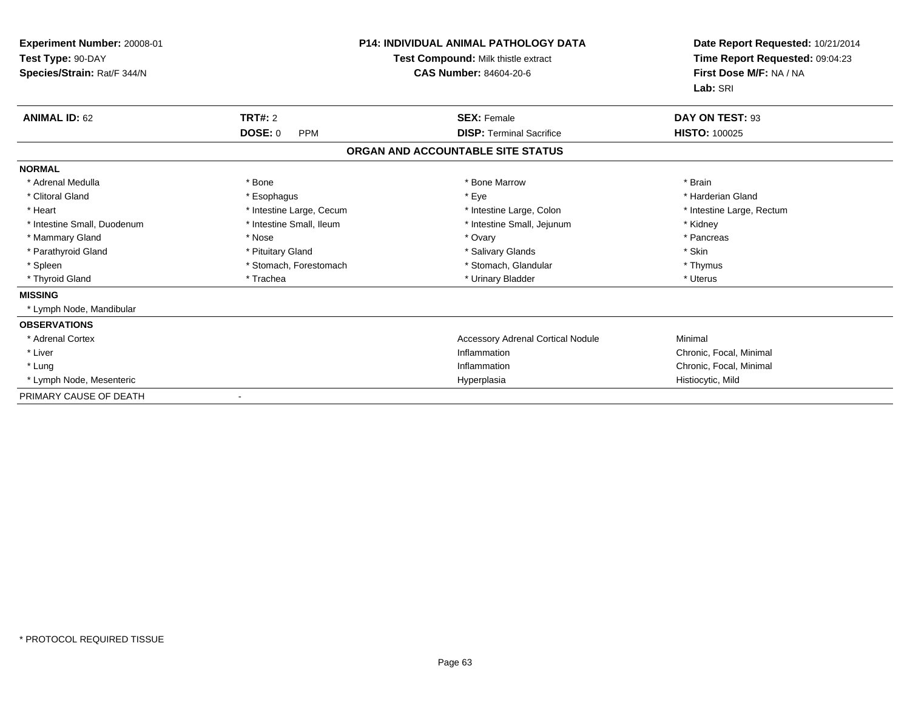**Experiment Number:** 20008-01
**Test Type:** 90-DAY
**Species/Strain:** Rat/F 344/N

**P14: INDIVIDUAL ANIMAL PATHOLOGY DATA**
**Test Compound:** Milk thistle extract
**CAS Number:** 84604-20-6

**Date Report Requested:** 10/21/2014
**Time Report Requested:** 09:04:23
**First Dose M/F:** NA / NA
**Lab:** SRI

| **ANIMAL ID:** 62 | **TRT#:** 2 | **SEX:** Female | **DAY ON TEST:** 93 |
|---|---|---|---|
| | **DOSE:** 0 PPM | **DISP:** Terminal Sacrifice | **HISTO:** 100025 |

**ORGAN AND ACCOUNTABLE SITE STATUS**

**NORMAL**

| | | | |
|---|---|---|---|
| * Adrenal Medulla | * Bone | * Bone Marrow | * Brain |
| * Clitoral Gland | * Esophagus | * Eye | * Harderian Gland |
| * Heart | * Intestine Large, Cecum | * Intestine Large, Colon | * Intestine Large, Rectum |
| * Intestine Small, Duodenum | * Intestine Small, Ileum | * Intestine Small, Jejunum | * Kidney |
| * Mammary Gland | * Nose | * Ovary | * Pancreas |
| * Parathyroid Gland | * Pituitary Gland | * Salivary Glands | * Skin |
| * Spleen | * Stomach, Forestomach | * Stomach, Glandular | * Thymus |
| * Thyroid Gland | * Trachea | * Urinary Bladder | * Uterus |

**MISSING**

* Lymph Node, Mandibular

**OBSERVATIONS**

| | | |
|---|---|---|
| * Adrenal Cortex | Accessory Adrenal Cortical Nodule | Minimal |
| * Liver | Inflammation | Chronic, Focal, Minimal |
| * Lung | Inflammation | Chronic, Focal, Minimal |
| * Lymph Node, Mesenteric | Hyperplasia | Histiocytic, Mild |

PRIMARY CAUSE OF DEATH -

\* PROTOCOL REQUIRED TISSUE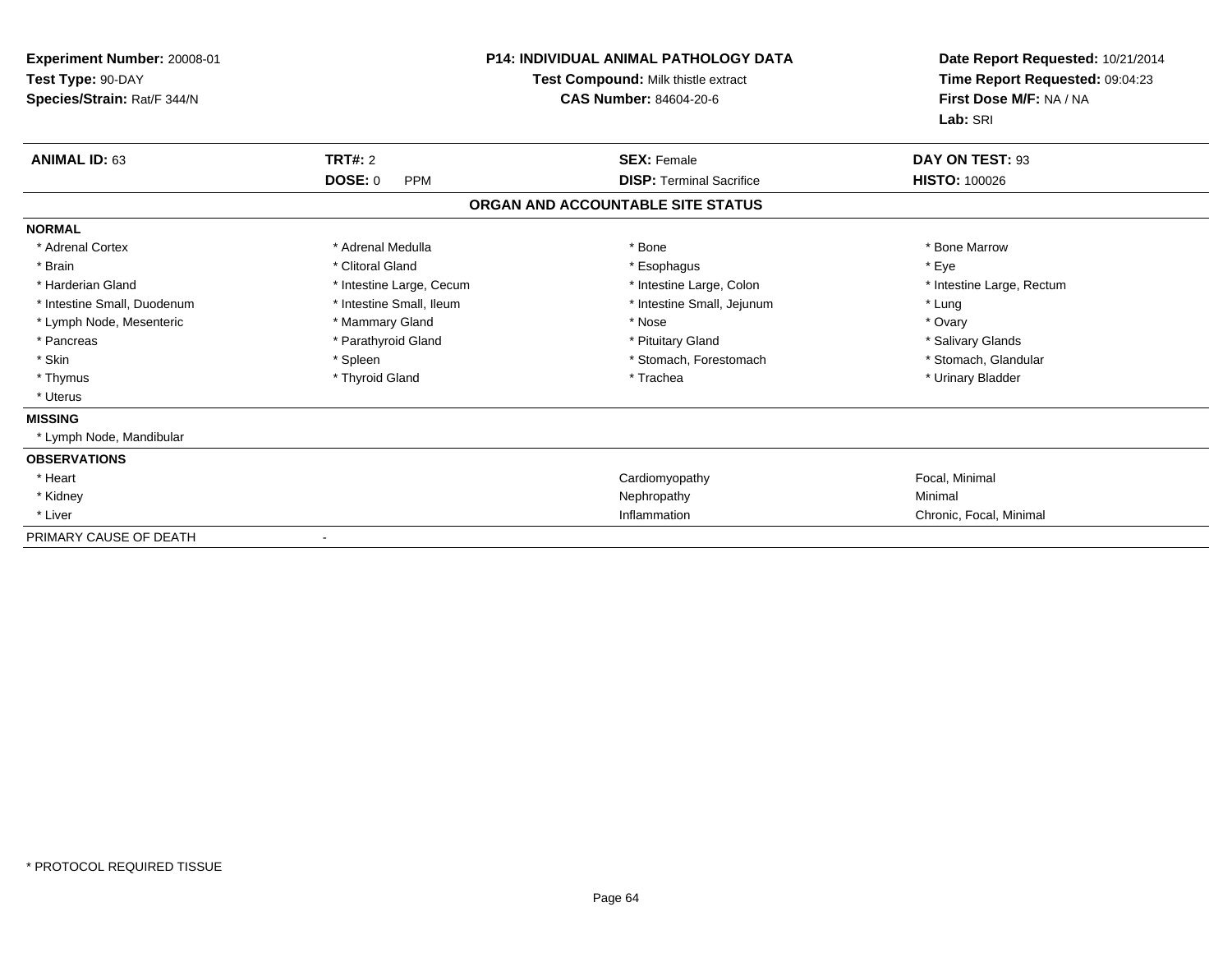**Experiment Number:** 20008-01
**Test Type:** 90-DAY
**Species/Strain:** Rat/F 344/N

**P14: INDIVIDUAL ANIMAL PATHOLOGY DATA**
**Test Compound:** Milk thistle extract
**CAS Number:** 84604-20-6

**Date Report Requested:** 10/21/2014
**Time Report Requested:** 09:04:23
**First Dose M/F:** NA / NA
**Lab:** SRI

| **ANIMAL ID:** 63 | **TRT#:** 2 | **SEX:** Female | **DAY ON TEST:** 93 |
|---|---|---|---|
| | **DOSE:** 0 PPM | **DISP:** Terminal Sacrifice | **HISTO:** 100026 |

## ORGAN AND ACCOUNTABLE SITE STATUS

**NORMAL**

| | | | |
|---|---|---|---|
| * Adrenal Cortex | * Adrenal Medulla | * Bone | * Bone Marrow |
| * Brain | * Clitoral Gland | * Esophagus | * Eye |
| * Harderian Gland | * Intestine Large, Cecum | * Intestine Large, Colon | * Intestine Large, Rectum |
| * Intestine Small, Duodenum | * Intestine Small, Ileum | * Intestine Small, Jejunum | * Lung |
| * Lymph Node, Mesenteric | * Mammary Gland | * Nose | * Ovary |
| * Pancreas | * Parathyroid Gland | * Pituitary Gland | * Salivary Glands |
| * Skin | * Spleen | * Stomach, Forestomach | * Stomach, Glandular |
| * Thymus | * Thyroid Gland | * Trachea | * Urinary Bladder |
| * Uterus | | | |

**MISSING**

* Lymph Node, Mandibular

**OBSERVATIONS**

| | | |
|---|---|---|
| * Heart | Cardiomyopathy | Focal, Minimal |
| * Kidney | Nephropathy | Minimal |
| * Liver | Inflammation | Chronic, Focal, Minimal |

PRIMARY CAUSE OF DEATH -

* PROTOCOL REQUIRED TISSUE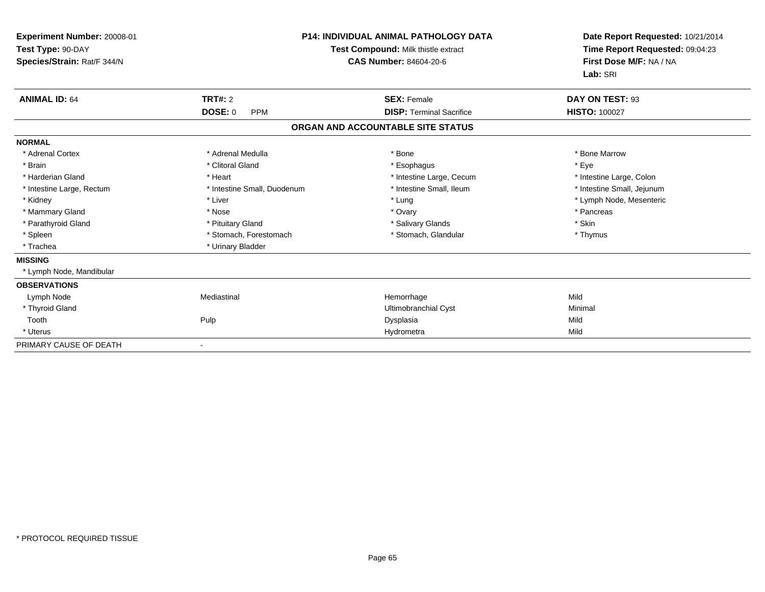**Experiment Number:** 20008-01
**Test Type:** 90-DAY
**Species/Strain:** Rat/F 344/N

**P14: INDIVIDUAL ANIMAL PATHOLOGY DATA**
**Test Compound:** Milk thistle extract
**CAS Number:** 84604-20-6

**Date Report Requested:** 10/21/2014
**Time Report Requested:** 09:04:23
**First Dose M/F:** NA / NA
**Lab:** SRI

| **ANIMAL ID:** 64 | **TRT#:** 2 | **SEX:** Female | **DAY ON TEST:** 93 |
|---|---|---|---|
| | **DOSE:** 0 PPM | **DISP:** Terminal Sacrifice | **HISTO:** 100027 |

## ORGAN AND ACCOUNTABLE SITE STATUS

| | | | |
|---|---|---|---|
| **NORMAL** | | | |
| * Adrenal Cortex | * Adrenal Medulla | * Bone | * Bone Marrow |
| * Brain | * Clitoral Gland | * Esophagus | * Eye |
| * Harderian Gland | * Heart | * Intestine Large, Cecum | * Intestine Large, Colon |
| * Intestine Large, Rectum | * Intestine Small, Duodenum | * Intestine Small, Ileum | * Intestine Small, Jejunum |
| * Kidney | * Liver | * Lung | * Lymph Node, Mesenteric |
| * Mammary Gland | * Nose | * Ovary | * Pancreas |
| * Parathyroid Gland | * Pituitary Gland | * Salivary Glands | * Skin |
| * Spleen | * Stomach, Forestomach | * Stomach, Glandular | * Thymus |
| * Trachea | * Urinary Bladder | | |
| **MISSING** | | | |
| * Lymph Node, Mandibular | | | |
| **OBSERVATIONS** | | | |
| Lymph Node | Mediastinal | Hemorrhage | Mild |
| * Thyroid Gland | | Ultimobranchial Cyst | Minimal |
| Tooth | Pulp | Dysplasia | Mild |
| * Uterus | | Hydrometra | Mild |
| PRIMARY CAUSE OF DEATH | - | | |

* PROTOCOL REQUIRED TISSUE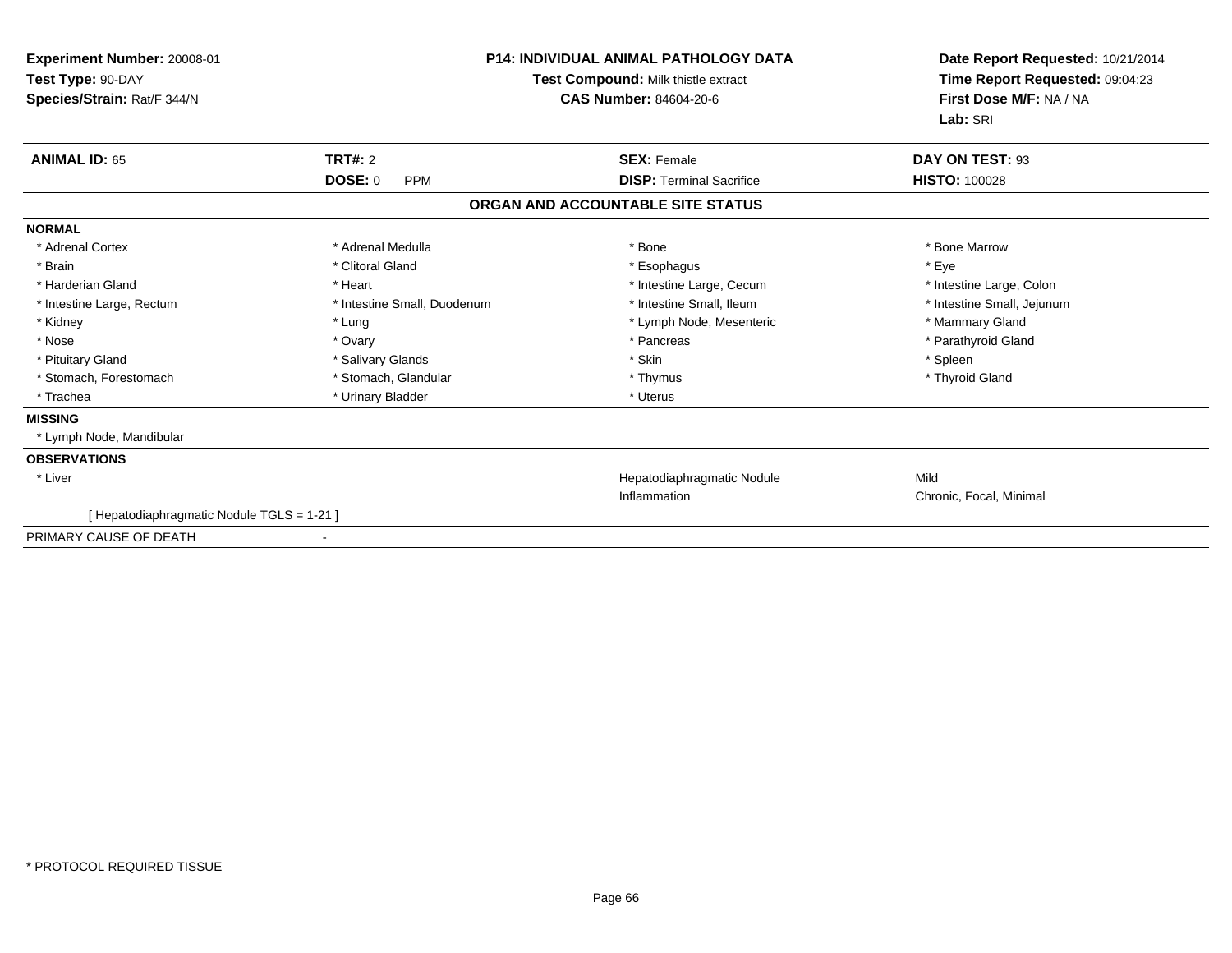**Experiment Number:** 20008-01
**Test Type:** 90-DAY
**Species/Strain:** Rat/F 344/N

**P14: INDIVIDUAL ANIMAL PATHOLOGY DATA**
**Test Compound:** Milk thistle extract
**CAS Number:** 84604-20-6

**Date Report Requested:** 10/21/2014
**Time Report Requested:** 09:04:23
**First Dose M/F:** NA / NA
**Lab:** SRI

| **ANIMAL ID:** 65 | **TRT#:** 2 | **SEX:** Female | **DAY ON TEST:** 93 |
|---|---|---|---|
| | **DOSE:** 0 PPM | **DISP:** Terminal Sacrifice | **HISTO:** 100028 |

## ORGAN AND ACCOUNTABLE SITE STATUS

**NORMAL**

| | | | |
|---|---|---|---|
| * Adrenal Cortex | * Adrenal Medulla | * Bone | * Bone Marrow |
| * Brain | * Clitoral Gland | * Esophagus | * Eye |
| * Harderian Gland | * Heart | * Intestine Large, Cecum | * Intestine Large, Colon |
| * Intestine Large, Rectum | * Intestine Small, Duodenum | * Intestine Small, Ileum | * Intestine Small, Jejunum |
| * Kidney | * Lung | * Lymph Node, Mesenteric | * Mammary Gland |
| * Nose | * Ovary | * Pancreas | * Parathyroid Gland |
| * Pituitary Gland | * Salivary Glands | * Skin | * Spleen |
| * Stomach, Forestomach | * Stomach, Glandular | * Thymus | * Thyroid Gland |
| * Trachea | * Urinary Bladder | * Uterus | |

**MISSING**

* Lymph Node, Mandibular

**OBSERVATIONS**

| | | |
|---|---|---|
| * Liver | Hepatodiaphragmatic Nodule | Mild |
| | Inflammation | Chronic, Focal, Minimal |

[ Hepatodiaphragmatic Nodule TGLS = 1-21 ]

PRIMARY CAUSE OF DEATH -

* PROTOCOL REQUIRED TISSUE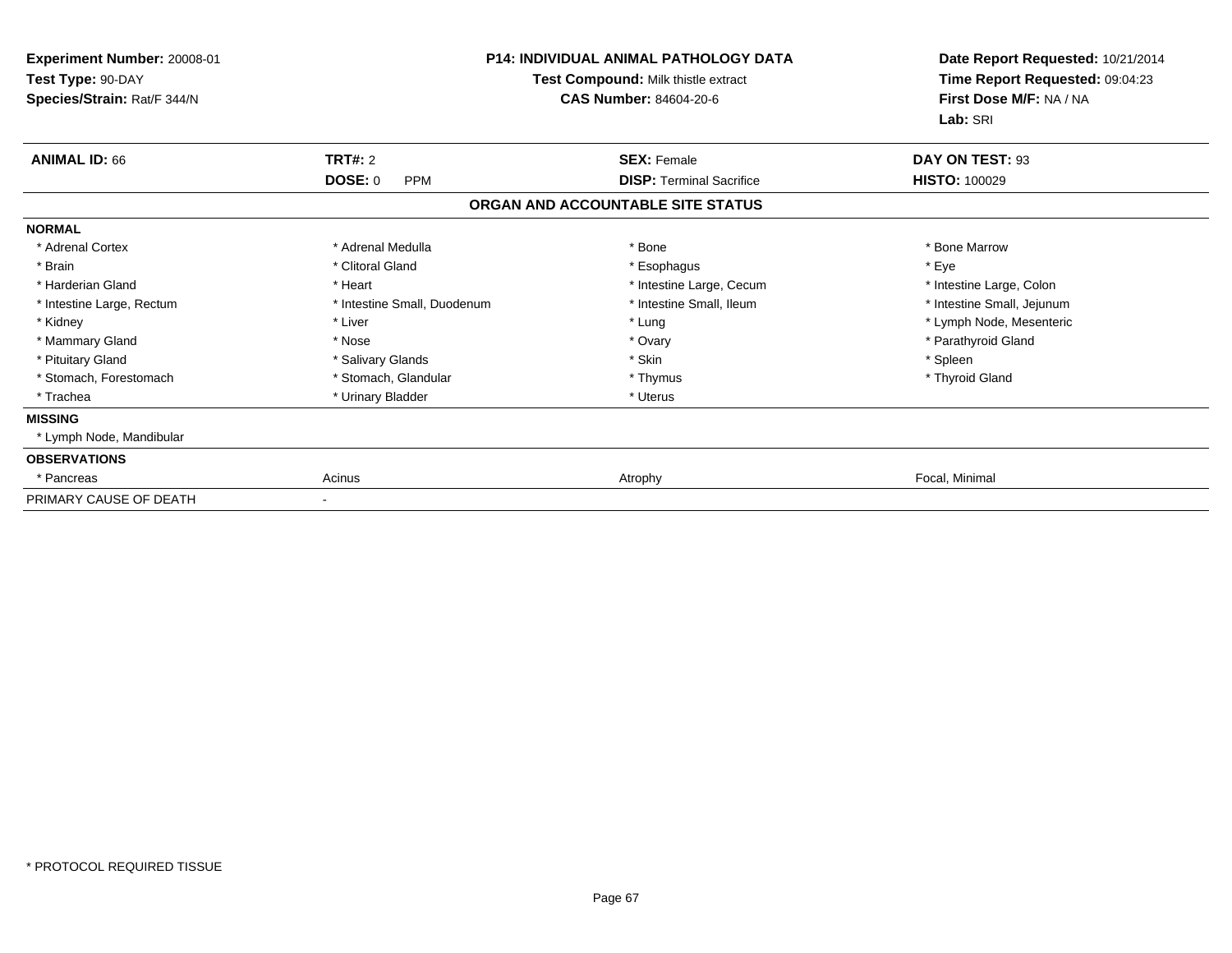**Experiment Number:** 20008-01
**Test Type:** 90-DAY
**Species/Strain:** Rat/F 344/N

**P14: INDIVIDUAL ANIMAL PATHOLOGY DATA**
**Test Compound:** Milk thistle extract
**CAS Number:** 84604-20-6

**Date Report Requested:** 10/21/2014
**Time Report Requested:** 09:04:23
**First Dose M/F:** NA / NA
**Lab:** SRI

| **ANIMAL ID:** 66 | **TRT#:** 2 | **SEX:** Female | **DAY ON TEST:** 93 |
|---|---|---|---|
| | **DOSE:** 0 PPM | **DISP:** Terminal Sacrifice | **HISTO:** 100029 |

**ORGAN AND ACCOUNTABLE SITE STATUS**

| | | | |
|---|---|---|---|
| **NORMAL** | | | |
| * Adrenal Cortex | * Adrenal Medulla | * Bone | * Bone Marrow |
| * Brain | * Clitoral Gland | * Esophagus | * Eye |
| * Harderian Gland | * Heart | * Intestine Large, Cecum | * Intestine Large, Colon |
| * Intestine Large, Rectum | * Intestine Small, Duodenum | * Intestine Small, Ileum | * Intestine Small, Jejunum |
| * Kidney | * Liver | * Lung | * Lymph Node, Mesenteric |
| * Mammary Gland | * Nose | * Ovary | * Parathyroid Gland |
| * Pituitary Gland | * Salivary Glands | * Skin | * Spleen |
| * Stomach, Forestomach | * Stomach, Glandular | * Thymus | * Thyroid Gland |
| * Trachea | * Urinary Bladder | * Uterus | |
| **MISSING** | | | |
| * Lymph Node, Mandibular | | | |
| **OBSERVATIONS** | | | |
| * Pancreas | Acinus | Atrophy | Focal, Minimal |
| PRIMARY CAUSE OF DEATH | - | | |

* PROTOCOL REQUIRED TISSUE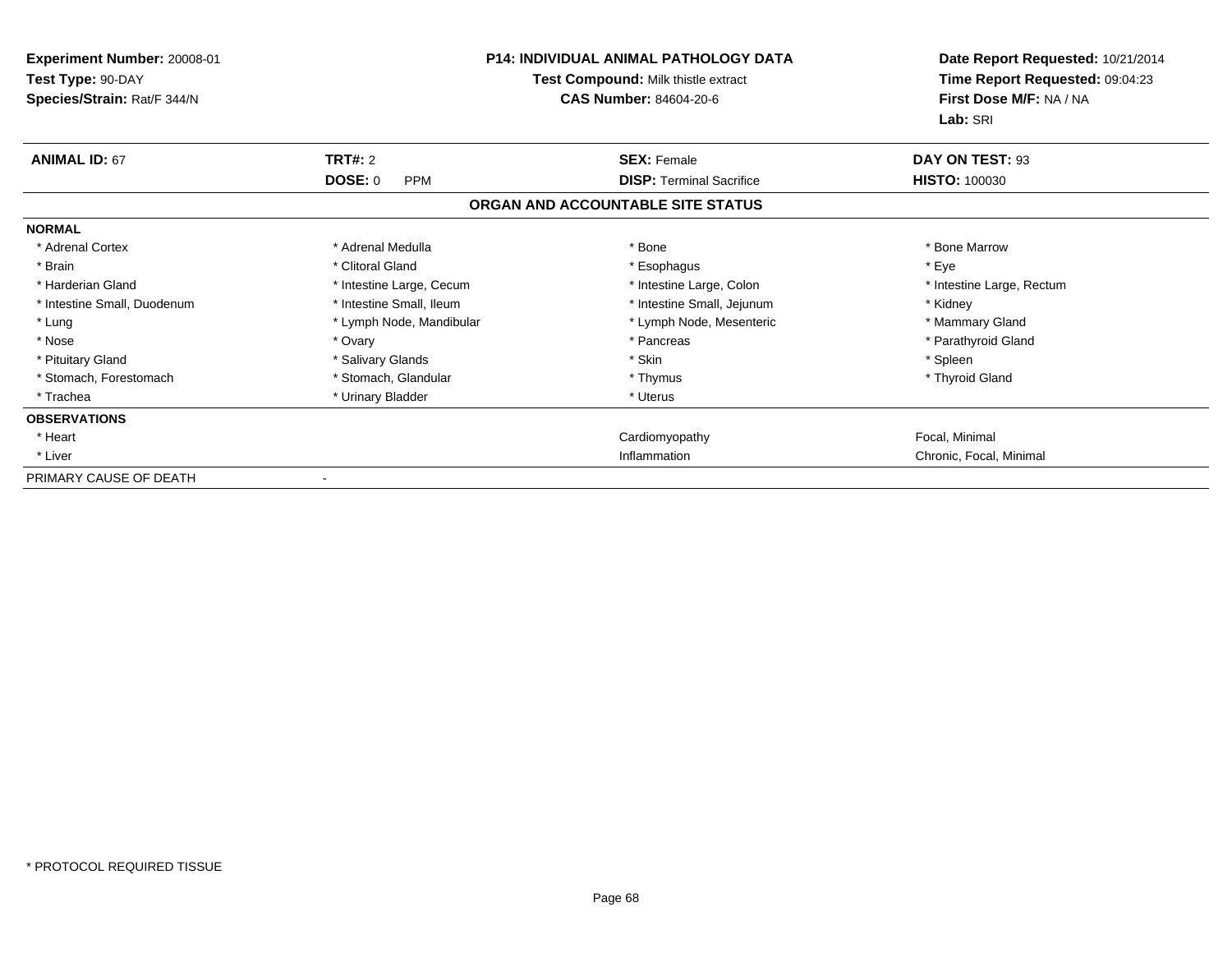**Experiment Number:** 20008-01
**Test Type:** 90-DAY
**Species/Strain:** Rat/F 344/N

**P14: INDIVIDUAL ANIMAL PATHOLOGY DATA**
**Test Compound:** Milk thistle extract
**CAS Number:** 84604-20-6

**Date Report Requested:** 10/21/2014
**Time Report Requested:** 09:04:23
**First Dose M/F:** NA / NA
**Lab:** SRI

| **ANIMAL ID:** 67 | **TRT#:** 2 | **SEX:** Female | **DAY ON TEST:** 93 |
|---|---|---|---|
| | **DOSE:** 0 PPM | **DISP:** Terminal Sacrifice | **HISTO:** 100030 |

**ORGAN AND ACCOUNTABLE SITE STATUS**

| | | | |
|---|---|---|---|
| **NORMAL** | | | |
| * Adrenal Cortex | * Adrenal Medulla | * Bone | * Bone Marrow |
| * Brain | * Clitoral Gland | * Esophagus | * Eye |
| * Harderian Gland | * Intestine Large, Cecum | * Intestine Large, Colon | * Intestine Large, Rectum |
| * Intestine Small, Duodenum | * Intestine Small, Ileum | * Intestine Small, Jejunum | * Kidney |
| * Lung | * Lymph Node, Mandibular | * Lymph Node, Mesenteric | * Mammary Gland |
| * Nose | * Ovary | * Pancreas | * Parathyroid Gland |
| * Pituitary Gland | * Salivary Glands | * Skin | * Spleen |
| * Stomach, Forestomach | * Stomach, Glandular | * Thymus | * Thyroid Gland |
| * Trachea | * Urinary Bladder | * Uterus | |
| **OBSERVATIONS** | | | |
| * Heart | | Cardiomyopathy | Focal, Minimal |
| * Liver | | Inflammation | Chronic, Focal, Minimal |
| PRIMARY CAUSE OF DEATH | - | | |

* PROTOCOL REQUIRED TISSUE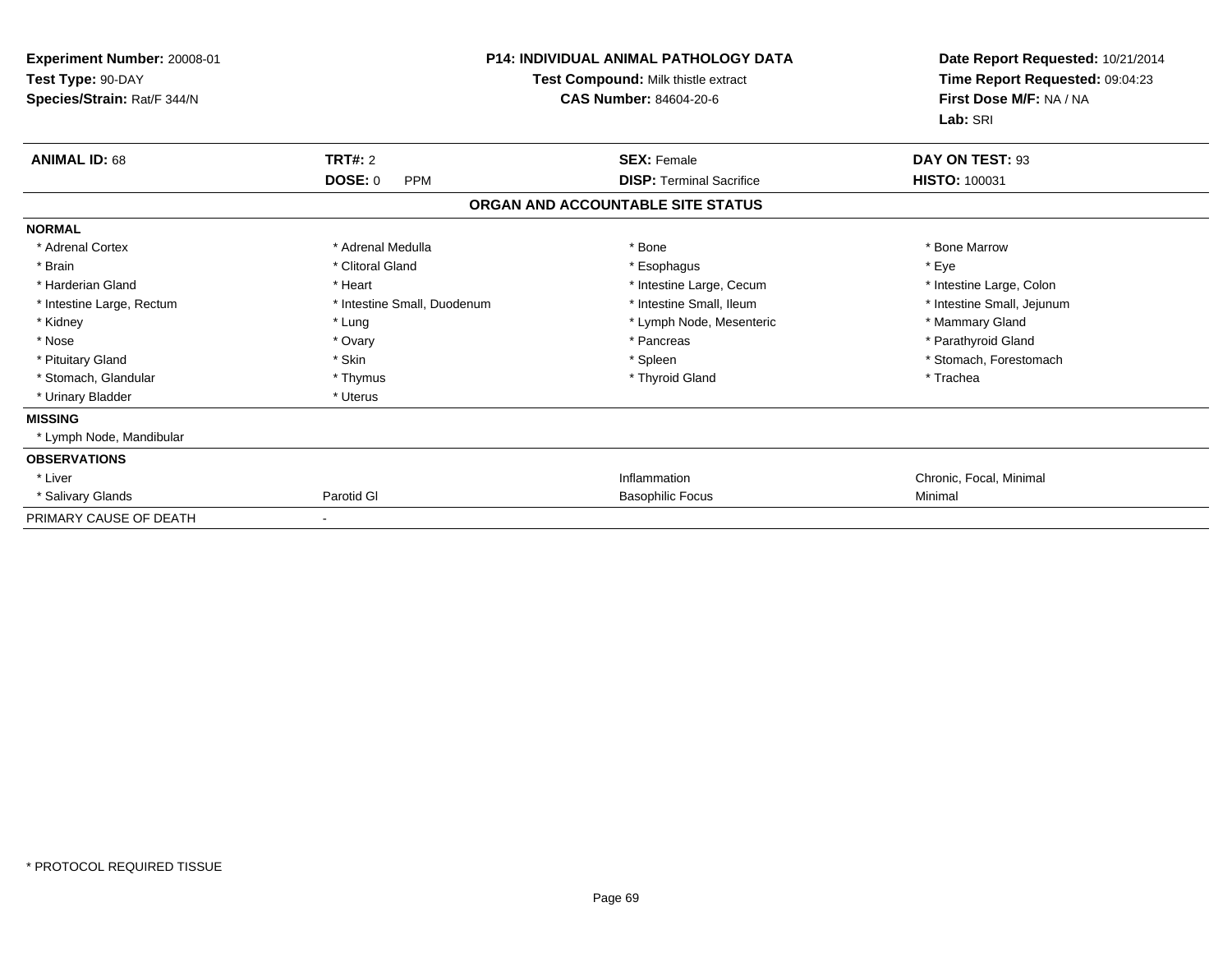**Experiment Number:** 20008-01
**Test Type:** 90-DAY
**Species/Strain:** Rat/F 344/N

**P14: INDIVIDUAL ANIMAL PATHOLOGY DATA**
**Test Compound:** Milk thistle extract
**CAS Number:** 84604-20-6

**Date Report Requested:** 10/21/2014
**Time Report Requested:** 09:04:23
**First Dose M/F:** NA / NA
**Lab:** SRI

| **ANIMAL ID:** 68 | **TRT#:** 2 | **SEX:** Female | **DAY ON TEST:** 93 |
|---|---|---|---|
| | **DOSE:** 0 PPM | **DISP:** Terminal Sacrifice | **HISTO:** 100031 |

**ORGAN AND ACCOUNTABLE SITE STATUS**

**NORMAL**

| | | | |
|---|---|---|---|
| * Adrenal Cortex | * Adrenal Medulla | * Bone | * Bone Marrow |
| * Brain | * Clitoral Gland | * Esophagus | * Eye |
| * Harderian Gland | * Heart | * Intestine Large, Cecum | * Intestine Large, Colon |
| * Intestine Large, Rectum | * Intestine Small, Duodenum | * Intestine Small, Ileum | * Intestine Small, Jejunum |
| * Kidney | * Lung | * Lymph Node, Mesenteric | * Mammary Gland |
| * Nose | * Ovary | * Pancreas | * Parathyroid Gland |
| * Pituitary Gland | * Skin | * Spleen | * Stomach, Forestomach |
| * Stomach, Glandular | * Thymus | * Thyroid Gland | * Trachea |
| * Urinary Bladder | * Uterus | | |

**MISSING**

* Lymph Node, Mandibular

**OBSERVATIONS**

| | | | |
|---|---|---|---|
| * Liver | | Inflammation | Chronic, Focal, Minimal |
| * Salivary Glands | Parotid Gl | Basophilic Focus | Minimal |

PRIMARY CAUSE OF DEATH -

* PROTOCOL REQUIRED TISSUE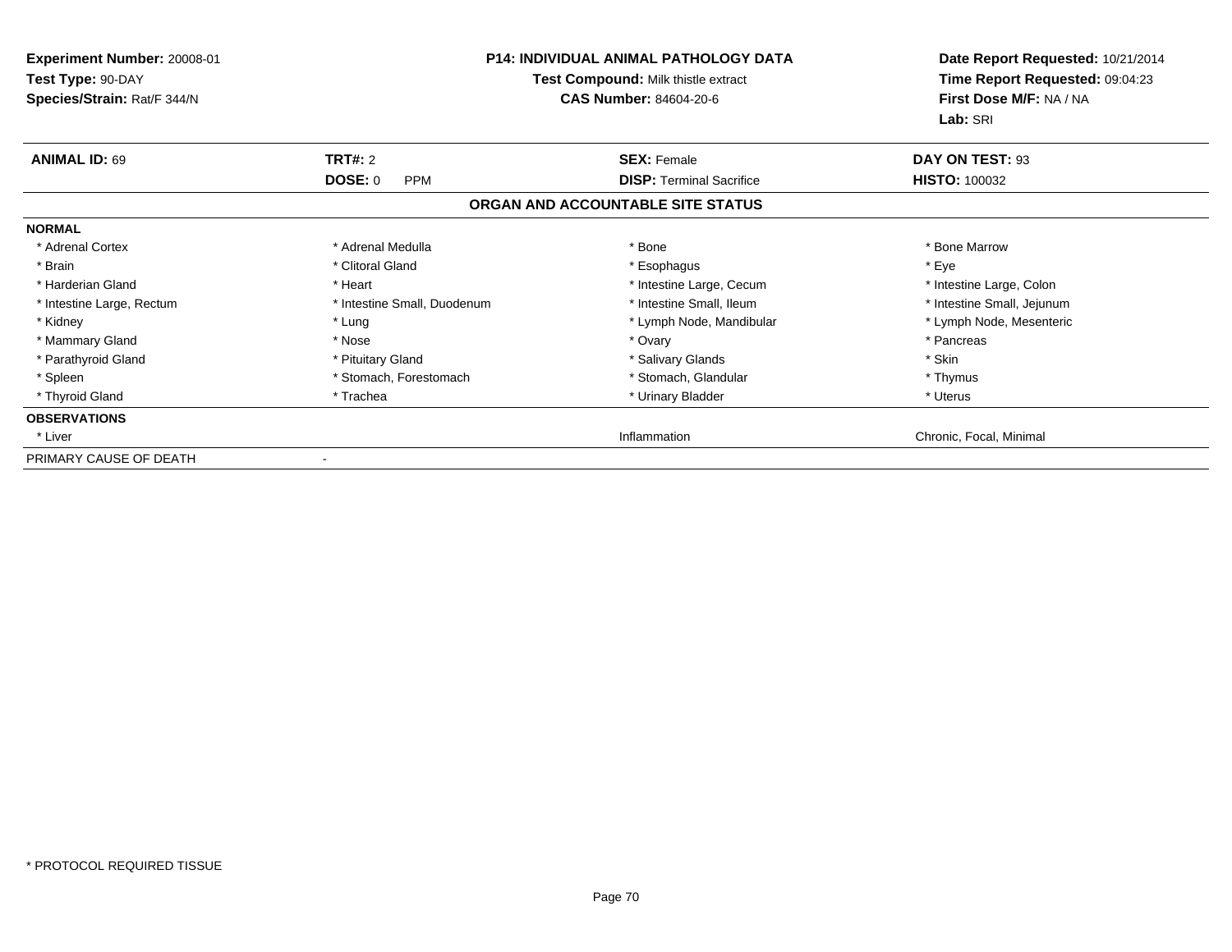**Experiment Number:** 20008-01
**Test Type:** 90-DAY
**Species/Strain:** Rat/F 344/N

**P14: INDIVIDUAL ANIMAL PATHOLOGY DATA**
**Test Compound:** Milk thistle extract
**CAS Number:** 84604-20-6

**Date Report Requested:** 10/21/2014
**Time Report Requested:** 09:04:23
**First Dose M/F:** NA / NA
**Lab:** SRI

| **ANIMAL ID:** 69 | **TRT#:** 2 | **SEX:** Female | **DAY ON TEST:** 93 |
|---|---|---|---|
| | **DOSE:** 0 PPM | **DISP:** Terminal Sacrifice | **HISTO:** 100032 |

## ORGAN AND ACCOUNTABLE SITE STATUS

| **NORMAL** | | | |
|---|---|---|---|
| * Adrenal Cortex | * Adrenal Medulla | * Bone | * Bone Marrow |
| * Brain | * Clitoral Gland | * Esophagus | * Eye |
| * Harderian Gland | * Heart | * Intestine Large, Cecum | * Intestine Large, Colon |
| * Intestine Large, Rectum | * Intestine Small, Duodenum | * Intestine Small, Ileum | * Intestine Small, Jejunum |
| * Kidney | * Lung | * Lymph Node, Mandibular | * Lymph Node, Mesenteric |
| * Mammary Gland | * Nose | * Ovary | * Pancreas |
| * Parathyroid Gland | * Pituitary Gland | * Salivary Glands | * Skin |
| * Spleen | * Stomach, Forestomach | * Stomach, Glandular | * Thymus |
| * Thyroid Gland | * Trachea | * Urinary Bladder | * Uterus |
| **OBSERVATIONS** | | | |
| * Liver | | Inflammation | Chronic, Focal, Minimal |
| PRIMARY CAUSE OF DEATH | - | | |

* PROTOCOL REQUIRED TISSUE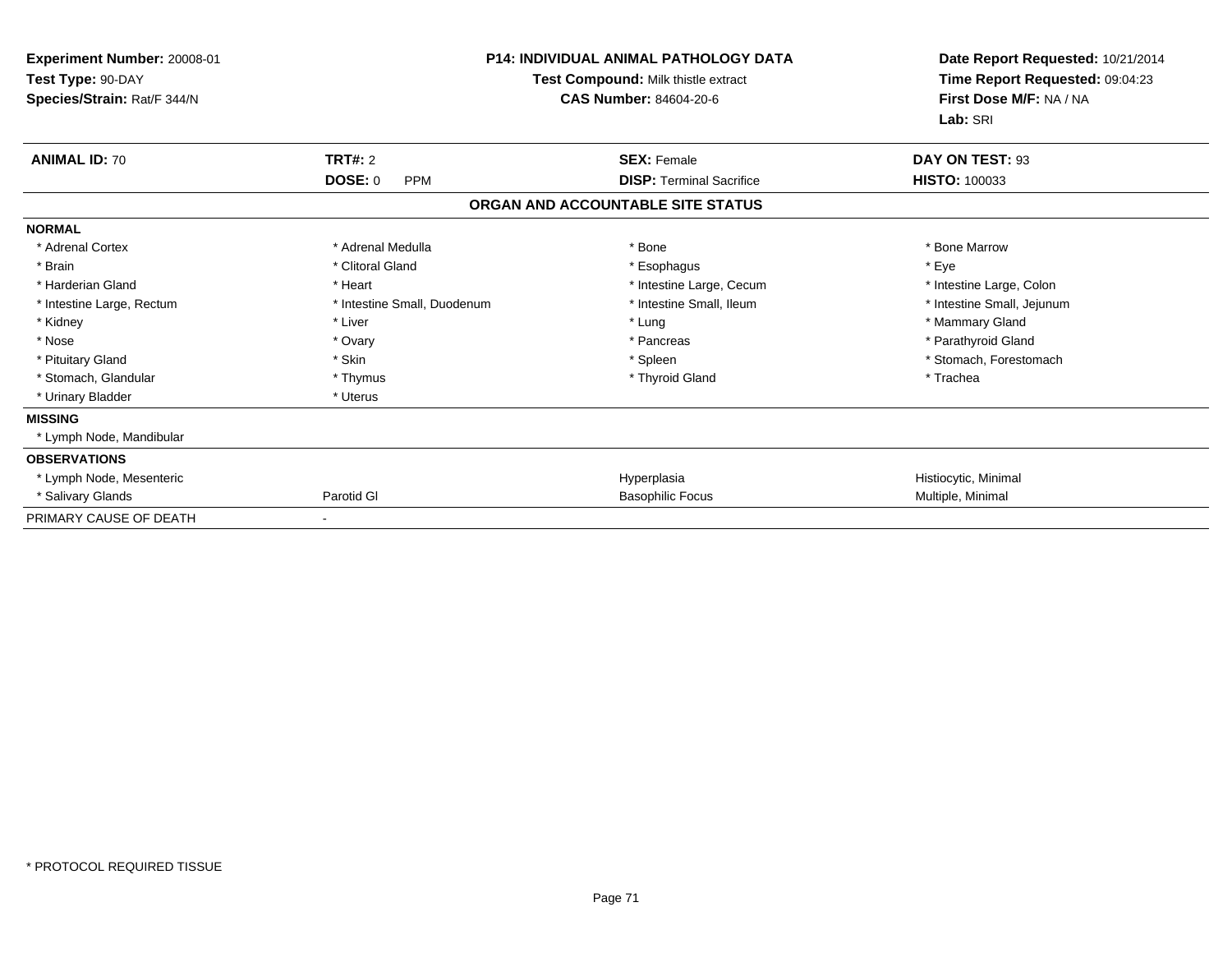**Experiment Number:** 20008-01
**Test Type:** 90-DAY
**Species/Strain:** Rat/F 344/N

**P14: INDIVIDUAL ANIMAL PATHOLOGY DATA**
**Test Compound:** Milk thistle extract
**CAS Number:** 84604-20-6

**Date Report Requested:** 10/21/2014
**Time Report Requested:** 09:04:23
**First Dose M/F:** NA / NA
**Lab:** SRI

| **ANIMAL ID:** 70 | **TRT#:** 2 | **SEX:** Female | **DAY ON TEST:** 93 |
|---|---|---|---|
| | **DOSE:** 0 PPM | **DISP:** Terminal Sacrifice | **HISTO:** 100033 |

**ORGAN AND ACCOUNTABLE SITE STATUS**

| | | | |
|---|---|---|---|
| **NORMAL** | | | |
| * Adrenal Cortex | * Adrenal Medulla | * Bone | * Bone Marrow |
| * Brain | * Clitoral Gland | * Esophagus | * Eye |
| * Harderian Gland | * Heart | * Intestine Large, Cecum | * Intestine Large, Colon |
| * Intestine Large, Rectum | * Intestine Small, Duodenum | * Intestine Small, Ileum | * Intestine Small, Jejunum |
| * Kidney | * Liver | * Lung | * Mammary Gland |
| * Nose | * Ovary | * Pancreas | * Parathyroid Gland |
| * Pituitary Gland | * Skin | * Spleen | * Stomach, Forestomach |
| * Stomach, Glandular | * Thymus | * Thyroid Gland | * Trachea |
| * Urinary Bladder | * Uterus | | |
| **MISSING** | | | |
| * Lymph Node, Mandibular | | | |
| **OBSERVATIONS** | | | |
| * Lymph Node, Mesenteric | | Hyperplasia | Histiocytic, Minimal |
| * Salivary Glands | Parotid Gl | Basophilic Focus | Multiple, Minimal |
| PRIMARY CAUSE OF DEATH | - | | |

* PROTOCOL REQUIRED TISSUE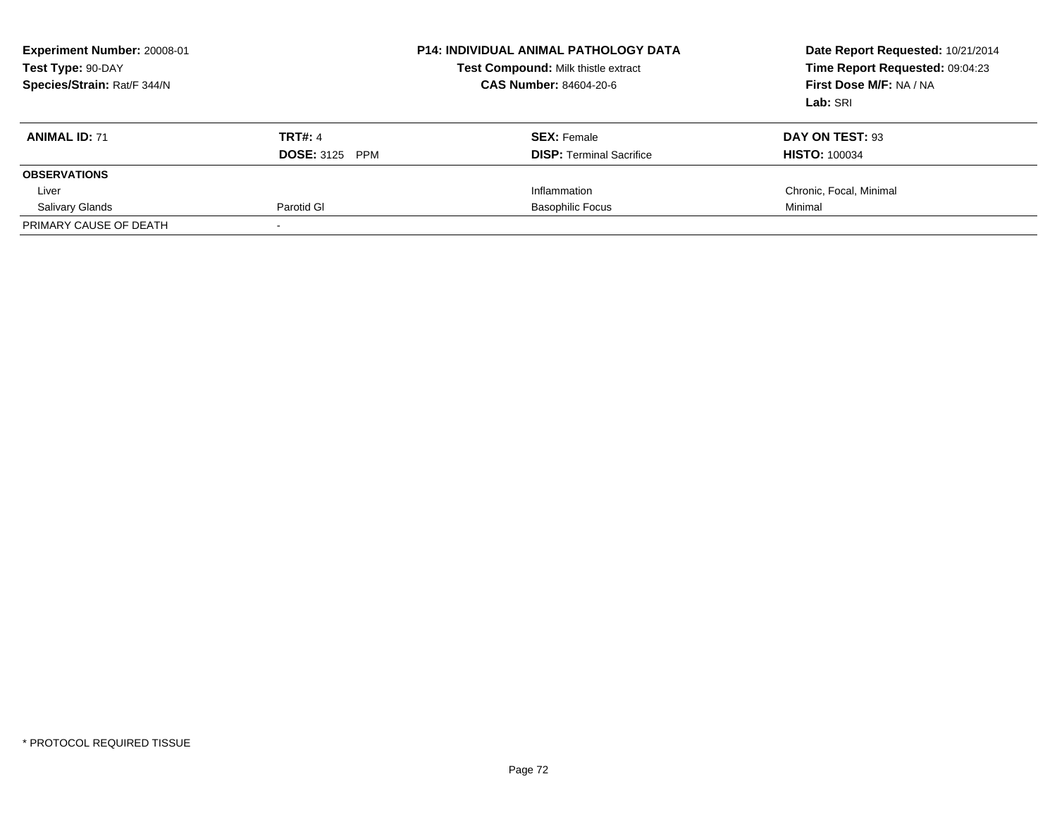**Experiment Number:** 20008-01
**Test Type:** 90-DAY
**Species/Strain:** Rat/F 344/N

**P14: INDIVIDUAL ANIMAL PATHOLOGY DATA**
**Test Compound:** Milk thistle extract
**CAS Number:** 84604-20-6

**Date Report Requested:** 10/21/2014
**Time Report Requested:** 09:04:23
**First Dose M/F:** NA / NA
**Lab:** SRI

| **ANIMAL ID:** 71 | **TRT#:** 4 | **SEX:** Female | **DAY ON TEST:** 93 |
|---|---|---|---|
| | **DOSE:** 3125 PPM | **DISP:** Terminal Sacrifice | **HISTO:** 100034 |
| **OBSERVATIONS** | | | |
| Liver | | Inflammation | Chronic, Focal, Minimal |
| Salivary Glands | Parotid Gl | Basophilic Focus | Minimal |
| PRIMARY CAUSE OF DEATH | - | | |

* PROTOCOL REQUIRED TISSUE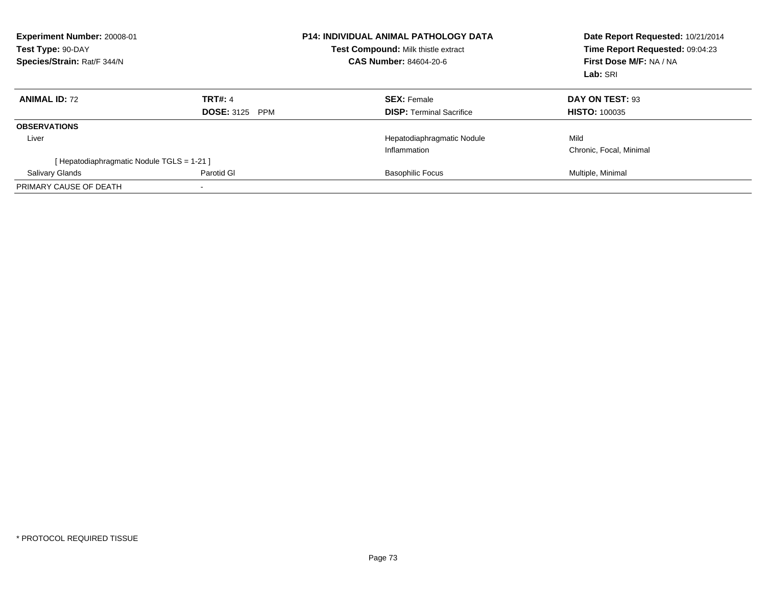**Experiment Number:** 20008-01
**Test Type:** 90-DAY
**Species/Strain:** Rat/F 344/N

**P14: INDIVIDUAL ANIMAL PATHOLOGY DATA**
**Test Compound:** Milk thistle extract
**CAS Number:** 84604-20-6

**Date Report Requested:** 10/21/2014
**Time Report Requested:** 09:04:23
**First Dose M/F:** NA / NA
**Lab:** SRI

| **ANIMAL ID:** 72 | **TRT#:** 4 | **SEX:** Female | **DAY ON TEST:** 93 |
|---|---|---|---|
| | **DOSE:** 3125 PPM | **DISP:** Terminal Sacrifice | **HISTO:** 100035 |
| **OBSERVATIONS** | | | |
| Liver | | Hepatodiaphragmatic Nodule | Mild |
| | | Inflammation | Chronic, Focal, Minimal |
| [ Hepatodiaphragmatic Nodule TGLS = 1-21 ] | | | |
| Salivary Glands | Parotid Gl | Basophilic Focus | Multiple, Minimal |
| PRIMARY CAUSE OF DEATH | - | | |

* PROTOCOL REQUIRED TISSUE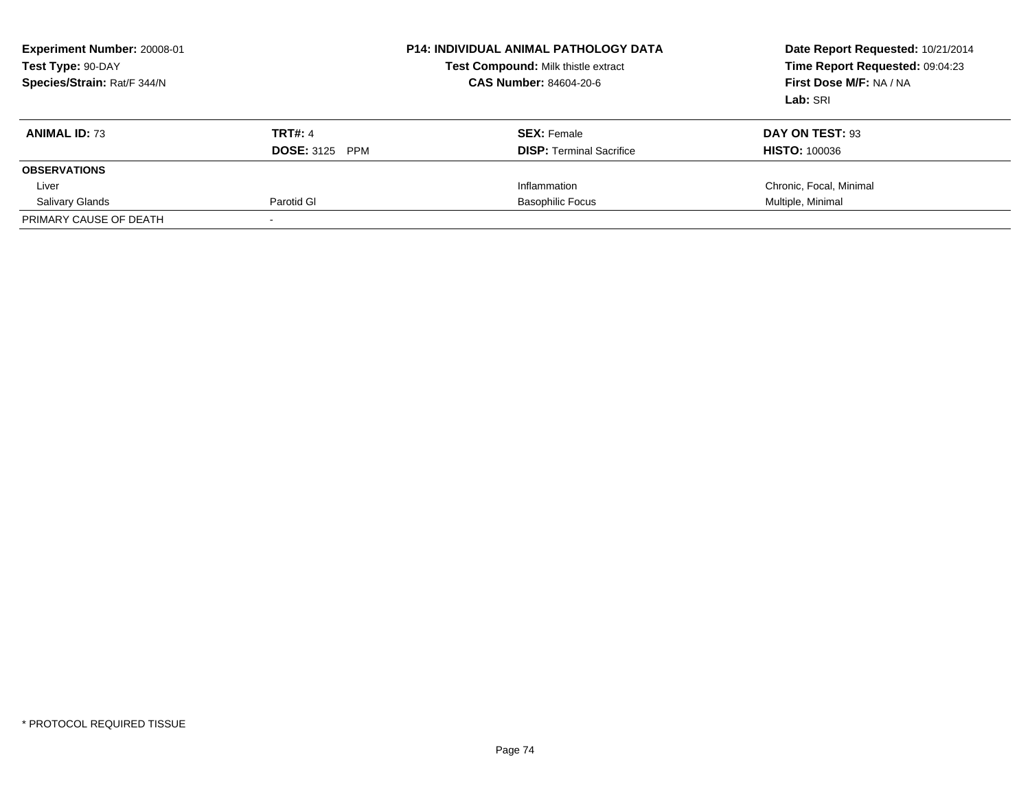**Experiment Number:** 20008-01
**Test Type:** 90-DAY
**Species/Strain:** Rat/F 344/N

**P14: INDIVIDUAL ANIMAL PATHOLOGY DATA**
**Test Compound:** Milk thistle extract
**CAS Number:** 84604-20-6

**Date Report Requested:** 10/21/2014
**Time Report Requested:** 09:04:23
**First Dose M/F:** NA / NA
**Lab:** SRI

| **ANIMAL ID:** 73 | **TRT#:** 4 | **SEX:** Female | **DAY ON TEST:** 93 |
|---|---|---|---|
| | **DOSE:** 3125 PPM | **DISP:** Terminal Sacrifice | **HISTO:** 100036 |
| **OBSERVATIONS** | | | |
| Liver | | Inflammation | Chronic, Focal, Minimal |
| Salivary Glands | Parotid Gl | Basophilic Focus | Multiple, Minimal |
| PRIMARY CAUSE OF DEATH | - | | |

* PROTOCOL REQUIRED TISSUE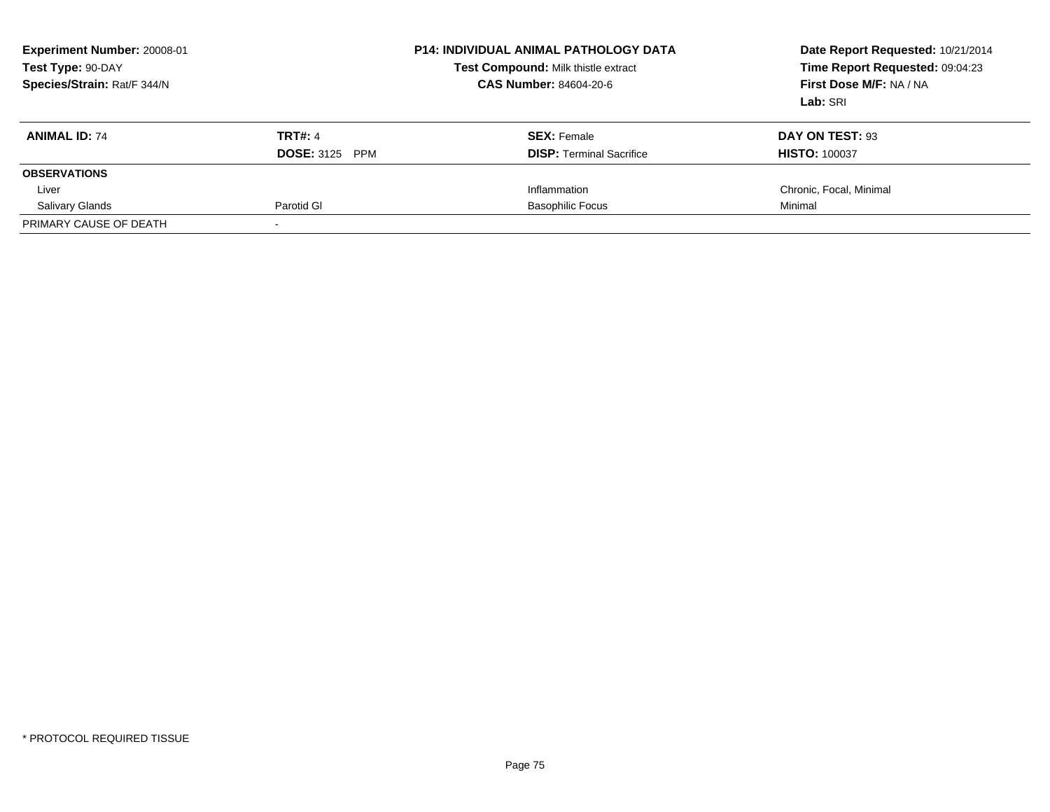**Experiment Number:** 20008-01
**Test Type:** 90-DAY
**Species/Strain:** Rat/F 344/N

**P14: INDIVIDUAL ANIMAL PATHOLOGY DATA**
**Test Compound:** Milk thistle extract
**CAS Number:** 84604-20-6

**Date Report Requested:** 10/21/2014
**Time Report Requested:** 09:04:23
**First Dose M/F:** NA / NA
**Lab:** SRI

| **ANIMAL ID:** 74 | **TRT#:** 4 | **SEX:** Female | **DAY ON TEST:** 93 |
|---|---|---|---|
| | **DOSE:** 3125 PPM | **DISP:** Terminal Sacrifice | **HISTO:** 100037 |
| **OBSERVATIONS** | | | |
| Liver | | Inflammation | Chronic, Focal, Minimal |
| Salivary Glands | Parotid Gl | Basophilic Focus | Minimal |
| PRIMARY CAUSE OF DEATH | - | | |

* PROTOCOL REQUIRED TISSUE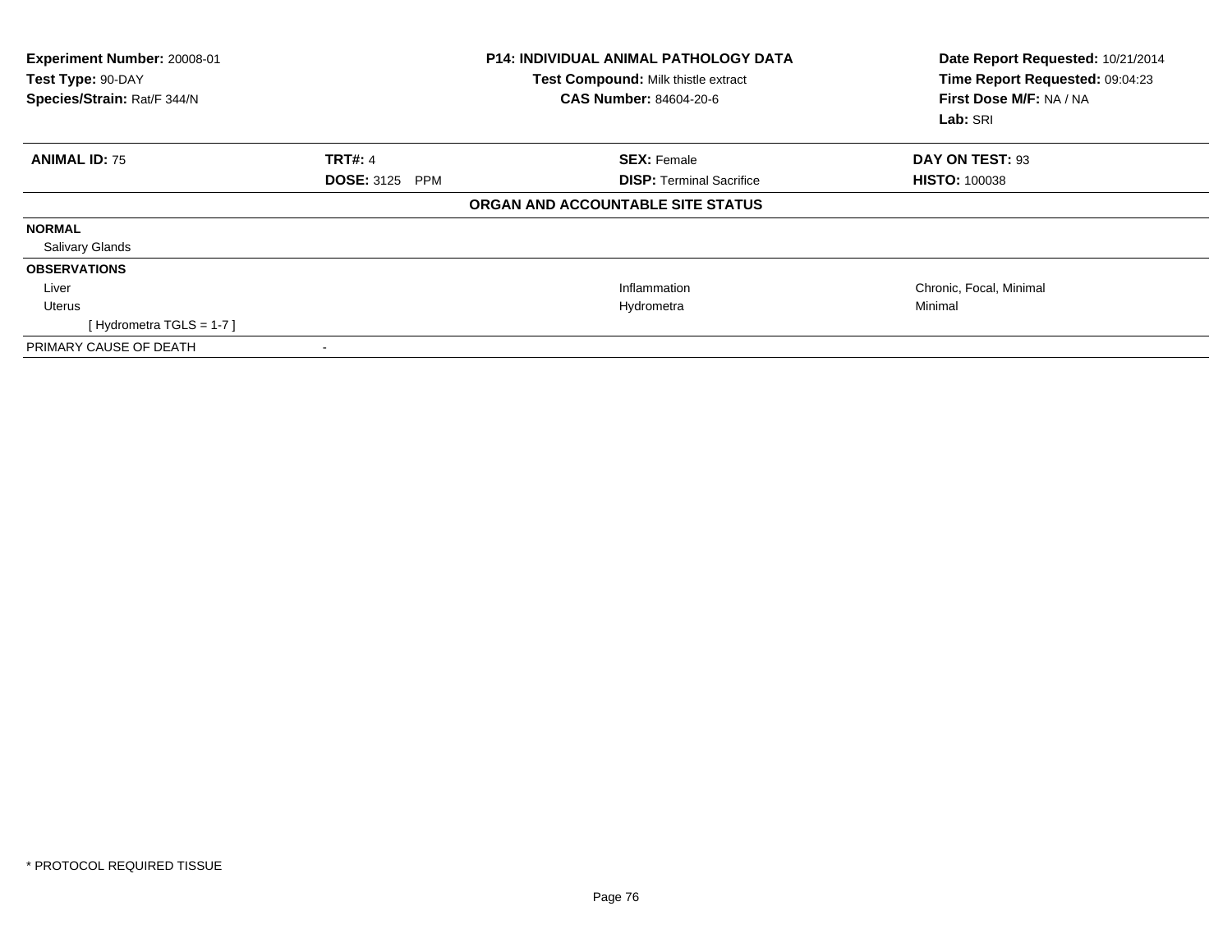**Experiment Number:** 20008-01
**Test Type:** 90-DAY
**Species/Strain:** Rat/F 344/N

**P14: INDIVIDUAL ANIMAL PATHOLOGY DATA**
**Test Compound:** Milk thistle extract
**CAS Number:** 84604-20-6

**Date Report Requested:** 10/21/2014
**Time Report Requested:** 09:04:23
**First Dose M/F:** NA / NA
**Lab:** SRI

| **ANIMAL ID:** 75 | **TRT#:** 4 | **SEX:** Female | **DAY ON TEST:** 93 |
|---|---|---|---|
| | **DOSE:** 3125 PPM | **DISP:** Terminal Sacrifice | **HISTO:** 100038 |

**ORGAN AND ACCOUNTABLE SITE STATUS**

| | | |
|---|---|---|
| **NORMAL** | | |
| Salivary Glands | | |
| **OBSERVATIONS** | | |
| Liver | Inflammation | Chronic, Focal, Minimal |
| Uterus | Hydrometra | Minimal |
| [ Hydrometra TGLS = 1-7 ] | | |
| PRIMARY CAUSE OF DEATH | - | |

* PROTOCOL REQUIRED TISSUE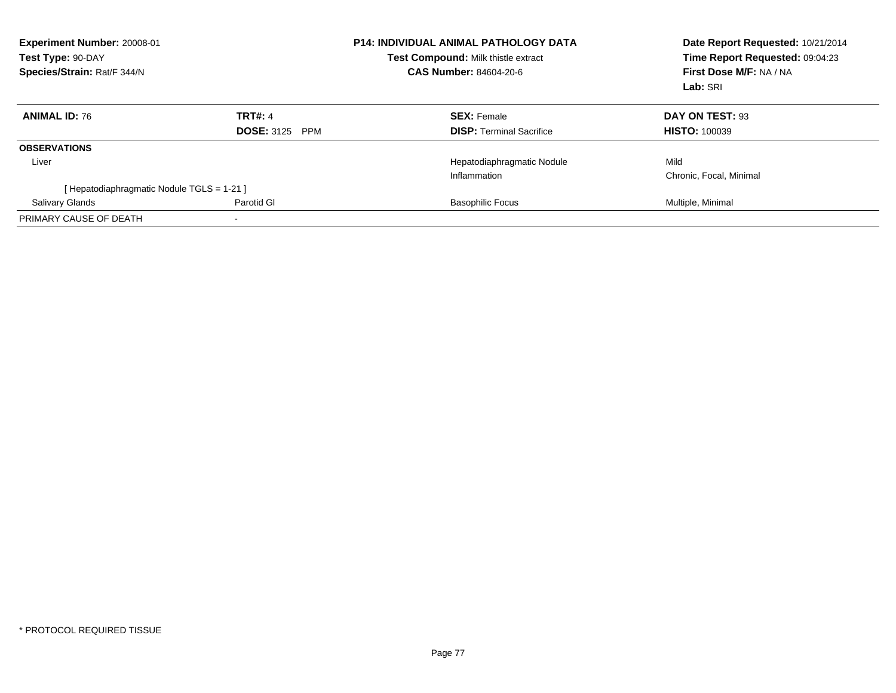**Experiment Number:** 20008-01
**Test Type:** 90-DAY
**Species/Strain:** Rat/F 344/N

**P14: INDIVIDUAL ANIMAL PATHOLOGY DATA**
**Test Compound:** Milk thistle extract
**CAS Number:** 84604-20-6

**Date Report Requested:** 10/21/2014
**Time Report Requested:** 09:04:23
**First Dose M/F:** NA / NA
**Lab:** SRI

| **ANIMAL ID:** 76 | **TRT#:** 4 | **SEX:** Female | **DAY ON TEST:** 93 |
|---|---|---|---|
| | **DOSE:** 3125 PPM | **DISP:** Terminal Sacrifice | **HISTO:** 100039 |
| **OBSERVATIONS** | | | |
| Liver | | Hepatodiaphragmatic Nodule | Mild |
| | | Inflammation | Chronic, Focal, Minimal |
| [ Hepatodiaphragmatic Nodule TGLS = 1-21 ] | | | |
| Salivary Glands | Parotid Gl | Basophilic Focus | Multiple, Minimal |
| PRIMARY CAUSE OF DEATH | - | | |

* PROTOCOL REQUIRED TISSUE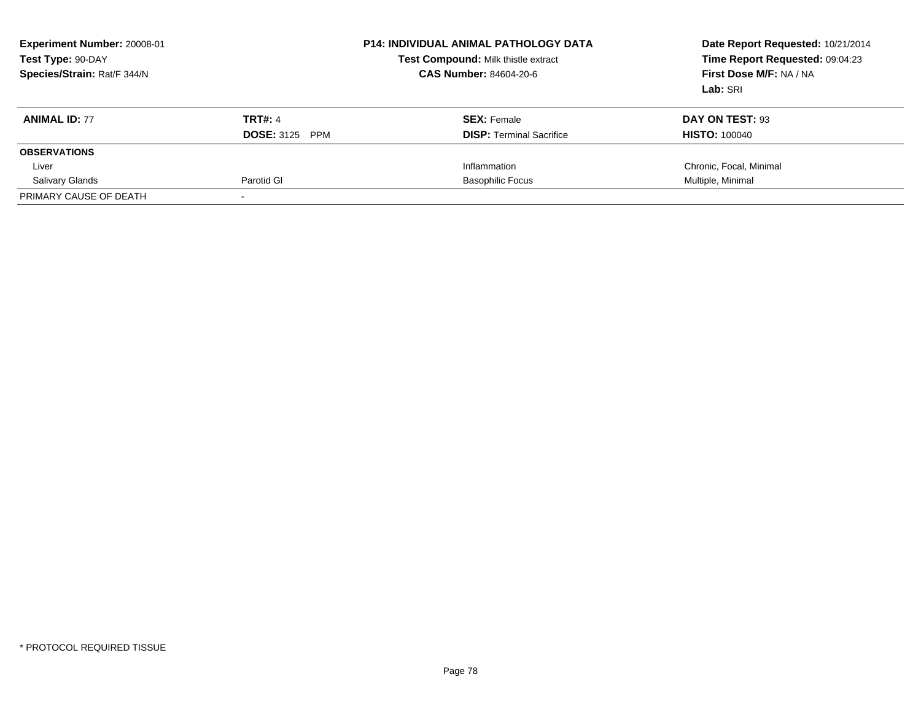**Experiment Number:** 20008-01
**Test Type:** 90-DAY
**Species/Strain:** Rat/F 344/N

**P14: INDIVIDUAL ANIMAL PATHOLOGY DATA**
**Test Compound:** Milk thistle extract
**CAS Number:** 84604-20-6

**Date Report Requested:** 10/21/2014
**Time Report Requested:** 09:04:23
**First Dose M/F:** NA / NA
**Lab:** SRI

| **ANIMAL ID:** 77 | **TRT#:** 4 | **SEX:** Female | **DAY ON TEST:** 93 |
|---|---|---|---|
| | **DOSE:** 3125 PPM | **DISP:** Terminal Sacrifice | **HISTO:** 100040 |
| **OBSERVATIONS** | | | |
| Liver | | Inflammation | Chronic, Focal, Minimal |
| Salivary Glands | Parotid Gl | Basophilic Focus | Multiple, Minimal |
| PRIMARY CAUSE OF DEATH | - | | |

* PROTOCOL REQUIRED TISSUE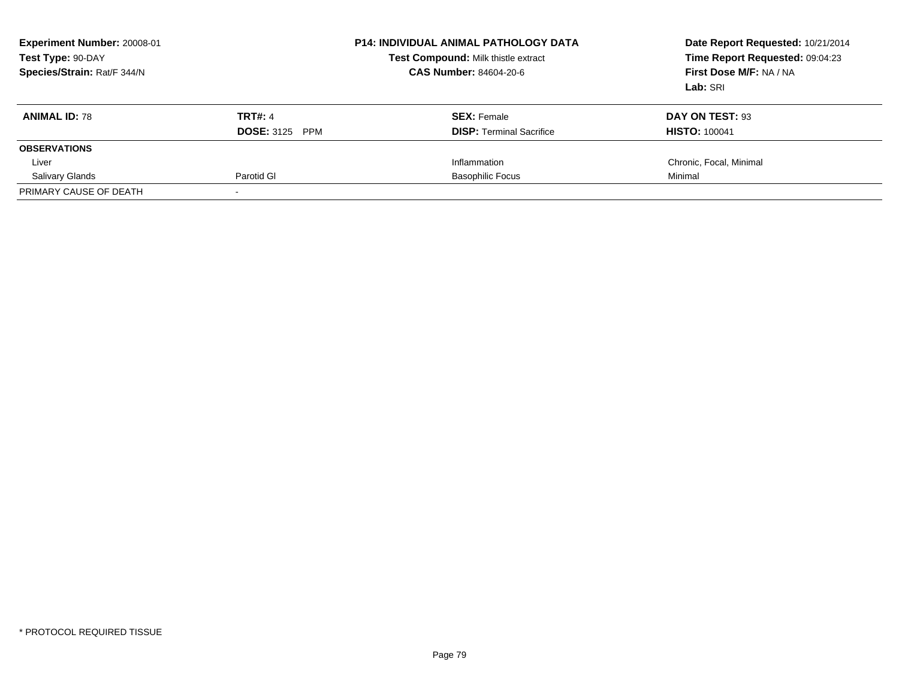**Experiment Number:** 20008-01
**Test Type:** 90-DAY
**Species/Strain:** Rat/F 344/N

**P14: INDIVIDUAL ANIMAL PATHOLOGY DATA**
**Test Compound:** Milk thistle extract
**CAS Number:** 84604-20-6

**Date Report Requested:** 10/21/2014
**Time Report Requested:** 09:04:23
**First Dose M/F:** NA / NA
**Lab:** SRI

| **ANIMAL ID:** 78 | **TRT#:** 4 | **SEX:** Female | **DAY ON TEST:** 93 |
|---|---|---|---|
| | **DOSE:** 3125 PPM | **DISP:** Terminal Sacrifice | **HISTO:** 100041 |
| **OBSERVATIONS** | | | |
| Liver | | Inflammation | Chronic, Focal, Minimal |
| Salivary Glands | Parotid Gl | Basophilic Focus | Minimal |
| PRIMARY CAUSE OF DEATH | - | | |

\* PROTOCOL REQUIRED TISSUE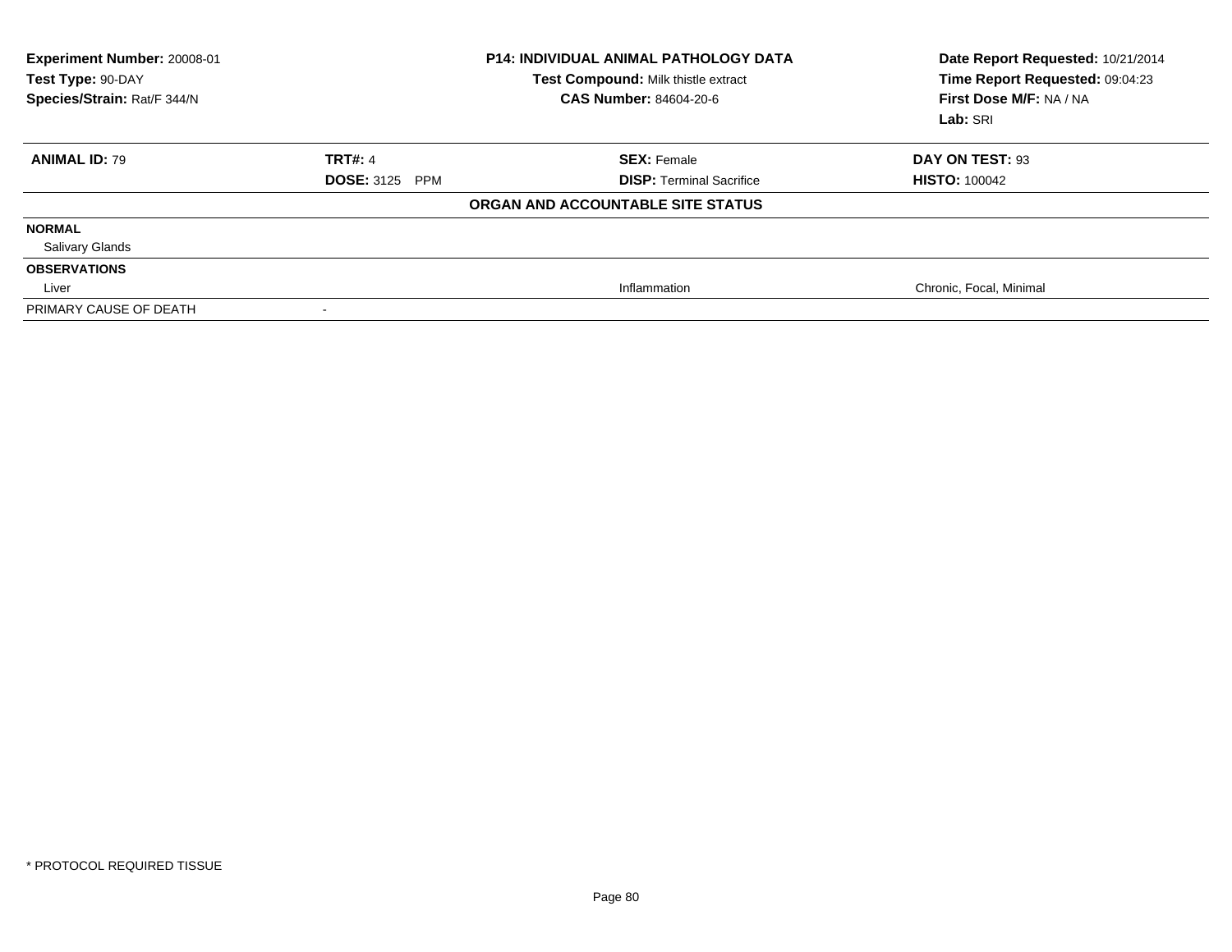**Experiment Number:** 20008-01
**Test Type:** 90-DAY
**Species/Strain:** Rat/F 344/N

**P14: INDIVIDUAL ANIMAL PATHOLOGY DATA**
**Test Compound:** Milk thistle extract
**CAS Number:** 84604-20-6

**Date Report Requested:** 10/21/2014
**Time Report Requested:** 09:04:23
**First Dose M/F:** NA / NA
**Lab:** SRI

| **ANIMAL ID:** 79 | **TRT#:** 4 | **SEX:** Female | **DAY ON TEST:** 93 |
|---|---|---|---|
| | **DOSE:** 3125 PPM | **DISP:** Terminal Sacrifice | **HISTO:** 100042 |

**ORGAN AND ACCOUNTABLE SITE STATUS**

| | | | |
|---|---|---|---|
| **NORMAL** | | | |
| Salivary Glands | | | |
| **OBSERVATIONS** | | | |
| Liver | | Inflammation | Chronic, Focal, Minimal |
| PRIMARY CAUSE OF DEATH | - | | |

\* PROTOCOL REQUIRED TISSUE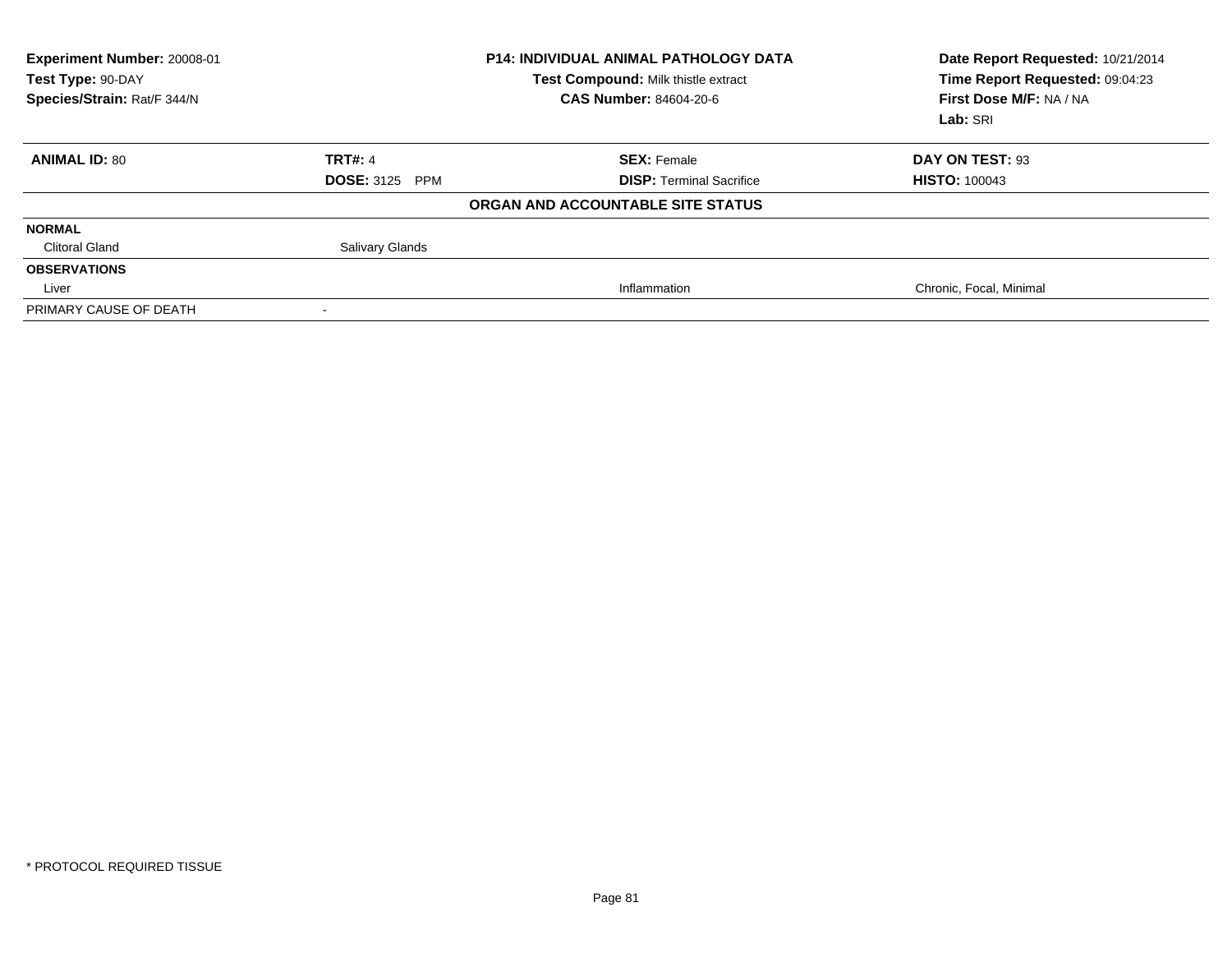| Experiment Number: 20008-01 | P14: INDIVIDUAL ANIMAL PATHOLOGY DATA | Date Report Requested: 10/21/2014 |
|---|---|---|
| Test Type: 90-DAY | Test Compound: Milk thistle extract | Time Report Requested: 09:04:23 |
| Species/Strain: Rat/F 344/N | CAS Number: 84604-20-6 | First Dose M/F: NA / NA |
| | | Lab: SRI |

| **ANIMAL ID:** 80 | **TRT#:** 4 | **SEX:** Female | **DAY ON TEST:** 93 |
|---|---|---|---|
| | **DOSE:** 3125 PPM | **DISP:** Terminal Sacrifice | **HISTO:** 100043 |

**ORGAN AND ACCOUNTABLE SITE STATUS**

| | | | |
|---|---|---|---|
| **NORMAL** | | | |
| Clitoral Gland | Salivary Glands | | |
| **OBSERVATIONS** | | | |
| Liver | | Inflammation | Chronic, Focal, Minimal |
| PRIMARY CAUSE OF DEATH | - | | |

* PROTOCOL REQUIRED TISSUE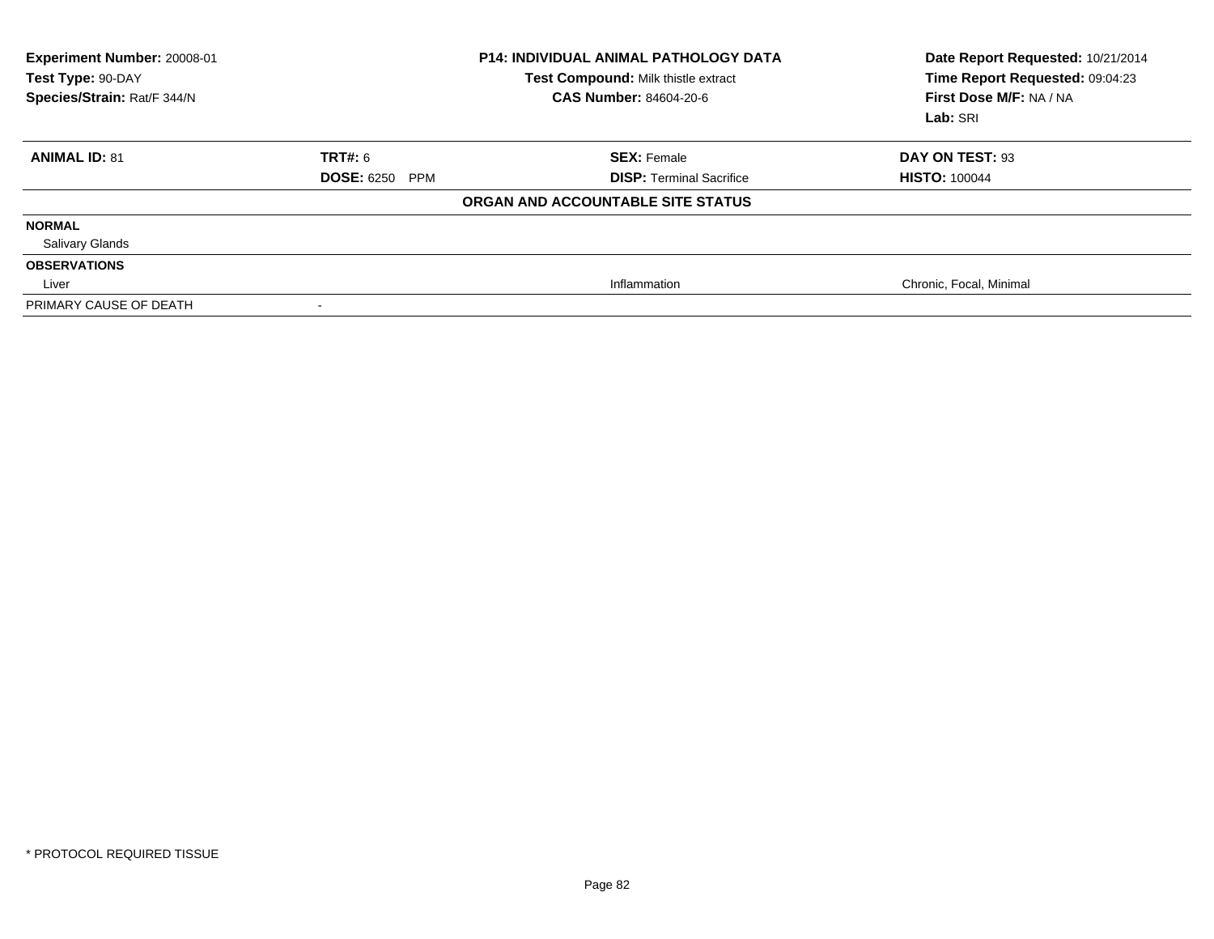**Experiment Number:** 20008-01
**Test Type:** 90-DAY
**Species/Strain:** Rat/F 344/N

**P14: INDIVIDUAL ANIMAL PATHOLOGY DATA**
**Test Compound:** Milk thistle extract
**CAS Number:** 84604-20-6

**Date Report Requested:** 10/21/2014
**Time Report Requested:** 09:04:23
**First Dose M/F:** NA / NA
**Lab:** SRI

| **ANIMAL ID:** 81 | **TRT#:** 6 | **SEX:** Female | **DAY ON TEST:** 93 |
|---|---|---|---|
| | **DOSE:** 6250 PPM | **DISP:** Terminal Sacrifice | **HISTO:** 100044 |

**ORGAN AND ACCOUNTABLE SITE STATUS**

| | | | |
|---|---|---|---|
| **NORMAL** | | | |
| Salivary Glands | | | |
| **OBSERVATIONS** | | | |
| Liver | | Inflammation | Chronic, Focal, Minimal |
| PRIMARY CAUSE OF DEATH | - | | |

* PROTOCOL REQUIRED TISSUE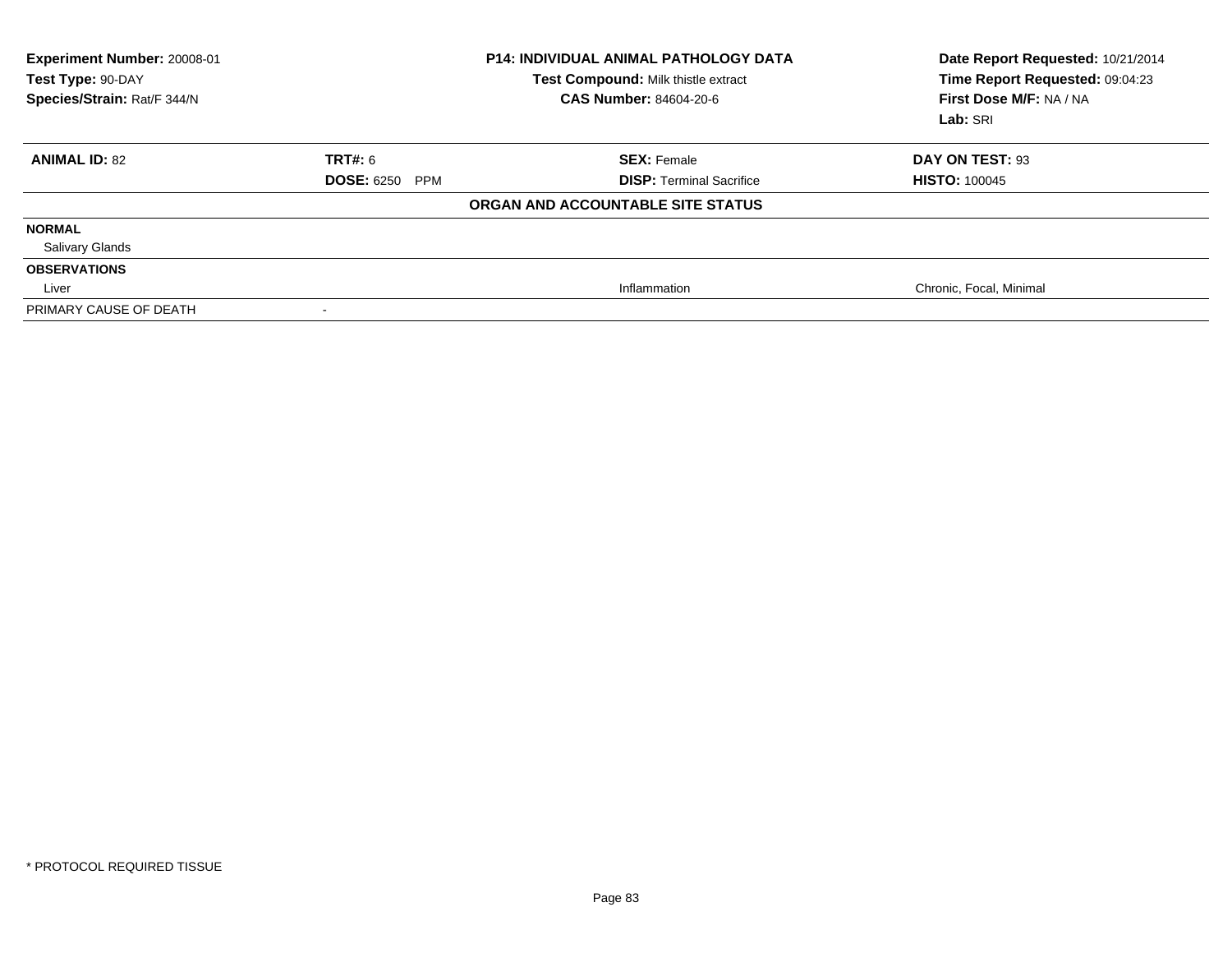**Experiment Number:** 20008-01
**Test Type:** 90-DAY
**Species/Strain:** Rat/F 344/N

**P14: INDIVIDUAL ANIMAL PATHOLOGY DATA**
**Test Compound:** Milk thistle extract
**CAS Number:** 84604-20-6

**Date Report Requested:** 10/21/2014
**Time Report Requested:** 09:04:23
**First Dose M/F:** NA / NA
**Lab:** SRI

| **ANIMAL ID:** 82 | **TRT#:** 6 | **SEX:** Female | **DAY ON TEST:** 93 |
|---|---|---|---|
| | **DOSE:** 6250 PPM | **DISP:** Terminal Sacrifice | **HISTO:** 100045 |

**ORGAN AND ACCOUNTABLE SITE STATUS**

| | | | |
|---|---|---|---|
| **NORMAL** | | | |
| Salivary Glands | | | |
| **OBSERVATIONS** | | | |
| Liver | | Inflammation | Chronic, Focal, Minimal |
| PRIMARY CAUSE OF DEATH | - | | |

* PROTOCOL REQUIRED TISSUE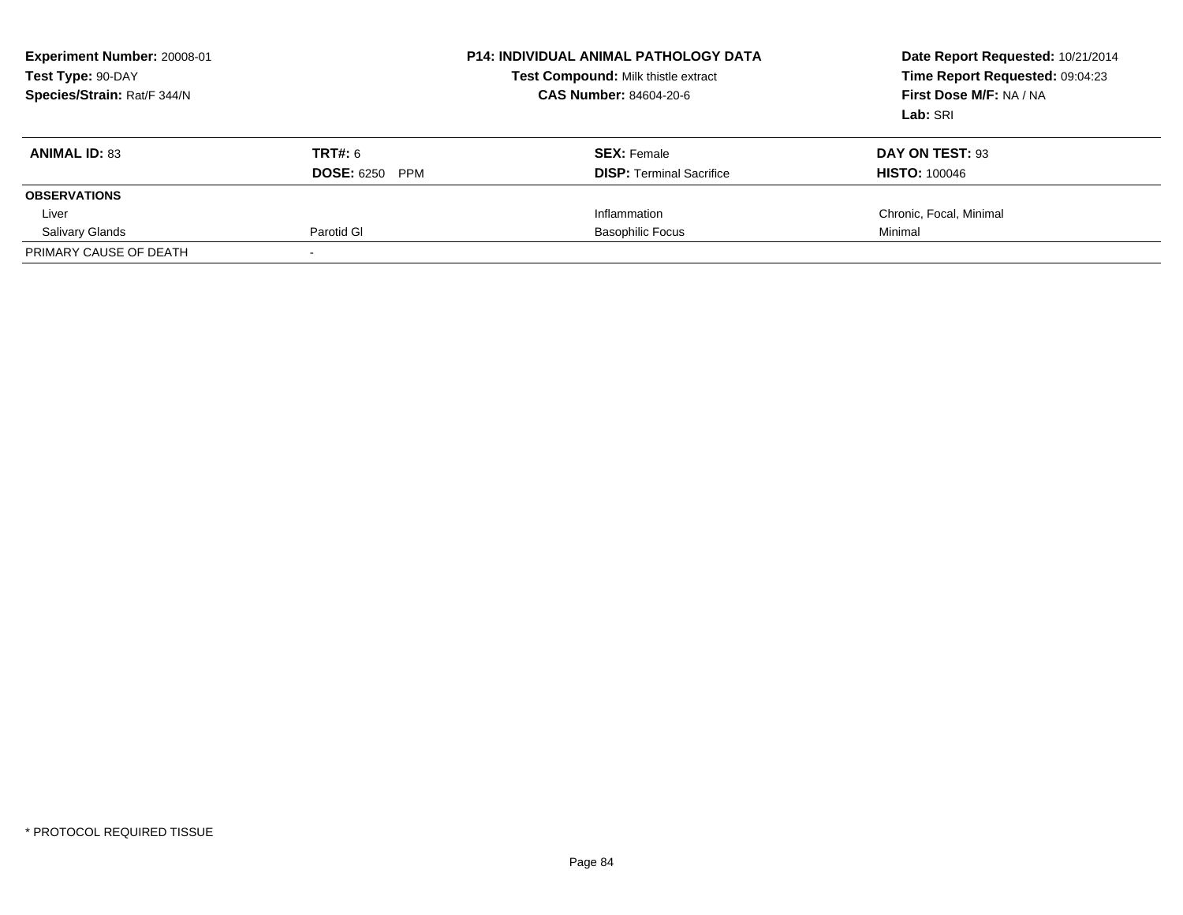**Experiment Number:** 20008-01
**Test Type:** 90-DAY
**Species/Strain:** Rat/F 344/N

**P14: INDIVIDUAL ANIMAL PATHOLOGY DATA**
**Test Compound:** Milk thistle extract
**CAS Number:** 84604-20-6

**Date Report Requested:** 10/21/2014
**Time Report Requested:** 09:04:23
**First Dose M/F:** NA / NA
**Lab:** SRI

| **ANIMAL ID:** 83 | **TRT#:** 6 | **SEX:** Female | **DAY ON TEST:** 93 |
|---|---|---|---|
| | **DOSE:** 6250 PPM | **DISP:** Terminal Sacrifice | **HISTO:** 100046 |
| **OBSERVATIONS** | | | |
| Liver | | Inflammation | Chronic, Focal, Minimal |
| Salivary Glands | Parotid Gl | Basophilic Focus | Minimal |
| PRIMARY CAUSE OF DEATH | - | | |

* PROTOCOL REQUIRED TISSUE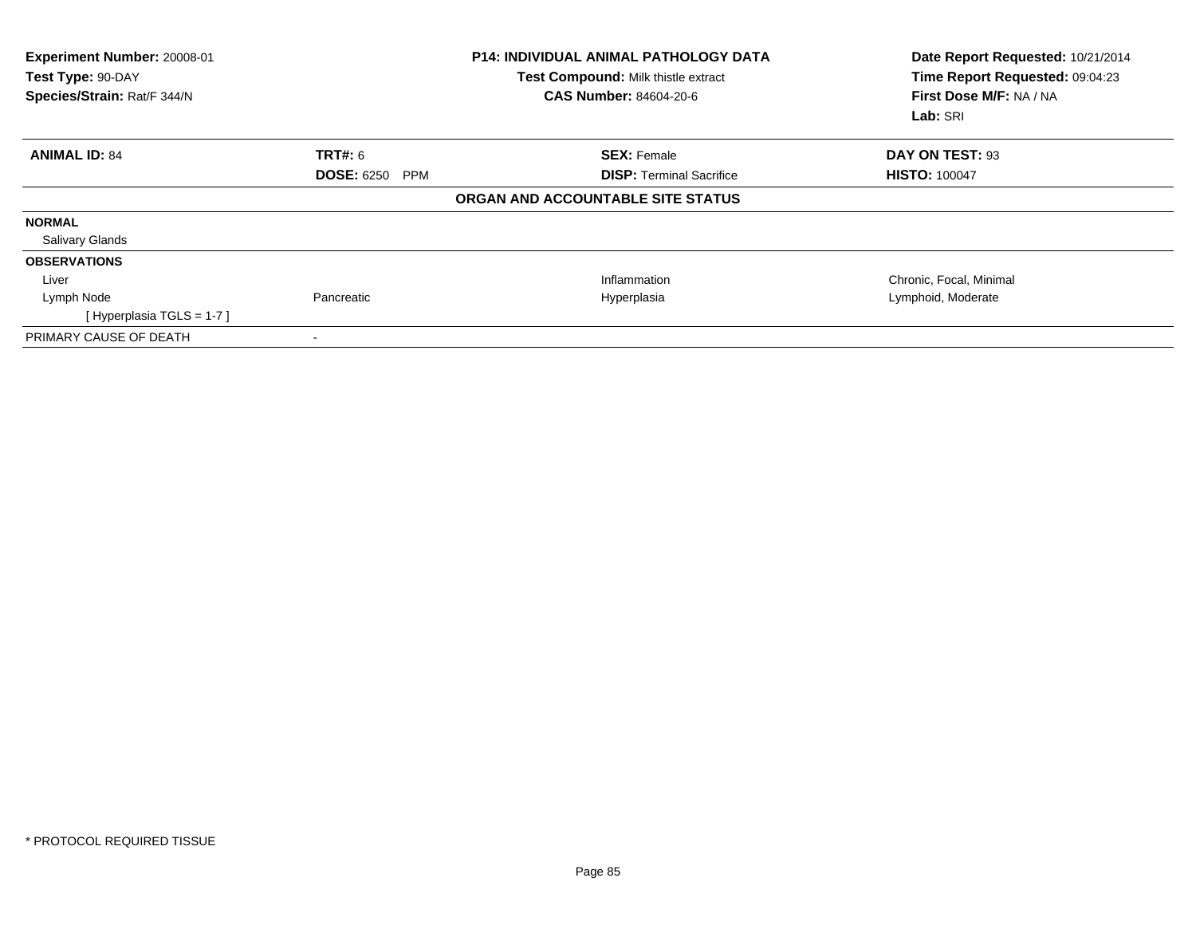**Experiment Number:** 20008-01
**Test Type:** 90-DAY
**Species/Strain:** Rat/F 344/N

**P14: INDIVIDUAL ANIMAL PATHOLOGY DATA**
**Test Compound:** Milk thistle extract
**CAS Number:** 84604-20-6

**Date Report Requested:** 10/21/2014
**Time Report Requested:** 09:04:23
**First Dose M/F:** NA / NA
**Lab:** SRI

| **ANIMAL ID:** 84 | **TRT#:** 6 | **SEX:** Female | **DAY ON TEST:** 93 |
|---|---|---|---|
| | **DOSE:** 6250 PPM | **DISP:** Terminal Sacrifice | **HISTO:** 100047 |

**ORGAN AND ACCOUNTABLE SITE STATUS**

| | | | |
|---|---|---|---|
| **NORMAL** | | | |
| Salivary Glands | | | |
| **OBSERVATIONS** | | | |
| Liver | | Inflammation | Chronic, Focal, Minimal |
| Lymph Node | Pancreatic | Hyperplasia | Lymphoid, Moderate |
| [ Hyperplasia TGLS = 1-7 ] | | | |
| PRIMARY CAUSE OF DEATH | - | | |

* PROTOCOL REQUIRED TISSUE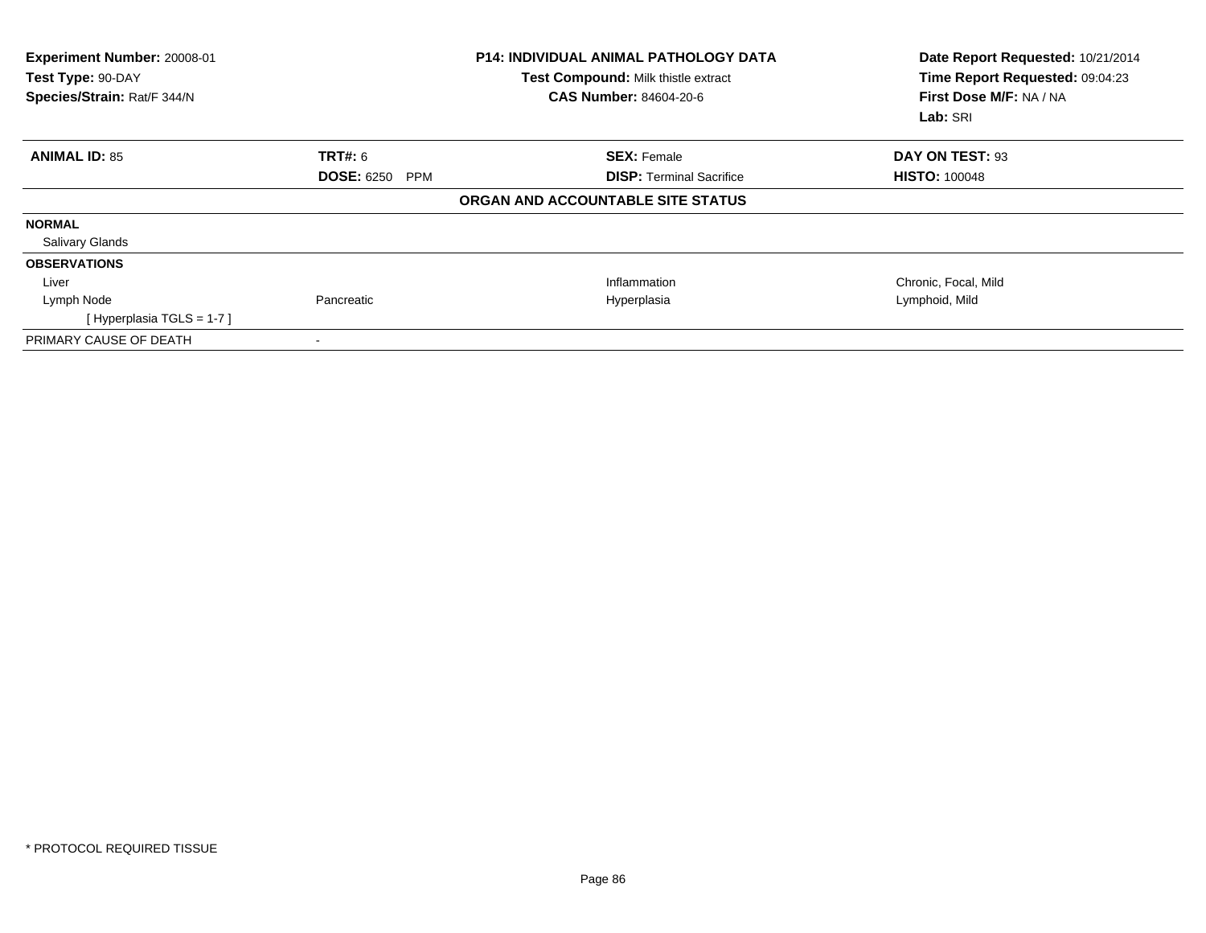**Experiment Number:** 20008-01
**Test Type:** 90-DAY
**Species/Strain:** Rat/F 344/N

**P14: INDIVIDUAL ANIMAL PATHOLOGY DATA**
**Test Compound:** Milk thistle extract
**CAS Number:** 84604-20-6

**Date Report Requested:** 10/21/2014
**Time Report Requested:** 09:04:23
**First Dose M/F:** NA / NA
**Lab:** SRI

| **ANIMAL ID:** 85 | **TRT#:** 6 | **SEX:** Female | **DAY ON TEST:** 93 |
|---|---|---|---|
| | **DOSE:** 6250 PPM | **DISP:** Terminal Sacrifice | **HISTO:** 100048 |

**ORGAN AND ACCOUNTABLE SITE STATUS**

| | | | |
|---|---|---|---|
| **NORMAL** | | | |
| Salivary Glands | | | |
| **OBSERVATIONS** | | | |
| Liver | | Inflammation | Chronic, Focal, Mild |
| Lymph Node | Pancreatic | Hyperplasia | Lymphoid, Mild |
| [ Hyperplasia TGLS = 1-7 ] | | | |
| PRIMARY CAUSE OF DEATH | - | | |

* PROTOCOL REQUIRED TISSUE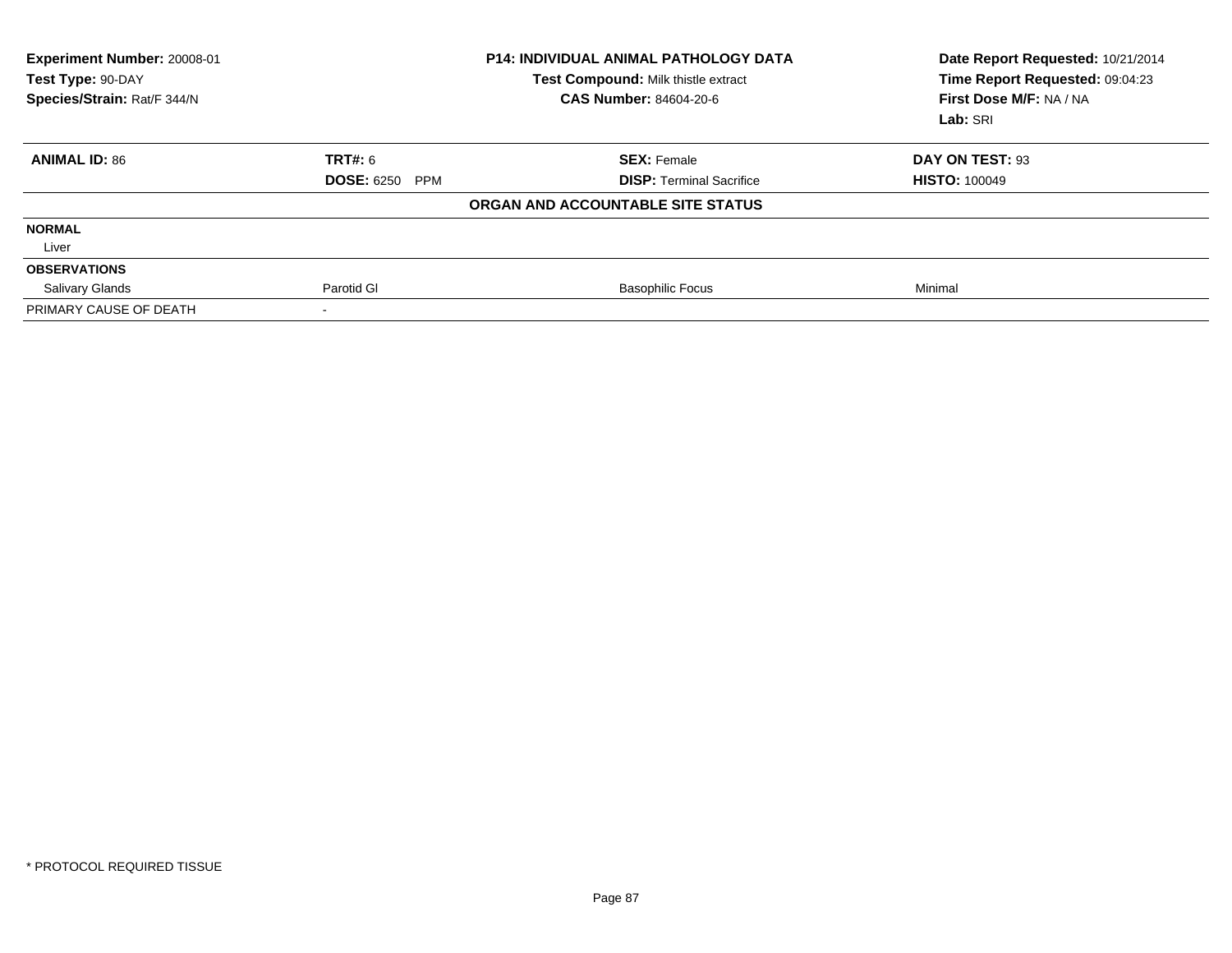**Experiment Number:** 20008-01
**Test Type:** 90-DAY
**Species/Strain:** Rat/F 344/N

**P14: INDIVIDUAL ANIMAL PATHOLOGY DATA**
**Test Compound:** Milk thistle extract
**CAS Number:** 84604-20-6

**Date Report Requested:** 10/21/2014
**Time Report Requested:** 09:04:23
**First Dose M/F:** NA / NA
**Lab:** SRI

| **ANIMAL ID:** 86 | **TRT#:** 6 | **SEX:** Female | **DAY ON TEST:** 93 |
|---|---|---|---|
| | **DOSE:** 6250 PPM | **DISP:** Terminal Sacrifice | **HISTO:** 100049 |
| | | **ORGAN AND ACCOUNTABLE SITE STATUS** | |
| **NORMAL** | | | |
| Liver | | | |
| **OBSERVATIONS** | | | |
| Salivary Glands | Parotid Gl | Basophilic Focus | Minimal |
| PRIMARY CAUSE OF DEATH | - | | |

* PROTOCOL REQUIRED TISSUE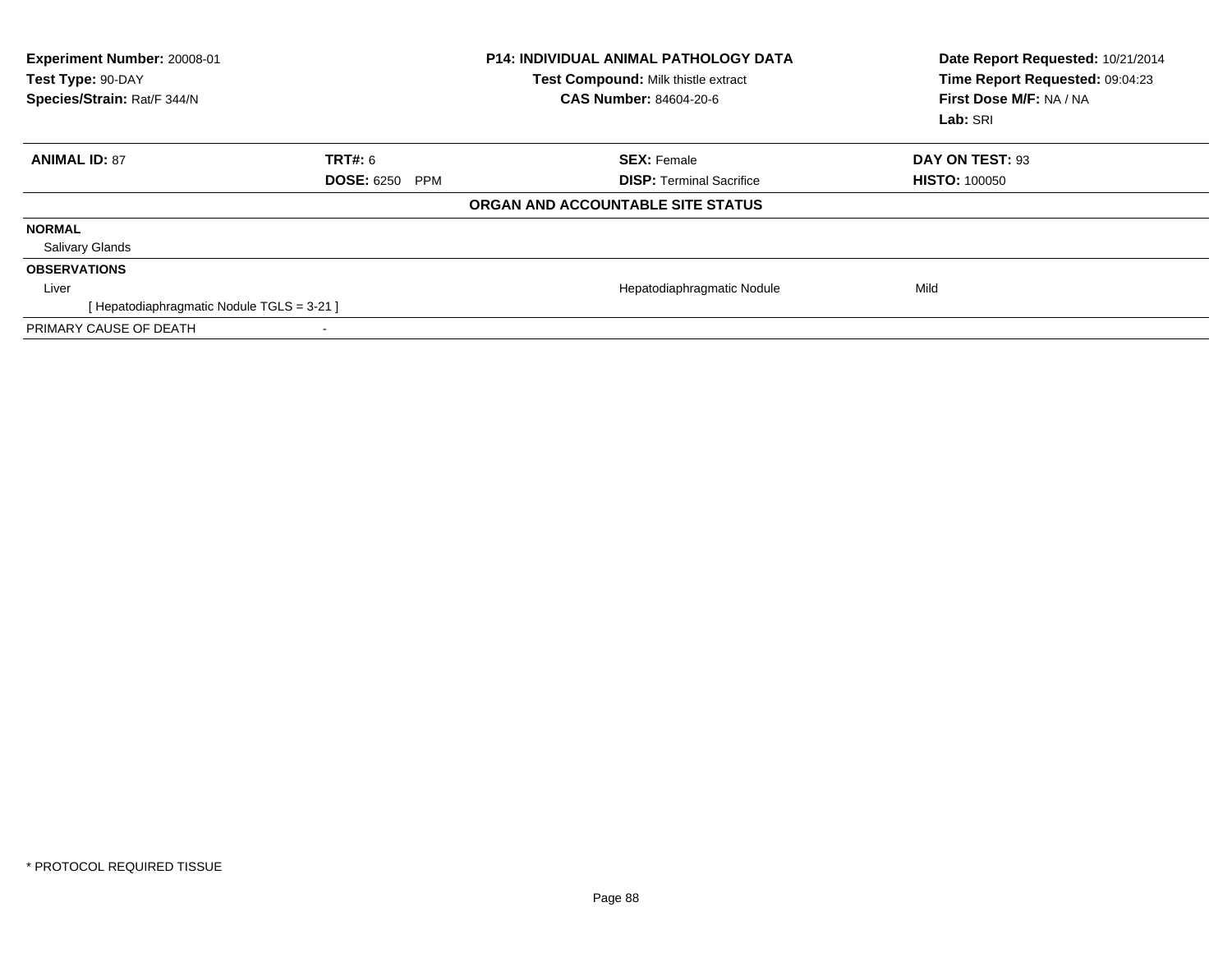**Experiment Number:** 20008-01
**Test Type:** 90-DAY
**Species/Strain:** Rat/F 344/N

**P14: INDIVIDUAL ANIMAL PATHOLOGY DATA**
**Test Compound:** Milk thistle extract
**CAS Number:** 84604-20-6

**Date Report Requested:** 10/21/2014
**Time Report Requested:** 09:04:23
**First Dose M/F:** NA / NA
**Lab:** SRI

| **ANIMAL ID:** 87 | **TRT#:** 6 | **SEX:** Female | **DAY ON TEST:** 93 |
|---|---|---|---|
| | **DOSE:** 6250 PPM | **DISP:** Terminal Sacrifice | **HISTO:** 100050 |

**ORGAN AND ACCOUNTABLE SITE STATUS**

| | | | |
|---|---|---|---|
| **NORMAL** | | | |
| Salivary Glands | | | |
| **OBSERVATIONS** | | | |
| Liver | | Hepatodiaphragmatic Nodule | Mild |
| [ Hepatodiaphragmatic Nodule TGLS = 3-21 ] | | | |
| PRIMARY CAUSE OF DEATH | - | | |

* PROTOCOL REQUIRED TISSUE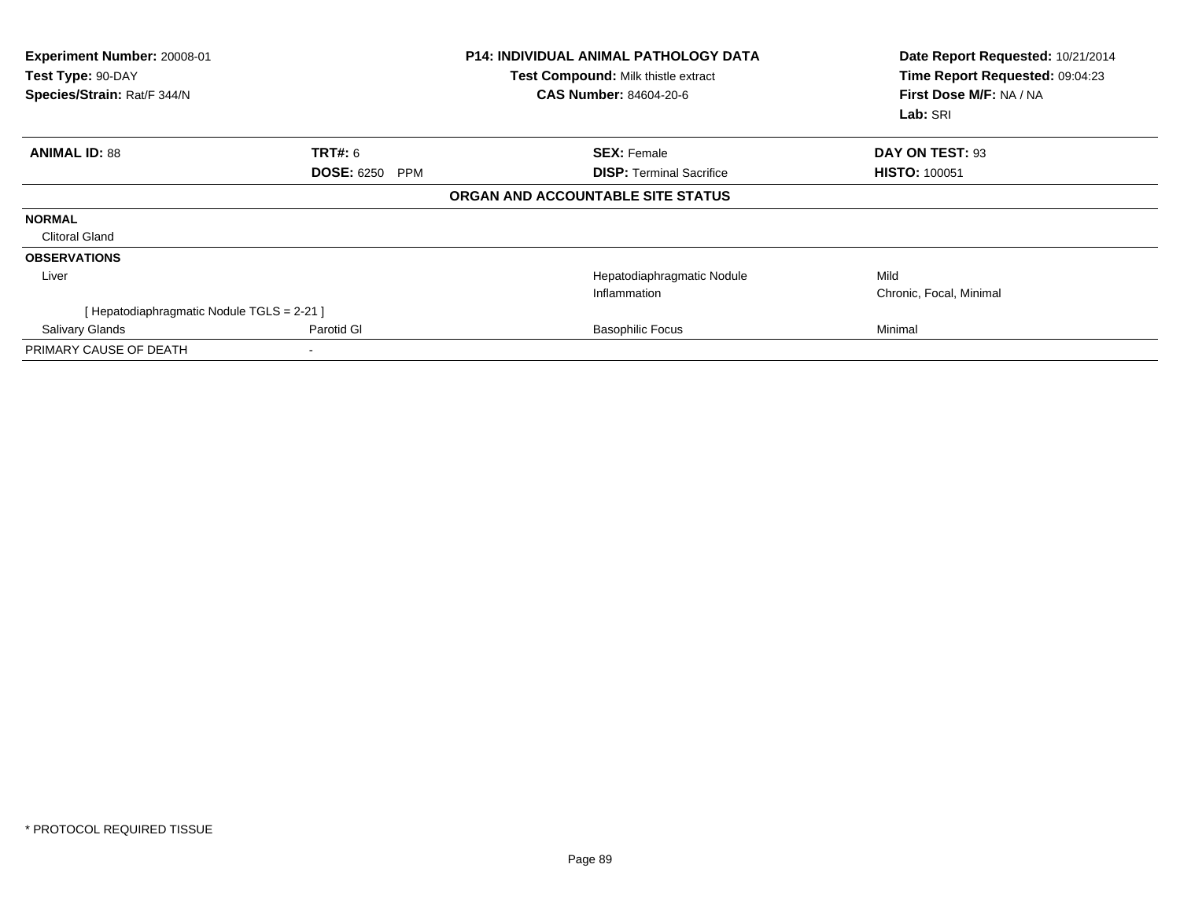**Experiment Number:** 20008-01
**Test Type:** 90-DAY
**Species/Strain:** Rat/F 344/N

**P14: INDIVIDUAL ANIMAL PATHOLOGY DATA**
**Test Compound:** Milk thistle extract
**CAS Number:** 84604-20-6

**Date Report Requested:** 10/21/2014
**Time Report Requested:** 09:04:23
**First Dose M/F:** NA / NA
**Lab:** SRI

| **ANIMAL ID:** 88 | **TRT#:** 6 | **SEX:** Female | **DAY ON TEST:** 93 |
|---|---|---|---|
| | **DOSE:** 6250 PPM | **DISP:** Terminal Sacrifice | **HISTO:** 100051 |

**ORGAN AND ACCOUNTABLE SITE STATUS**

| | | | |
|---|---|---|---|
| **NORMAL** | | | |
| Clitoral Gland | | | |
| **OBSERVATIONS** | | | |
| Liver | | Hepatodiaphragmatic Nodule | Mild |
| | | Inflammation | Chronic, Focal, Minimal |
| [ Hepatodiaphragmatic Nodule TGLS = 2-21 ] | | | |
| Salivary Glands | Parotid Gl | Basophilic Focus | Minimal |
| PRIMARY CAUSE OF DEATH | - | | |

* PROTOCOL REQUIRED TISSUE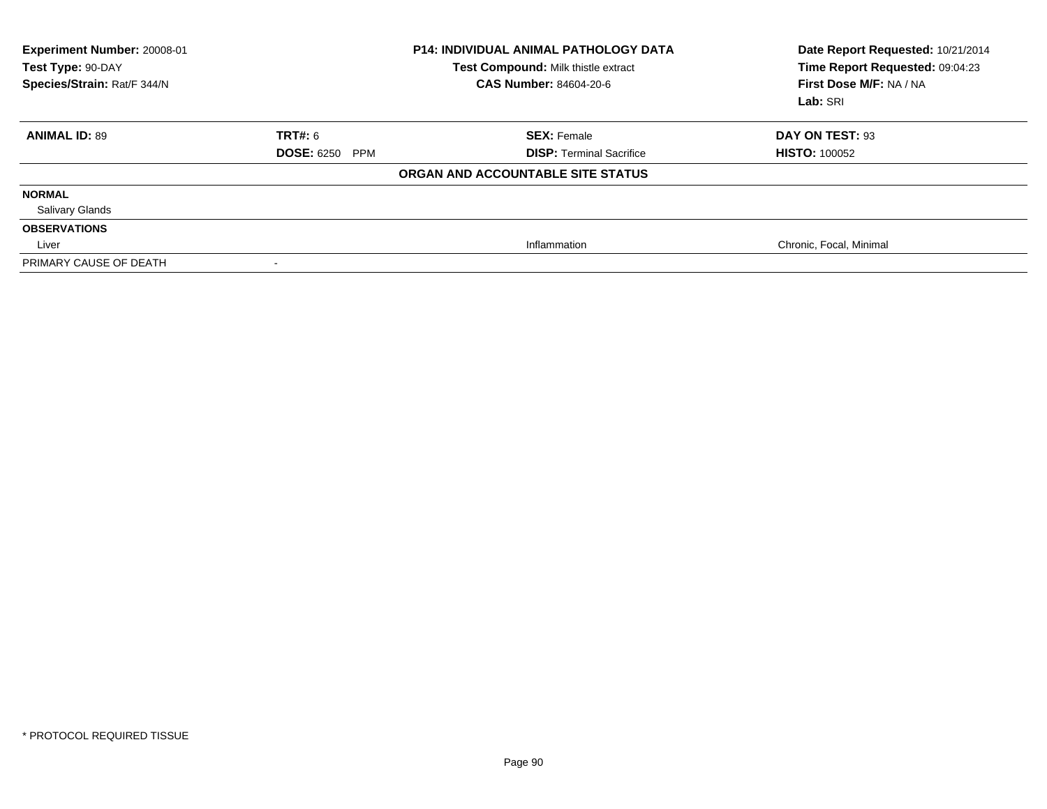**Experiment Number:** 20008-01
**Test Type:** 90-DAY
**Species/Strain:** Rat/F 344/N

**P14: INDIVIDUAL ANIMAL PATHOLOGY DATA**
**Test Compound:** Milk thistle extract
**CAS Number:** 84604-20-6

**Date Report Requested:** 10/21/2014
**Time Report Requested:** 09:04:23
**First Dose M/F:** NA / NA
**Lab:** SRI

| **ANIMAL ID:** 89 | **TRT#:** 6 | **SEX:** Female | **DAY ON TEST:** 93 |
|---|---|---|---|
| | **DOSE:** 6250 PPM | **DISP:** Terminal Sacrifice | **HISTO:** 100052 |

**ORGAN AND ACCOUNTABLE SITE STATUS**

| | | | |
|---|---|---|---|
| **NORMAL** | | | |
| Salivary Glands | | | |
| **OBSERVATIONS** | | | |
| Liver | | Inflammation | Chronic, Focal, Minimal |
| PRIMARY CAUSE OF DEATH | - | | |

* PROTOCOL REQUIRED TISSUE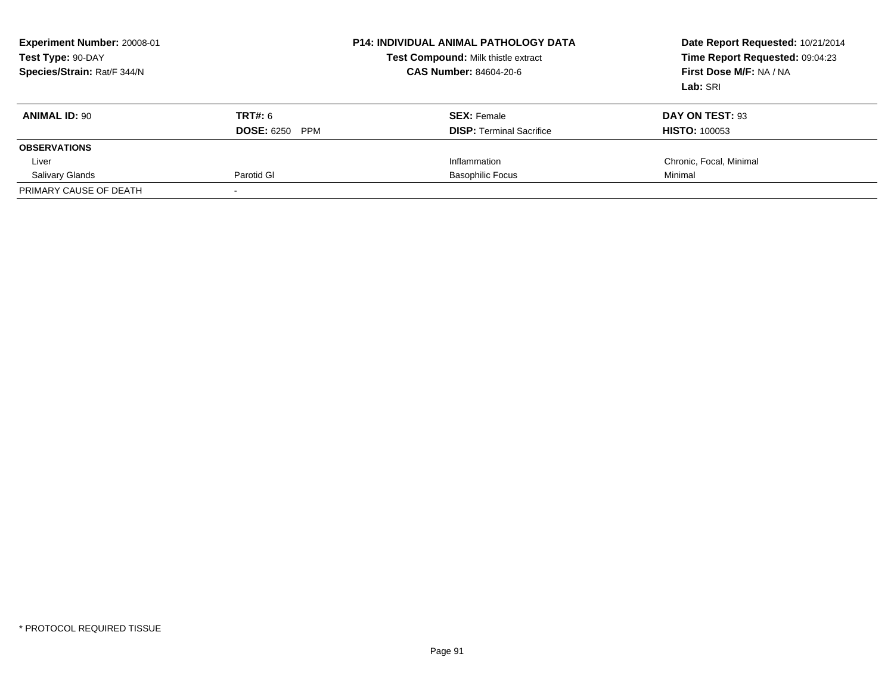**Experiment Number:** 20008-01
**Test Type:** 90-DAY
**Species/Strain:** Rat/F 344/N

**P14: INDIVIDUAL ANIMAL PATHOLOGY DATA**
**Test Compound:** Milk thistle extract
**CAS Number:** 84604-20-6

**Date Report Requested:** 10/21/2014
**Time Report Requested:** 09:04:23
**First Dose M/F:** NA / NA
**Lab:** SRI

| **ANIMAL ID:** 90 | **TRT#:** 6 | **SEX:** Female | **DAY ON TEST:** 93 |
|---|---|---|---|
| | **DOSE:** 6250 PPM | **DISP:** Terminal Sacrifice | **HISTO:** 100053 |
| **OBSERVATIONS** | | | |
| Liver | | Inflammation | Chronic, Focal, Minimal |
| Salivary Glands | Parotid Gl | Basophilic Focus | Minimal |
| PRIMARY CAUSE OF DEATH | - | | |

* PROTOCOL REQUIRED TISSUE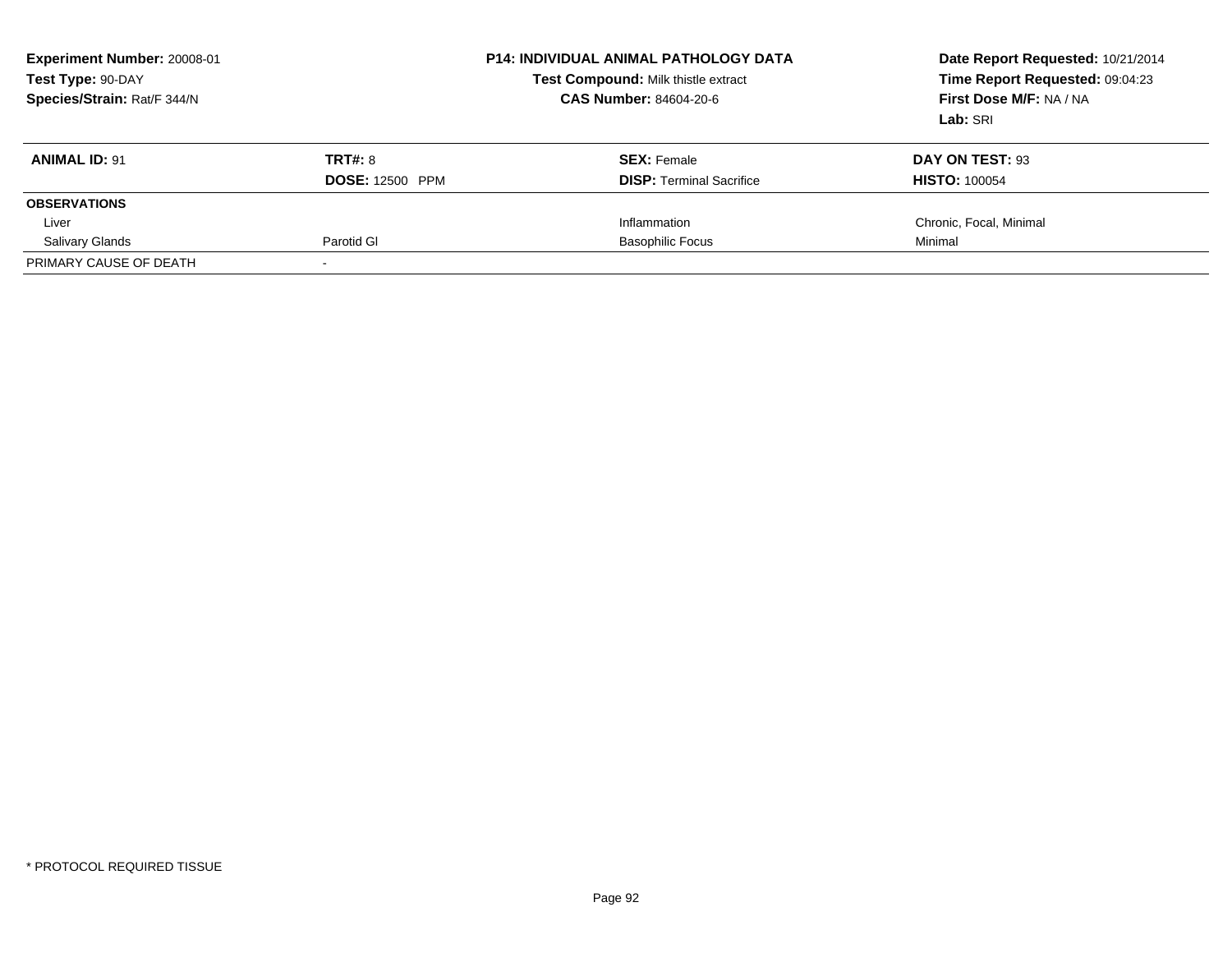**Experiment Number:** 20008-01
**Test Type:** 90-DAY
**Species/Strain:** Rat/F 344/N

**P14: INDIVIDUAL ANIMAL PATHOLOGY DATA**
**Test Compound:** Milk thistle extract
**CAS Number:** 84604-20-6

**Date Report Requested:** 10/21/2014
**Time Report Requested:** 09:04:23
**First Dose M/F:** NA / NA
**Lab:** SRI

| **ANIMAL ID:** 91 | **TRT#:** 8 | **SEX:** Female | **DAY ON TEST:** 93 |
|---|---|---|---|
| | **DOSE:** 12500 PPM | **DISP:** Terminal Sacrifice | **HISTO:** 100054 |
| **OBSERVATIONS** | | | |
| Liver | | Inflammation | Chronic, Focal, Minimal |
| Salivary Glands | Parotid Gl | Basophilic Focus | Minimal |
| PRIMARY CAUSE OF DEATH | - | | |

* PROTOCOL REQUIRED TISSUE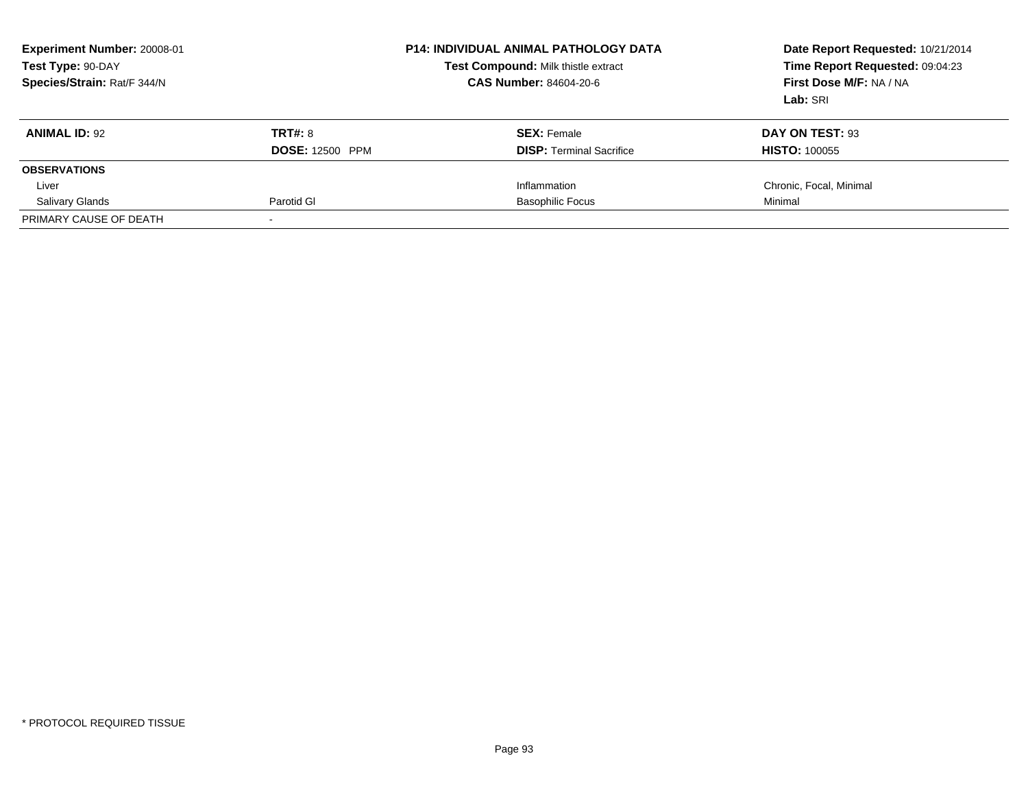**Experiment Number:** 20008-01
**Test Type:** 90-DAY
**Species/Strain:** Rat/F 344/N

**P14: INDIVIDUAL ANIMAL PATHOLOGY DATA**
**Test Compound:** Milk thistle extract
**CAS Number:** 84604-20-6

**Date Report Requested:** 10/21/2014
**Time Report Requested:** 09:04:23
**First Dose M/F:** NA / NA
**Lab:** SRI

| **ANIMAL ID:** 92 | **TRT#:** 8 | **SEX:** Female | **DAY ON TEST:** 93 |
|---|---|---|---|
| | **DOSE:** 12500 PPM | **DISP:** Terminal Sacrifice | **HISTO:** 100055 |
| **OBSERVATIONS** | | | |
| Liver | | Inflammation | Chronic, Focal, Minimal |
| Salivary Glands | Parotid Gl | Basophilic Focus | Minimal |
| PRIMARY CAUSE OF DEATH | - | | |

* PROTOCOL REQUIRED TISSUE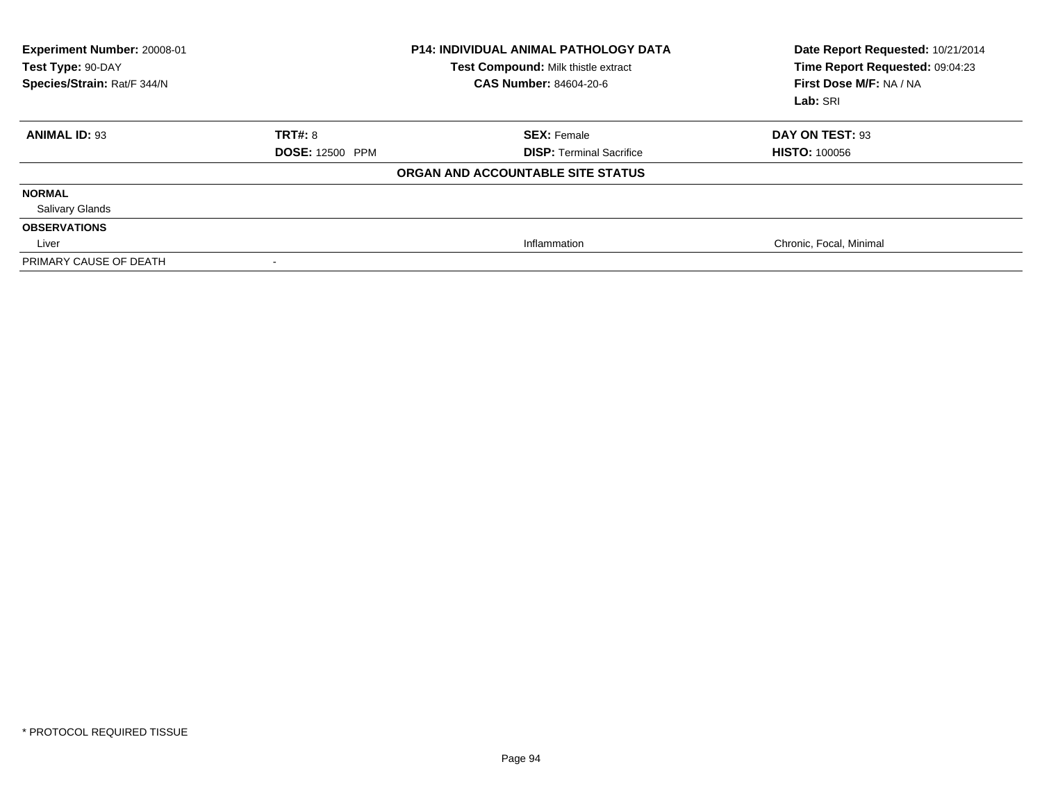**Experiment Number:** 20008-01
**Test Type:** 90-DAY
**Species/Strain:** Rat/F 344/N

**P14: INDIVIDUAL ANIMAL PATHOLOGY DATA**
**Test Compound:** Milk thistle extract
**CAS Number:** 84604-20-6

**Date Report Requested:** 10/21/2014
**Time Report Requested:** 09:04:23
**First Dose M/F:** NA / NA
**Lab:** SRI

| **ANIMAL ID:** 93 | **TRT#:** 8 | **SEX:** Female | **DAY ON TEST:** 93 |
|---|---|---|---|
| | **DOSE:** 12500 PPM | **DISP:** Terminal Sacrifice | **HISTO:** 100056 |

**ORGAN AND ACCOUNTABLE SITE STATUS**

| | | | |
|---|---|---|---|
| **NORMAL** | | | |
| Salivary Glands | | | |
| **OBSERVATIONS** | | | |
| Liver | | Inflammation | Chronic, Focal, Minimal |
| PRIMARY CAUSE OF DEATH | - | | |

* PROTOCOL REQUIRED TISSUE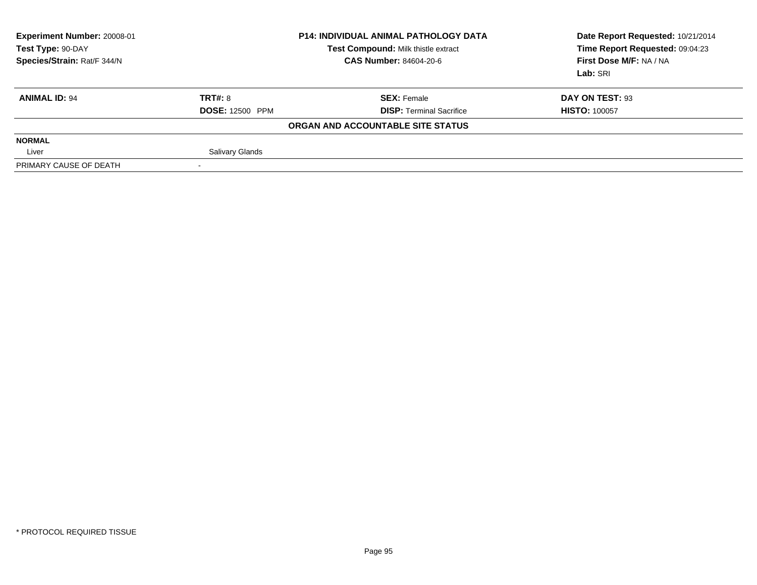**Experiment Number:** 20008-01
**Test Type:** 90-DAY
**Species/Strain:** Rat/F 344/N

**P14: INDIVIDUAL ANIMAL PATHOLOGY DATA**
**Test Compound:** Milk thistle extract
**CAS Number:** 84604-20-6

**Date Report Requested:** 10/21/2014
**Time Report Requested:** 09:04:23
**First Dose M/F:** NA / NA
**Lab:** SRI

| **ANIMAL ID:** 94 | **TRT#:** 8 | **SEX:** Female | **DAY ON TEST:** 93 |
|---|---|---|---|
| | **DOSE:** 12500 PPM | **DISP:** Terminal Sacrifice | **HISTO:** 100057 |

**ORGAN AND ACCOUNTABLE SITE STATUS**

| | | | |
|---|---|---|---|
| **NORMAL** | | | |
| Liver | Salivary Glands | | |
| PRIMARY CAUSE OF DEATH | - | | |

* PROTOCOL REQUIRED TISSUE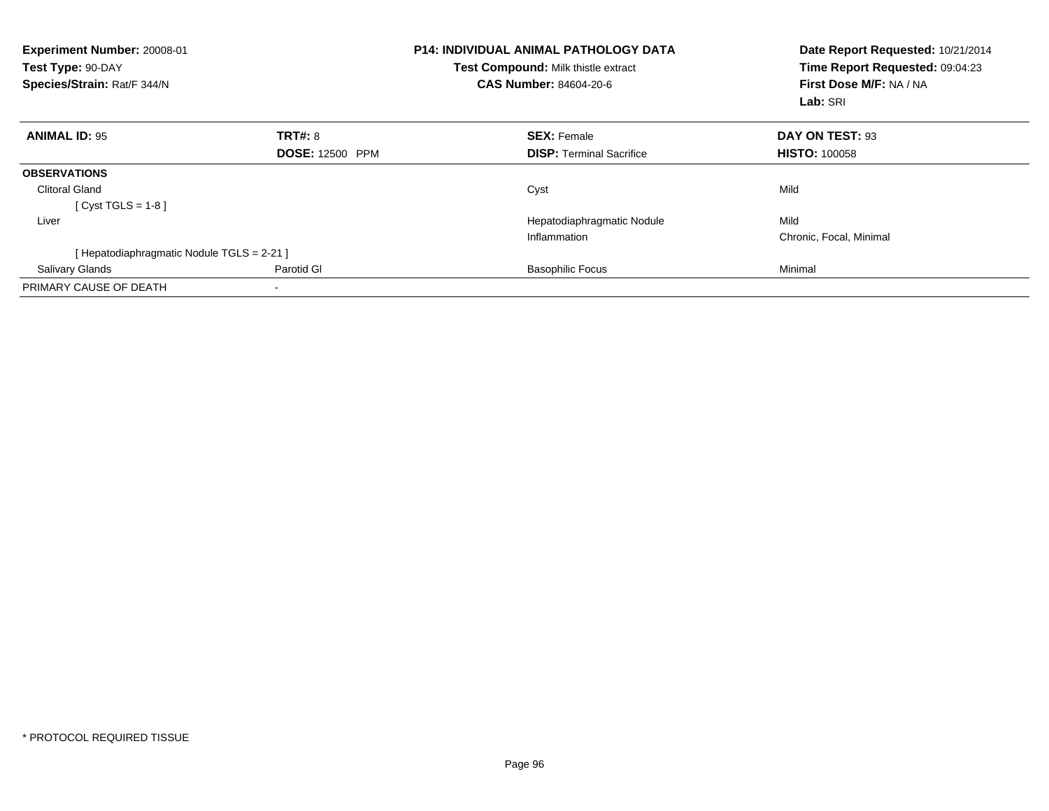**Experiment Number:** 20008-01
**Test Type:** 90-DAY
**Species/Strain:** Rat/F 344/N

**P14: INDIVIDUAL ANIMAL PATHOLOGY DATA**
**Test Compound:** Milk thistle extract
**CAS Number:** 84604-20-6

**Date Report Requested:** 10/21/2014
**Time Report Requested:** 09:04:23
**First Dose M/F:** NA / NA
**Lab:** SRI

| **ANIMAL ID:** 95 | **TRT#:** 8 | **SEX:** Female | **DAY ON TEST:** 93 |
|---|---|---|---|
| | **DOSE:** 12500 PPM | **DISP:** Terminal Sacrifice | **HISTO:** 100058 |
| **OBSERVATIONS** | | | |
| Clitoral Gland | | Cyst | Mild |
| [ Cyst TGLS = 1-8 ] | | | |
| Liver | | Hepatodiaphragmatic Nodule | Mild |
| | | Inflammation | Chronic, Focal, Minimal |
| [ Hepatodiaphragmatic Nodule TGLS = 2-21 ] | | | |
| Salivary Glands | Parotid Gl | Basophilic Focus | Minimal |
| PRIMARY CAUSE OF DEATH | - | | |

* PROTOCOL REQUIRED TISSUE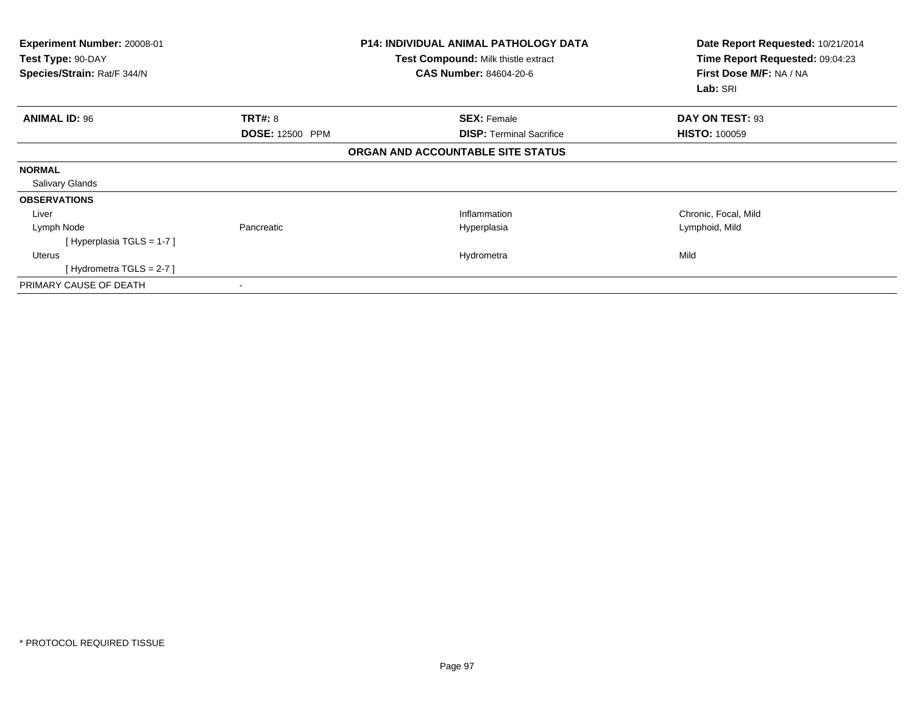**Experiment Number:** 20008-01
**Test Type:** 90-DAY
**Species/Strain:** Rat/F 344/N

**P14: INDIVIDUAL ANIMAL PATHOLOGY DATA**
**Test Compound:** Milk thistle extract
**CAS Number:** 84604-20-6

**Date Report Requested:** 10/21/2014
**Time Report Requested:** 09:04:23
**First Dose M/F:** NA / NA
**Lab:** SRI

| **ANIMAL ID:** 96 | **TRT#:** 8 | **SEX:** Female | **DAY ON TEST:** 93 |
|---|---|---|---|
| | **DOSE:** 12500 PPM | **DISP:** Terminal Sacrifice | **HISTO:** 100059 |

**ORGAN AND ACCOUNTABLE SITE STATUS**

| | | | |
|---|---|---|---|
| **NORMAL** | | | |
| Salivary Glands | | | |
| **OBSERVATIONS** | | | |
| Liver | | Inflammation | Chronic, Focal, Mild |
| Lymph Node | Pancreatic | Hyperplasia | Lymphoid, Mild |
| [ Hyperplasia TGLS = 1-7 ] | | | |
| Uterus | | Hydrometra | Mild |
| [ Hydrometra TGLS = 2-7 ] | | | |
| PRIMARY CAUSE OF DEATH | - | | |

* PROTOCOL REQUIRED TISSUE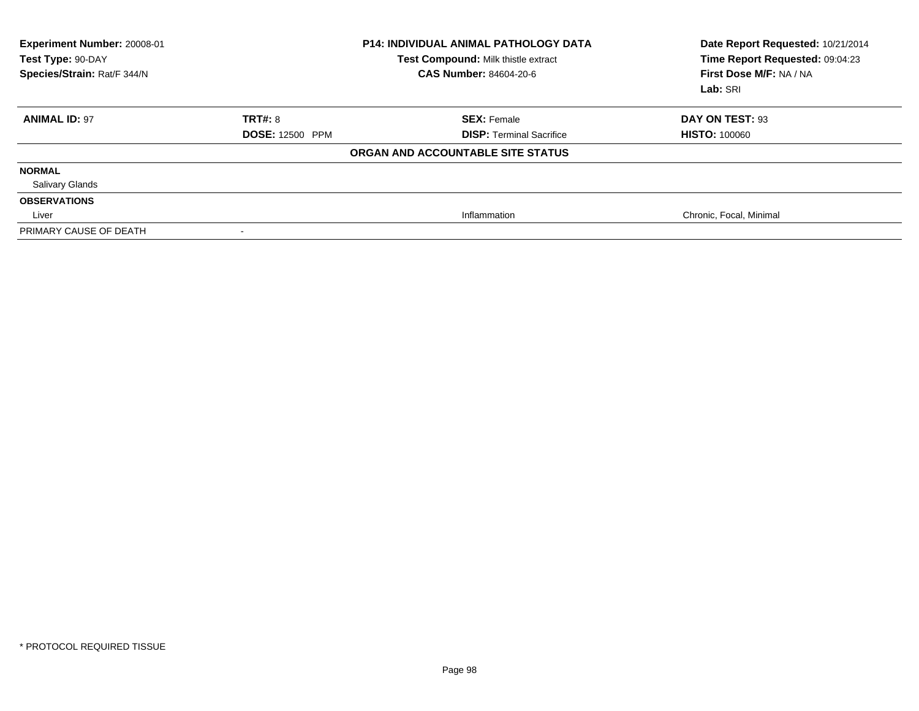**Experiment Number:** 20008-01
**Test Type:** 90-DAY
**Species/Strain:** Rat/F 344/N

**P14: INDIVIDUAL ANIMAL PATHOLOGY DATA**
**Test Compound:** Milk thistle extract
**CAS Number:** 84604-20-6

**Date Report Requested:** 10/21/2014
**Time Report Requested:** 09:04:23
**First Dose M/F:** NA / NA
**Lab:** SRI

| **ANIMAL ID:** 97 | **TRT#:** 8 | **SEX:** Female | **DAY ON TEST:** 93 |
|---|---|---|---|
| | **DOSE:** 12500 PPM | **DISP:** Terminal Sacrifice | **HISTO:** 100060 |

**ORGAN AND ACCOUNTABLE SITE STATUS**

| | | | |
|---|---|---|---|
| **NORMAL** | | | |
| Salivary Glands | | | |
| **OBSERVATIONS** | | | |
| Liver | | Inflammation | Chronic, Focal, Minimal |
| PRIMARY CAUSE OF DEATH | - | | |

* PROTOCOL REQUIRED TISSUE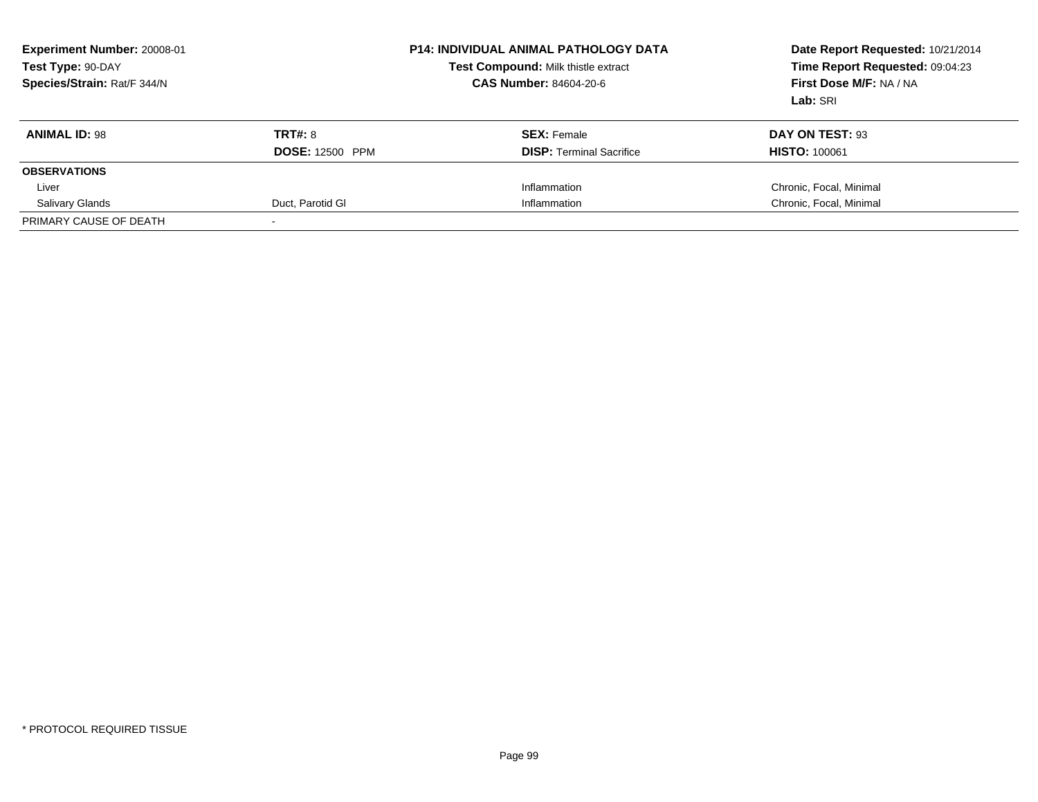**Experiment Number:** 20008-01
**Test Type:** 90-DAY
**Species/Strain:** Rat/F 344/N

**P14: INDIVIDUAL ANIMAL PATHOLOGY DATA**
**Test Compound:** Milk thistle extract
**CAS Number:** 84604-20-6

**Date Report Requested:** 10/21/2014
**Time Report Requested:** 09:04:23
**First Dose M/F:** NA / NA
**Lab:** SRI

| **ANIMAL ID:** 98 | **TRT#:** 8 | **SEX:** Female | **DAY ON TEST:** 93 |
|---|---|---|---|
| | **DOSE:** 12500 PPM | **DISP:** Terminal Sacrifice | **HISTO:** 100061 |
| **OBSERVATIONS** | | | |
| Liver | | Inflammation | Chronic, Focal, Minimal |
| Salivary Glands | Duct, Parotid Gl | Inflammation | Chronic, Focal, Minimal |
| PRIMARY CAUSE OF DEATH | - | | |

* PROTOCOL REQUIRED TISSUE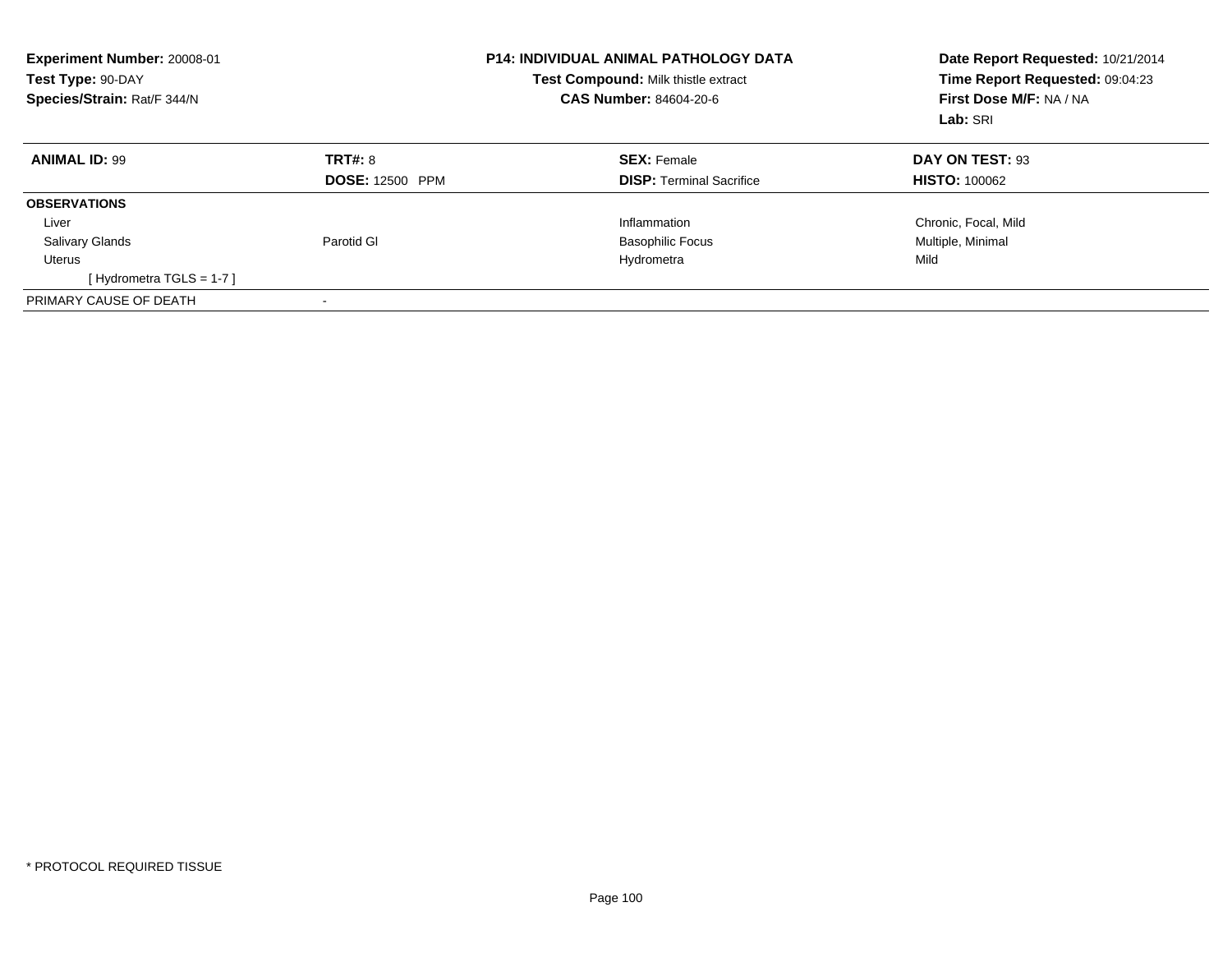**Experiment Number:** 20008-01
**Test Type:** 90-DAY
**Species/Strain:** Rat/F 344/N

**P14: INDIVIDUAL ANIMAL PATHOLOGY DATA**
**Test Compound:** Milk thistle extract
**CAS Number:** 84604-20-6

**Date Report Requested:** 10/21/2014
**Time Report Requested:** 09:04:23
**First Dose M/F:** NA / NA
**Lab:** SRI

| **ANIMAL ID:** 99 | **TRT#:** 8 | **SEX:** Female | **DAY ON TEST:** 93 |
|---|---|---|---|
| | **DOSE:** 12500 PPM | **DISP:** Terminal Sacrifice | **HISTO:** 100062 |
| **OBSERVATIONS** | | | |
| Liver | | Inflammation | Chronic, Focal, Mild |
| Salivary Glands | Parotid Gl | Basophilic Focus | Multiple, Minimal |
| Uterus | | Hydrometra | Mild |
| [ Hydrometra TGLS = 1-7 ] | | | |
| PRIMARY CAUSE OF DEATH | - | | |

* PROTOCOL REQUIRED TISSUE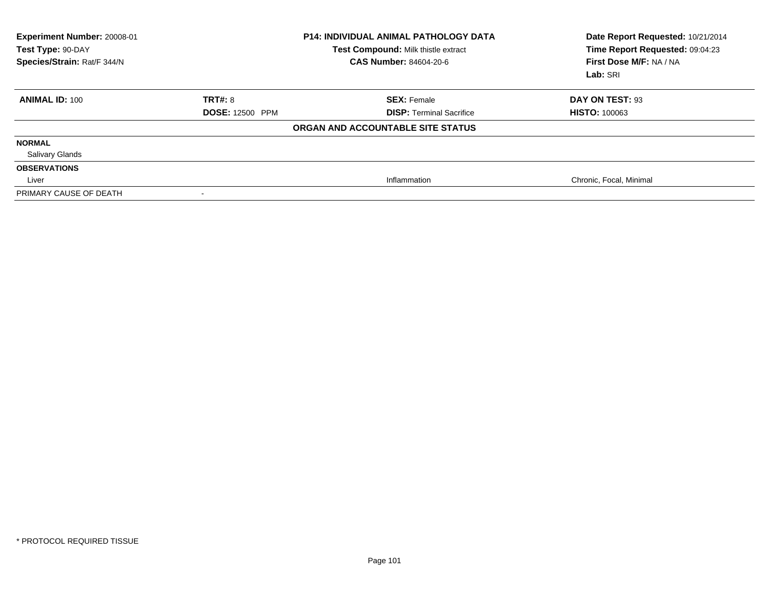**Experiment Number:** 20008-01
**Test Type:** 90-DAY
**Species/Strain:** Rat/F 344/N

**P14: INDIVIDUAL ANIMAL PATHOLOGY DATA**
**Test Compound:** Milk thistle extract
**CAS Number:** 84604-20-6

**Date Report Requested:** 10/21/2014
**Time Report Requested:** 09:04:23
**First Dose M/F:** NA / NA
**Lab:** SRI

| **ANIMAL ID:** 100 | **TRT#:** 8 | **SEX:** Female | **DAY ON TEST:** 93 |
|---|---|---|---|
| | **DOSE:** 12500 PPM | **DISP:** Terminal Sacrifice | **HISTO:** 100063 |

**ORGAN AND ACCOUNTABLE SITE STATUS**

| | | | |
|---|---|---|---|
| **NORMAL** | | | |
| Salivary Glands | | | |
| **OBSERVATIONS** | | | |
| Liver | | Inflammation | Chronic, Focal, Minimal |
| PRIMARY CAUSE OF DEATH | - | | |

* PROTOCOL REQUIRED TISSUE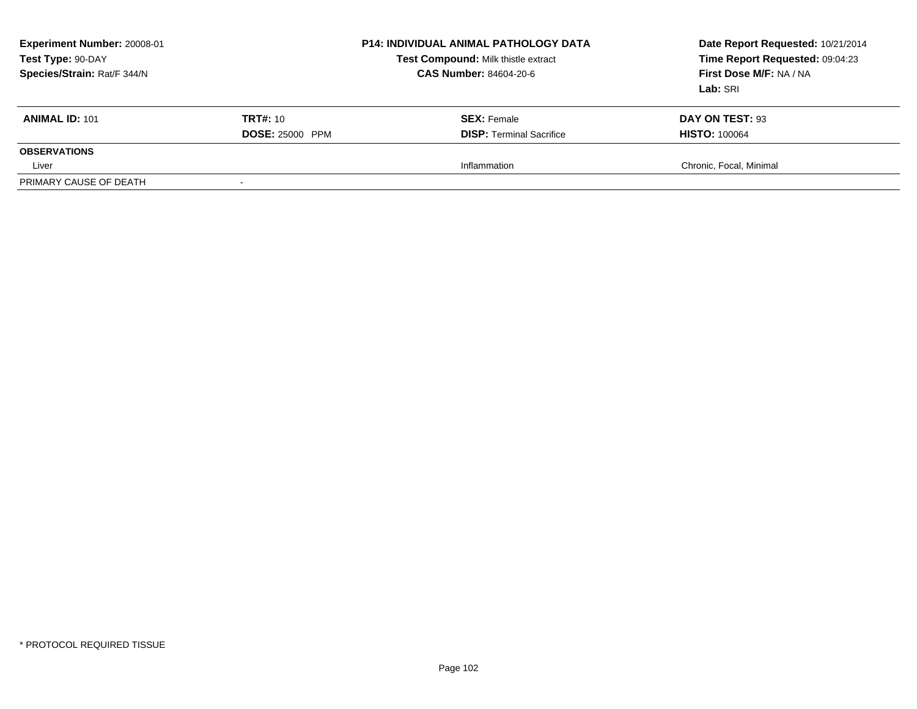**Experiment Number:** 20008-01
**Test Type:** 90-DAY
**Species/Strain:** Rat/F 344/N

**P14: INDIVIDUAL ANIMAL PATHOLOGY DATA**
**Test Compound:** Milk thistle extract
**CAS Number:** 84604-20-6

**Date Report Requested:** 10/21/2014
**Time Report Requested:** 09:04:23
**First Dose M/F:** NA / NA
**Lab:** SRI

| **ANIMAL ID:** 101 | **TRT#:** 10 | **SEX:** Female | **DAY ON TEST:** 93 |
|---|---|---|---|
| | **DOSE:** 25000 PPM | **DISP:** Terminal Sacrifice | **HISTO:** 100064 |
| **OBSERVATIONS** | | | |
| Liver | | Inflammation | Chronic, Focal, Minimal |
| PRIMARY CAUSE OF DEATH | - | | |

* PROTOCOL REQUIRED TISSUE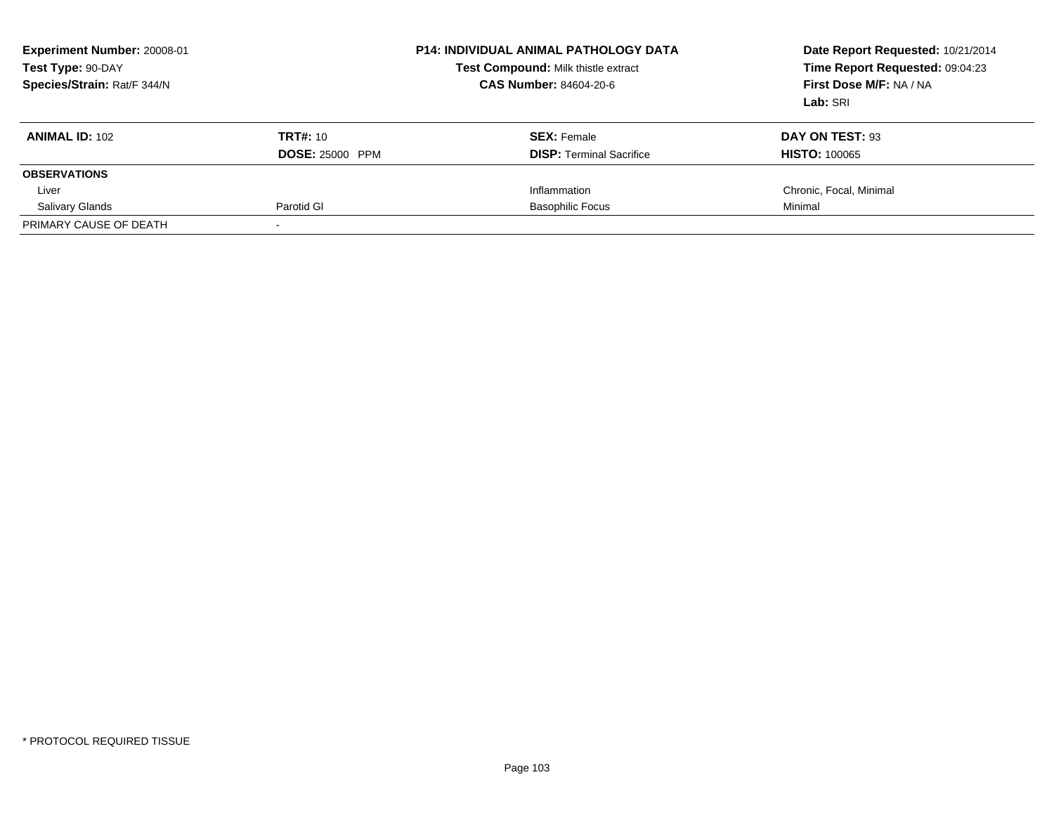**Experiment Number:** 20008-01
**Test Type:** 90-DAY
**Species/Strain:** Rat/F 344/N

**P14: INDIVIDUAL ANIMAL PATHOLOGY DATA**
**Test Compound:** Milk thistle extract
**CAS Number:** 84604-20-6

**Date Report Requested:** 10/21/2014
**Time Report Requested:** 09:04:23
**First Dose M/F:** NA / NA
**Lab:** SRI

| **ANIMAL ID:** 102 | **TRT#:** 10 | **SEX:** Female | **DAY ON TEST:** 93 |
|---|---|---|---|
| | **DOSE:** 25000 PPM | **DISP:** Terminal Sacrifice | **HISTO:** 100065 |
| **OBSERVATIONS** | | | |
| Liver | | Inflammation | Chronic, Focal, Minimal |
| Salivary Glands | Parotid Gl | Basophilic Focus | Minimal |
| PRIMARY CAUSE OF DEATH | - | | |

* PROTOCOL REQUIRED TISSUE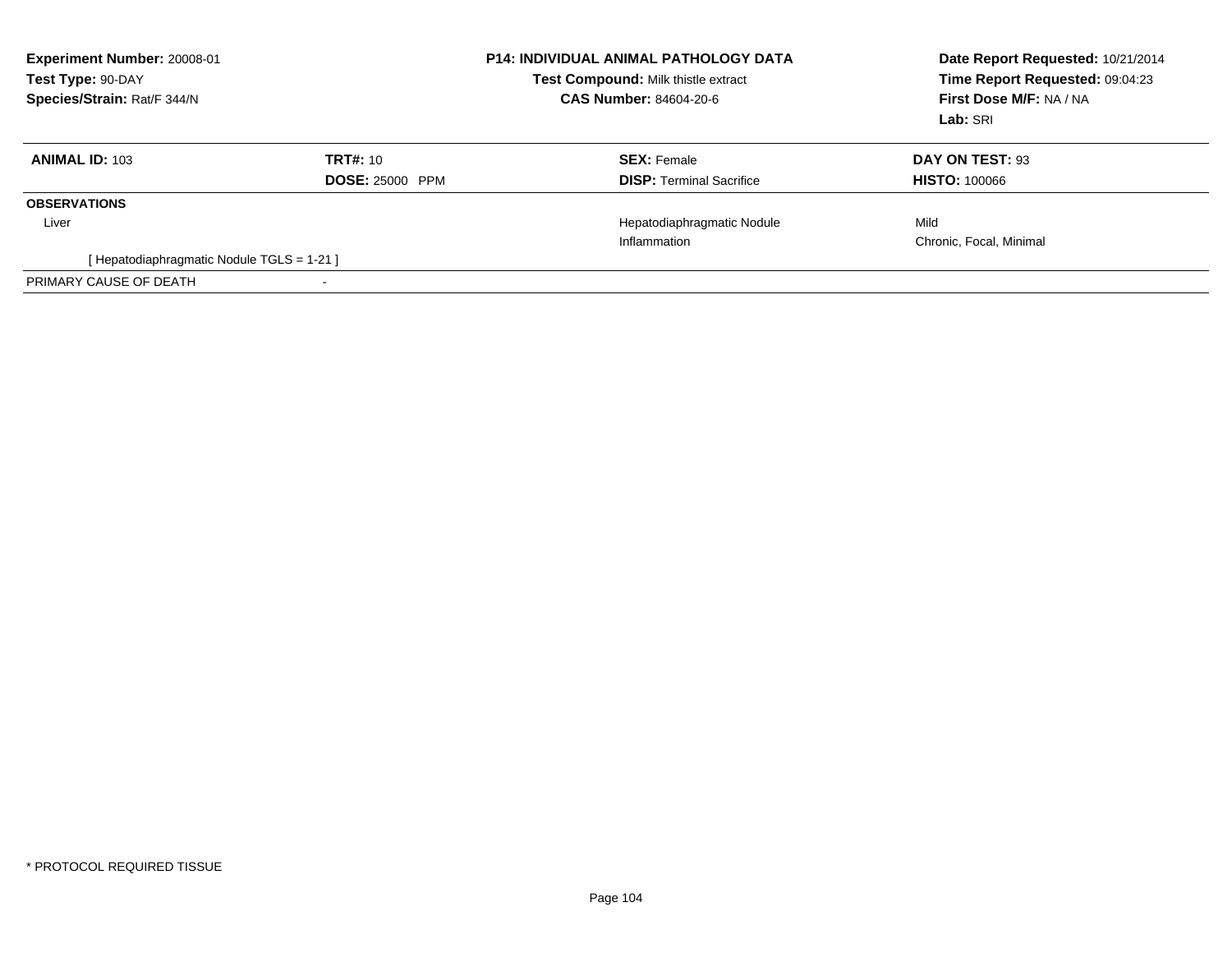**Experiment Number:** 20008-01
**Test Type:** 90-DAY
**Species/Strain:** Rat/F 344/N

**P14: INDIVIDUAL ANIMAL PATHOLOGY DATA**
**Test Compound:** Milk thistle extract
**CAS Number:** 84604-20-6

**Date Report Requested:** 10/21/2014
**Time Report Requested:** 09:04:23
**First Dose M/F:** NA / NA
**Lab:** SRI

| **ANIMAL ID:** 103 | **TRT#:** 10 | **SEX:** Female | **DAY ON TEST:** 93 |
|---|---|---|---|
| | **DOSE:** 25000 PPM | **DISP:** Terminal Sacrifice | **HISTO:** 100066 |
| **OBSERVATIONS** | | | |
| Liver | | Hepatodiaphragmatic Nodule | Mild |
| | | Inflammation | Chronic, Focal, Minimal |
| [ Hepatodiaphragmatic Nodule TGLS = 1-21 ] | | | |
| PRIMARY CAUSE OF DEATH | - | | |

* PROTOCOL REQUIRED TISSUE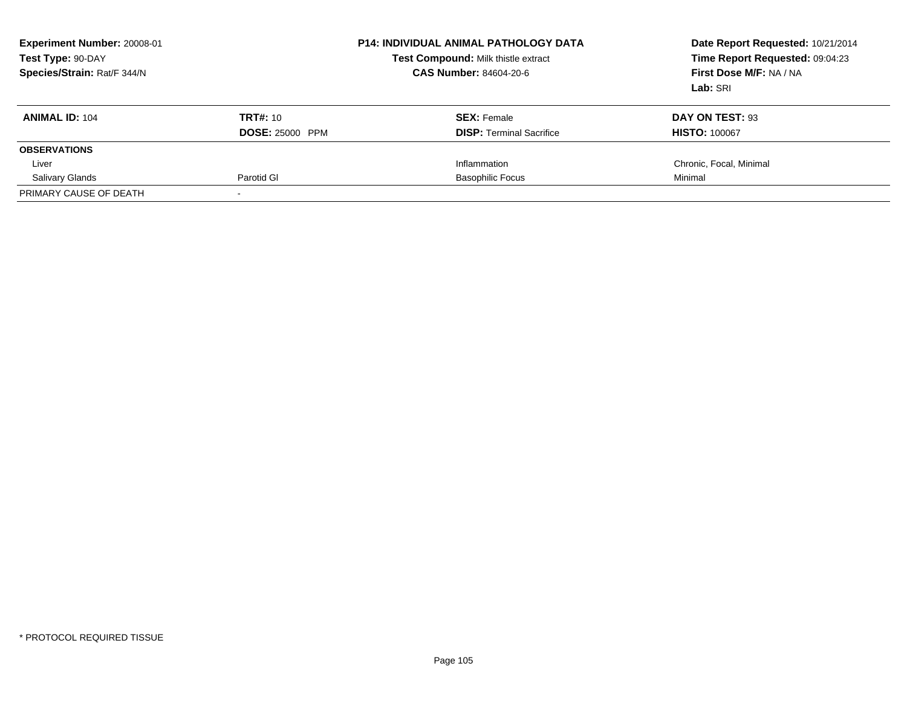**Experiment Number:** 20008-01
**Test Type:** 90-DAY
**Species/Strain:** Rat/F 344/N

**P14: INDIVIDUAL ANIMAL PATHOLOGY DATA**
**Test Compound:** Milk thistle extract
**CAS Number:** 84604-20-6

**Date Report Requested:** 10/21/2014
**Time Report Requested:** 09:04:23
**First Dose M/F:** NA / NA
**Lab:** SRI

| **ANIMAL ID:** 104 | **TRT#:** 10 | **SEX:** Female | **DAY ON TEST:** 93 |
|---|---|---|---|
| | **DOSE:** 25000 PPM | **DISP:** Terminal Sacrifice | **HISTO:** 100067 |
| **OBSERVATIONS** | | | |
| Liver | | Inflammation | Chronic, Focal, Minimal |
| Salivary Glands | Parotid Gl | Basophilic Focus | Minimal |
| PRIMARY CAUSE OF DEATH | - | | |

* PROTOCOL REQUIRED TISSUE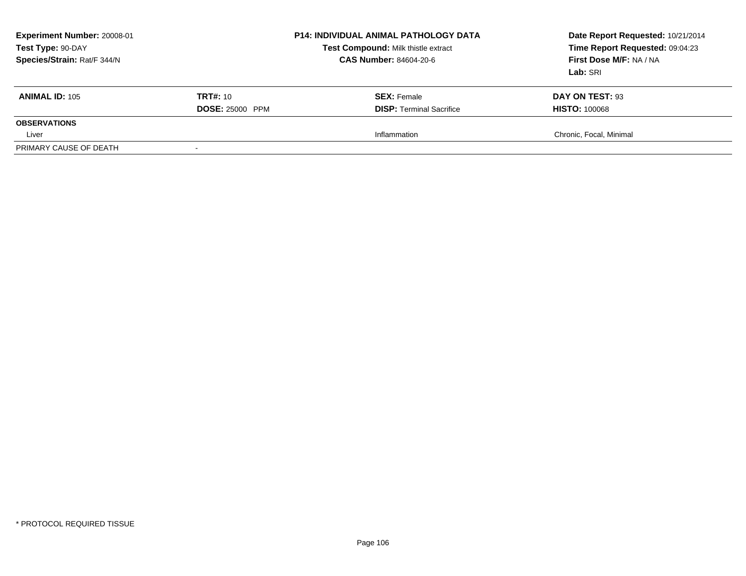**Experiment Number:** 20008-01
**Test Type:** 90-DAY
**Species/Strain:** Rat/F 344/N

**P14: INDIVIDUAL ANIMAL PATHOLOGY DATA**
**Test Compound:** Milk thistle extract
**CAS Number:** 84604-20-6

**Date Report Requested:** 10/21/2014
**Time Report Requested:** 09:04:23
**First Dose M/F:** NA / NA
**Lab:** SRI

| **ANIMAL ID:** 105 | **TRT#:** 10 | **SEX:** Female | **DAY ON TEST:** 93 |
|---|---|---|---|
| | **DOSE:** 25000 PPM | **DISP:** Terminal Sacrifice | **HISTO:** 100068 |
| **OBSERVATIONS** | | | |
| Liver | | Inflammation | Chronic, Focal, Minimal |
| PRIMARY CAUSE OF DEATH | - | | |

\* PROTOCOL REQUIRED TISSUE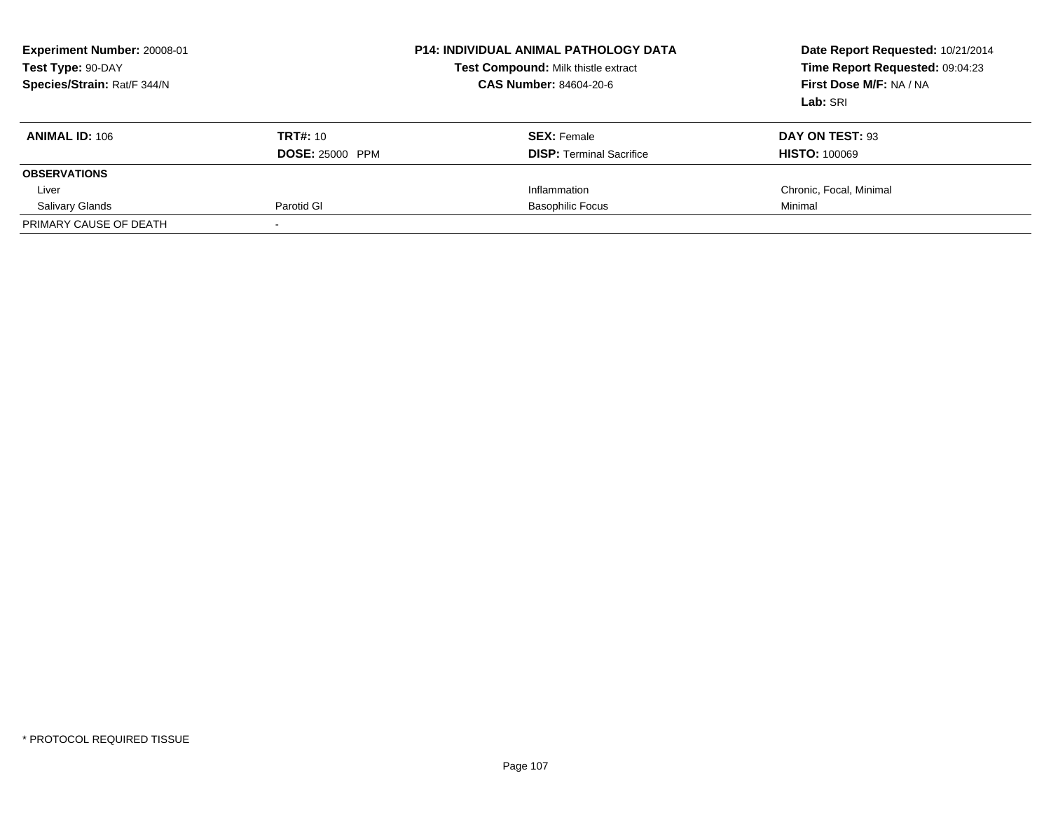**Experiment Number:** 20008-01
**Test Type:** 90-DAY
**Species/Strain:** Rat/F 344/N

**P14: INDIVIDUAL ANIMAL PATHOLOGY DATA**
**Test Compound:** Milk thistle extract
**CAS Number:** 84604-20-6

**Date Report Requested:** 10/21/2014
**Time Report Requested:** 09:04:23
**First Dose M/F:** NA / NA
**Lab:** SRI

| **ANIMAL ID:** 106 | **TRT#:** 10 | **SEX:** Female | **DAY ON TEST:** 93 |
|---|---|---|---|
| | **DOSE:** 25000 PPM | **DISP:** Terminal Sacrifice | **HISTO:** 100069 |
| **OBSERVATIONS** | | | |
| Liver | | Inflammation | Chronic, Focal, Minimal |
| Salivary Glands | Parotid Gl | Basophilic Focus | Minimal |
| PRIMARY CAUSE OF DEATH | - | | |

* PROTOCOL REQUIRED TISSUE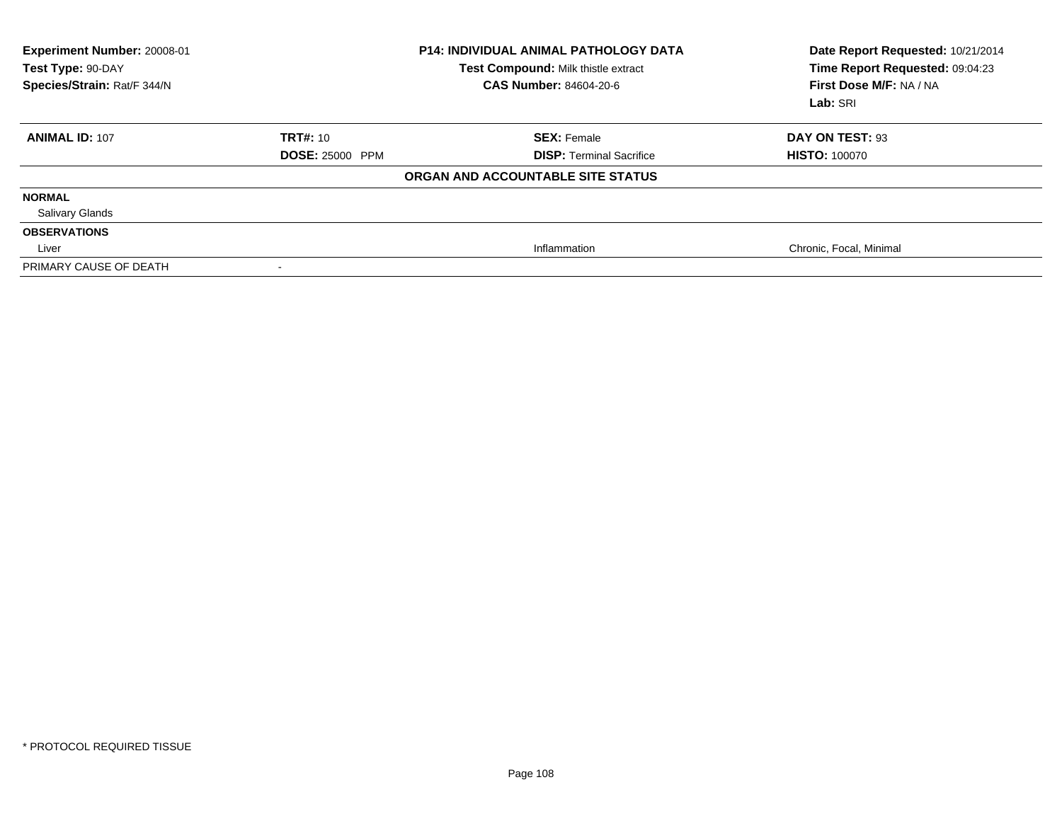**Experiment Number:** 20008-01
**Test Type:** 90-DAY
**Species/Strain:** Rat/F 344/N

**P14: INDIVIDUAL ANIMAL PATHOLOGY DATA**
**Test Compound:** Milk thistle extract
**CAS Number:** 84604-20-6

**Date Report Requested:** 10/21/2014
**Time Report Requested:** 09:04:23
**First Dose M/F:** NA / NA
**Lab:** SRI

| **ANIMAL ID:** 107 | **TRT#:** 10 | **SEX:** Female | **DAY ON TEST:** 93 |
|---|---|---|---|
| | **DOSE:** 25000 PPM | **DISP:** Terminal Sacrifice | **HISTO:** 100070 |
| | | **ORGAN AND ACCOUNTABLE SITE STATUS** | |
| **NORMAL** | | | |
| Salivary Glands | | | |
| **OBSERVATIONS** | | | |
| Liver | | Inflammation | Chronic, Focal, Minimal |
| PRIMARY CAUSE OF DEATH | - | | |

* PROTOCOL REQUIRED TISSUE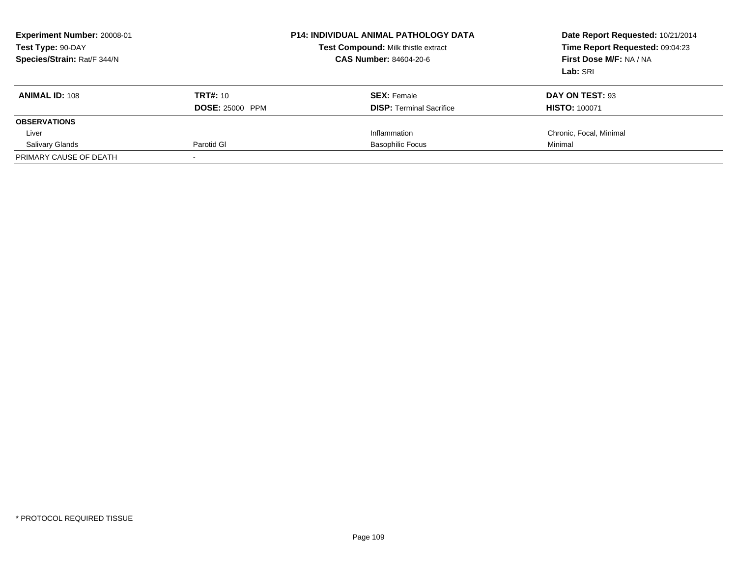**Experiment Number:** 20008-01
**Test Type:** 90-DAY
**Species/Strain:** Rat/F 344/N

**P14: INDIVIDUAL ANIMAL PATHOLOGY DATA**
**Test Compound:** Milk thistle extract
**CAS Number:** 84604-20-6

**Date Report Requested:** 10/21/2014
**Time Report Requested:** 09:04:23
**First Dose M/F:** NA / NA
**Lab:** SRI

| **ANIMAL ID:** 108 | **TRT#:** 10 | **SEX:** Female | **DAY ON TEST:** 93 |
|---|---|---|---|
| | **DOSE:** 25000 PPM | **DISP:** Terminal Sacrifice | **HISTO:** 100071 |
| **OBSERVATIONS** | | | |
| Liver | | Inflammation | Chronic, Focal, Minimal |
| Salivary Glands | Parotid Gl | Basophilic Focus | Minimal |
| PRIMARY CAUSE OF DEATH | - | | |

* PROTOCOL REQUIRED TISSUE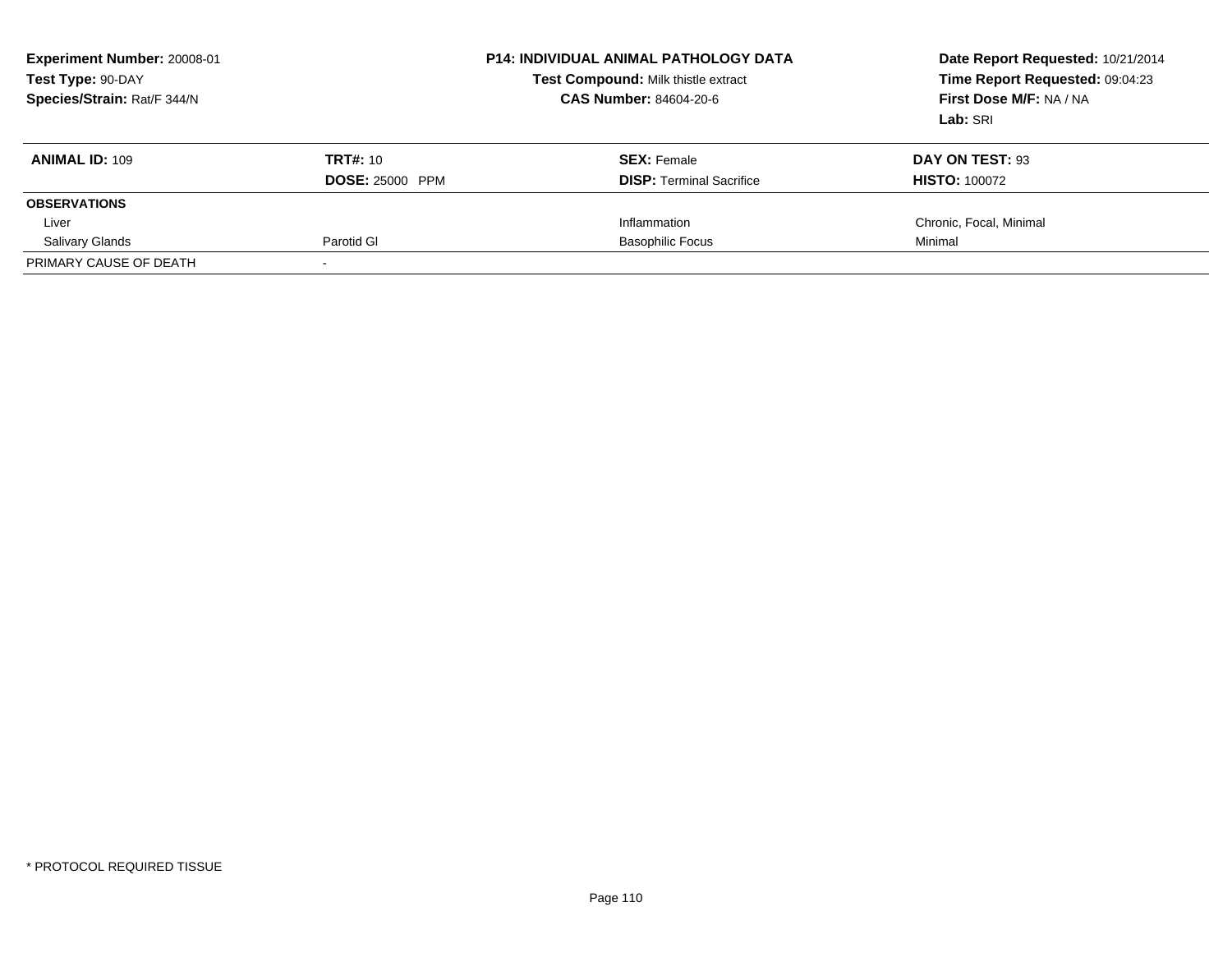**Experiment Number:** 20008-01
**Test Type:** 90-DAY
**Species/Strain:** Rat/F 344/N

**P14: INDIVIDUAL ANIMAL PATHOLOGY DATA**
**Test Compound:** Milk thistle extract
**CAS Number:** 84604-20-6

**Date Report Requested:** 10/21/2014
**Time Report Requested:** 09:04:23
**First Dose M/F:** NA / NA
**Lab:** SRI

| **ANIMAL ID:** 109 | **TRT#:** 10 | **SEX:** Female | **DAY ON TEST:** 93 |
|---|---|---|---|
| | **DOSE:** 25000 PPM | **DISP:** Terminal Sacrifice | **HISTO:** 100072 |
| **OBSERVATIONS** | | | |
| Liver | | Inflammation | Chronic, Focal, Minimal |
| Salivary Glands | Parotid Gl | Basophilic Focus | Minimal |
| PRIMARY CAUSE OF DEATH | - | | |

* PROTOCOL REQUIRED TISSUE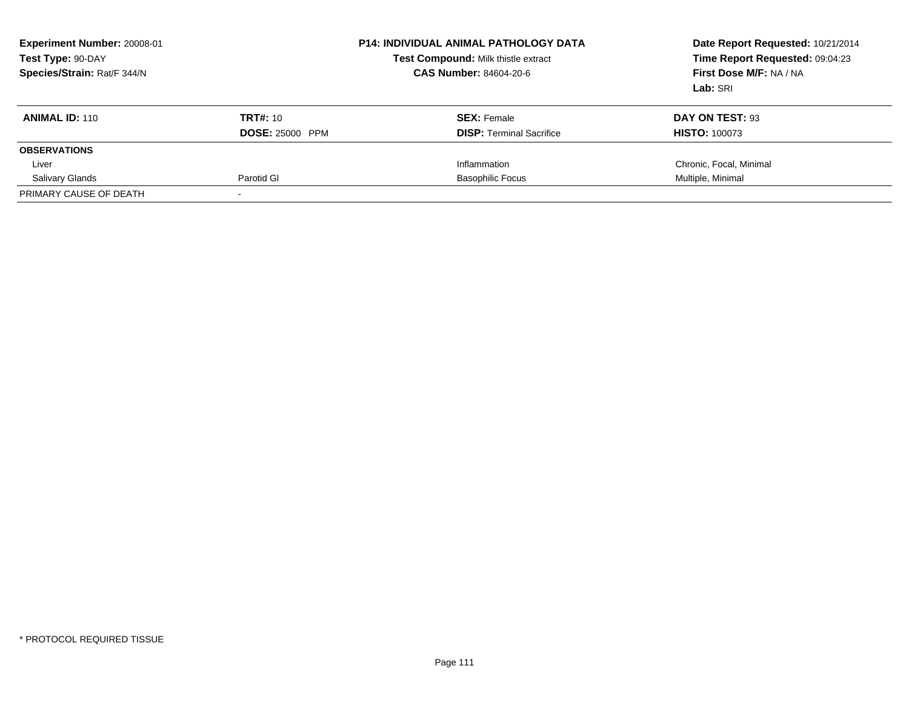**Experiment Number:** 20008-01
**Test Type:** 90-DAY
**Species/Strain:** Rat/F 344/N

**P14: INDIVIDUAL ANIMAL PATHOLOGY DATA**
**Test Compound:** Milk thistle extract
**CAS Number:** 84604-20-6

**Date Report Requested:** 10/21/2014
**Time Report Requested:** 09:04:23
**First Dose M/F:** NA / NA
**Lab:** SRI

| **ANIMAL ID:** 110 | **TRT#:** 10 | **SEX:** Female | **DAY ON TEST:** 93 |
|---|---|---|---|
| | **DOSE:** 25000 PPM | **DISP:** Terminal Sacrifice | **HISTO:** 100073 |
| **OBSERVATIONS** | | | |
| Liver | | Inflammation | Chronic, Focal, Minimal |
| Salivary Glands | Parotid Gl | Basophilic Focus | Multiple, Minimal |
| PRIMARY CAUSE OF DEATH | - | | |

* PROTOCOL REQUIRED TISSUE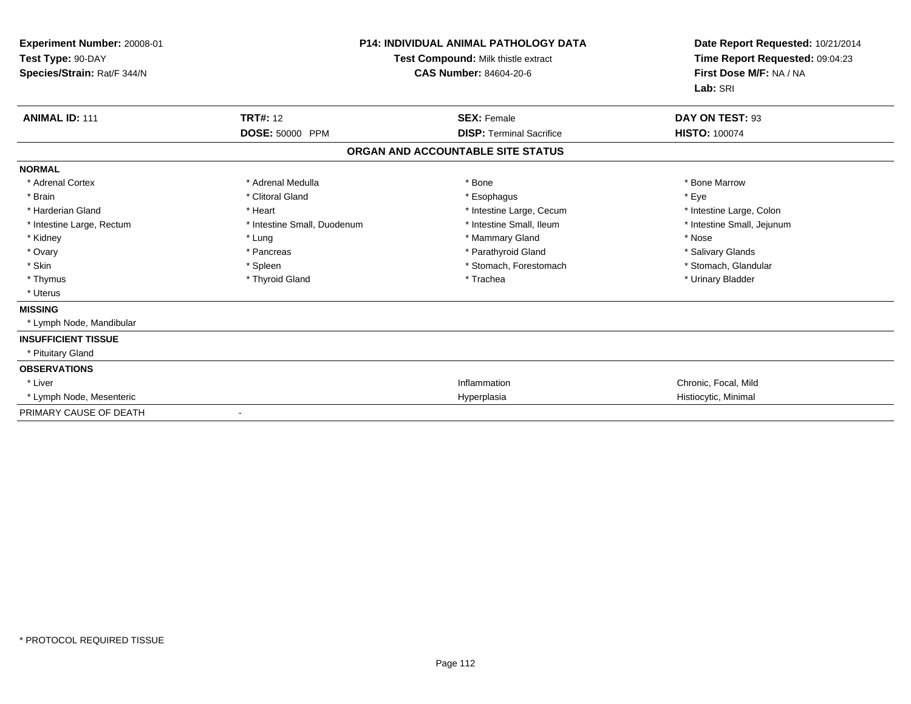**Experiment Number:** 20008-01
**Test Type:** 90-DAY
**Species/Strain:** Rat/F 344/N

**P14: INDIVIDUAL ANIMAL PATHOLOGY DATA**
**Test Compound:** Milk thistle extract
**CAS Number:** 84604-20-6

**Date Report Requested:** 10/21/2014
**Time Report Requested:** 09:04:23
**First Dose M/F:** NA / NA
**Lab:** SRI

| **ANIMAL ID:** 111 | **TRT#:** 12 | **SEX:** Female | **DAY ON TEST:** 93 |
|---|---|---|---|
| | **DOSE:** 50000 PPM | **DISP:** Terminal Sacrifice | **HISTO:** 100074 |

**ORGAN AND ACCOUNTABLE SITE STATUS**

| | | | |
|---|---|---|---|
| **NORMAL** | | | |
| * Adrenal Cortex | * Adrenal Medulla | * Bone | * Bone Marrow |
| * Brain | * Clitoral Gland | * Esophagus | * Eye |
| * Harderian Gland | * Heart | * Intestine Large, Cecum | * Intestine Large, Colon |
| * Intestine Large, Rectum | * Intestine Small, Duodenum | * Intestine Small, Ileum | * Intestine Small, Jejunum |
| * Kidney | * Lung | * Mammary Gland | * Nose |
| * Ovary | * Pancreas | * Parathyroid Gland | * Salivary Glands |
| * Skin | * Spleen | * Stomach, Forestomach | * Stomach, Glandular |
| * Thymus | * Thyroid Gland | * Trachea | * Urinary Bladder |
| * Uterus | | | |
| **MISSING** | | | |
| * Lymph Node, Mandibular | | | |
| **INSUFFICIENT TISSUE** | | | |
| * Pituitary Gland | | | |
| **OBSERVATIONS** | | | |
| * Liver | | Inflammation | Chronic, Focal, Mild |
| * Lymph Node, Mesenteric | | Hyperplasia | Histiocytic, Minimal |
| PRIMARY CAUSE OF DEATH | - | | |

* PROTOCOL REQUIRED TISSUE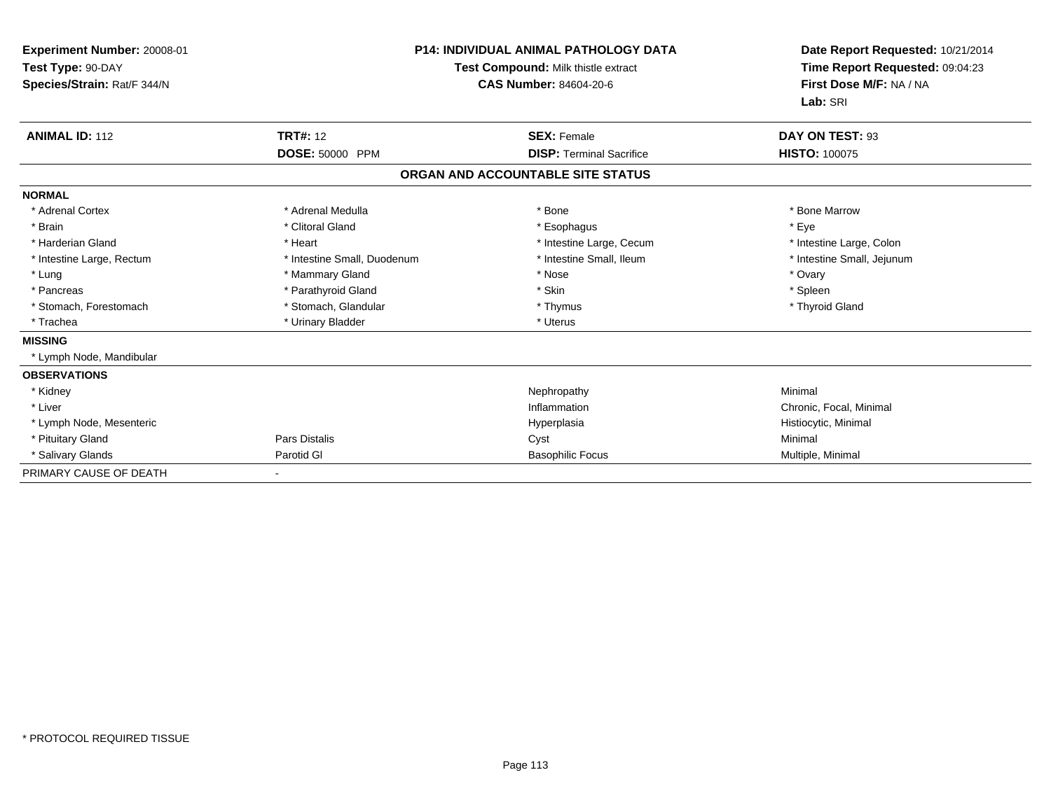**Experiment Number:** 20008-01
**Test Type:** 90-DAY
**Species/Strain:** Rat/F 344/N

**P14: INDIVIDUAL ANIMAL PATHOLOGY DATA**
**Test Compound:** Milk thistle extract
**CAS Number:** 84604-20-6

**Date Report Requested:** 10/21/2014
**Time Report Requested:** 09:04:23
**First Dose M/F:** NA / NA
**Lab:** SRI

| **ANIMAL ID:** 112 | **TRT#:** 12 | **SEX:** Female | **DAY ON TEST:** 93 |
|---|---|---|---|
| | **DOSE:** 50000 PPM | **DISP:** Terminal Sacrifice | **HISTO:** 100075 |

## ORGAN AND ACCOUNTABLE SITE STATUS

**NORMAL**

| | | | |
|---|---|---|---|
| * Adrenal Cortex | * Adrenal Medulla | * Bone | * Bone Marrow |
| * Brain | * Clitoral Gland | * Esophagus | * Eye |
| * Harderian Gland | * Heart | * Intestine Large, Cecum | * Intestine Large, Colon |
| * Intestine Large, Rectum | * Intestine Small, Duodenum | * Intestine Small, Ileum | * Intestine Small, Jejunum |
| * Lung | * Mammary Gland | * Nose | * Ovary |
| * Pancreas | * Parathyroid Gland | * Skin | * Spleen |
| * Stomach, Forestomach | * Stomach, Glandular | * Thymus | * Thyroid Gland |
| * Trachea | * Urinary Bladder | * Uterus | |

**MISSING**

* Lymph Node, Mandibular

**OBSERVATIONS**

| | | | |
|---|---|---|---|
| * Kidney | | Nephropathy | Minimal |
| * Liver | | Inflammation | Chronic, Focal, Minimal |
| * Lymph Node, Mesenteric | | Hyperplasia | Histiocytic, Minimal |
| * Pituitary Gland | Pars Distalis | Cyst | Minimal |
| * Salivary Glands | Parotid Gl | Basophilic Focus | Multiple, Minimal |

PRIMARY CAUSE OF DEATH -

* PROTOCOL REQUIRED TISSUE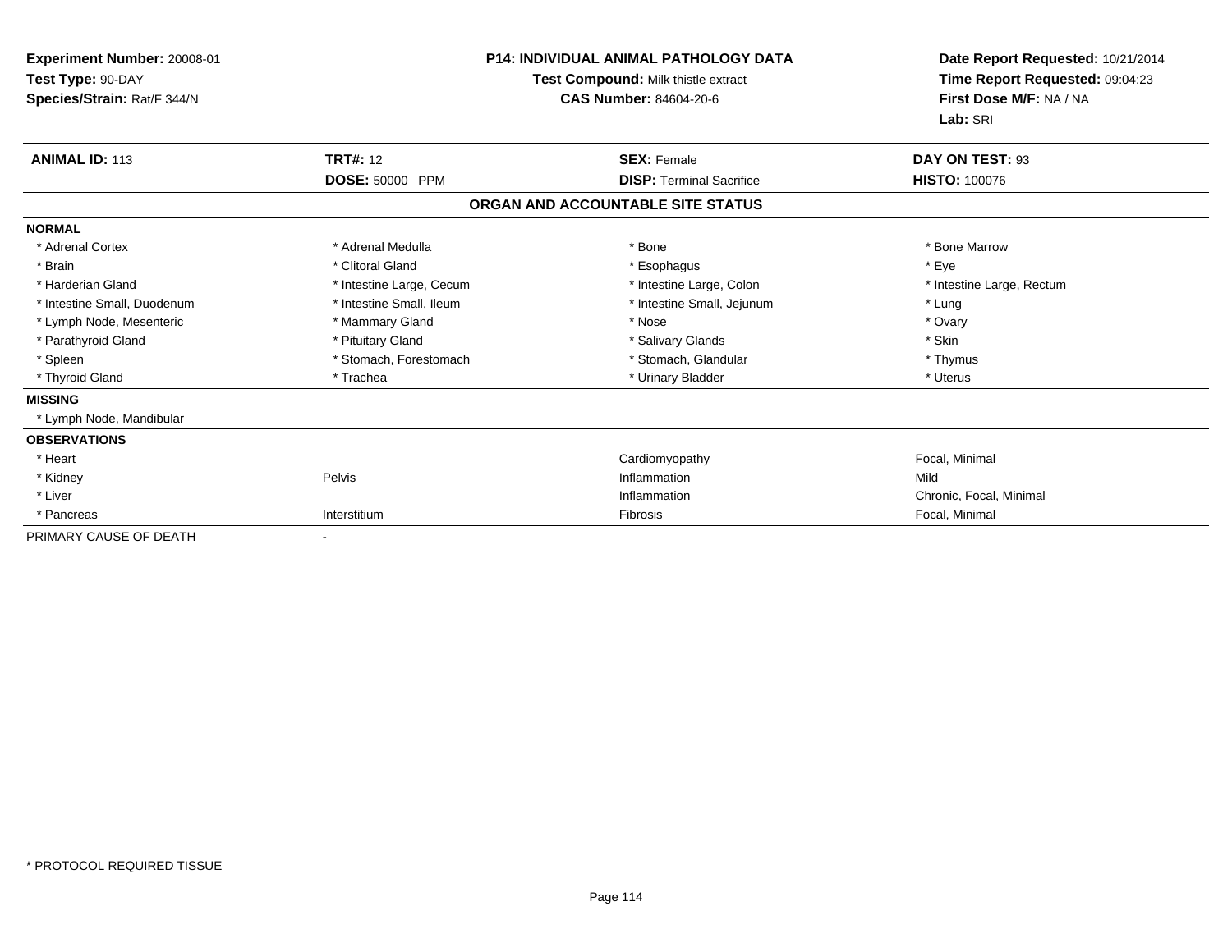**Experiment Number:** 20008-01
**Test Type:** 90-DAY
**Species/Strain:** Rat/F 344/N

**P14: INDIVIDUAL ANIMAL PATHOLOGY DATA**
**Test Compound:** Milk thistle extract
**CAS Number:** 84604-20-6

**Date Report Requested:** 10/21/2014
**Time Report Requested:** 09:04:23
**First Dose M/F:** NA / NA
**Lab:** SRI

| **ANIMAL ID:** 113 | **TRT#:** 12 | **SEX:** Female | **DAY ON TEST:** 93 |
|---|---|---|---|
| | **DOSE:** 50000 PPM | **DISP:** Terminal Sacrifice | **HISTO:** 100076 |

## ORGAN AND ACCOUNTABLE SITE STATUS

**NORMAL**

| | | | |
|---|---|---|---|
| * Adrenal Cortex | * Adrenal Medulla | * Bone | * Bone Marrow |
| * Brain | * Clitoral Gland | * Esophagus | * Eye |
| * Harderian Gland | * Intestine Large, Cecum | * Intestine Large, Colon | * Intestine Large, Rectum |
| * Intestine Small, Duodenum | * Intestine Small, Ileum | * Intestine Small, Jejunum | * Lung |
| * Lymph Node, Mesenteric | * Mammary Gland | * Nose | * Ovary |
| * Parathyroid Gland | * Pituitary Gland | * Salivary Glands | * Skin |
| * Spleen | * Stomach, Forestomach | * Stomach, Glandular | * Thymus |
| * Thyroid Gland | * Trachea | * Urinary Bladder | * Uterus |

**MISSING**

* Lymph Node, Mandibular

**OBSERVATIONS**

| | | | |
|---|---|---|---|
| * Heart | | Cardiomyopathy | Focal, Minimal |
| * Kidney | Pelvis | Inflammation | Mild |
| * Liver | | Inflammation | Chronic, Focal, Minimal |
| * Pancreas | Interstitium | Fibrosis | Focal, Minimal |

PRIMARY CAUSE OF DEATH -

* PROTOCOL REQUIRED TISSUE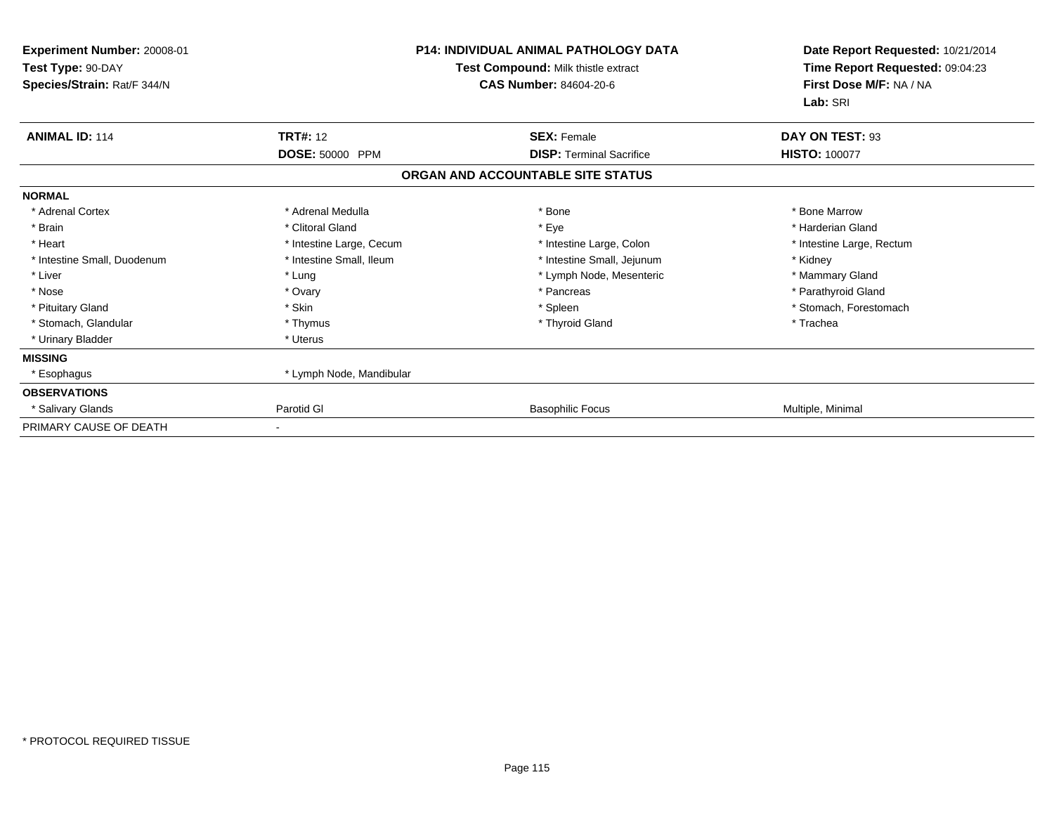**Experiment Number:** 20008-01
**Test Type:** 90-DAY
**Species/Strain:** Rat/F 344/N

**P14: INDIVIDUAL ANIMAL PATHOLOGY DATA**
**Test Compound:** Milk thistle extract
**CAS Number:** 84604-20-6

**Date Report Requested:** 10/21/2014
**Time Report Requested:** 09:04:23
**First Dose M/F:** NA / NA
**Lab:** SRI

| **ANIMAL ID:** 114 | **TRT#:** 12 | **SEX:** Female | **DAY ON TEST:** 93 |
|---|---|---|---|
| | **DOSE:** 50000 PPM | **DISP:** Terminal Sacrifice | **HISTO:** 100077 |

**ORGAN AND ACCOUNTABLE SITE STATUS**

| | | | |
|---|---|---|---|
| **NORMAL** | | | |
| * Adrenal Cortex | * Adrenal Medulla | * Bone | * Bone Marrow |
| * Brain | * Clitoral Gland | * Eye | * Harderian Gland |
| * Heart | * Intestine Large, Cecum | * Intestine Large, Colon | * Intestine Large, Rectum |
| * Intestine Small, Duodenum | * Intestine Small, Ileum | * Intestine Small, Jejunum | * Kidney |
| * Liver | * Lung | * Lymph Node, Mesenteric | * Mammary Gland |
| * Nose | * Ovary | * Pancreas | * Parathyroid Gland |
| * Pituitary Gland | * Skin | * Spleen | * Stomach, Forestomach |
| * Stomach, Glandular | * Thymus | * Thyroid Gland | * Trachea |
| * Urinary Bladder | * Uterus | | |
| **MISSING** | | | |
| * Esophagus | * Lymph Node, Mandibular | | |
| **OBSERVATIONS** | | | |
| * Salivary Glands | Parotid Gl | Basophilic Focus | Multiple, Minimal |
| PRIMARY CAUSE OF DEATH | - | | |

* PROTOCOL REQUIRED TISSUE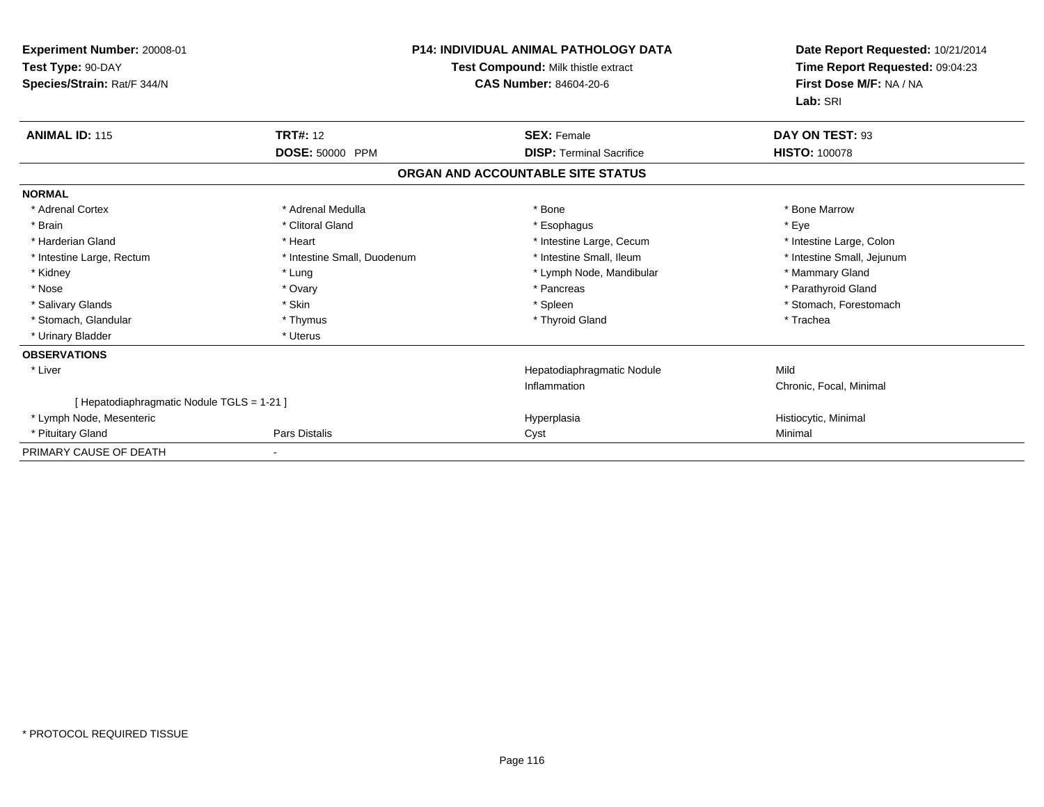**Experiment Number:** 20008-01
**Test Type:** 90-DAY
**Species/Strain:** Rat/F 344/N

**P14: INDIVIDUAL ANIMAL PATHOLOGY DATA**
**Test Compound:** Milk thistle extract
**CAS Number:** 84604-20-6

**Date Report Requested:** 10/21/2014
**Time Report Requested:** 09:04:23
**First Dose M/F:** NA / NA
**Lab:** SRI

| **ANIMAL ID:** 115 | **TRT#:** 12 | **SEX:** Female | **DAY ON TEST:** 93 |
|---|---|---|---|
| | **DOSE:** 50000 PPM | **DISP:** Terminal Sacrifice | **HISTO:** 100078 |

## ORGAN AND ACCOUNTABLE SITE STATUS

| | | | |
|---|---|---|---|
| **NORMAL** | | | |
| * Adrenal Cortex | * Adrenal Medulla | * Bone | * Bone Marrow |
| * Brain | * Clitoral Gland | * Esophagus | * Eye |
| * Harderian Gland | * Heart | * Intestine Large, Cecum | * Intestine Large, Colon |
| * Intestine Large, Rectum | * Intestine Small, Duodenum | * Intestine Small, Ileum | * Intestine Small, Jejunum |
| * Kidney | * Lung | * Lymph Node, Mandibular | * Mammary Gland |
| * Nose | * Ovary | * Pancreas | * Parathyroid Gland |
| * Salivary Glands | * Skin | * Spleen | * Stomach, Forestomach |
| * Stomach, Glandular | * Thymus | * Thyroid Gland | * Trachea |
| * Urinary Bladder | * Uterus | | |
| **OBSERVATIONS** | | | |
| * Liver | | Hepatodiaphragmatic Nodule | Mild |
| | | Inflammation | Chronic, Focal, Minimal |
| [ Hepatodiaphragmatic Nodule TGLS = 1-21 ] | | | |
| * Lymph Node, Mesenteric | | Hyperplasia | Histiocytic, Minimal |
| * Pituitary Gland | Pars Distalis | Cyst | Minimal |
| PRIMARY CAUSE OF DEATH | - | | |

* PROTOCOL REQUIRED TISSUE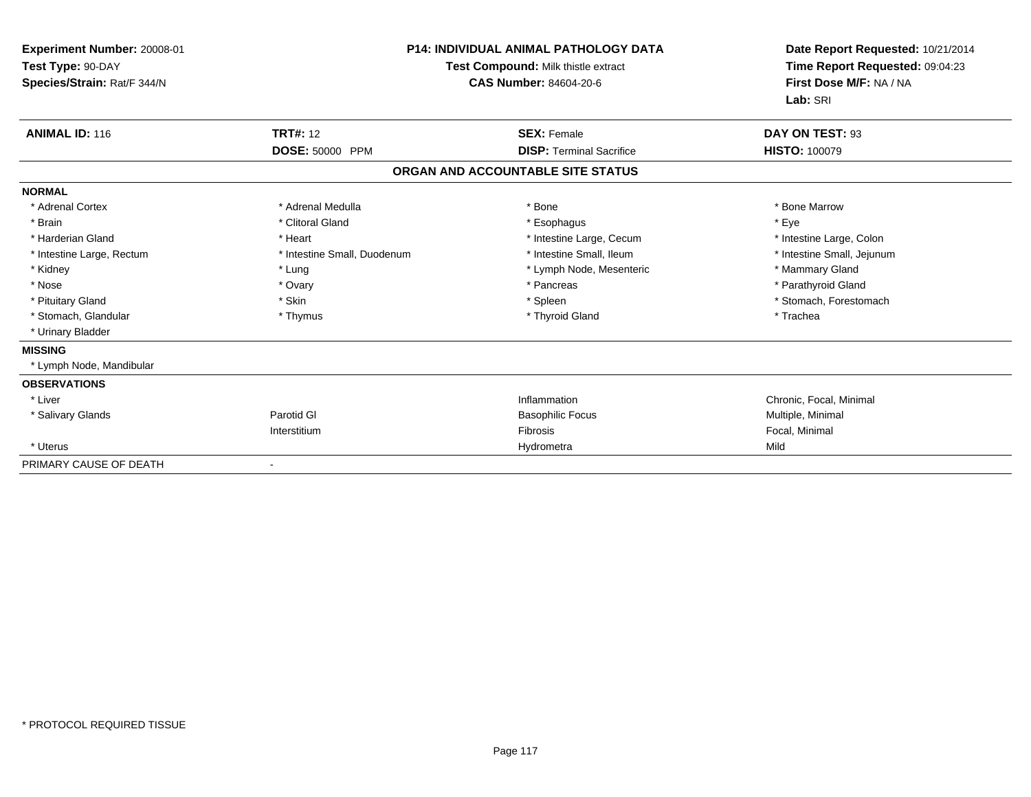**Experiment Number:** 20008-01
**Test Type:** 90-DAY
**Species/Strain:** Rat/F 344/N

**P14: INDIVIDUAL ANIMAL PATHOLOGY DATA**
**Test Compound:** Milk thistle extract
**CAS Number:** 84604-20-6

**Date Report Requested:** 10/21/2014
**Time Report Requested:** 09:04:23
**First Dose M/F:** NA / NA
**Lab:** SRI

| **ANIMAL ID:** 116 | **TRT#:** 12 | **SEX:** Female | **DAY ON TEST:** 93 |
|---|---|---|---|
| | **DOSE:** 50000 PPM | **DISP:** Terminal Sacrifice | **HISTO:** 100079 |

**ORGAN AND ACCOUNTABLE SITE STATUS**

| | | | |
|---|---|---|---|
| **NORMAL** | | | |
| * Adrenal Cortex | * Adrenal Medulla | * Bone | * Bone Marrow |
| * Brain | * Clitoral Gland | * Esophagus | * Eye |
| * Harderian Gland | * Heart | * Intestine Large, Cecum | * Intestine Large, Colon |
| * Intestine Large, Rectum | * Intestine Small, Duodenum | * Intestine Small, Ileum | * Intestine Small, Jejunum |
| * Kidney | * Lung | * Lymph Node, Mesenteric | * Mammary Gland |
| * Nose | * Ovary | * Pancreas | * Parathyroid Gland |
| * Pituitary Gland | * Skin | * Spleen | * Stomach, Forestomach |
| * Stomach, Glandular | * Thymus | * Thyroid Gland | * Trachea |
| * Urinary Bladder | | | |
| **MISSING** | | | |
| * Lymph Node, Mandibular | | | |
| **OBSERVATIONS** | | | |
| * Liver | | Inflammation | Chronic, Focal, Minimal |
| * Salivary Glands | Parotid Gl | Basophilic Focus | Multiple, Minimal |
| | Interstitium | Fibrosis | Focal, Minimal |
| * Uterus | | Hydrometra | Mild |
| PRIMARY CAUSE OF DEATH | - | | |

* PROTOCOL REQUIRED TISSUE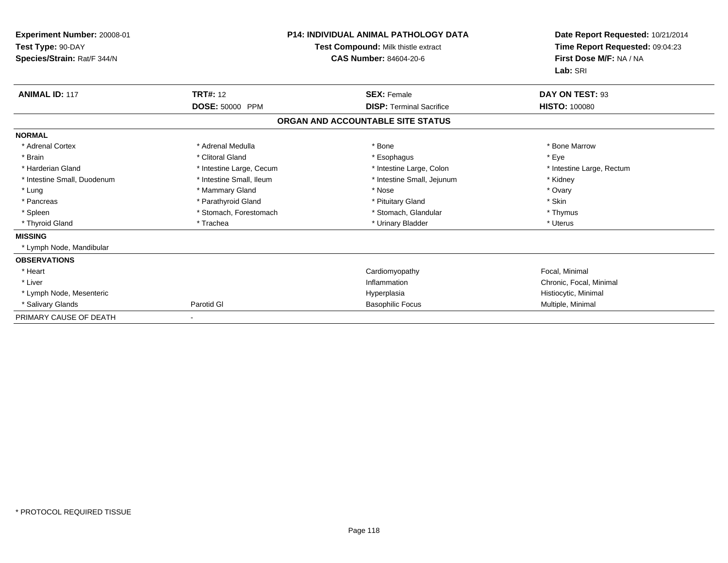**Experiment Number:** 20008-01
**Test Type:** 90-DAY
**Species/Strain:** Rat/F 344/N

**P14: INDIVIDUAL ANIMAL PATHOLOGY DATA**
**Test Compound:** Milk thistle extract
**CAS Number:** 84604-20-6

**Date Report Requested:** 10/21/2014
**Time Report Requested:** 09:04:23
**First Dose M/F:** NA / NA
**Lab:** SRI

| **ANIMAL ID:** 117 | **TRT#:** 12 | **SEX:** Female | **DAY ON TEST:** 93 |
|---|---|---|---|
| | **DOSE:** 50000 PPM | **DISP:** Terminal Sacrifice | **HISTO:** 100080 |

## ORGAN AND ACCOUNTABLE SITE STATUS

**NORMAL**

| | | | |
|---|---|---|---|
| * Adrenal Cortex | * Adrenal Medulla | * Bone | * Bone Marrow |
| * Brain | * Clitoral Gland | * Esophagus | * Eye |
| * Harderian Gland | * Intestine Large, Cecum | * Intestine Large, Colon | * Intestine Large, Rectum |
| * Intestine Small, Duodenum | * Intestine Small, Ileum | * Intestine Small, Jejunum | * Kidney |
| * Lung | * Mammary Gland | * Nose | * Ovary |
| * Pancreas | * Parathyroid Gland | * Pituitary Gland | * Skin |
| * Spleen | * Stomach, Forestomach | * Stomach, Glandular | * Thymus |
| * Thyroid Gland | * Trachea | * Urinary Bladder | * Uterus |

**MISSING**

* Lymph Node, Mandibular

**OBSERVATIONS**

| | | | |
|---|---|---|---|
| * Heart | | Cardiomyopathy | Focal, Minimal |
| * Liver | | Inflammation | Chronic, Focal, Minimal |
| * Lymph Node, Mesenteric | | Hyperplasia | Histiocytic, Minimal |
| * Salivary Glands | Parotid Gl | Basophilic Focus | Multiple, Minimal |

PRIMARY CAUSE OF DEATH -

* PROTOCOL REQUIRED TISSUE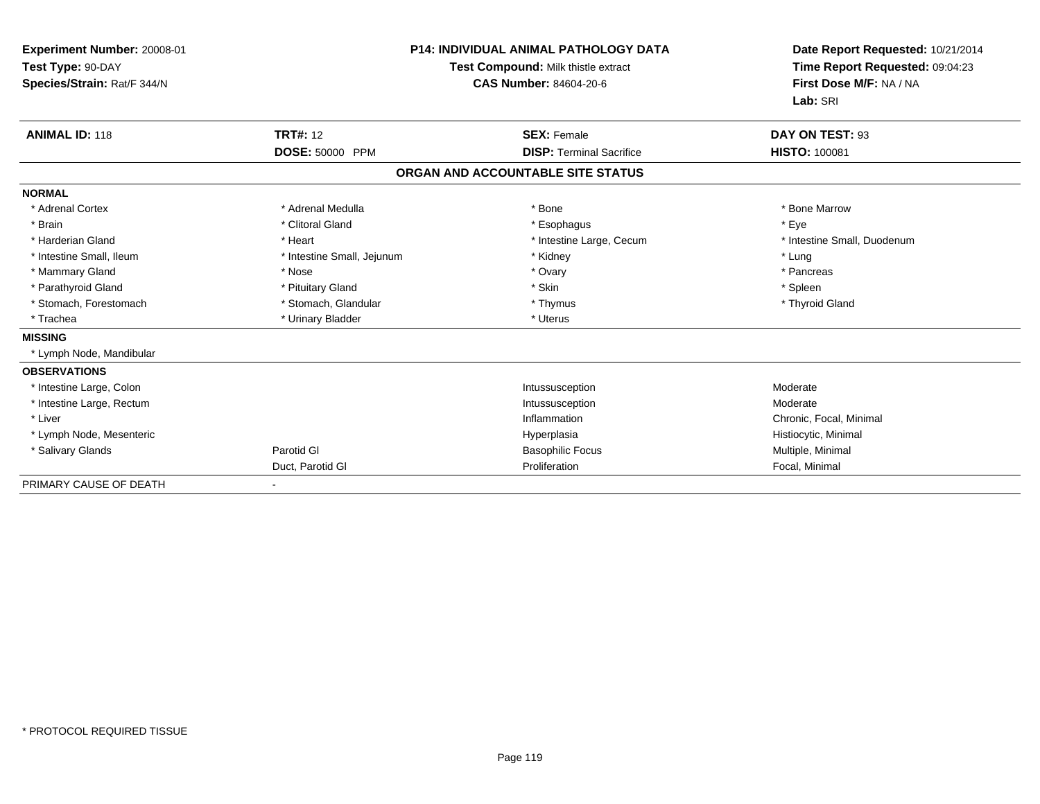**Experiment Number:** 20008-01
**Test Type:** 90-DAY
**Species/Strain:** Rat/F 344/N

**P14: INDIVIDUAL ANIMAL PATHOLOGY DATA**
**Test Compound:** Milk thistle extract
**CAS Number:** 84604-20-6

**Date Report Requested:** 10/21/2014
**Time Report Requested:** 09:04:23
**First Dose M/F:** NA / NA
**Lab:** SRI

| **ANIMAL ID:** 118 | **TRT#:** 12 | **SEX:** Female | **DAY ON TEST:** 93 |
|---|---|---|---|
| | **DOSE:** 50000 PPM | **DISP:** Terminal Sacrifice | **HISTO:** 100081 |

## ORGAN AND ACCOUNTABLE SITE STATUS

| | | | |
|---|---|---|---|
| **NORMAL** | | | |
| * Adrenal Cortex | * Adrenal Medulla | * Bone | * Bone Marrow |
| * Brain | * Clitoral Gland | * Esophagus | * Eye |
| * Harderian Gland | * Heart | * Intestine Large, Cecum | * Intestine Small, Duodenum |
| * Intestine Small, Ileum | * Intestine Small, Jejunum | * Kidney | * Lung |
| * Mammary Gland | * Nose | * Ovary | * Pancreas |
| * Parathyroid Gland | * Pituitary Gland | * Skin | * Spleen |
| * Stomach, Forestomach | * Stomach, Glandular | * Thymus | * Thyroid Gland |
| * Trachea | * Urinary Bladder | * Uterus | |
| **MISSING** | | | |
| * Lymph Node, Mandibular | | | |
| **OBSERVATIONS** | | | |
| * Intestine Large, Colon | | Intussusception | Moderate |
| * Intestine Large, Rectum | | Intussusception | Moderate |
| * Liver | | Inflammation | Chronic, Focal, Minimal |
| * Lymph Node, Mesenteric | | Hyperplasia | Histiocytic, Minimal |
| * Salivary Glands | Parotid Gl | Basophilic Focus | Multiple, Minimal |
| | Duct, Parotid Gl | Proliferation | Focal, Minimal |
| PRIMARY CAUSE OF DEATH | - | | |

* PROTOCOL REQUIRED TISSUE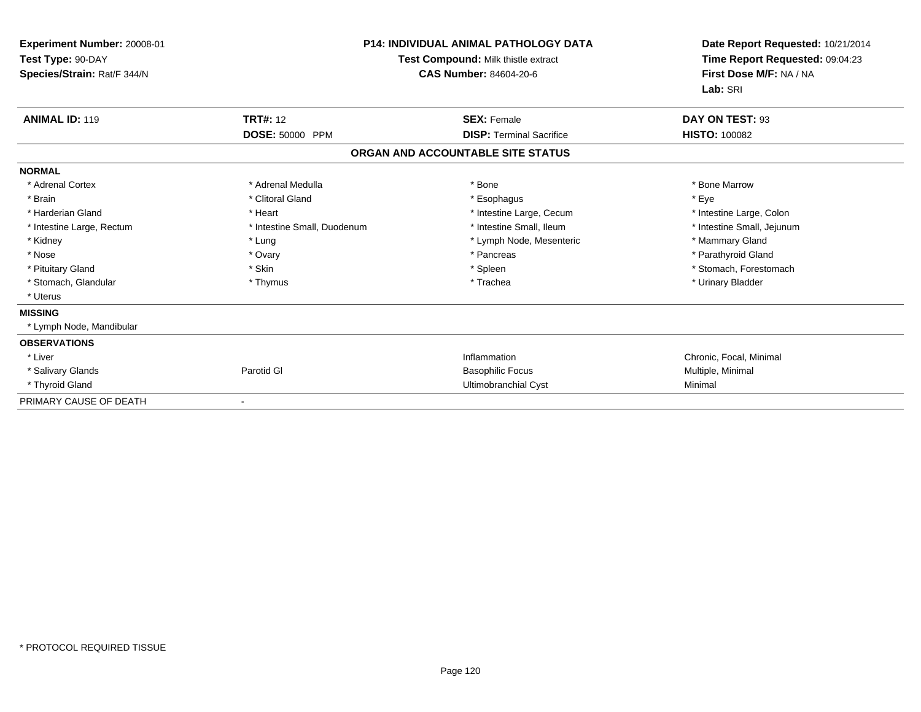**Experiment Number:** 20008-01
**Test Type:** 90-DAY
**Species/Strain:** Rat/F 344/N

**P14: INDIVIDUAL ANIMAL PATHOLOGY DATA**
**Test Compound:** Milk thistle extract
**CAS Number:** 84604-20-6

**Date Report Requested:** 10/21/2014
**Time Report Requested:** 09:04:23
**First Dose M/F:** NA / NA
**Lab:** SRI

| **ANIMAL ID:** 119 | **TRT#:** 12 | **SEX:** Female | **DAY ON TEST:** 93 |
|---|---|---|---|
| | **DOSE:** 50000 PPM | **DISP:** Terminal Sacrifice | **HISTO:** 100082 |

## ORGAN AND ACCOUNTABLE SITE STATUS

| | | | |
|---|---|---|---|
| **NORMAL** | | | |
| * Adrenal Cortex | * Adrenal Medulla | * Bone | * Bone Marrow |
| * Brain | * Clitoral Gland | * Esophagus | * Eye |
| * Harderian Gland | * Heart | * Intestine Large, Cecum | * Intestine Large, Colon |
| * Intestine Large, Rectum | * Intestine Small, Duodenum | * Intestine Small, Ileum | * Intestine Small, Jejunum |
| * Kidney | * Lung | * Lymph Node, Mesenteric | * Mammary Gland |
| * Nose | * Ovary | * Pancreas | * Parathyroid Gland |
| * Pituitary Gland | * Skin | * Spleen | * Stomach, Forestomach |
| * Stomach, Glandular | * Thymus | * Trachea | * Urinary Bladder |
| * Uterus | | | |
| **MISSING** | | | |
| * Lymph Node, Mandibular | | | |
| **OBSERVATIONS** | | | |
| * Liver | | Inflammation | Chronic, Focal, Minimal |
| * Salivary Glands | Parotid Gl | Basophilic Focus | Multiple, Minimal |
| * Thyroid Gland | | Ultimobranchial Cyst | Minimal |
| PRIMARY CAUSE OF DEATH | - | | |

* PROTOCOL REQUIRED TISSUE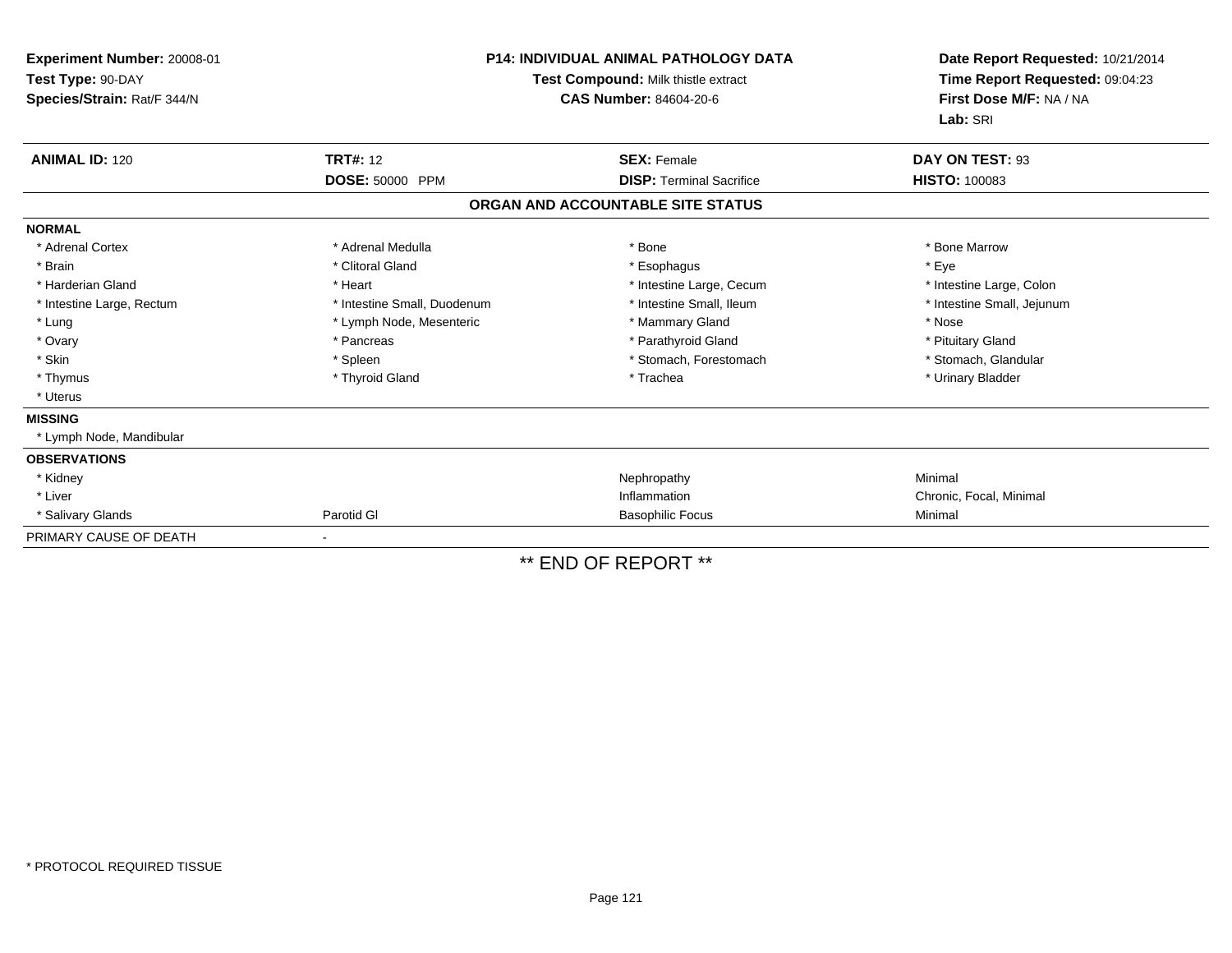**Experiment Number:** 20008-01
**Test Type:** 90-DAY
**Species/Strain:** Rat/F 344/N

**P14: INDIVIDUAL ANIMAL PATHOLOGY DATA**
**Test Compound:** Milk thistle extract
**CAS Number:** 84604-20-6

**Date Report Requested:** 10/21/2014
**Time Report Requested:** 09:04:23
**First Dose M/F:** NA / NA
**Lab:** SRI

| **ANIMAL ID:** 120 | **TRT#:** 12 | **SEX:** Female | **DAY ON TEST:** 93 |
|---|---|---|---|
| | **DOSE:** 50000 PPM | **DISP:** Terminal Sacrifice | **HISTO:** 100083 |

## ORGAN AND ACCOUNTABLE SITE STATUS

| | | | |
|---|---|---|---|
| **NORMAL** | | | |
| * Adrenal Cortex | * Adrenal Medulla | * Bone | * Bone Marrow |
| * Brain | * Clitoral Gland | * Esophagus | * Eye |
| * Harderian Gland | * Heart | * Intestine Large, Cecum | * Intestine Large, Colon |
| * Intestine Large, Rectum | * Intestine Small, Duodenum | * Intestine Small, Ileum | * Intestine Small, Jejunum |
| * Lung | * Lymph Node, Mesenteric | * Mammary Gland | * Nose |
| * Ovary | * Pancreas | * Parathyroid Gland | * Pituitary Gland |
| * Skin | * Spleen | * Stomach, Forestomach | * Stomach, Glandular |
| * Thymus | * Thyroid Gland | * Trachea | * Urinary Bladder |
| * Uterus | | | |
| **MISSING** | | | |
| * Lymph Node, Mandibular | | | |
| **OBSERVATIONS** | | | |
| * Kidney | | Nephropathy | Minimal |
| * Liver | | Inflammation | Chronic, Focal, Minimal |
| * Salivary Glands | Parotid Gl | Basophilic Focus | Minimal |
| PRIMARY CAUSE OF DEATH | - | | |

** END OF REPORT **

* PROTOCOL REQUIRED TISSUE